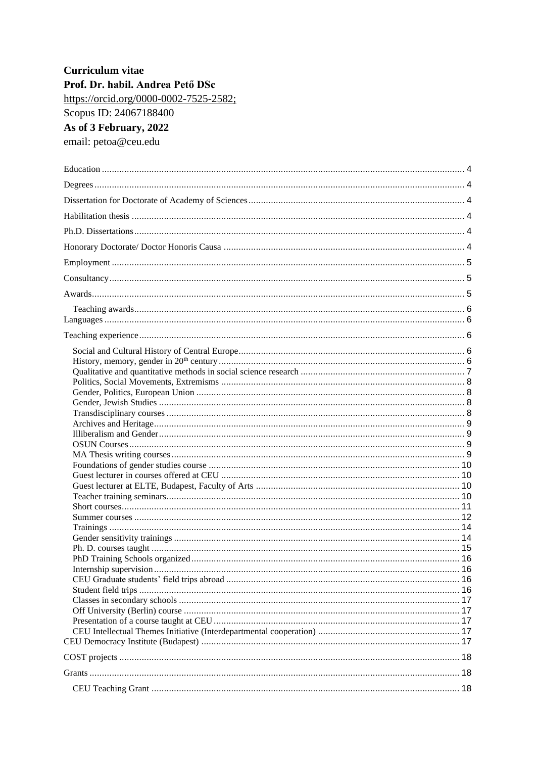**Curriculum vitae**

**Prof. Dr. habil. Andrea Pető DSc**

https://orcid.org/0000-0002-7525-2582;

Scopus ID: 24067188400

**As of 3 February, 2022**

email: petoa@ceu.edu

- Education ... 4
- Degrees ... 4
- Dissertation for Doctorate of Academy of Sciences ... 4
- Habilitation thesis ... 4
- Ph.D. Dissertations ... 4
- Honorary Doctorate/ Doctor Honoris Causa ... 4
- Employment ... 5
- Consultancy ... 5
- Awards ... 5
  - Teaching awards ... 6
- Languages ... 6
- Teaching experience ... 6
  - Social and Cultural History of Central Europe ... 6
  - History, memory, gender in 20th century ... 6
  - Qualitative and quantitative methods in social science research ... 7
  - Politics, Social Movements, Extremisms ... 8
  - Gender, Politics, European Union ... 8
  - Gender, Jewish Studies ... 8
  - Transdisciplinary courses ... 8
  - Archives and Heritage ... 9
  - Illiberalism and Gender ... 9
  - OSUN Courses ... 9
  - MA Thesis writing courses ... 9
  - Foundations of gender studies course ... 10
  - Guest lecturer in courses offered at CEU ... 10
  - Guest lecturer at ELTE, Budapest, Faculty of Arts ... 10
  - Teacher training seminars ... 10
  - Short courses ... 11
  - Summer courses ... 12
  - Trainings ... 14
  - Gender sensitivity trainings ... 14
  - Ph. D. courses taught ... 15
  - PhD Training Schools organized ... 16
  - Internship supervision ... 16
  - CEU Graduate students' field trips abroad ... 16
  - Student field trips ... 16
  - Classes in secondary schools ... 17
  - Off University (Berlin) course ... 17
  - Presentation of a course taught at CEU ... 17
  - CEU Intellectual Themes Initiative (Interdepartmental cooperation) ... 17
- CEU Democracy Institute (Budapest) ... 17
- COST projects ... 18
- Grants ... 18
  - CEU Teaching Grant ... 18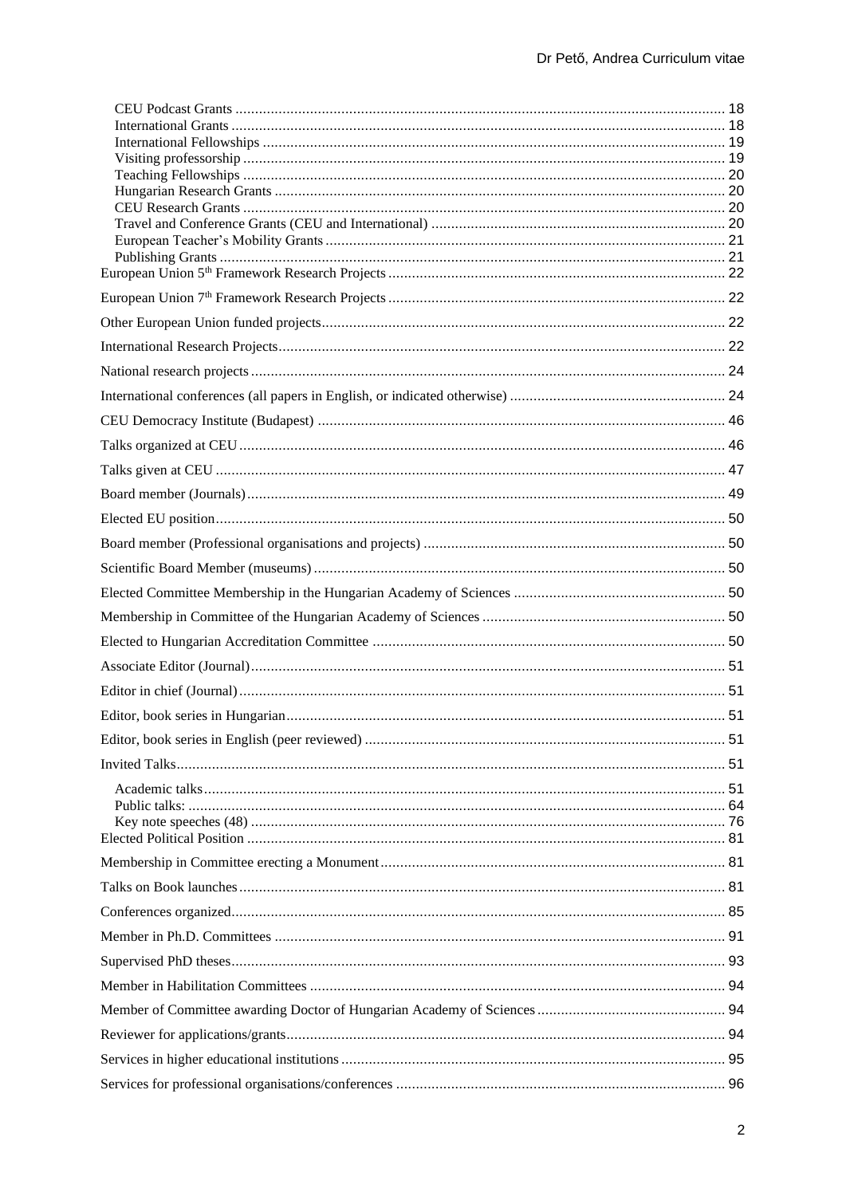CEU Podcast Grants ........................................................................................................... 18
International Grants ........................................................................................................... 18
International Fellowships .................................................................................................... 19
Visiting professorship ......................................................................................................... 19
Teaching Fellowships ......................................................................................................... 20
Hungarian Research Grants ................................................................................................. 20
CEU Research Grants .......................................................................................................... 20
Travel and Conference Grants (CEU and International) .......................................................... 20
European Teacher's Mobility Grants .................................................................................... 21
Publishing Grants ............................................................................................................... 21
European Union 5th Framework Research Projects .................................................................... 22
European Union 7th Framework Research Projects .................................................................... 22
Other European Union funded projects...................................................................................... 22
International Research Projects................................................................................................ 22
National research projects ....................................................................................................... 24
International conferences (all papers in English, or indicated otherwise) ...................................... 24
CEU Democracy Institute (Budapest) ....................................................................................... 46
Talks organized at CEU .......................................................................................................... 46
Talks given at CEU ................................................................................................................ 47
Board member (Journals)......................................................................................................... 49
Elected EU position................................................................................................................. 50
Board member (Professional organisations and projects) ............................................................ 50
Scientific Board Member (museums) ........................................................................................ 50
Elected Committee Membership in the Hungarian Academy of Sciences ...................................... 50
Membership in Committee of the Hungarian Academy of Sciences ............................................. 50
Elected to Hungarian Accreditation Committee ......................................................................... 50
Associate Editor (Journal)........................................................................................................ 51
Editor in chief (Journal)........................................................................................................... 51
Editor, book series in Hungarian............................................................................................... 51
Editor, book series in English (peer reviewed) ........................................................................... 51
Invited Talks........................................................................................................................... 51
Academic talks.................................................................................................................... 51
Public talks: ........................................................................................................................ 64
Key note speeches (48) ........................................................................................................ 76
Elected Political Position ......................................................................................................... 81
Membership in Committee erecting a Monument....................................................................... 81
Talks on Book launches........................................................................................................... 81
Conferences organized............................................................................................................. 85
Member in Ph.D. Committees .................................................................................................. 91
Supervised PhD theses............................................................................................................. 93
Member in Habilitation Committees ......................................................................................... 94
Member of Committee awarding Doctor of Hungarian Academy of Sciences ................................ 94
Reviewer for applications/grants............................................................................................... 94
Services in higher educational institutions ................................................................................. 95
Services for professional organisations/conferences ................................................................... 96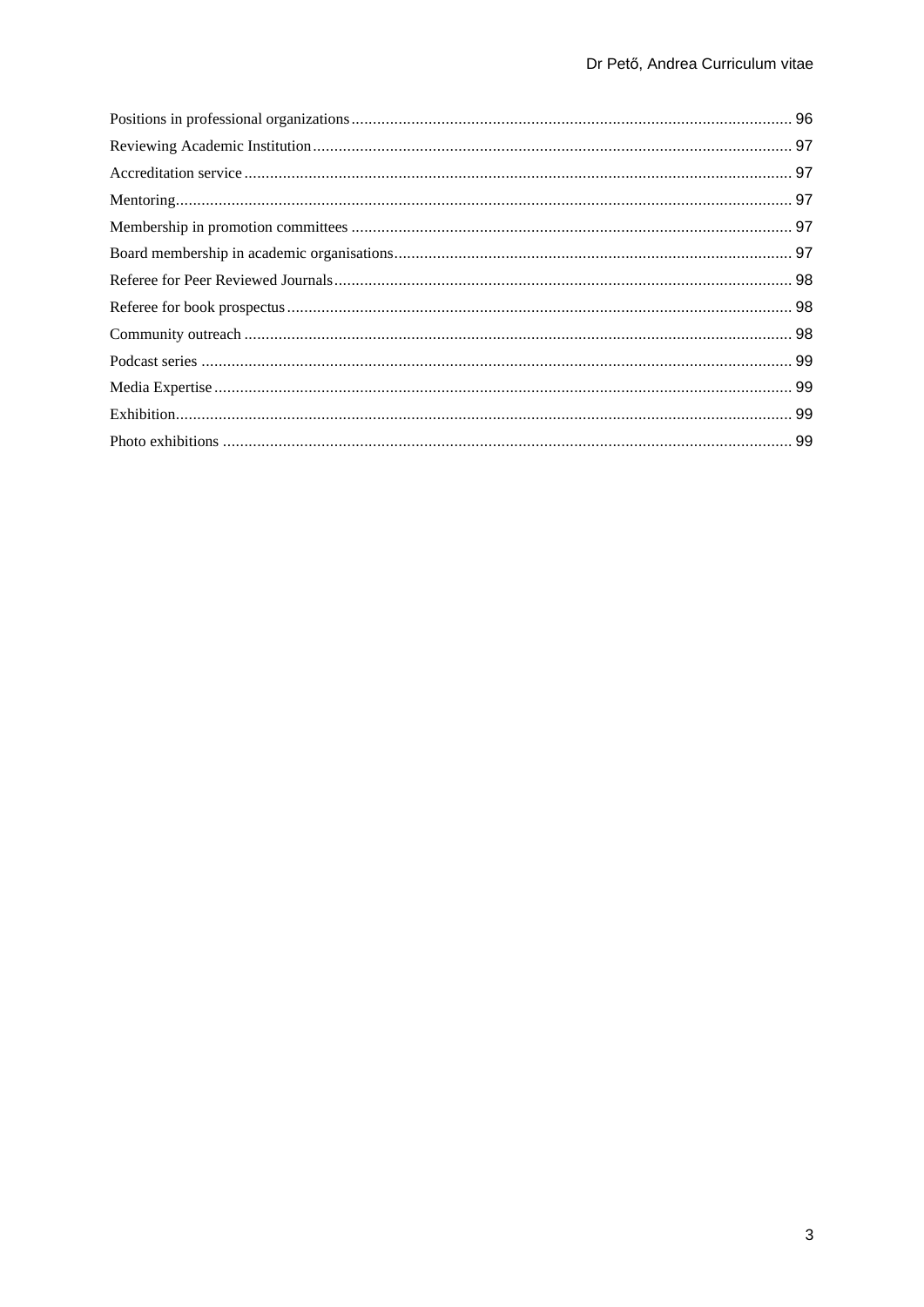Positions in professional organizations ........ 96
Reviewing Academic Institution ........ 97
Accreditation service ........ 97
Mentoring ........ 97
Membership in promotion committees ........ 97
Board membership in academic organisations ........ 97
Referee for Peer Reviewed Journals ........ 98
Referee for book prospectus ........ 98
Community outreach ........ 98
Podcast series ........ 99
Media Expertise ........ 99
Exhibition ........ 99
Photo exhibitions ........ 99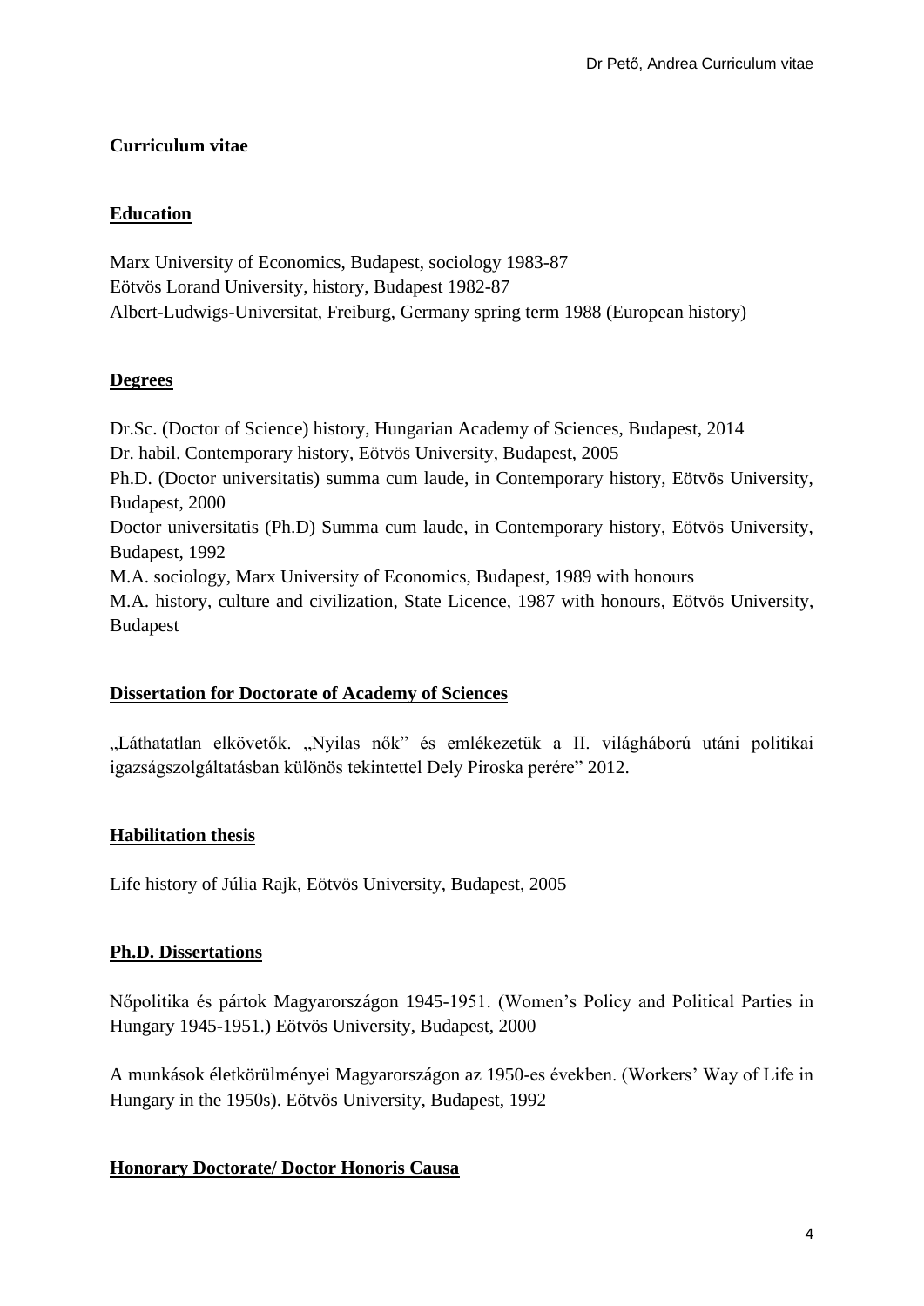**Curriculum vitae**

## Education

Marx University of Economics, Budapest, sociology 1983-87
Eötvös Lorand University, history, Budapest 1982-87
Albert-Ludwigs-Universitat, Freiburg, Germany spring term 1988 (European history)

## Degrees

Dr.Sc. (Doctor of Science) history, Hungarian Academy of Sciences, Budapest, 2014
Dr. habil. Contemporary history, Eötvös University, Budapest, 2005
Ph.D. (Doctor universitatis) summa cum laude, in Contemporary history, Eötvös University, Budapest, 2000
Doctor universitatis (Ph.D) Summa cum laude, in Contemporary history, Eötvös University, Budapest, 1992
M.A. sociology, Marx University of Economics, Budapest, 1989 with honours
M.A. history, culture and civilization, State Licence, 1987 with honours, Eötvös University, Budapest

## Dissertation for Doctorate of Academy of Sciences

„Láthatatlan elkövetők. „Nyilas nők" és emlékezetük a II. világháború utáni politikai igazságszolgáltatásban különös tekintettel Dely Piroska perére" 2012.

## Habilitation thesis

Life history of Júlia Rajk, Eötvös University, Budapest, 2005

## Ph.D. Dissertations

Nőpolitika és pártok Magyarországon 1945-1951. (Women's Policy and Political Parties in Hungary 1945-1951.) Eötvös University, Budapest, 2000

A munkások életkörülményei Magyarországon az 1950-es években. (Workers' Way of Life in Hungary in the 1950s). Eötvös University, Budapest, 1992

## Honorary Doctorate/ Doctor Honoris Causa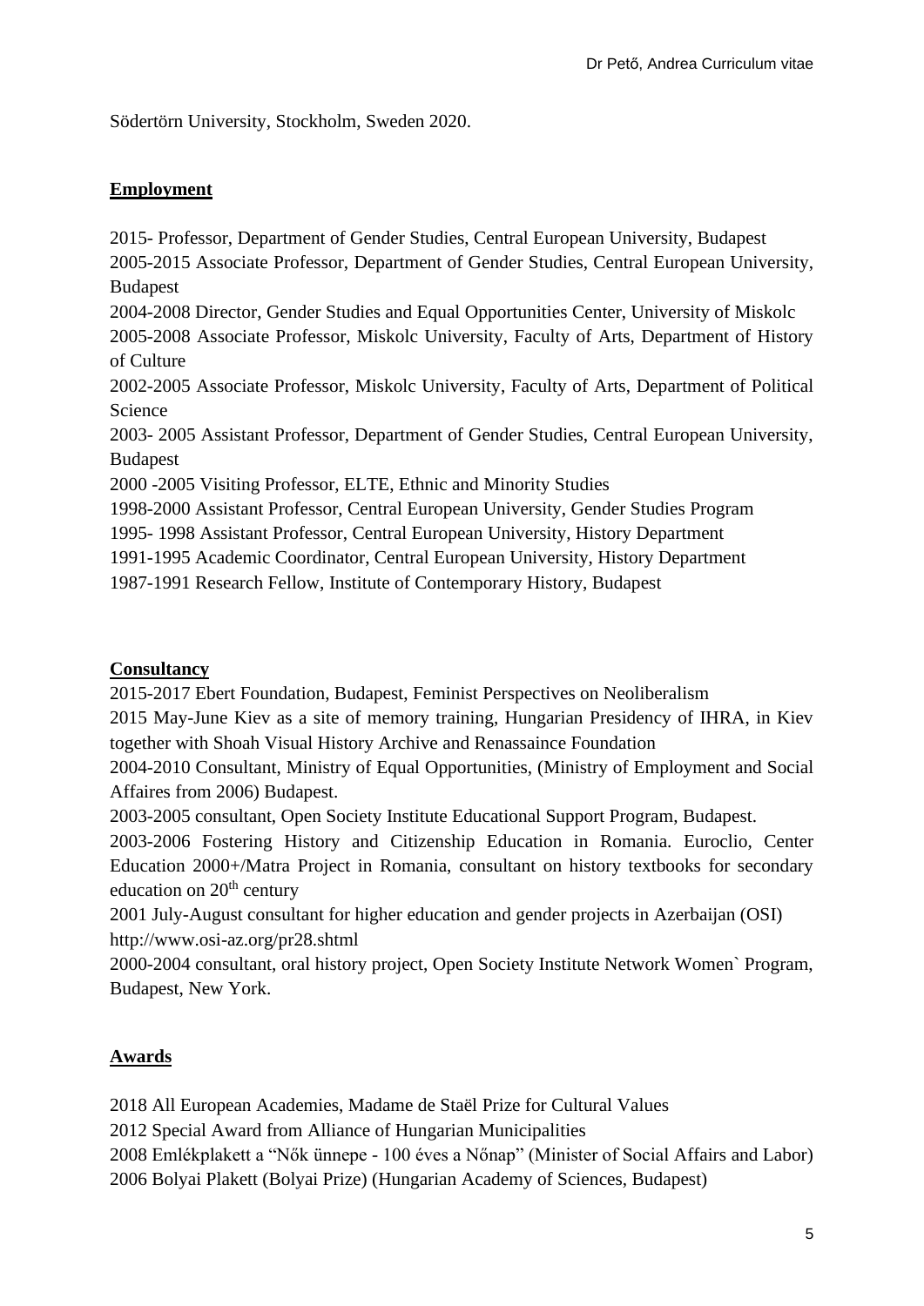Södertörn University, Stockholm, Sweden 2020.

## Employment

2015- Professor, Department of Gender Studies, Central European University, Budapest
2005-2015 Associate Professor, Department of Gender Studies, Central European University, Budapest
2004-2008 Director, Gender Studies and Equal Opportunities Center, University of Miskolc
2005-2008 Associate Professor, Miskolc University, Faculty of Arts, Department of History of Culture
2002-2005 Associate Professor, Miskolc University, Faculty of Arts, Department of Political Science
2003- 2005 Assistant Professor, Department of Gender Studies, Central European University, Budapest
2000 -2005 Visiting Professor, ELTE, Ethnic and Minority Studies
1998-2000 Assistant Professor, Central European University, Gender Studies Program
1995- 1998 Assistant Professor, Central European University, History Department
1991-1995 Academic Coordinator, Central European University, History Department
1987-1991 Research Fellow, Institute of Contemporary History, Budapest

## Consultancy

2015-2017 Ebert Foundation, Budapest, Feminist Perspectives on Neoliberalism
2015 May-June Kiev as a site of memory training, Hungarian Presidency of IHRA, in Kiev together with Shoah Visual History Archive and Renassaince Foundation
2004-2010 Consultant, Ministry of Equal Opportunities, (Ministry of Employment and Social Affaires from 2006) Budapest.
2003-2005 consultant, Open Society Institute Educational Support Program, Budapest.
2003-2006 Fostering History and Citizenship Education in Romania. Euroclio, Center Education 2000+/Matra Project in Romania, consultant on history textbooks for secondary education on 20th century
2001 July-August consultant for higher education and gender projects in Azerbaijan (OSI) http://www.osi-az.org/pr28.shtml
2000-2004 consultant, oral history project, Open Society Institute Network Women` Program, Budapest, New York.

## Awards

2018 All European Academies, Madame de Staël Prize for Cultural Values
2012 Special Award from Alliance of Hungarian Municipalities
2008 Emlékplakett a "Nők ünnepe - 100 éves a Nőnap" (Minister of Social Affairs and Labor)
2006 Bolyai Plakett (Bolyai Prize) (Hungarian Academy of Sciences, Budapest)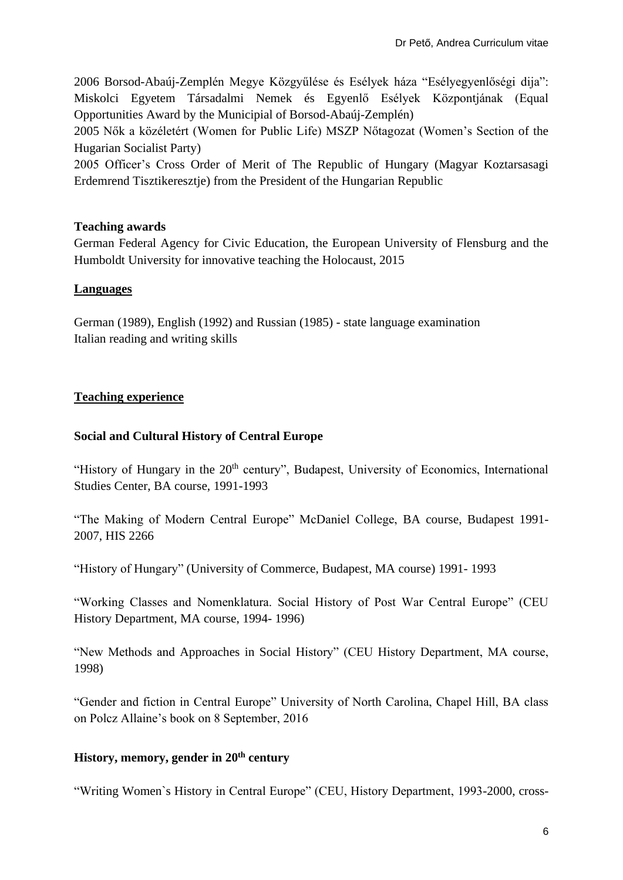2006 Borsod-Abaúj-Zemplén Megye Közgyűlése és Esélyek háza "Esélyegyenlőségi dija": Miskolci Egyetem Társadalmi Nemek és Egyenlő Esélyek Központjának (Equal Opportunities Award by the Municipial of Borsod-Abaúj-Zemplén)

2005 Nők a közéletért (Women for Public Life) MSZP Nőtagozat (Women's Section of the Hugarian Socialist Party)

2005 Officer's Cross Order of Merit of The Republic of Hungary (Magyar Koztarsasagi Erdemrend Tisztikeresztje) from the President of the Hungarian Republic

**Teaching awards**

German Federal Agency for Civic Education, the European University of Flensburg and the Humboldt University for innovative teaching the Holocaust, 2015

## Languages

German (1989), English (1992) and Russian (1985) - state language examination
Italian reading and writing skills

## Teaching experience

### Social and Cultural History of Central Europe

"History of Hungary in the 20th century", Budapest, University of Economics, International Studies Center, BA course, 1991-1993

"The Making of Modern Central Europe" McDaniel College, BA course, Budapest 1991-2007, HIS 2266

"History of Hungary" (University of Commerce, Budapest, MA course) 1991- 1993

"Working Classes and Nomenklatura. Social History of Post War Central Europe" (CEU History Department, MA course, 1994- 1996)

"New Methods and Approaches in Social History" (CEU History Department, MA course, 1998)

"Gender and fiction in Central Europe" University of North Carolina, Chapel Hill, BA class on Polcz Allaine's book on 8 September, 2016

### History, memory, gender in 20th century

"Writing Women`s History in Central Europe" (CEU, History Department, 1993-2000, cross-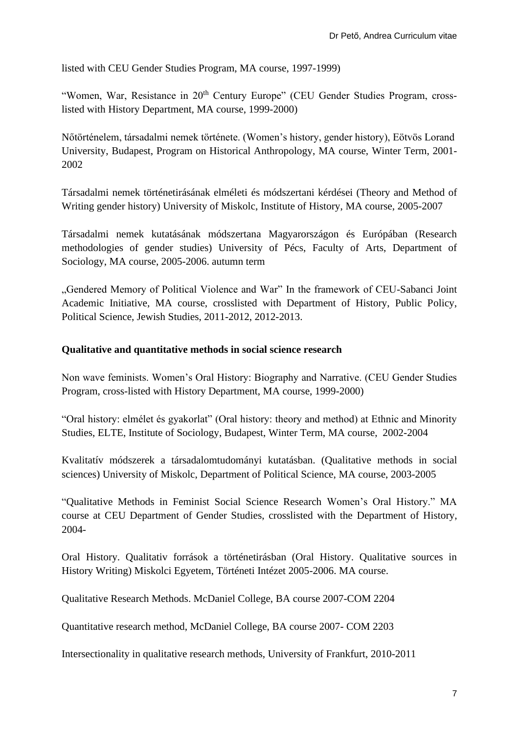listed with CEU Gender Studies Program, MA course, 1997-1999)

"Women, War, Resistance in 20th Century Europe" (CEU Gender Studies Program, cross-listed with History Department, MA course, 1999-2000)

Nőtörténelem, társadalmi nemek története. (Women's history, gender history), Eötvös Lorand University, Budapest, Program on Historical Anthropology, MA course, Winter Term, 2001-2002

Társadalmi nemek történetirásának elméleti és módszertani kérdései (Theory and Method of Writing gender history) University of Miskolc, Institute of History, MA course, 2005-2007

Társadalmi nemek kutatásának módszertana Magyarországon és Európában (Research methodologies of gender studies) University of Pécs, Faculty of Arts, Department of Sociology, MA course, 2005-2006. autumn term

„Gendered Memory of Political Violence and War" In the framework of CEU-Sabanci Joint Academic Initiative, MA course, crosslisted with Department of History, Public Policy, Political Science, Jewish Studies, 2011-2012, 2012-2013.

**Qualitative and quantitative methods in social science research**

Non wave feminists. Women's Oral History: Biography and Narrative. (CEU Gender Studies Program, cross-listed with History Department, MA course, 1999-2000)

"Oral history: elmélet és gyakorlat" (Oral history: theory and method) at Ethnic and Minority Studies, ELTE, Institute of Sociology, Budapest, Winter Term, MA course, 2002-2004

Kvalitatív módszerek a társadalomtudományi kutatásban. (Qualitative methods in social sciences) University of Miskolc, Department of Political Science, MA course, 2003-2005

"Qualitative Methods in Feminist Social Science Research Women's Oral History." MA course at CEU Department of Gender Studies, crosslisted with the Department of History, 2004-

Oral History. Qualitativ források a történetirásban (Oral History. Qualitative sources in History Writing) Miskolci Egyetem, Történeti Intézet 2005-2006. MA course.

Qualitative Research Methods. McDaniel College, BA course 2007-COM 2204

Quantitative research method, McDaniel College, BA course 2007- COM 2203

Intersectionality in qualitative research methods, University of Frankfurt, 2010-2011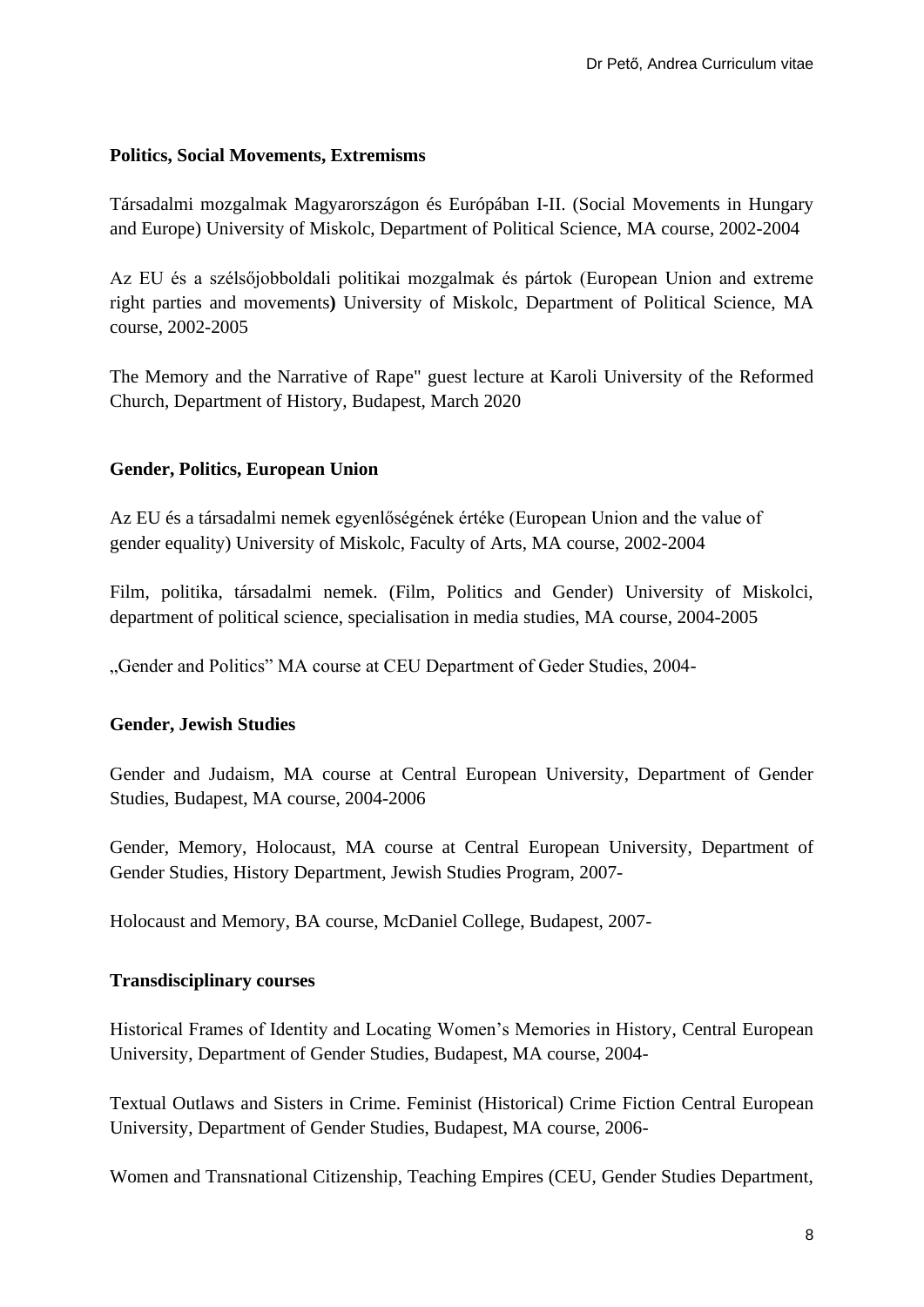**Politics, Social Movements, Extremisms**

Társadalmi mozgalmak Magyarországon és Európában I-II. (Social Movements in Hungary and Europe) University of Miskolc, Department of Political Science, MA course, 2002-2004

Az EU és a szélsőjobboldali politikai mozgalmak és pártok (European Union and extreme right parties and movements**)** University of Miskolc, Department of Political Science, MA course, 2002-2005

The Memory and the Narrative of Rape" guest lecture at Karoli University of the Reformed Church, Department of History, Budapest, March 2020

**Gender, Politics, European Union**

Az EU és a társadalmi nemek egyenlőségének értéke (European Union and the value of gender equality) University of Miskolc, Faculty of Arts, MA course, 2002-2004

Film, politika, társadalmi nemek. (Film, Politics and Gender) University of Miskolci, department of political science, specialisation in media studies, MA course, 2004-2005

„Gender and Politics” MA course at CEU Department of Geder Studies, 2004-

**Gender, Jewish Studies**

Gender and Judaism, MA course at Central European University, Department of Gender Studies, Budapest, MA course, 2004-2006

Gender, Memory, Holocaust, MA course at Central European University, Department of Gender Studies, History Department, Jewish Studies Program, 2007-

Holocaust and Memory, BA course, McDaniel College, Budapest, 2007-

**Transdisciplinary courses**

Historical Frames of Identity and Locating Women's Memories in History, Central European University, Department of Gender Studies, Budapest, MA course, 2004-

Textual Outlaws and Sisters in Crime. Feminist (Historical) Crime Fiction Central European University, Department of Gender Studies, Budapest, MA course, 2006-

Women and Transnational Citizenship, Teaching Empires (CEU, Gender Studies Department,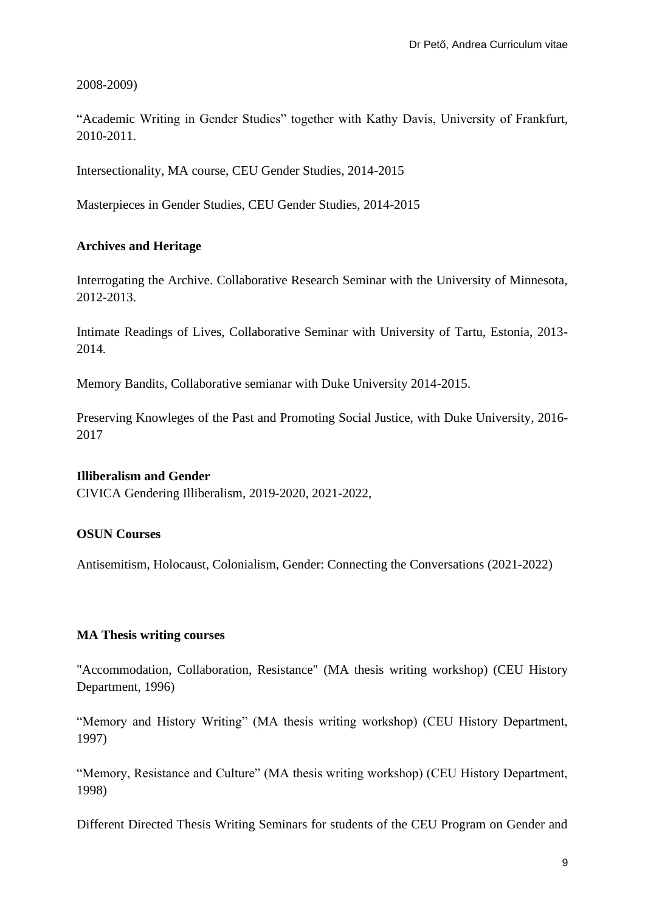2008-2009)

"Academic Writing in Gender Studies" together with Kathy Davis, University of Frankfurt, 2010-2011.

Intersectionality, MA course, CEU Gender Studies, 2014-2015

Masterpieces in Gender Studies, CEU Gender Studies, 2014-2015

**Archives and Heritage**

Interrogating the Archive. Collaborative Research Seminar with the University of Minnesota, 2012-2013.

Intimate Readings of Lives, Collaborative Seminar with University of Tartu, Estonia, 2013-2014.

Memory Bandits, Collaborative semianar with Duke University 2014-2015.

Preserving Knowleges of the Past and Promoting Social Justice, with Duke University, 2016-2017

**Illiberalism and Gender**

CIVICA Gendering Illiberalism, 2019-2020, 2021-2022,

**OSUN Courses**

Antisemitism, Holocaust, Colonialism, Gender: Connecting the Conversations (2021-2022)

**MA Thesis writing courses**

"Accommodation, Collaboration, Resistance" (MA thesis writing workshop) (CEU History Department, 1996)

"Memory and History Writing" (MA thesis writing workshop) (CEU History Department, 1997)

"Memory, Resistance and Culture" (MA thesis writing workshop) (CEU History Department, 1998)

Different Directed Thesis Writing Seminars for students of the CEU Program on Gender and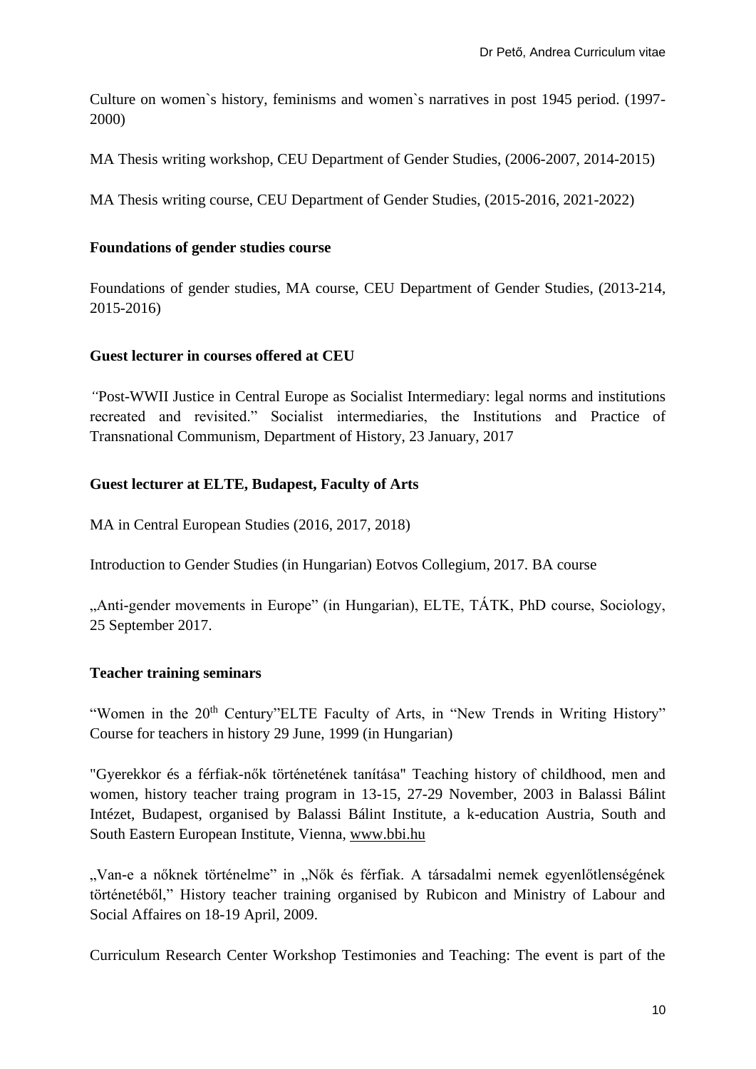Culture on women`s history, feminisms and women`s narratives in post 1945 period. (1997-2000)

MA Thesis writing workshop, CEU Department of Gender Studies, (2006-2007, 2014-2015)

MA Thesis writing course, CEU Department of Gender Studies, (2015-2016, 2021-2022)

**Foundations of gender studies course**

Foundations of gender studies, MA course, CEU Department of Gender Studies, (2013-214, 2015-2016)

**Guest lecturer in courses offered at CEU**

*"*Post-WWII Justice in Central Europe as Socialist Intermediary: legal norms and institutions recreated and revisited." Socialist intermediaries, the Institutions and Practice of Transnational Communism, Department of History, 23 January, 2017

**Guest lecturer at ELTE, Budapest, Faculty of Arts**

MA in Central European Studies (2016, 2017, 2018)

Introduction to Gender Studies (in Hungarian) Eotvos Collegium, 2017. BA course

„Anti-gender movements in Europe" (in Hungarian), ELTE, TÁTK, PhD course, Sociology, 25 September 2017.

**Teacher training seminars**

"Women in the 20th Century"ELTE Faculty of Arts, in "New Trends in Writing History" Course for teachers in history 29 June, 1999 (in Hungarian)

"Gyerekkor és a férfiak-nők történetének tanítása" Teaching history of childhood, men and women, history teacher traing program in 13-15, 27-29 November, 2003 in Balassi Bálint Intézet, Budapest, organised by Balassi Bálint Institute, a k-education Austria, South and South Eastern European Institute, Vienna, www.bbi.hu

„Van-e a nőknek történelme" in „Nők és férfiak. A társadalmi nemek egyenlőtlenségének történetéből," History teacher training organised by Rubicon and Ministry of Labour and Social Affaires on 18-19 April, 2009.

Curriculum Research Center Workshop Testimonies and Teaching: The event is part of the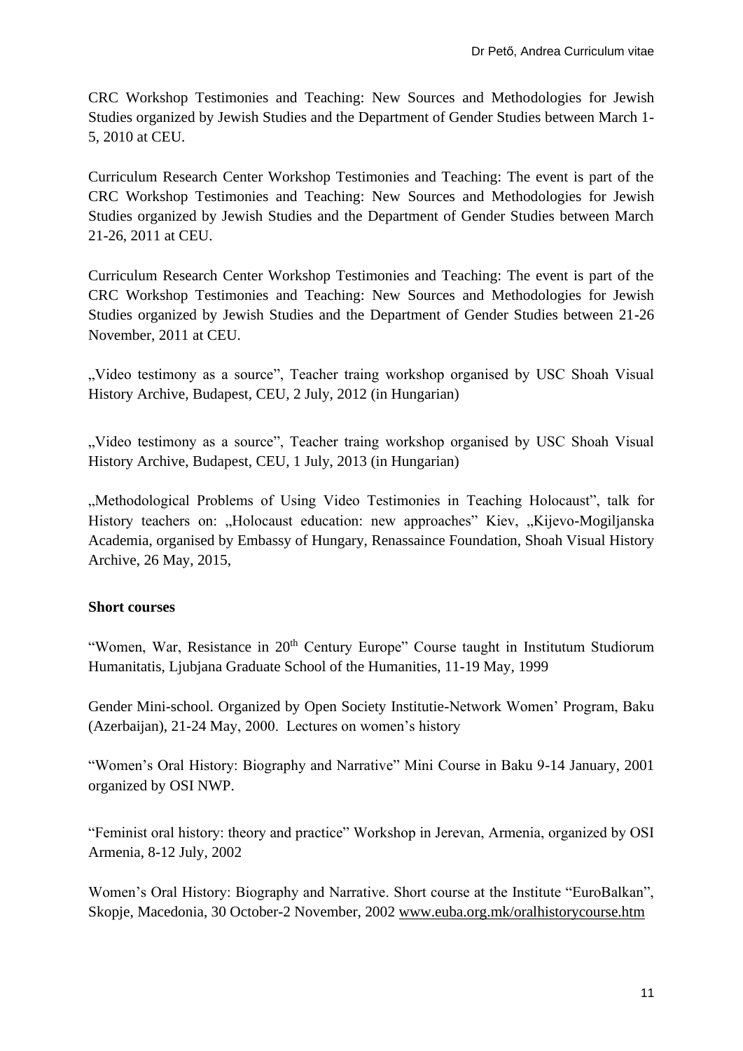CRC Workshop Testimonies and Teaching: New Sources and Methodologies for Jewish Studies organized by Jewish Studies and the Department of Gender Studies between March 1-5, 2010 at CEU.

Curriculum Research Center Workshop Testimonies and Teaching: The event is part of the CRC Workshop Testimonies and Teaching: New Sources and Methodologies for Jewish Studies organized by Jewish Studies and the Department of Gender Studies between March 21-26, 2011 at CEU.

Curriculum Research Center Workshop Testimonies and Teaching: The event is part of the CRC Workshop Testimonies and Teaching: New Sources and Methodologies for Jewish Studies organized by Jewish Studies and the Department of Gender Studies between 21-26 November, 2011 at CEU.

„Video testimony as a source", Teacher traing workshop organised by USC Shoah Visual History Archive, Budapest, CEU, 2 July, 2012 (in Hungarian)

„Video testimony as a source", Teacher traing workshop organised by USC Shoah Visual History Archive, Budapest, CEU, 1 July, 2013 (in Hungarian)

„Methodological Problems of Using Video Testimonies in Teaching Holocaust", talk for History teachers on: „Holocaust education: new approaches" Kiev, „Kijevo-Mogiljanska Academia, organised by Embassy of Hungary, Renassaince Foundation, Shoah Visual History Archive, 26 May, 2015,

**Short courses**

"Women, War, Resistance in 20th Century Europe" Course taught in Institutum Studiorum Humanitatis, Ljubjana Graduate School of the Humanities, 11-19 May, 1999

Gender Mini-school. Organized by Open Society Institutie-Network Women' Program, Baku (Azerbaijan), 21-24 May, 2000. Lectures on women's history

"Women's Oral History: Biography and Narrative" Mini Course in Baku 9-14 January, 2001 organized by OSI NWP.

"Feminist oral history: theory and practice" Workshop in Jerevan, Armenia, organized by OSI Armenia, 8-12 July, 2002

Women's Oral History: Biography and Narrative. Short course at the Institute "EuroBalkan", Skopje, Macedonia, 30 October-2 November, 2002 www.euba.org.mk/oralhistorycourse.htm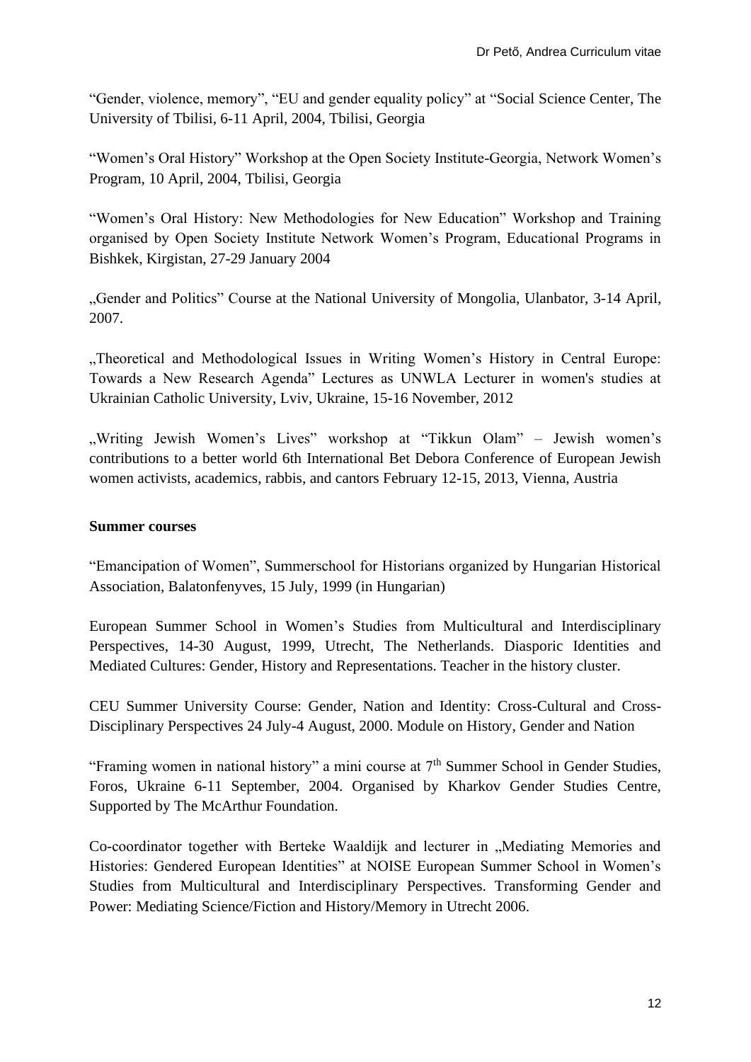"Gender, violence, memory", "EU and gender equality policy" at "Social Science Center, The University of Tbilisi, 6-11 April, 2004, Tbilisi, Georgia

"Women's Oral History" Workshop at the Open Society Institute-Georgia, Network Women's Program, 10 April, 2004, Tbilisi, Georgia

"Women's Oral History: New Methodologies for New Education" Workshop and Training organised by Open Society Institute Network Women's Program, Educational Programs in Bishkek, Kirgistan, 27-29 January 2004

„Gender and Politics" Course at the National University of Mongolia, Ulanbator, 3-14 April, 2007.

„Theoretical and Methodological Issues in Writing Women's History in Central Europe: Towards a New Research Agenda" Lectures as UNWLA Lecturer in women's studies at Ukrainian Catholic University, Lviv, Ukraine, 15-16 November, 2012

„Writing Jewish Women's Lives" workshop at "Tikkun Olam" – Jewish women's contributions to a better world 6th International Bet Debora Conference of European Jewish women activists, academics, rabbis, and cantors February 12-15, 2013, Vienna, Austria

**Summer courses**

"Emancipation of Women", Summerschool for Historians organized by Hungarian Historical Association, Balatonfenyves, 15 July, 1999 (in Hungarian)

European Summer School in Women's Studies from Multicultural and Interdisciplinary Perspectives, 14-30 August, 1999, Utrecht, The Netherlands. Diasporic Identities and Mediated Cultures: Gender, History and Representations. Teacher in the history cluster.

CEU Summer University Course: Gender, Nation and Identity: Cross-Cultural and Cross-Disciplinary Perspectives 24 July-4 August, 2000. Module on History, Gender and Nation

"Framing women in national history" a mini course at 7th Summer School in Gender Studies, Foros, Ukraine 6-11 September, 2004. Organised by Kharkov Gender Studies Centre, Supported by The McArthur Foundation.

Co-coordinator together with Berteke Waaldijk and lecturer in „Mediating Memories and Histories: Gendered European Identities" at NOISE European Summer School in Women's Studies from Multicultural and Interdisciplinary Perspectives. Transforming Gender and Power: Mediating Science/Fiction and History/Memory in Utrecht 2006.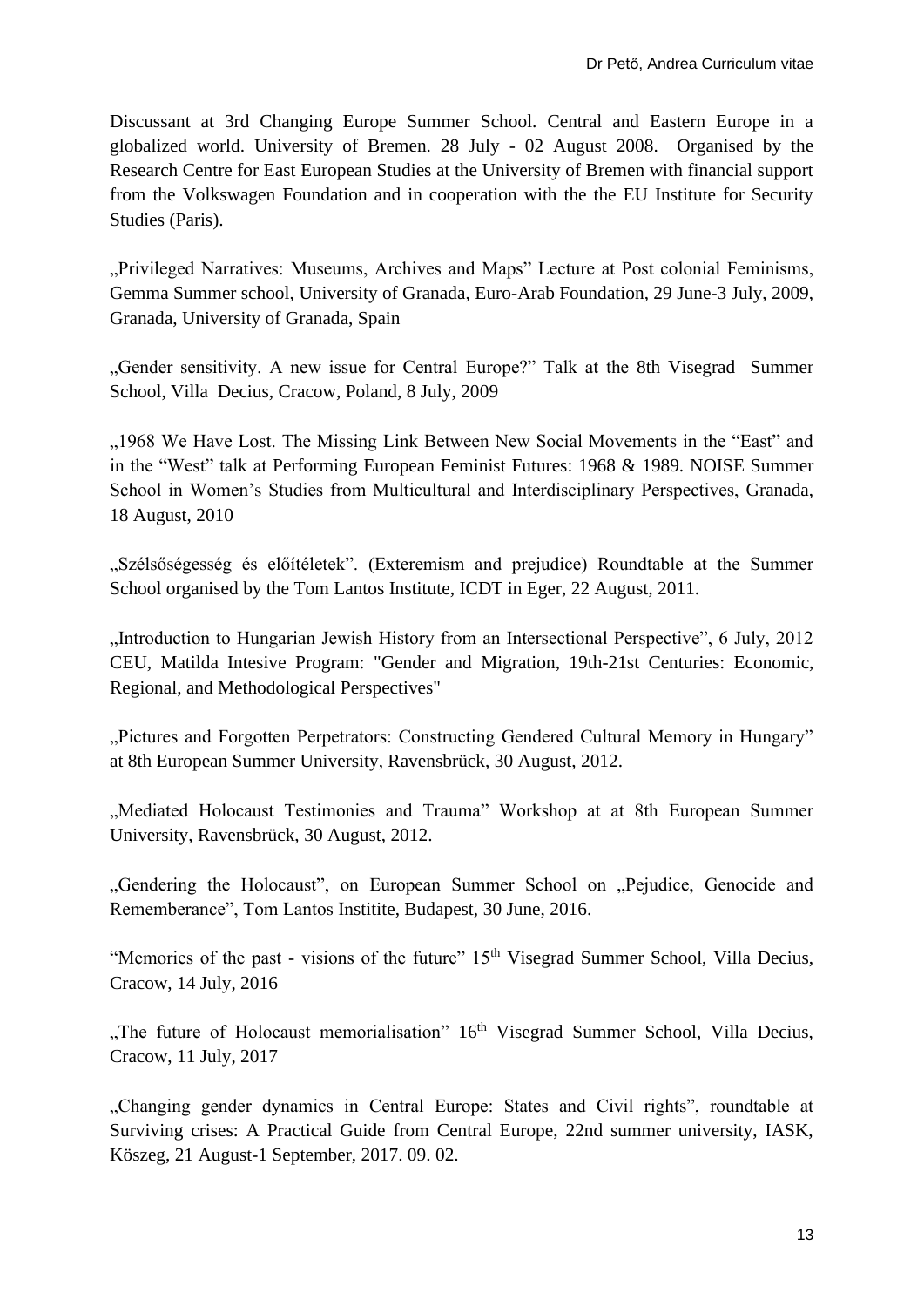Discussant at 3rd Changing Europe Summer School. Central and Eastern Europe in a globalized world. University of Bremen. 28 July - 02 August 2008. Organised by the Research Centre for East European Studies at the University of Bremen with financial support from the Volkswagen Foundation and in cooperation with the the EU Institute for Security Studies (Paris).

„Privileged Narratives: Museums, Archives and Maps" Lecture at Post colonial Feminisms, Gemma Summer school, University of Granada, Euro-Arab Foundation, 29 June-3 July, 2009, Granada, University of Granada, Spain

„Gender sensitivity. A new issue for Central Europe?" Talk at the 8th Visegrad Summer School, Villa Decius, Cracow, Poland, 8 July, 2009

„1968 We Have Lost. The Missing Link Between New Social Movements in the "East" and in the "West" talk at Performing European Feminist Futures: 1968 & 1989. NOISE Summer School in Women's Studies from Multicultural and Interdisciplinary Perspectives, Granada, 18 August, 2010

„Szélsőségesség és előítéletek". (Exteremism and prejudice) Roundtable at the Summer School organised by the Tom Lantos Institute, ICDT in Eger, 22 August, 2011.

„Introduction to Hungarian Jewish History from an Intersectional Perspective", 6 July, 2012 CEU, Matilda Intesive Program: "Gender and Migration, 19th-21st Centuries: Economic, Regional, and Methodological Perspectives"

„Pictures and Forgotten Perpetrators: Constructing Gendered Cultural Memory in Hungary" at 8th European Summer University, Ravensbrück, 30 August, 2012.

„Mediated Holocaust Testimonies and Trauma" Workshop at at 8th European Summer University, Ravensbrück, 30 August, 2012.

„Gendering the Holocaust", on European Summer School on „Pejudice, Genocide and Rememberance", Tom Lantos Institite, Budapest, 30 June, 2016.

"Memories of the past - visions of the future" 15th Visegrad Summer School, Villa Decius, Cracow, 14 July, 2016

„The future of Holocaust memorialisation" 16th Visegrad Summer School, Villa Decius, Cracow, 11 July, 2017

„Changing gender dynamics in Central Europe: States and Civil rights", roundtable at Surviving crises: A Practical Guide from Central Europe, 22nd summer university, IASK, Köszeg, 21 August-1 September, 2017. 09. 02.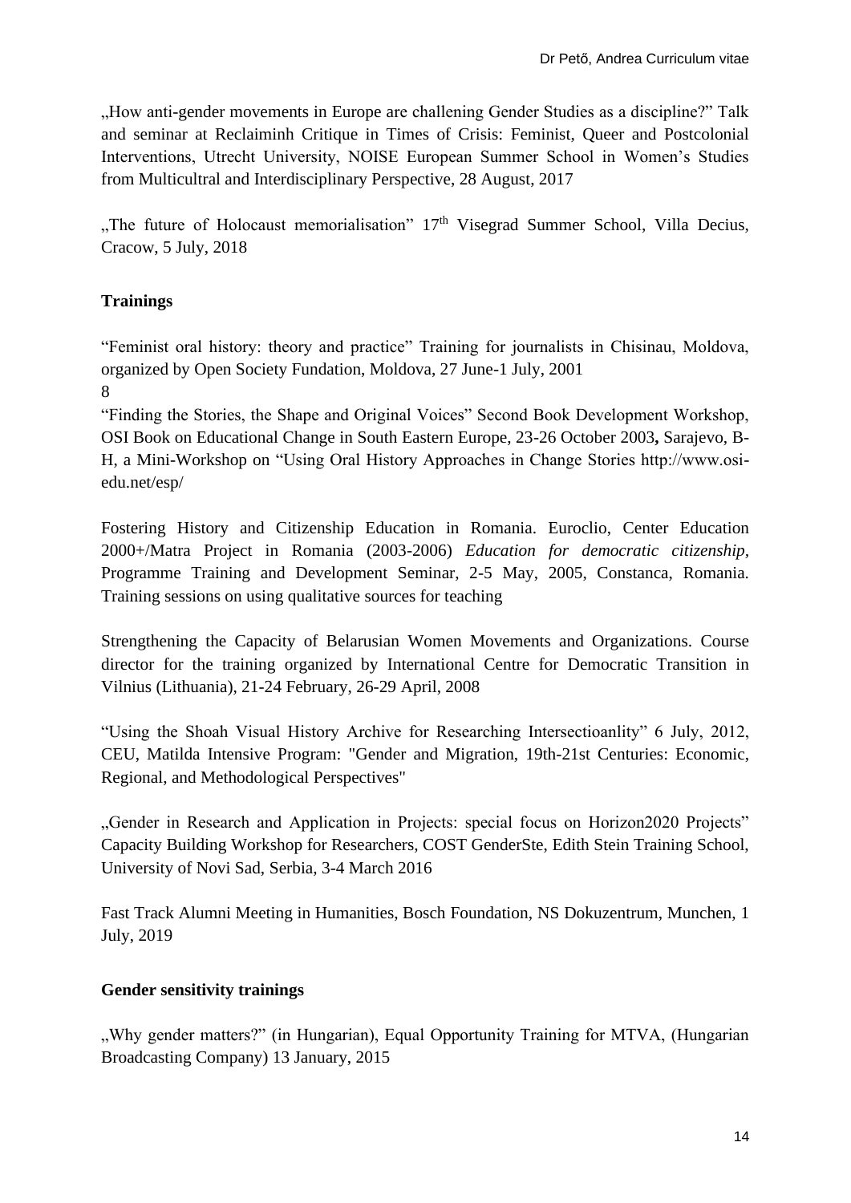„How anti-gender movements in Europe are challening Gender Studies as a discipline?" Talk and seminar at Reclaiminh Critique in Times of Crisis: Feminist, Queer and Postcolonial Interventions, Utrecht University, NOISE European Summer School in Women's Studies from Multicultral and Interdisciplinary Perspective, 28 August, 2017

„The future of Holocaust memorialisation" 17th Visegrad Summer School, Villa Decius, Cracow, 5 July, 2018

**Trainings**

"Feminist oral history: theory and practice" Training for journalists in Chisinau, Moldova, organized by Open Society Fundation, Moldova, 27 June-1 July, 2001
8
"Finding the Stories, the Shape and Original Voices" Second Book Development Workshop, OSI Book on Educational Change in South Eastern Europe, 23-26 October 2003**,** Sarajevo, B-H, a Mini-Workshop on "Using Oral History Approaches in Change Stories http://www.osi-edu.net/esp/

Fostering History and Citizenship Education in Romania. Euroclio, Center Education 2000+/Matra Project in Romania (2003-2006) *Education for democratic citizenship,* Programme Training and Development Seminar, 2-5 May, 2005, Constanca, Romania. Training sessions on using qualitative sources for teaching

Strengthening the Capacity of Belarusian Women Movements and Organizations. Course director for the training organized by International Centre for Democratic Transition in Vilnius (Lithuania), 21-24 February, 26-29 April, 2008

"Using the Shoah Visual History Archive for Researching Intersectioanlity" 6 July, 2012, CEU, Matilda Intensive Program: "Gender and Migration, 19th-21st Centuries: Economic, Regional, and Methodological Perspectives"

„Gender in Research and Application in Projects: special focus on Horizon2020 Projects" Capacity Building Workshop for Researchers, COST GenderSte, Edith Stein Training School, University of Novi Sad, Serbia, 3-4 March 2016

Fast Track Alumni Meeting in Humanities, Bosch Foundation, NS Dokuzentrum, Munchen, 1 July, 2019

**Gender sensitivity trainings**

„Why gender matters?" (in Hungarian), Equal Opportunity Training for MTVA, (Hungarian Broadcasting Company) 13 January, 2015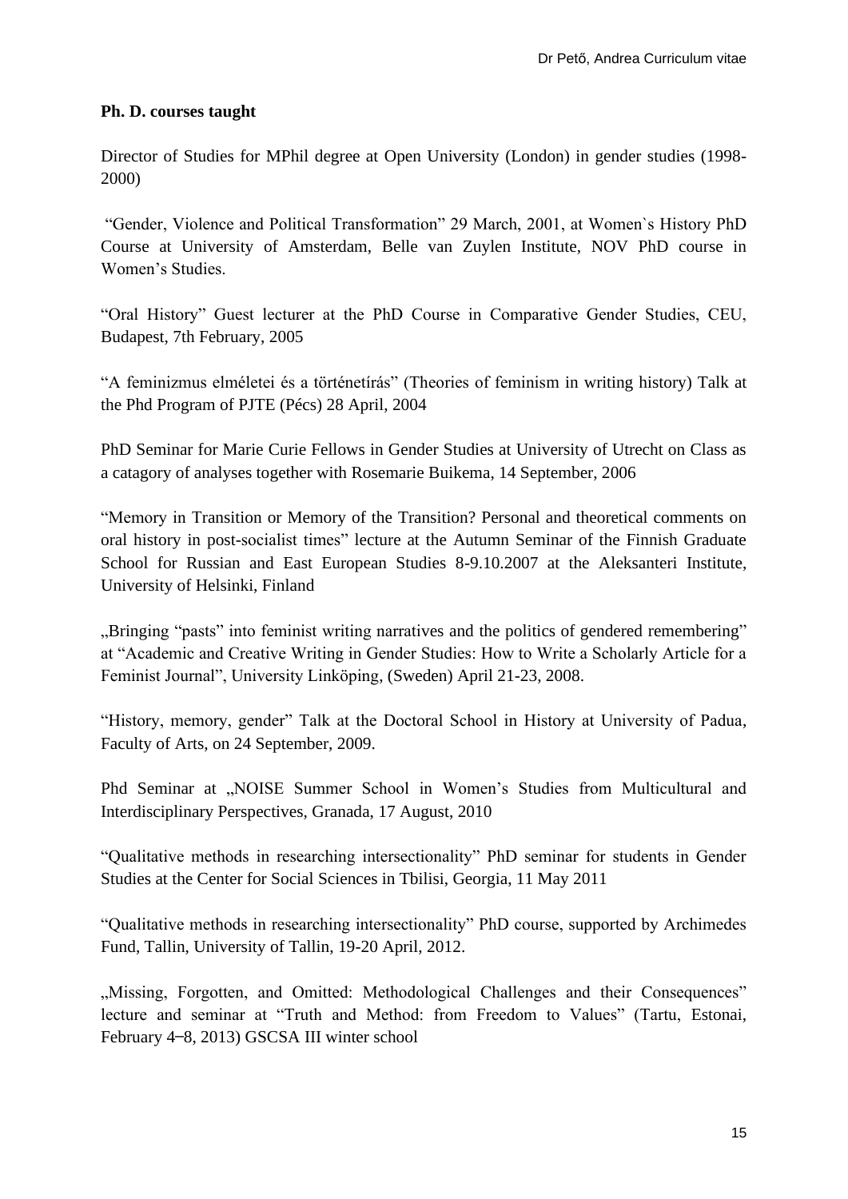**Ph. D. courses taught**

Director of Studies for MPhil degree at Open University (London) in gender studies (1998-2000)

"Gender, Violence and Political Transformation" 29 March, 2001, at Women`s History PhD Course at University of Amsterdam, Belle van Zuylen Institute, NOV PhD course in Women's Studies.

"Oral History" Guest lecturer at the PhD Course in Comparative Gender Studies, CEU, Budapest, 7th February, 2005

"A feminizmus elméletei és a történetírás" (Theories of feminism in writing history) Talk at the Phd Program of PJTE (Pécs) 28 April, 2004

PhD Seminar for Marie Curie Fellows in Gender Studies at University of Utrecht on Class as a catagory of analyses together with Rosemarie Buikema, 14 September, 2006

"Memory in Transition or Memory of the Transition? Personal and theoretical comments on oral history in post-socialist times" lecture at the Autumn Seminar of the Finnish Graduate School for Russian and East European Studies 8-9.10.2007 at the Aleksanteri Institute, University of Helsinki, Finland

„Bringing "pasts" into feminist writing narratives and the politics of gendered remembering" at "Academic and Creative Writing in Gender Studies: How to Write a Scholarly Article for a Feminist Journal", University Linköping, (Sweden) April 21-23, 2008.

"History, memory, gender" Talk at the Doctoral School in History at University of Padua, Faculty of Arts, on 24 September, 2009.

Phd Seminar at „NOISE Summer School in Women's Studies from Multicultural and Interdisciplinary Perspectives, Granada, 17 August, 2010

"Qualitative methods in researching intersectionality" PhD seminar for students in Gender Studies at the Center for Social Sciences in Tbilisi, Georgia, 11 May 2011

"Qualitative methods in researching intersectionality" PhD course, supported by Archimedes Fund, Tallin, University of Tallin, 19-20 April, 2012.

„Missing, Forgotten, and Omitted: Methodological Challenges and their Consequences" lecture and seminar at "Truth and Method: from Freedom to Values" (Tartu, Estonai, February 4–8, 2013) GSCSA III winter school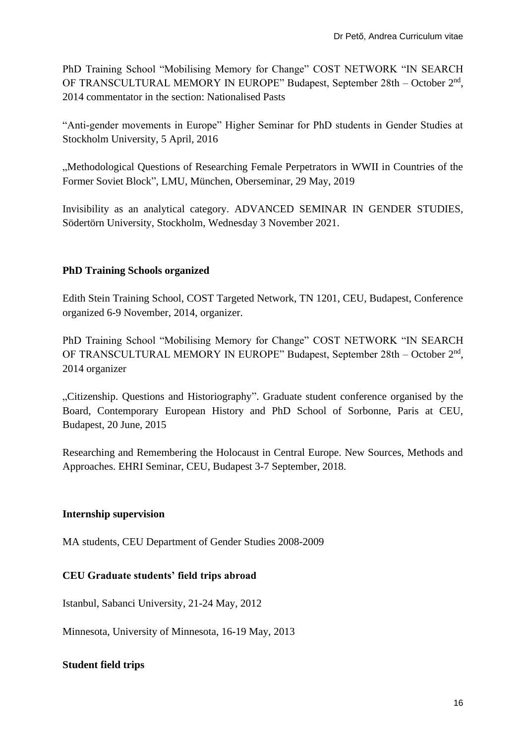PhD Training School "Mobilising Memory for Change" COST NETWORK "IN SEARCH OF TRANSCULTURAL MEMORY IN EUROPE" Budapest, September 28th – October 2nd, 2014 commentator in the section: Nationalised Pasts

"Anti-gender movements in Europe" Higher Seminar for PhD students in Gender Studies at Stockholm University, 5 April, 2016

„Methodological Questions of Researching Female Perpetrators in WWII in Countries of the Former Soviet Block", LMU, München, Oberseminar, 29 May, 2019

Invisibility as an analytical category. ADVANCED SEMINAR IN GENDER STUDIES, Södertörn University, Stockholm, Wednesday 3 November 2021.

**PhD Training Schools organized**

Edith Stein Training School, COST Targeted Network, TN 1201, CEU, Budapest, Conference organized 6-9 November, 2014, organizer.

PhD Training School "Mobilising Memory for Change" COST NETWORK "IN SEARCH OF TRANSCULTURAL MEMORY IN EUROPE" Budapest, September 28th – October 2nd, 2014 organizer

„Citizenship. Questions and Historiography". Graduate student conference organised by the Board, Contemporary European History and PhD School of Sorbonne, Paris at CEU, Budapest, 20 June, 2015

Researching and Remembering the Holocaust in Central Europe. New Sources, Methods and Approaches. EHRI Seminar, CEU, Budapest 3-7 September, 2018.

**Internship supervision**

MA students, CEU Department of Gender Studies 2008-2009

**CEU Graduate students' field trips abroad**

Istanbul, Sabanci University, 21-24 May, 2012

Minnesota, University of Minnesota, 16-19 May, 2013

**Student field trips**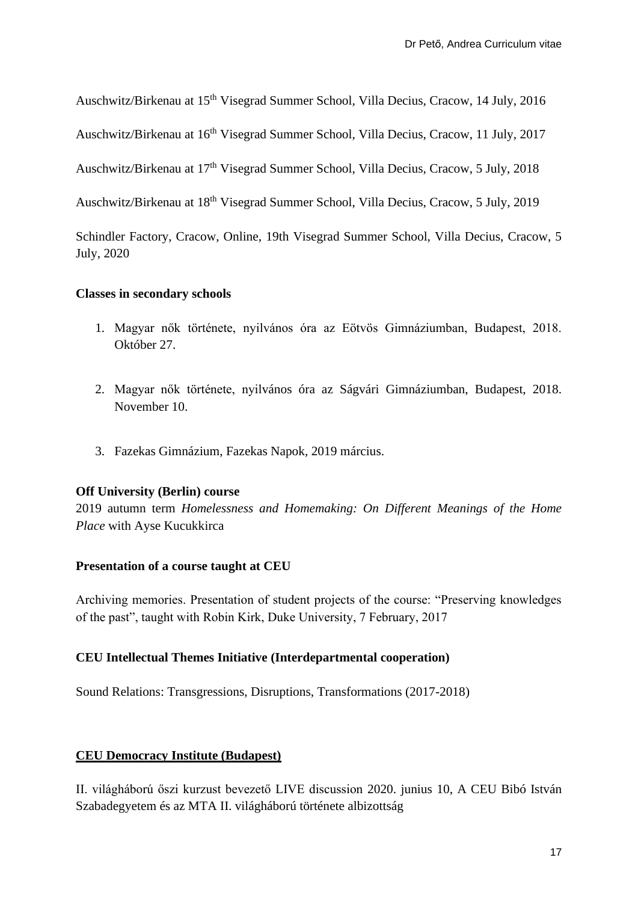Auschwitz/Birkenau at 15th Visegrad Summer School, Villa Decius, Cracow, 14 July, 2016

Auschwitz/Birkenau at 16th Visegrad Summer School, Villa Decius, Cracow, 11 July, 2017

Auschwitz/Birkenau at 17th Visegrad Summer School, Villa Decius, Cracow, 5 July, 2018

Auschwitz/Birkenau at 18th Visegrad Summer School, Villa Decius, Cracow, 5 July, 2019

Schindler Factory, Cracow, Online, 19th Visegrad Summer School, Villa Decius, Cracow, 5 July, 2020

**Classes in secondary schools**

1. Magyar nők története, nyilvános óra az Eötvös Gimnáziumban, Budapest, 2018. Október 27.

2. Magyar nők története, nyilvános óra az Ságvári Gimnáziumban, Budapest, 2018. November 10.

3. Fazekas Gimnázium, Fazekas Napok, 2019 március.

**Off University (Berlin) course**

2019 autumn term *Homelessness and Homemaking: On Different Meanings of the Home Place* with Ayse Kucukkirca

**Presentation of a course taught at CEU**

Archiving memories. Presentation of student projects of the course: "Preserving knowledges of the past", taught with Robin Kirk, Duke University, 7 February, 2017

**CEU Intellectual Themes Initiative (Interdepartmental cooperation)**

Sound Relations: Transgressions, Disruptions, Transformations (2017-2018)

**<u>CEU Democracy Institute (Budapest)</u>**

II. világháború őszi kurzust bevezető LIVE discussion 2020. junius 10, A CEU Bibó István Szabadegyetem és az MTA II. világháború története albizottság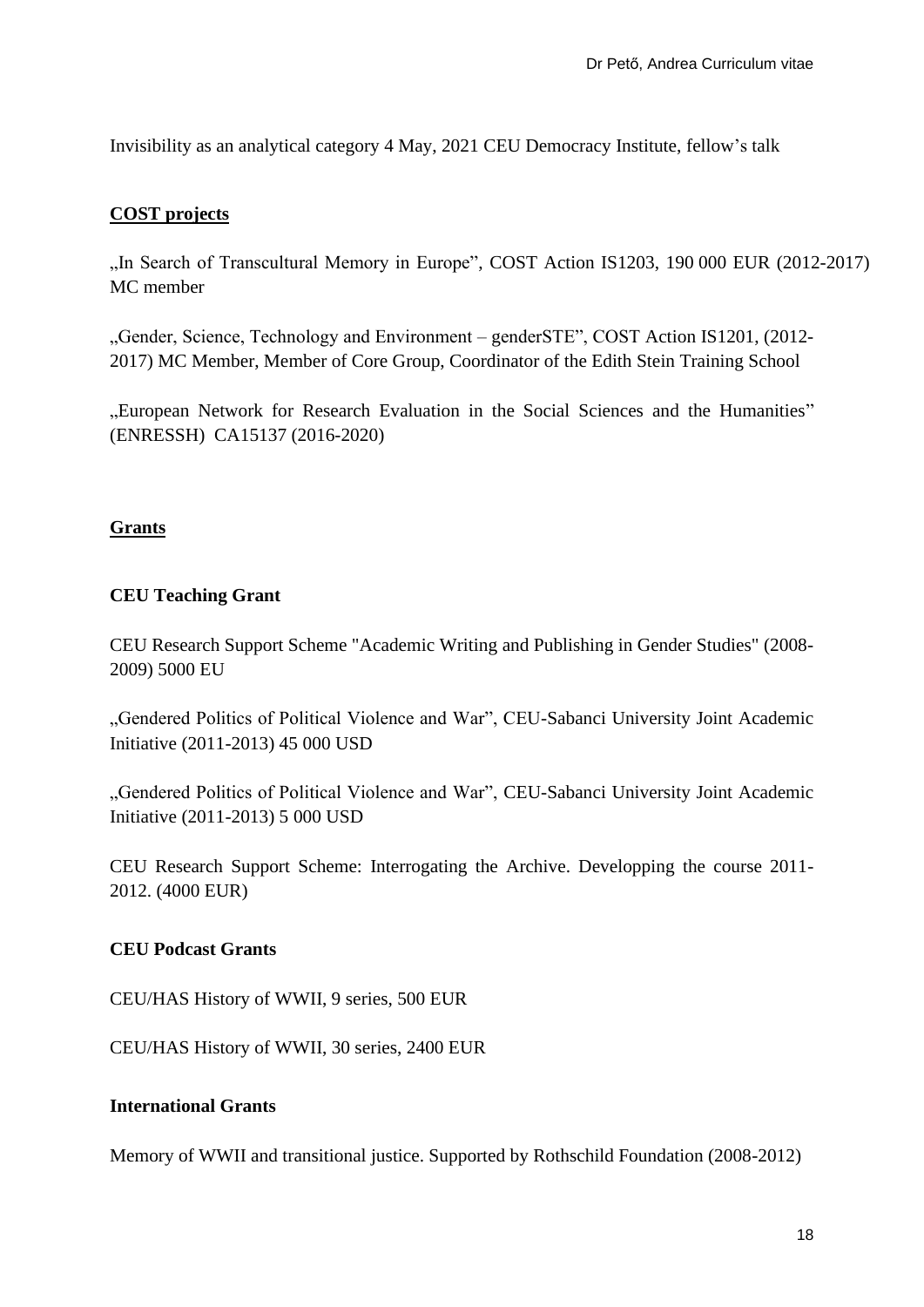Invisibility as an analytical category 4 May, 2021 CEU Democracy Institute, fellow's talk

## COST projects

„In Search of Transcultural Memory in Europe", COST Action IS1203, 190 000 EUR (2012-2017) MC member

„Gender, Science, Technology and Environment – genderSTE", COST Action IS1201, (2012-2017) MC Member, Member of Core Group, Coordinator of the Edith Stein Training School

„European Network for Research Evaluation in the Social Sciences and the Humanities" (ENRESSH) CA15137 (2016-2020)

## Grants

### CEU Teaching Grant

CEU Research Support Scheme "Academic Writing and Publishing in Gender Studies" (2008-2009) 5000 EU

„Gendered Politics of Political Violence and War", CEU-Sabanci University Joint Academic Initiative (2011-2013) 45 000 USD

„Gendered Politics of Political Violence and War", CEU-Sabanci University Joint Academic Initiative (2011-2013) 5 000 USD

CEU Research Support Scheme: Interrogating the Archive. Developping the course 2011-2012. (4000 EUR)

### CEU Podcast Grants

CEU/HAS History of WWII, 9 series, 500 EUR

CEU/HAS History of WWII, 30 series, 2400 EUR

### International Grants

Memory of WWII and transitional justice. Supported by Rothschild Foundation (2008-2012)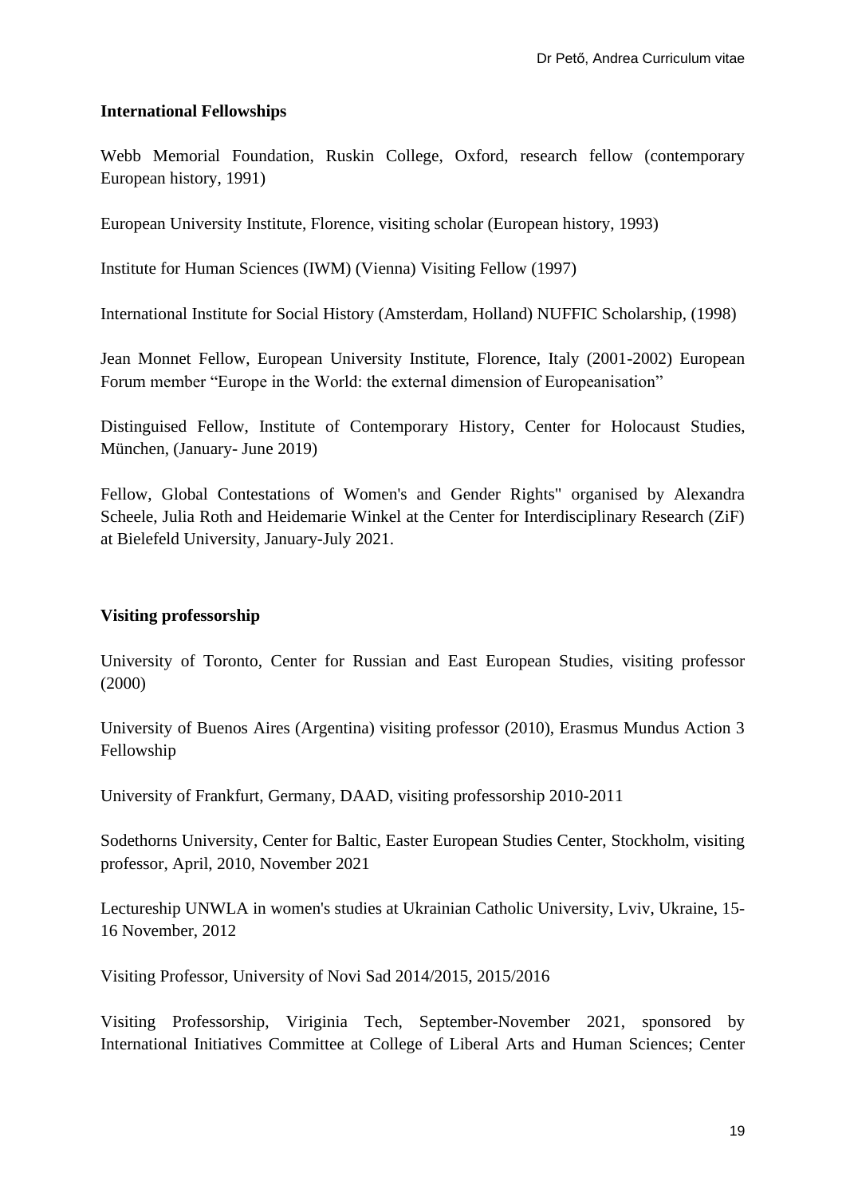**International Fellowships**

Webb Memorial Foundation, Ruskin College, Oxford, research fellow (contemporary European history, 1991)

European University Institute, Florence, visiting scholar (European history, 1993)

Institute for Human Sciences (IWM) (Vienna) Visiting Fellow (1997)

International Institute for Social History (Amsterdam, Holland) NUFFIC Scholarship, (1998)

Jean Monnet Fellow, European University Institute, Florence, Italy (2001-2002) European Forum member "Europe in the World: the external dimension of Europeanisation"

Distinguised Fellow, Institute of Contemporary History, Center for Holocaust Studies, München, (January- June 2019)

Fellow, Global Contestations of Women's and Gender Rights" organised by Alexandra Scheele, Julia Roth and Heidemarie Winkel at the Center for Interdisciplinary Research (ZiF) at Bielefeld University, January-July 2021.

**Visiting professorship**

University of Toronto, Center for Russian and East European Studies, visiting professor (2000)

University of Buenos Aires (Argentina) visiting professor (2010), Erasmus Mundus Action 3 Fellowship

University of Frankfurt, Germany, DAAD, visiting professorship 2010-2011

Sodethorns University, Center for Baltic, Easter European Studies Center, Stockholm, visiting professor, April, 2010, November 2021

Lectureship UNWLA in women's studies at Ukrainian Catholic University, Lviv, Ukraine, 15-16 November, 2012

Visiting Professor, University of Novi Sad 2014/2015, 2015/2016

Visiting Professorship, Viriginia Tech, September-November 2021, sponsored by International Initiatives Committee at College of Liberal Arts and Human Sciences; Center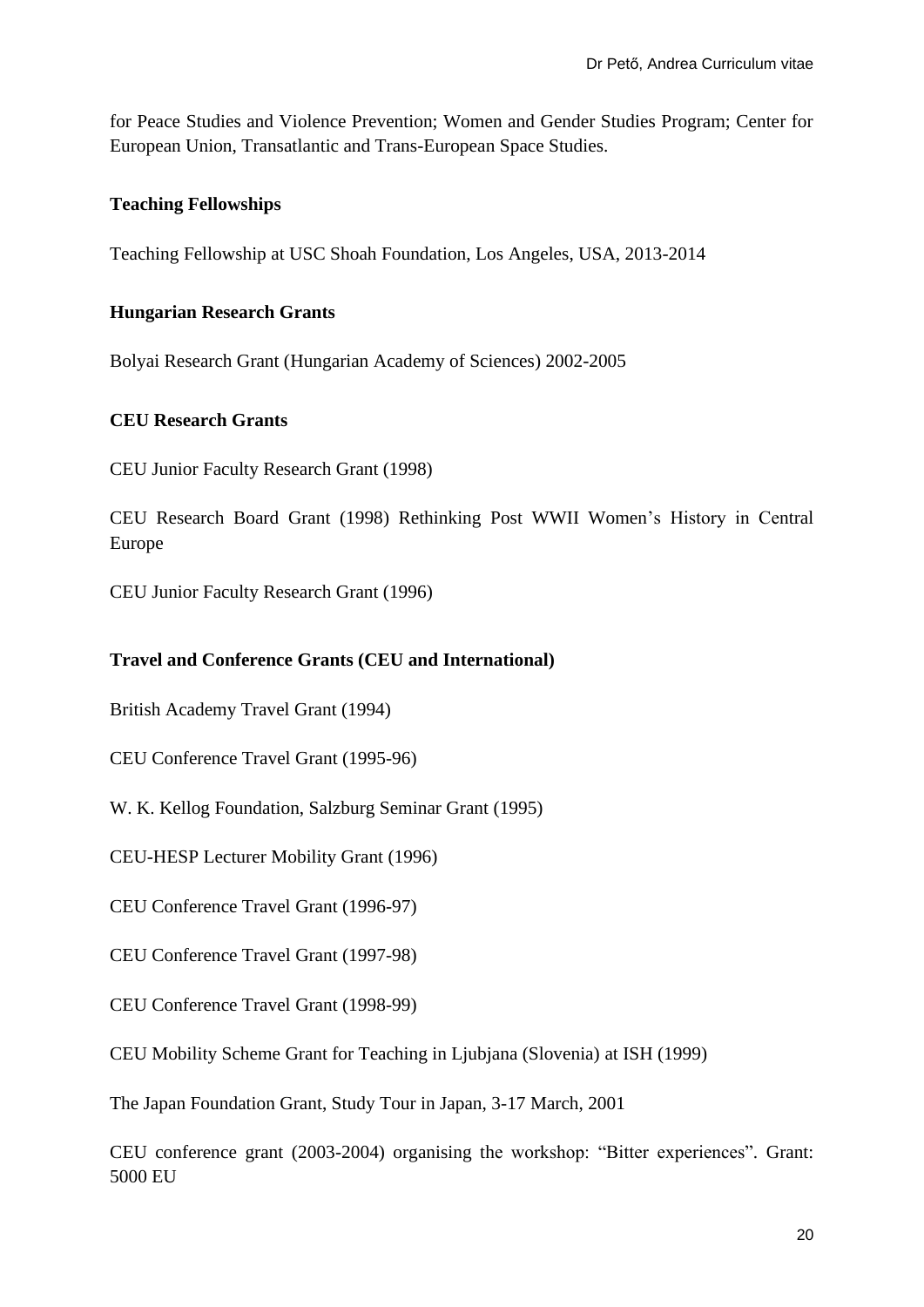for Peace Studies and Violence Prevention; Women and Gender Studies Program; Center for European Union, Transatlantic and Trans-European Space Studies.

**Teaching Fellowships**

Teaching Fellowship at USC Shoah Foundation, Los Angeles, USA, 2013-2014

**Hungarian Research Grants**

Bolyai Research Grant (Hungarian Academy of Sciences) 2002-2005

**CEU Research Grants**

CEU Junior Faculty Research Grant (1998)

CEU Research Board Grant (1998) Rethinking Post WWII Women's History in Central Europe

CEU Junior Faculty Research Grant (1996)

**Travel and Conference Grants (CEU and International)**

British Academy Travel Grant (1994)

CEU Conference Travel Grant (1995-96)

W. K. Kellog Foundation, Salzburg Seminar Grant (1995)

CEU-HESP Lecturer Mobility Grant (1996)

CEU Conference Travel Grant (1996-97)

CEU Conference Travel Grant (1997-98)

CEU Conference Travel Grant (1998-99)

CEU Mobility Scheme Grant for Teaching in Ljubjana (Slovenia) at ISH (1999)

The Japan Foundation Grant, Study Tour in Japan, 3-17 March, 2001

CEU conference grant (2003-2004) organising the workshop: "Bitter experiences". Grant: 5000 EU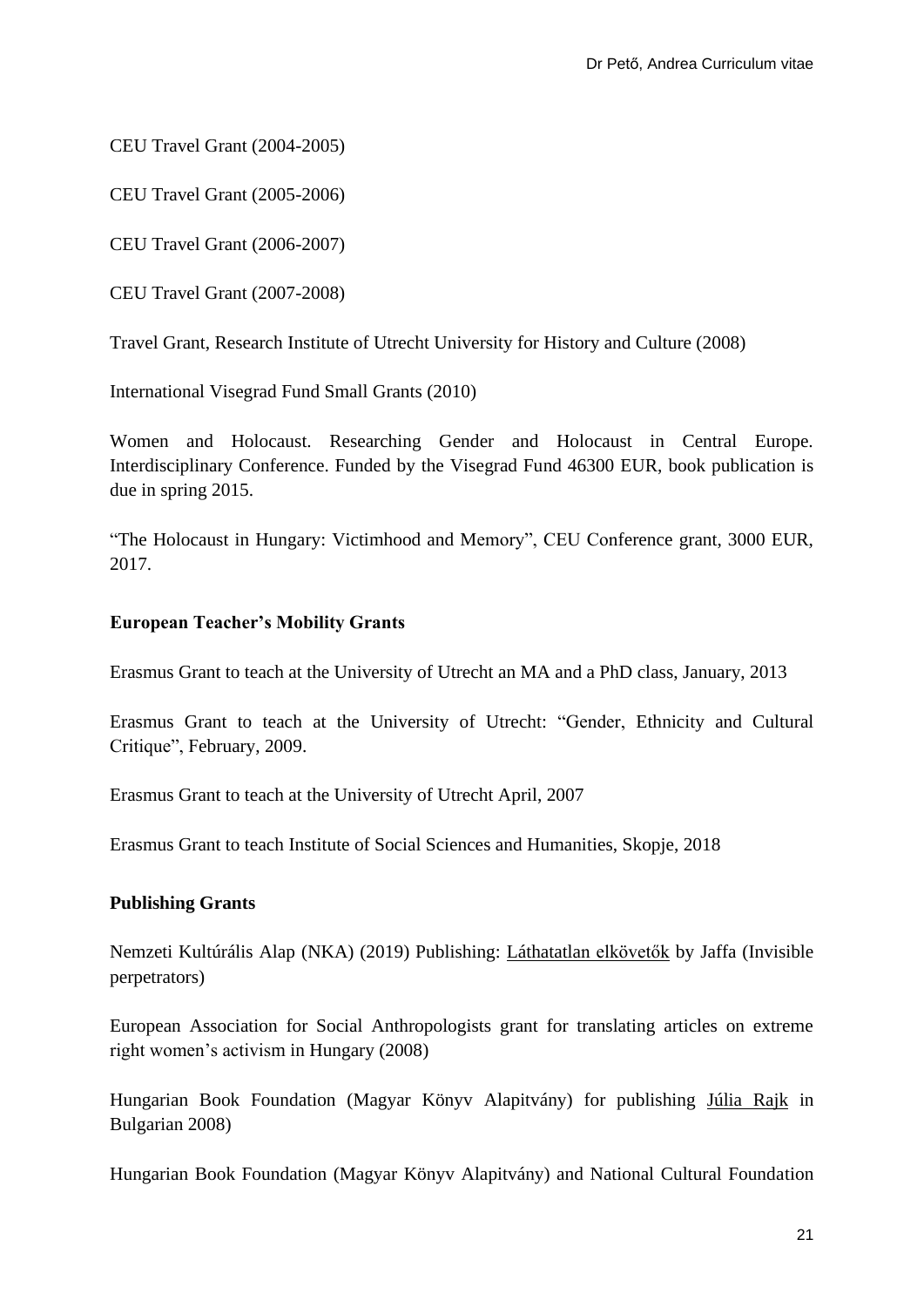CEU Travel Grant (2004-2005)

CEU Travel Grant (2005-2006)

CEU Travel Grant (2006-2007)

CEU Travel Grant (2007-2008)

Travel Grant, Research Institute of Utrecht University for History and Culture (2008)

International Visegrad Fund Small Grants (2010)

Women and Holocaust. Researching Gender and Holocaust in Central Europe. Interdisciplinary Conference. Funded by the Visegrad Fund 46300 EUR, book publication is due in spring 2015.

"The Holocaust in Hungary: Victimhood and Memory", CEU Conference grant, 3000 EUR, 2017.

**European Teacher's Mobility Grants**

Erasmus Grant to teach at the University of Utrecht an MA and a PhD class, January, 2013

Erasmus Grant to teach at the University of Utrecht: "Gender, Ethnicity and Cultural Critique", February, 2009.

Erasmus Grant to teach at the University of Utrecht April, 2007

Erasmus Grant to teach Institute of Social Sciences and Humanities, Skopje, 2018

**Publishing Grants**

Nemzeti Kultúrális Alap (NKA) (2019) Publishing: Láthatatlan elkövetők by Jaffa (Invisible perpetrators)

European Association for Social Anthropologists grant for translating articles on extreme right women's activism in Hungary (2008)

Hungarian Book Foundation (Magyar Könyv Alapitvány) for publishing Júlia Rajk in Bulgarian 2008)

Hungarian Book Foundation (Magyar Könyv Alapitvány) and National Cultural Foundation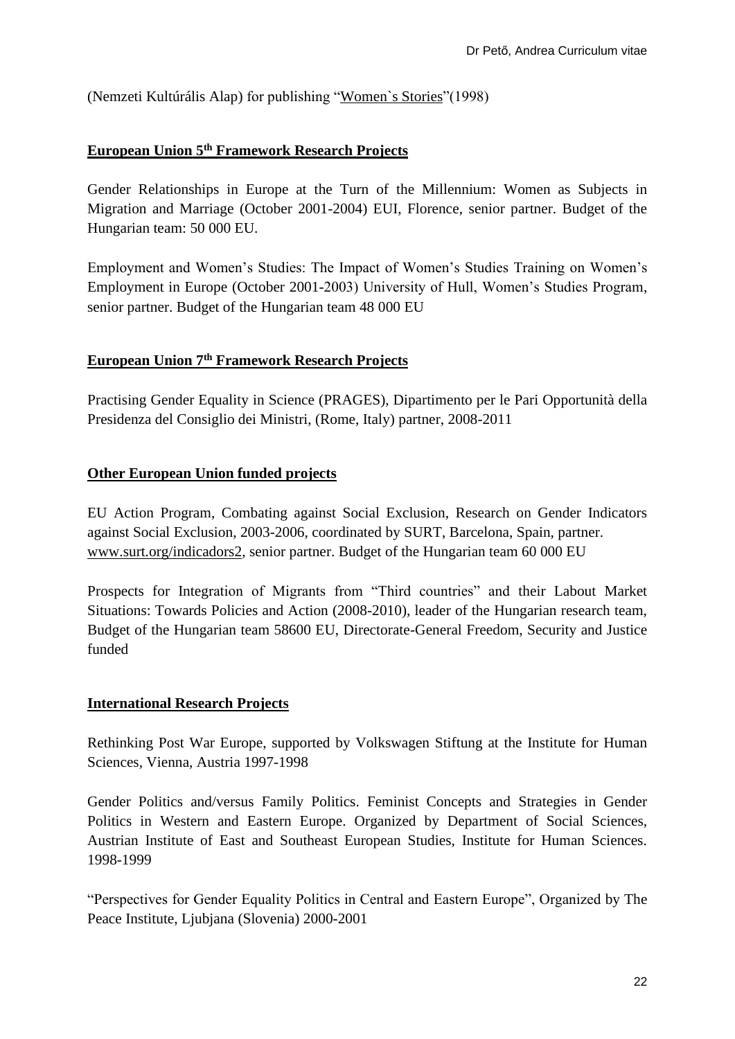(Nemzeti Kultúrális Alap) for publishing "Women`s Stories"(1998)

## European Union 5th Framework Research Projects

Gender Relationships in Europe at the Turn of the Millennium: Women as Subjects in Migration and Marriage (October 2001-2004) EUI, Florence, senior partner. Budget of the Hungarian team: 50 000 EU.

Employment and Women's Studies: The Impact of Women's Studies Training on Women's Employment in Europe (October 2001-2003) University of Hull, Women's Studies Program, senior partner. Budget of the Hungarian team 48 000 EU

## European Union 7th Framework Research Projects

Practising Gender Equality in Science (PRAGES), Dipartimento per le Pari Opportunità della Presidenza del Consiglio dei Ministri, (Rome, Italy) partner, 2008-2011

## Other European Union funded projects

EU Action Program, Combating against Social Exclusion, Research on Gender Indicators against Social Exclusion, 2003-2006, coordinated by SURT, Barcelona, Spain, partner. www.surt.org/indicadors2, senior partner. Budget of the Hungarian team 60 000 EU

Prospects for Integration of Migrants from "Third countries" and their Labout Market Situations: Towards Policies and Action (2008-2010), leader of the Hungarian research team, Budget of the Hungarian team 58600 EU, Directorate-General Freedom, Security and Justice funded

## International Research Projects

Rethinking Post War Europe, supported by Volkswagen Stiftung at the Institute for Human Sciences, Vienna, Austria 1997-1998

Gender Politics and/versus Family Politics. Feminist Concepts and Strategies in Gender Politics in Western and Eastern Europe. Organized by Department of Social Sciences, Austrian Institute of East and Southeast European Studies, Institute for Human Sciences. 1998-1999

"Perspectives for Gender Equality Politics in Central and Eastern Europe", Organized by The Peace Institute, Ljubjana (Slovenia) 2000-2001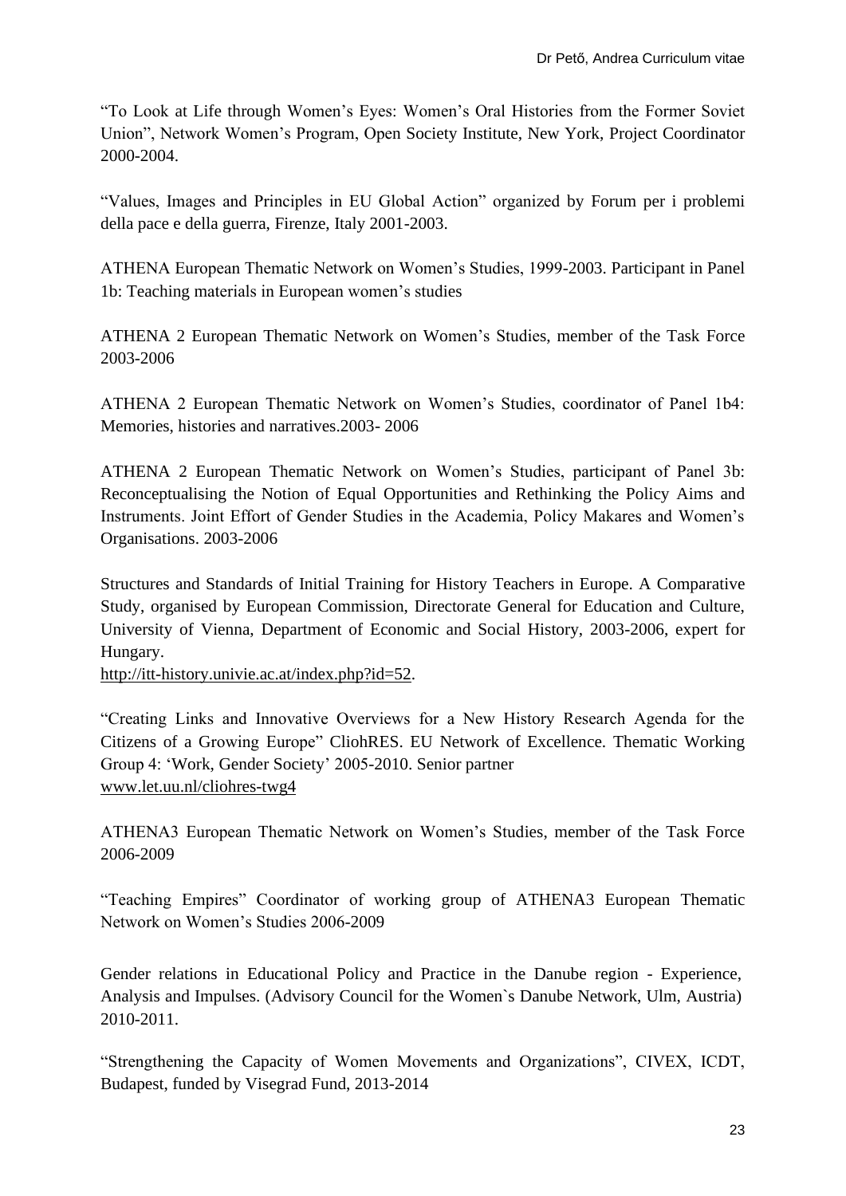"To Look at Life through Women's Eyes: Women's Oral Histories from the Former Soviet Union", Network Women's Program, Open Society Institute, New York, Project Coordinator 2000-2004.

"Values, Images and Principles in EU Global Action" organized by Forum per i problemi della pace e della guerra, Firenze, Italy 2001-2003.

ATHENA European Thematic Network on Women's Studies, 1999-2003. Participant in Panel 1b: Teaching materials in European women's studies

ATHENA 2 European Thematic Network on Women's Studies, member of the Task Force 2003-2006

ATHENA 2 European Thematic Network on Women's Studies, coordinator of Panel 1b4: Memories, histories and narratives.2003- 2006

ATHENA 2 European Thematic Network on Women's Studies, participant of Panel 3b: Reconceptualising the Notion of Equal Opportunities and Rethinking the Policy Aims and Instruments. Joint Effort of Gender Studies in the Academia, Policy Makares and Women's Organisations. 2003-2006

Structures and Standards of Initial Training for History Teachers in Europe. A Comparative Study, organised by European Commission, Directorate General for Education and Culture, University of Vienna, Department of Economic and Social History, 2003-2006, expert for Hungary.
http://itt-history.univie.ac.at/index.php?id=52.

"Creating Links and Innovative Overviews for a New History Research Agenda for the Citizens of a Growing Europe" CliohRES. EU Network of Excellence. Thematic Working Group 4: 'Work, Gender Society' 2005-2010. Senior partner
www.let.uu.nl/cliohres-twg4

ATHENA3 European Thematic Network on Women's Studies, member of the Task Force 2006-2009

"Teaching Empires" Coordinator of working group of ATHENA3 European Thematic Network on Women's Studies 2006-2009

Gender relations in Educational Policy and Practice in the Danube region - Experience, Analysis and Impulses. (Advisory Council for the Women`s Danube Network, Ulm, Austria) 2010-2011.

"Strengthening the Capacity of Women Movements and Organizations", CIVEX, ICDT, Budapest, funded by Visegrad Fund, 2013-2014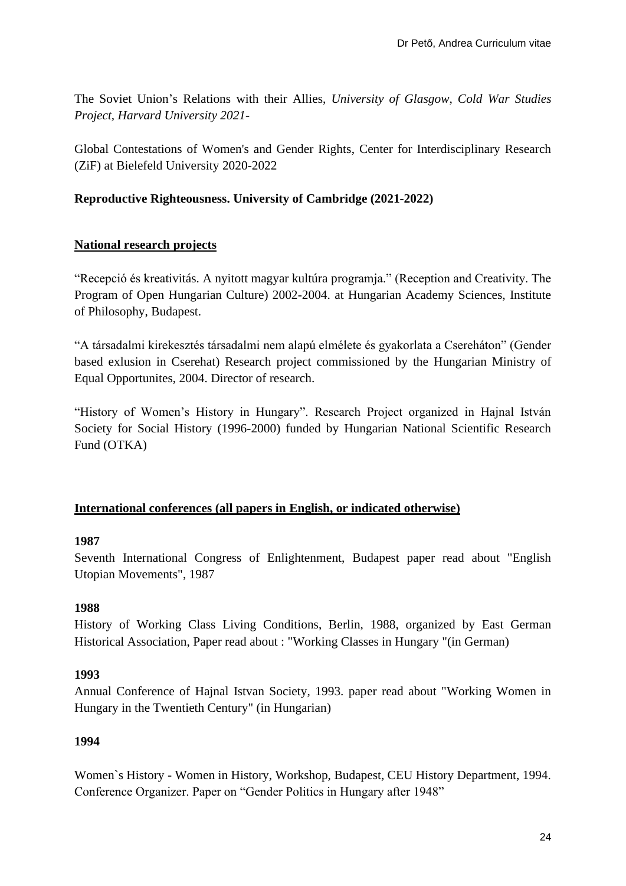The Soviet Union's Relations with their Allies, *University of Glasgow, Cold War Studies Project, Harvard University 2021-*

Global Contestations of Women's and Gender Rights, Center for Interdisciplinary Research (ZiF) at Bielefeld University 2020-2022

**Reproductive Righteousness. University of Cambridge (2021-2022)**

## <u>National research projects</u>

"Recepció és kreativitás. A nyitott magyar kultúra programja." (Reception and Creativity. The Program of Open Hungarian Culture) 2002-2004. at Hungarian Academy Sciences, Institute of Philosophy, Budapest.

"A társadalmi kirekesztés társadalmi nem alapú elmélete és gyakorlata a Cserehátón" (Gender based exlusion in Cserehat) Research project commissioned by the Hungarian Ministry of Equal Opportunites, 2004. Director of research.

"History of Women's History in Hungary". Research Project organized in Hajnal István Society for Social History (1996-2000) funded by Hungarian National Scientific Research Fund (OTKA)

## <u>International conferences (all papers in English, or indicated otherwise)</u>

**1987**

Seventh International Congress of Enlightenment, Budapest paper read about "English Utopian Movements", 1987

**1988**

History of Working Class Living Conditions, Berlin, 1988, organized by East German Historical Association, Paper read about : "Working Classes in Hungary "(in German)

**1993**

Annual Conference of Hajnal Istvan Society, 1993. paper read about "Working Women in Hungary in the Twentieth Century" (in Hungarian)

**1994**

Women`s History - Women in History, Workshop, Budapest, CEU History Department, 1994. Conference Organizer. Paper on "Gender Politics in Hungary after 1948"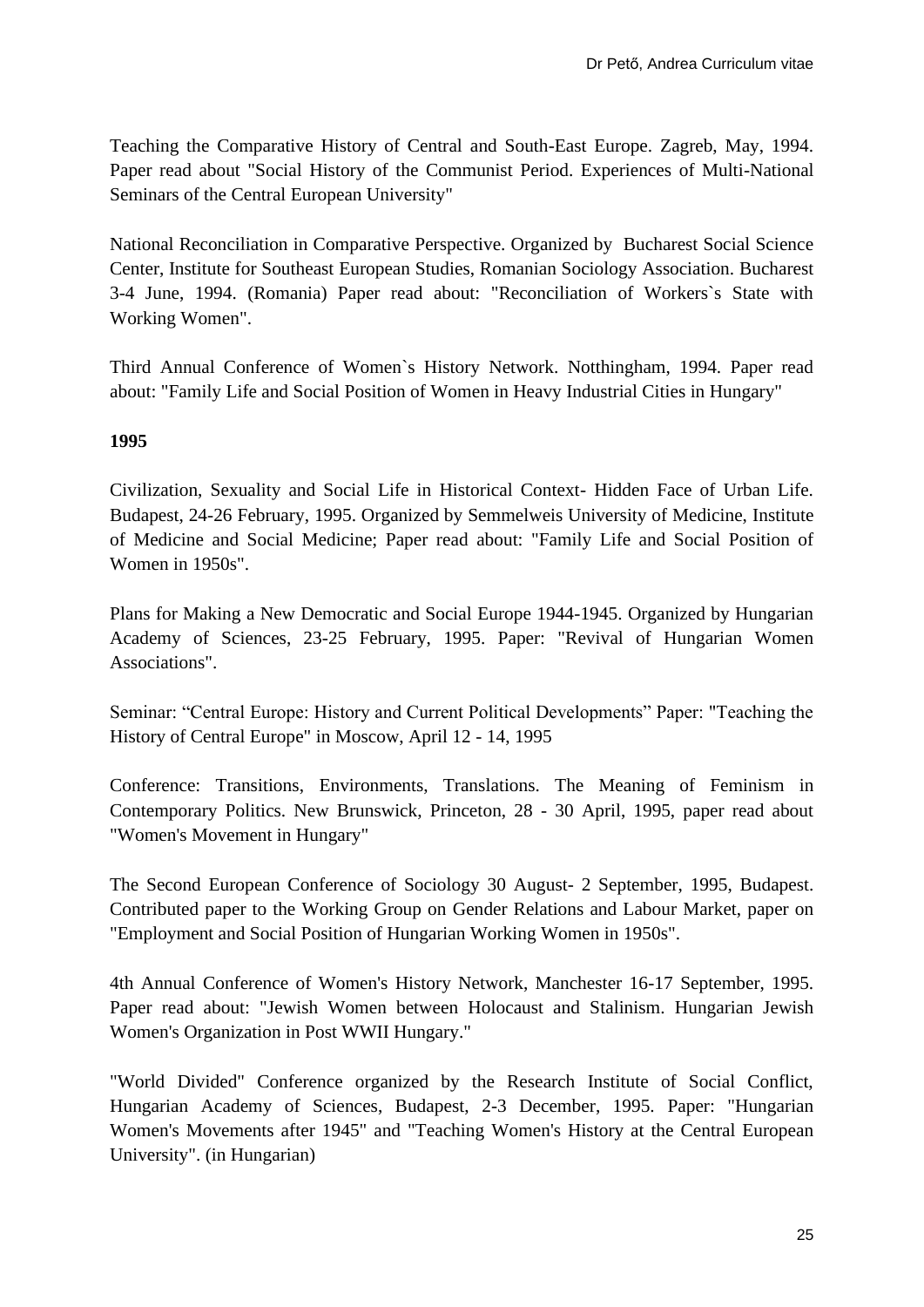Teaching the Comparative History of Central and South-East Europe. Zagreb, May, 1994. Paper read about "Social History of the Communist Period. Experiences of Multi-National Seminars of the Central European University"

National Reconciliation in Comparative Perspective. Organized by Bucharest Social Science Center, Institute for Southeast European Studies, Romanian Sociology Association. Bucharest 3-4 June, 1994. (Romania) Paper read about: "Reconciliation of Workers`s State with Working Women".

Third Annual Conference of Women`s History Network. Notthingham, 1994. Paper read about: "Family Life and Social Position of Women in Heavy Industrial Cities in Hungary"

**1995**

Civilization, Sexuality and Social Life in Historical Context- Hidden Face of Urban Life. Budapest, 24-26 February, 1995. Organized by Semmelweis University of Medicine, Institute of Medicine and Social Medicine; Paper read about: "Family Life and Social Position of Women in 1950s".

Plans for Making a New Democratic and Social Europe 1944-1945. Organized by Hungarian Academy of Sciences, 23-25 February, 1995. Paper: "Revival of Hungarian Women Associations".

Seminar: "Central Europe: History and Current Political Developments" Paper: "Teaching the History of Central Europe" in Moscow, April 12 - 14, 1995

Conference: Transitions, Environments, Translations. The Meaning of Feminism in Contemporary Politics. New Brunswick, Princeton, 28 - 30 April, 1995, paper read about "Women's Movement in Hungary"

The Second European Conference of Sociology 30 August- 2 September, 1995, Budapest. Contributed paper to the Working Group on Gender Relations and Labour Market, paper on "Employment and Social Position of Hungarian Working Women in 1950s".

4th Annual Conference of Women's History Network, Manchester 16-17 September, 1995. Paper read about: "Jewish Women between Holocaust and Stalinism. Hungarian Jewish Women's Organization in Post WWII Hungary."

"World Divided" Conference organized by the Research Institute of Social Conflict, Hungarian Academy of Sciences, Budapest, 2-3 December, 1995. Paper: "Hungarian Women's Movements after 1945" and "Teaching Women's History at the Central European University". (in Hungarian)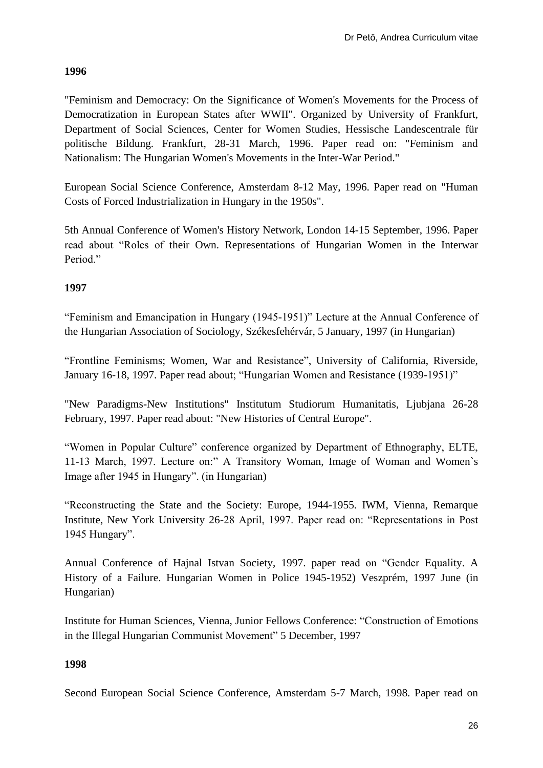**1996**

"Feminism and Democracy: On the Significance of Women's Movements for the Process of Democratization in European States after WWII". Organized by University of Frankfurt, Department of Social Sciences, Center for Women Studies, Hessische Landescentrale für politische Bildung. Frankfurt, 28-31 March, 1996. Paper read on: "Feminism and Nationalism: The Hungarian Women's Movements in the Inter-War Period."

European Social Science Conference, Amsterdam 8-12 May, 1996. Paper read on "Human Costs of Forced Industrialization in Hungary in the 1950s".

5th Annual Conference of Women's History Network, London 14-15 September, 1996. Paper read about "Roles of their Own. Representations of Hungarian Women in the Interwar Period."

**1997**

"Feminism and Emancipation in Hungary (1945-1951)" Lecture at the Annual Conference of the Hungarian Association of Sociology, Székesfehérvár, 5 January, 1997 (in Hungarian)

"Frontline Feminisms; Women, War and Resistance", University of California, Riverside, January 16-18, 1997. Paper read about; "Hungarian Women and Resistance (1939-1951)"

"New Paradigms-New Institutions" Institutum Studiorum Humanitatis, Ljubjana 26-28 February, 1997. Paper read about: "New Histories of Central Europe".

"Women in Popular Culture" conference organized by Department of Ethnography, ELTE, 11-13 March, 1997. Lecture on:" A Transitory Woman, Image of Woman and Women`s Image after 1945 in Hungary". (in Hungarian)

"Reconstructing the State and the Society: Europe, 1944-1955. IWM, Vienna, Remarque Institute, New York University 26-28 April, 1997. Paper read on: "Representations in Post 1945 Hungary".

Annual Conference of Hajnal Istvan Society, 1997. paper read on "Gender Equality. A History of a Failure. Hungarian Women in Police 1945-1952) Veszprém, 1997 June (in Hungarian)

Institute for Human Sciences, Vienna, Junior Fellows Conference: "Construction of Emotions in the Illegal Hungarian Communist Movement" 5 December, 1997

**1998**

Second European Social Science Conference, Amsterdam 5-7 March, 1998. Paper read on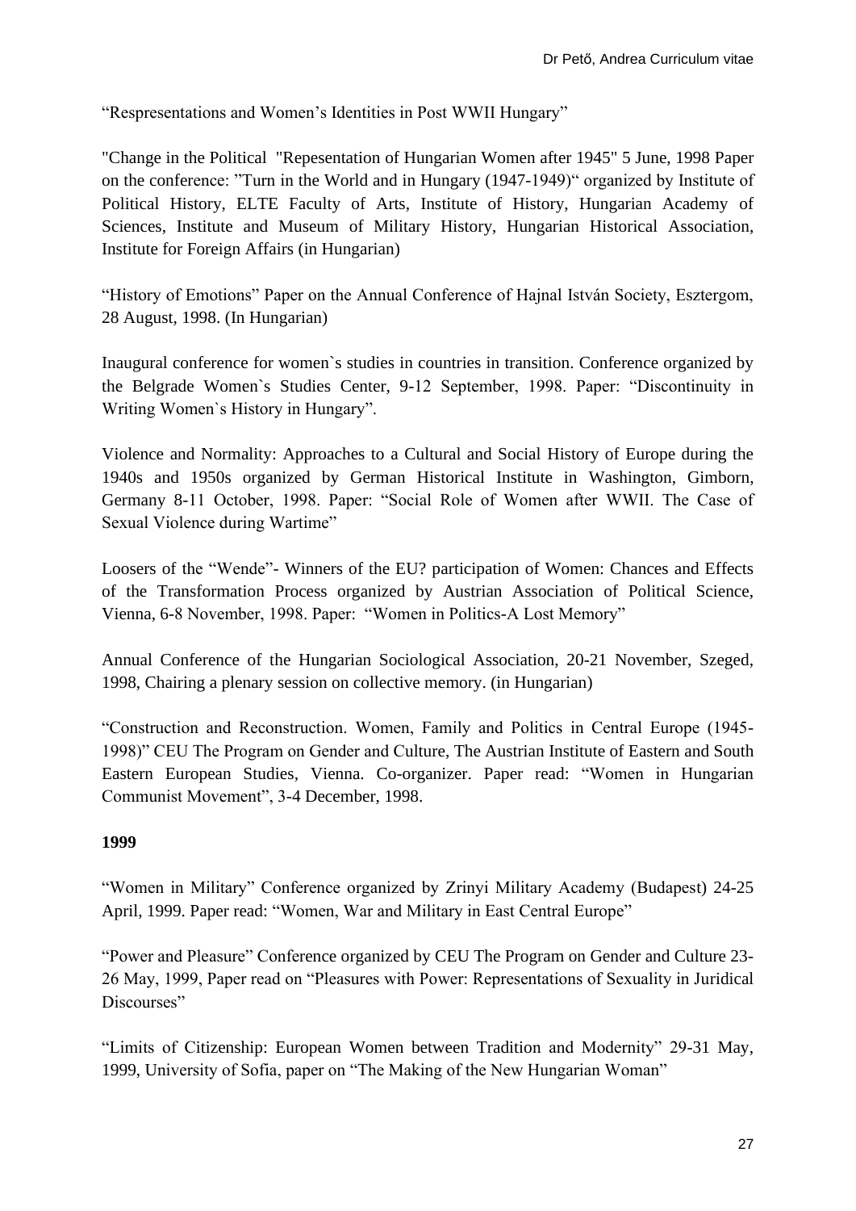“Respresentations and Women’s Identities in Post WWII Hungary”

"Change in the Political "Repesentation of Hungarian Women after 1945" 5 June, 1998 Paper on the conference: ”Turn in the World and in Hungary (1947-1949)“ organized by Institute of Political History, ELTE Faculty of Arts, Institute of History, Hungarian Academy of Sciences, Institute and Museum of Military History, Hungarian Historical Association, Institute for Foreign Affairs (in Hungarian)

“History of Emotions” Paper on the Annual Conference of Hajnal István Society, Esztergom, 28 August, 1998. (In Hungarian)

Inaugural conference for women`s studies in countries in transition. Conference organized by the Belgrade Women`s Studies Center, 9-12 September, 1998. Paper: “Discontinuity in Writing Women`s History in Hungary”.

Violence and Normality: Approaches to a Cultural and Social History of Europe during the 1940s and 1950s organized by German Historical Institute in Washington, Gimborn, Germany 8-11 October, 1998. Paper: “Social Role of Women after WWII. The Case of Sexual Violence during Wartime”

Loosers of the “Wende”- Winners of the EU? participation of Women: Chances and Effects of the Transformation Process organized by Austrian Association of Political Science, Vienna, 6-8 November, 1998. Paper: “Women in Politics-A Lost Memory”

Annual Conference of the Hungarian Sociological Association, 20-21 November, Szeged, 1998, Chairing a plenary session on collective memory. (in Hungarian)

“Construction and Reconstruction. Women, Family and Politics in Central Europe (1945-1998)” CEU The Program on Gender and Culture, The Austrian Institute of Eastern and South Eastern European Studies, Vienna. Co-organizer. Paper read: “Women in Hungarian Communist Movement”, 3-4 December, 1998.

**1999**

“Women in Military” Conference organized by Zrinyi Military Academy (Budapest) 24-25 April, 1999. Paper read: “Women, War and Military in East Central Europe”

“Power and Pleasure” Conference organized by CEU The Program on Gender and Culture 23-26 May, 1999, Paper read on “Pleasures with Power: Representations of Sexuality in Juridical Discourses”

“Limits of Citizenship: European Women between Tradition and Modernity” 29-31 May, 1999, University of Sofia, paper on “The Making of the New Hungarian Woman”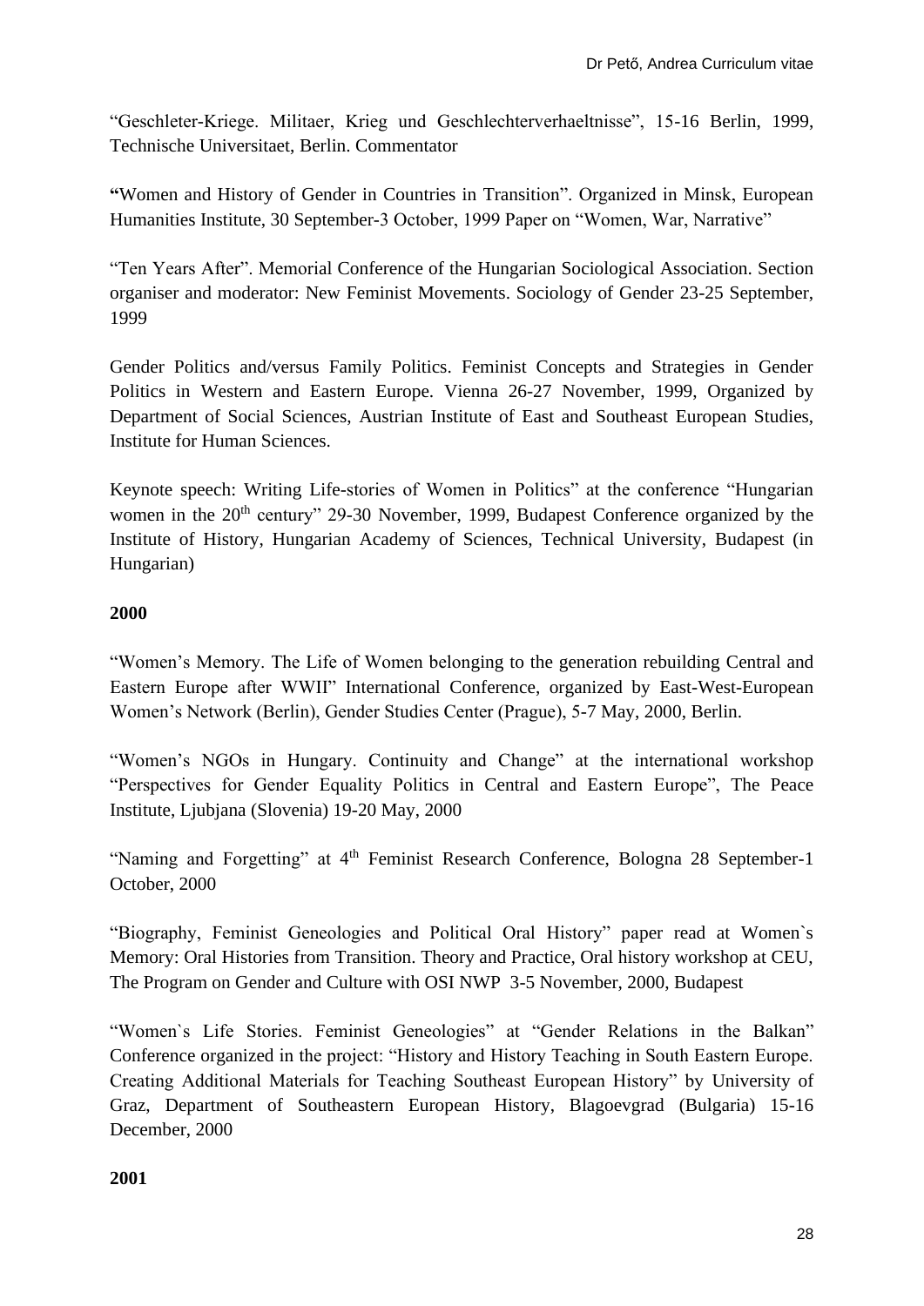“Geschleter-Kriege. Militaer, Krieg und Geschlechterverhaeltnisse”, 15-16 Berlin, 1999, Technische Universitaet, Berlin. Commentator

**“**Women and History of Gender in Countries in Transition”. Organized in Minsk, European Humanities Institute, 30 September-3 October, 1999 Paper on “Women, War, Narrative”

“Ten Years After”. Memorial Conference of the Hungarian Sociological Association. Section organiser and moderator: New Feminist Movements. Sociology of Gender 23-25 September, 1999

Gender Politics and/versus Family Politics. Feminist Concepts and Strategies in Gender Politics in Western and Eastern Europe. Vienna 26-27 November, 1999, Organized by Department of Social Sciences, Austrian Institute of East and Southeast European Studies, Institute for Human Sciences.

Keynote speech: Writing Life-stories of Women in Politics” at the conference “Hungarian women in the 20th century” 29-30 November, 1999, Budapest Conference organized by the Institute of History, Hungarian Academy of Sciences, Technical University, Budapest (in Hungarian)

**2000**

“Women’s Memory. The Life of Women belonging to the generation rebuilding Central and Eastern Europe after WWII” International Conference, organized by East-West-European Women’s Network (Berlin), Gender Studies Center (Prague), 5-7 May, 2000, Berlin.

“Women’s NGOs in Hungary. Continuity and Change” at the international workshop “Perspectives for Gender Equality Politics in Central and Eastern Europe”, The Peace Institute, Ljubjana (Slovenia) 19-20 May, 2000

“Naming and Forgetting” at 4th Feminist Research Conference, Bologna 28 September-1 October, 2000

“Biography, Feminist Geneologies and Political Oral History” paper read at Women`s Memory: Oral Histories from Transition. Theory and Practice, Oral history workshop at CEU, The Program on Gender and Culture with OSI NWP 3-5 November, 2000, Budapest

“Women`s Life Stories. Feminist Geneologies” at “Gender Relations in the Balkan” Conference organized in the project: “History and History Teaching in South Eastern Europe. Creating Additional Materials for Teaching Southeast European History” by University of Graz, Department of Southeastern European History, Blagoevgrad (Bulgaria) 15-16 December, 2000

**2001**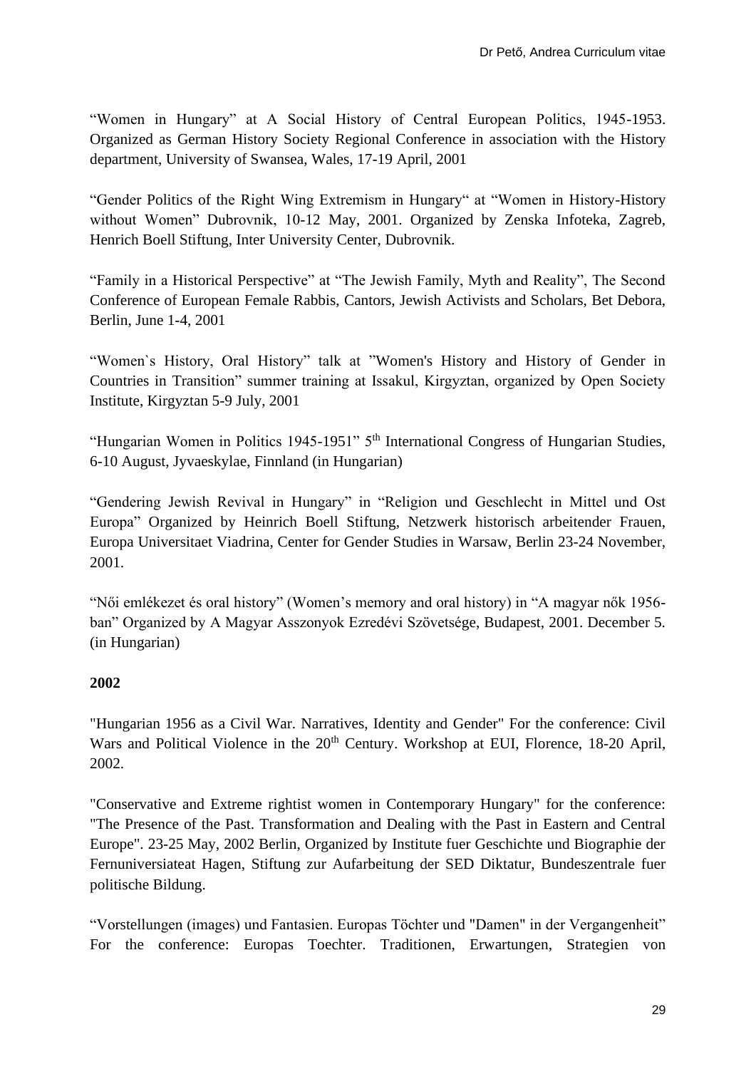"Women in Hungary" at A Social History of Central European Politics, 1945-1953. Organized as German History Society Regional Conference in association with the History department, University of Swansea, Wales, 17-19 April, 2001

"Gender Politics of the Right Wing Extremism in Hungary" at "Women in History-History without Women" Dubrovnik, 10-12 May, 2001. Organized by Zenska Infoteka, Zagreb, Henrich Boell Stiftung, Inter University Center, Dubrovnik.

"Family in a Historical Perspective" at "The Jewish Family, Myth and Reality", The Second Conference of European Female Rabbis, Cantors, Jewish Activists and Scholars, Bet Debora, Berlin, June 1-4, 2001

"Women`s History, Oral History" talk at "Women's History and History of Gender in Countries in Transition" summer training at Issakul, Kirgyztan, organized by Open Society Institute, Kirgyztan 5-9 July, 2001

"Hungarian Women in Politics 1945-1951" 5th International Congress of Hungarian Studies, 6-10 August, Jyvaeskylae, Finnland (in Hungarian)

"Gendering Jewish Revival in Hungary" in "Religion und Geschlecht in Mittel und Ost Europa" Organized by Heinrich Boell Stiftung, Netzwerk historisch arbeitender Frauen, Europa Universitaet Viadrina, Center for Gender Studies in Warsaw, Berlin 23-24 November, 2001.

"Női emlékezet és oral history" (Women's memory and oral history) in "A magyar nők 1956-ban" Organized by A Magyar Asszonyok Ezredévi Szövetsége, Budapest, 2001. December 5. (in Hungarian)

**2002**

"Hungarian 1956 as a Civil War. Narratives, Identity and Gender" For the conference: Civil Wars and Political Violence in the 20th Century. Workshop at EUI, Florence, 18-20 April, 2002.

"Conservative and Extreme rightist women in Contemporary Hungary" for the conference: "The Presence of the Past. Transformation and Dealing with the Past in Eastern and Central Europe". 23-25 May, 2002 Berlin, Organized by Institute fuer Geschichte und Biographie der Fernuniversiateat Hagen, Stiftung zur Aufarbeitung der SED Diktatur, Bundeszentrale fuer politische Bildung.

"Vorstellungen (images) und Fantasien. Europas Töchter und "Damen" in der Vergangenheit" For the conference: Europas Toechter. Traditionen, Erwartungen, Strategien von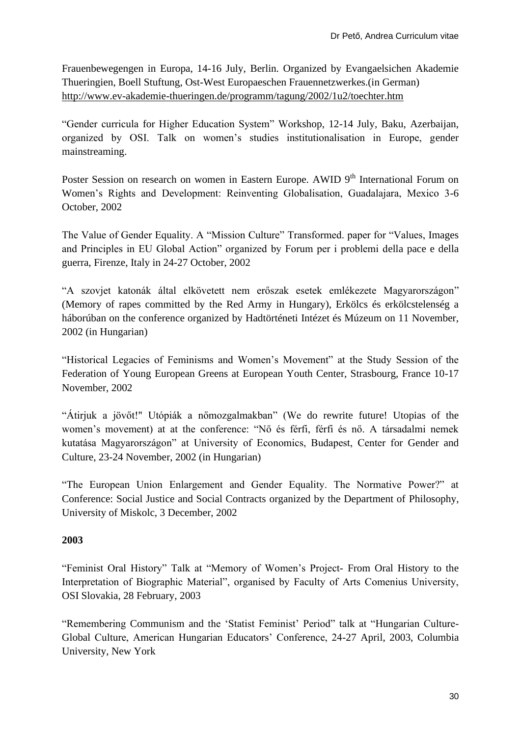Frauenbewegengen in Europa, 14-16 July, Berlin. Organized by Evangaelsichen Akademie Thueringien, Boell Stuftung, Ost-West Europaeschen Frauennetzwerkes.(in German) http://www.ev-akademie-thueringen.de/programm/tagung/2002/1u2/toechter.htm

"Gender curricula for Higher Education System" Workshop, 12-14 July, Baku, Azerbaijan, organized by OSI. Talk on women's studies institutionalisation in Europe, gender mainstreaming.

Poster Session on research on women in Eastern Europe. AWID 9th International Forum on Women's Rights and Development: Reinventing Globalisation, Guadalajara, Mexico 3-6 October, 2002

The Value of Gender Equality. A "Mission Culture" Transformed. paper for "Values, Images and Principles in EU Global Action" organized by Forum per i problemi della pace e della guerra, Firenze, Italy in 24-27 October, 2002

"A szovjet katonák által elkövetett nem erőszak esetek emlékezete Magyarországon" (Memory of rapes committed by the Red Army in Hungary), Erkölcs és erkölcstelenség a háborúban on the conference organized by Hadtörténeti Intézet és Múzeum on 11 November, 2002 (in Hungarian)

"Historical Legacies of Feminisms and Women's Movement" at the Study Session of the Federation of Young European Greens at European Youth Center, Strasbourg, France 10-17 November, 2002

"Átirjuk a jövőt!" Utópiák a nőmozgalmakban" (We do rewrite future! Utopias of the women's movement) at at the conference: "Nő és férfi, férfi és nő. A társadalmi nemek kutatása Magyarországon" at University of Economics, Budapest, Center for Gender and Culture, 23-24 November, 2002 (in Hungarian)

"The European Union Enlargement and Gender Equality. The Normative Power?" at Conference: Social Justice and Social Contracts organized by the Department of Philosophy, University of Miskolc, 3 December, 2002

**2003**

"Feminist Oral History" Talk at "Memory of Women's Project- From Oral History to the Interpretation of Biographic Material", organised by Faculty of Arts Comenius University, OSI Slovakia, 28 February, 2003

"Remembering Communism and the 'Statist Feminist' Period" talk at "Hungarian Culture-Global Culture, American Hungarian Educators' Conference, 24-27 April, 2003, Columbia University, New York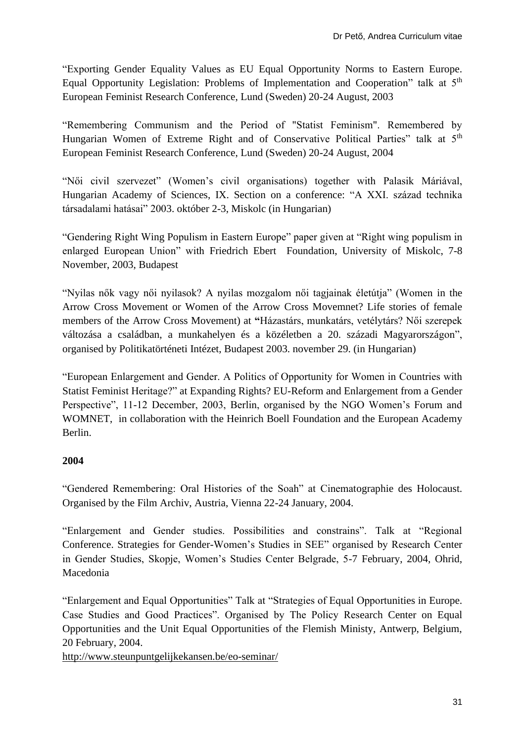"Exporting Gender Equality Values as EU Equal Opportunity Norms to Eastern Europe. Equal Opportunity Legislation: Problems of Implementation and Cooperation" talk at 5th European Feminist Research Conference, Lund (Sweden) 20-24 August, 2003

"Remembering Communism and the Period of "Statist Feminism". Remembered by Hungarian Women of Extreme Right and of Conservative Political Parties" talk at 5th European Feminist Research Conference, Lund (Sweden) 20-24 August, 2004

"Női civil szervezet" (Women's civil organisations) together with Palasik Máriával, Hungarian Academy of Sciences, IX. Section on a conference: "A XXI. század technika társadalami hatásai" 2003. október 2-3, Miskolc (in Hungarian)

"Gendering Right Wing Populism in Eastern Europe" paper given at "Right wing populism in enlarged European Union" with Friedrich Ebert Foundation, University of Miskolc, 7-8 November, 2003, Budapest

"Nyilas nők vagy női nyilasok? A nyilas mozgalom női tagjainak életútja" (Women in the Arrow Cross Movement or Women of the Arrow Cross Movemnet? Life stories of female members of the Arrow Cross Movement) at **"**Házastárs, munkatárs, vetélytárs? Női szerepek változása a családban, a munkahelyen és a közéletben a 20. századi Magyarországon", organised by Politikatörténeti Intézet, Budapest 2003. november 29. (in Hungarian)

"European Enlargement and Gender. A Politics of Opportunity for Women in Countries with Statist Feminist Heritage?" at Expanding Rights? EU-Reform and Enlargement from a Gender Perspective", 11-12 December, 2003, Berlin, organised by the NGO Women's Forum and WOMNET, in collaboration with the Heinrich Boell Foundation and the European Academy Berlin.

**2004**

"Gendered Remembering: Oral Histories of the Soah" at Cinematographie des Holocaust. Organised by the Film Archiv, Austria, Vienna 22-24 January, 2004.

"Enlargement and Gender studies. Possibilities and constrains". Talk at "Regional Conference. Strategies for Gender-Women's Studies in SEE" organised by Research Center in Gender Studies, Skopje, Women's Studies Center Belgrade, 5-7 February, 2004, Ohrid, Macedonia

"Enlargement and Equal Opportunities" Talk at "Strategies of Equal Opportunities in Europe. Case Studies and Good Practices". Organised by The Policy Research Center on Equal Opportunities and the Unit Equal Opportunities of the Flemish Ministy, Antwerp, Belgium, 20 February, 2004.
http://www.steunpuntgelijkekansen.be/eo-seminar/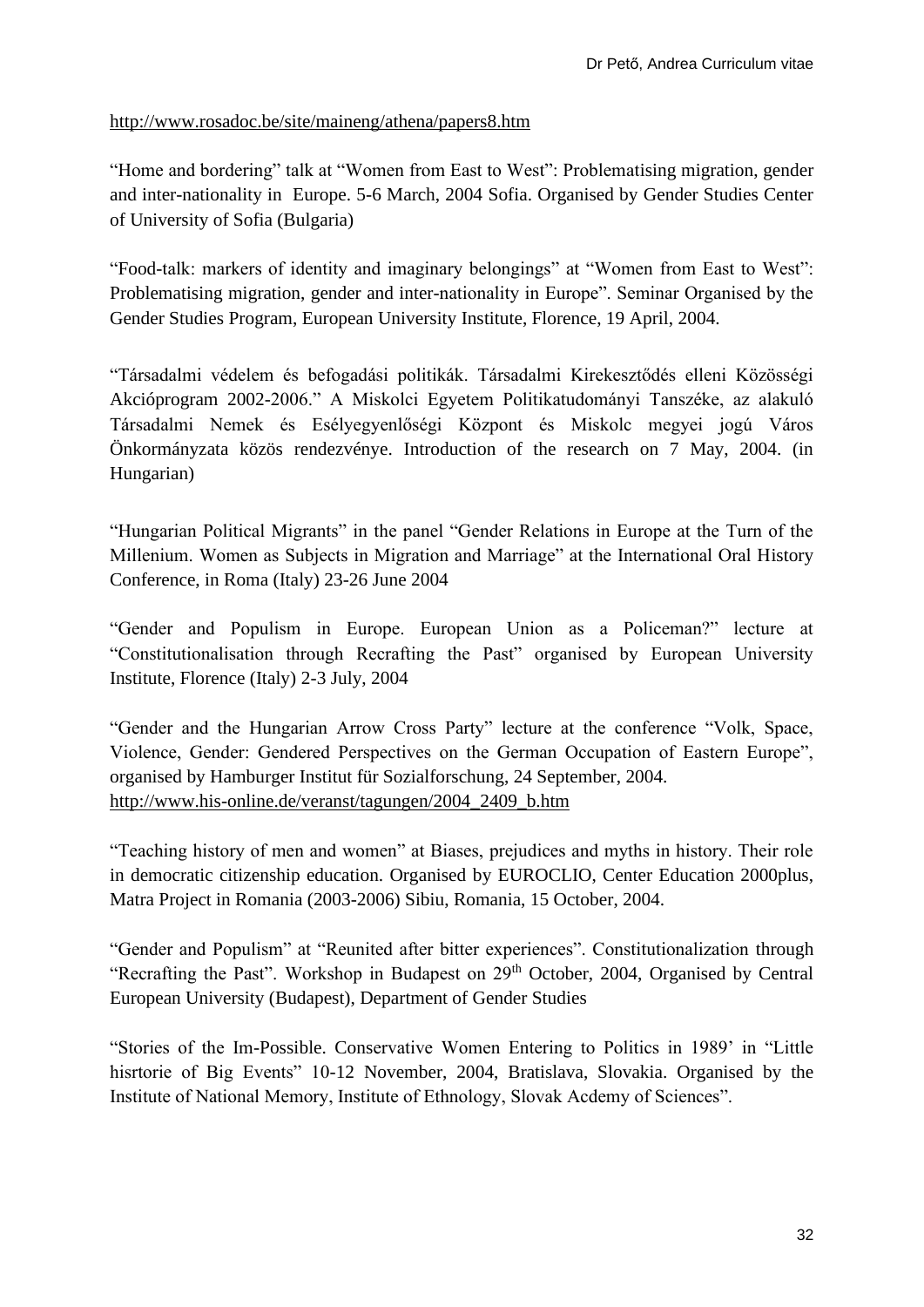http://www.rosadoc.be/site/maineng/athena/papers8.htm

“Home and bordering” talk at “Women from East to West”: Problematising migration, gender and inter-nationality in Europe. 5-6 March, 2004 Sofia. Organised by Gender Studies Center of University of Sofia (Bulgaria)

“Food-talk: markers of identity and imaginary belongings” at “Women from East to West”: Problematising migration, gender and inter-nationality in Europe”. Seminar Organised by the Gender Studies Program, European University Institute, Florence, 19 April, 2004.

“Társadalmi védelem és befogadási politikák. Társadalmi Kirekesztődés elleni Közösségi Akcióprogram 2002-2006.” A Miskolci Egyetem Politikatudományi Tanszéke, az alakuló Társadalmi Nemek és Esélyegyenlőségi Központ és Miskolc megyei jogú Város Önkormányzata közös rendezvénye. Introduction of the research on 7 May, 2004. (in Hungarian)

“Hungarian Political Migrants” in the panel “Gender Relations in Europe at the Turn of the Millenium. Women as Subjects in Migration and Marriage” at the International Oral History Conference, in Roma (Italy) 23-26 June 2004

“Gender and Populism in Europe. European Union as a Policeman?” lecture at “Constitutionalisation through Recrafting the Past” organised by European University Institute, Florence (Italy) 2-3 July, 2004

“Gender and the Hungarian Arrow Cross Party” lecture at the conference “Volk, Space, Violence, Gender: Gendered Perspectives on the German Occupation of Eastern Europe”, organised by Hamburger Institut für Sozialforschung, 24 September, 2004. http://www.his-online.de/veranst/tagungen/2004_2409_b.htm

“Teaching history of men and women” at Biases, prejudices and myths in history. Their role in democratic citizenship education. Organised by EUROCLIO, Center Education 2000plus, Matra Project in Romania (2003-2006) Sibiu, Romania, 15 October, 2004.

“Gender and Populism” at “Reunited after bitter experiences”. Constitutionalization through “Recrafting the Past”. Workshop in Budapest on 29th October, 2004, Organised by Central European University (Budapest), Department of Gender Studies

“Stories of the Im-Possible. Conservative Women Entering to Politics in 1989’ in “Little hisrtorie of Big Events” 10-12 November, 2004, Bratislava, Slovakia. Organised by the Institute of National Memory, Institute of Ethnology, Slovak Acdemy of Sciences”.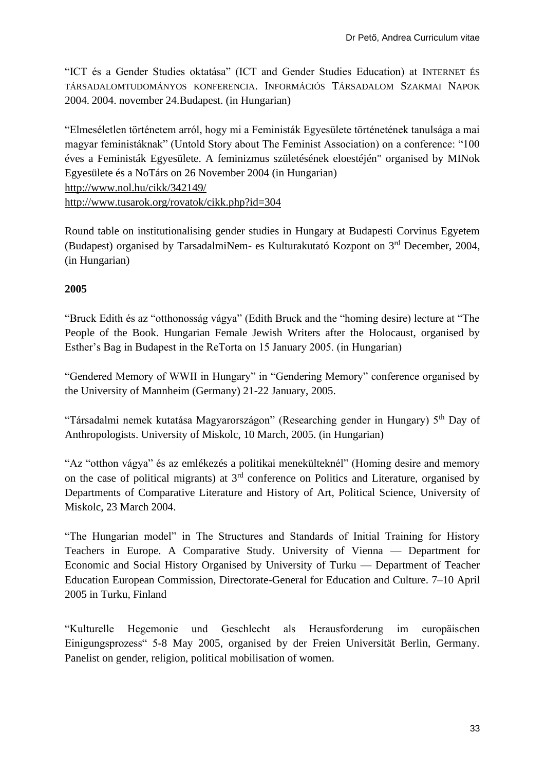"ICT és a Gender Studies oktatása" (ICT and Gender Studies Education) at INTERNET ÉS TÁRSADALOMTUDOMÁNYOS KONFERENCIA. INFORMÁCIÓS TÁRSADALOM SZAKMAI NAPOK 2004. 2004. november 24.Budapest. (in Hungarian)

"Elmeséletlen történetem arról, hogy mi a Feministák Egyesülete történetének tanulsága a mai magyar feministáknak" (Untold Story about The Feminist Association) on a conference: "100 éves a Feministák Egyesülete. A feminizmus születésének eloestéjén" organised by MINok Egyesülete és a NoTárs on 26 November 2004 (in Hungarian)
http://www.nol.hu/cikk/342149/
http://www.tusarok.org/rovatok/cikk.php?id=304

Round table on institutionalising gender studies in Hungary at Budapesti Corvinus Egyetem (Budapest) organised by TarsadalmiNem- es Kulturakutató Kozpont on 3rd December, 2004, (in Hungarian)

**2005**

"Bruck Edith és az "otthonosság vágya" (Edith Bruck and the "homing desire) lecture at "The People of the Book. Hungarian Female Jewish Writers after the Holocaust, organised by Esther's Bag in Budapest in the ReTorta on 15 January 2005. (in Hungarian)

"Gendered Memory of WWII in Hungary" in "Gendering Memory" conference organised by the University of Mannheim (Germany) 21-22 January, 2005.

"Társadalmi nemek kutatása Magyarországon" (Researching gender in Hungary) 5th Day of Anthropologists. University of Miskolc, 10 March, 2005. (in Hungarian)

"Az "otthon vágya" és az emlékezés a politikai menekülteknél" (Homing desire and memory on the case of political migrants) at 3rd conference on Politics and Literature, organised by Departments of Comparative Literature and History of Art, Political Science, University of Miskolc, 23 March 2004.

"The Hungarian model" in The Structures and Standards of Initial Training for History Teachers in Europe. A Comparative Study. University of Vienna — Department for Economic and Social History Organised by University of Turku — Department of Teacher Education European Commission, Directorate-General for Education and Culture. 7–10 April 2005 in Turku, Finland

"Kulturelle Hegemonie und Geschlecht als Herausforderung im europäischen Einigungsprozess" 5-8 May 2005, organised by der Freien Universität Berlin, Germany. Panelist on gender, religion, political mobilisation of women.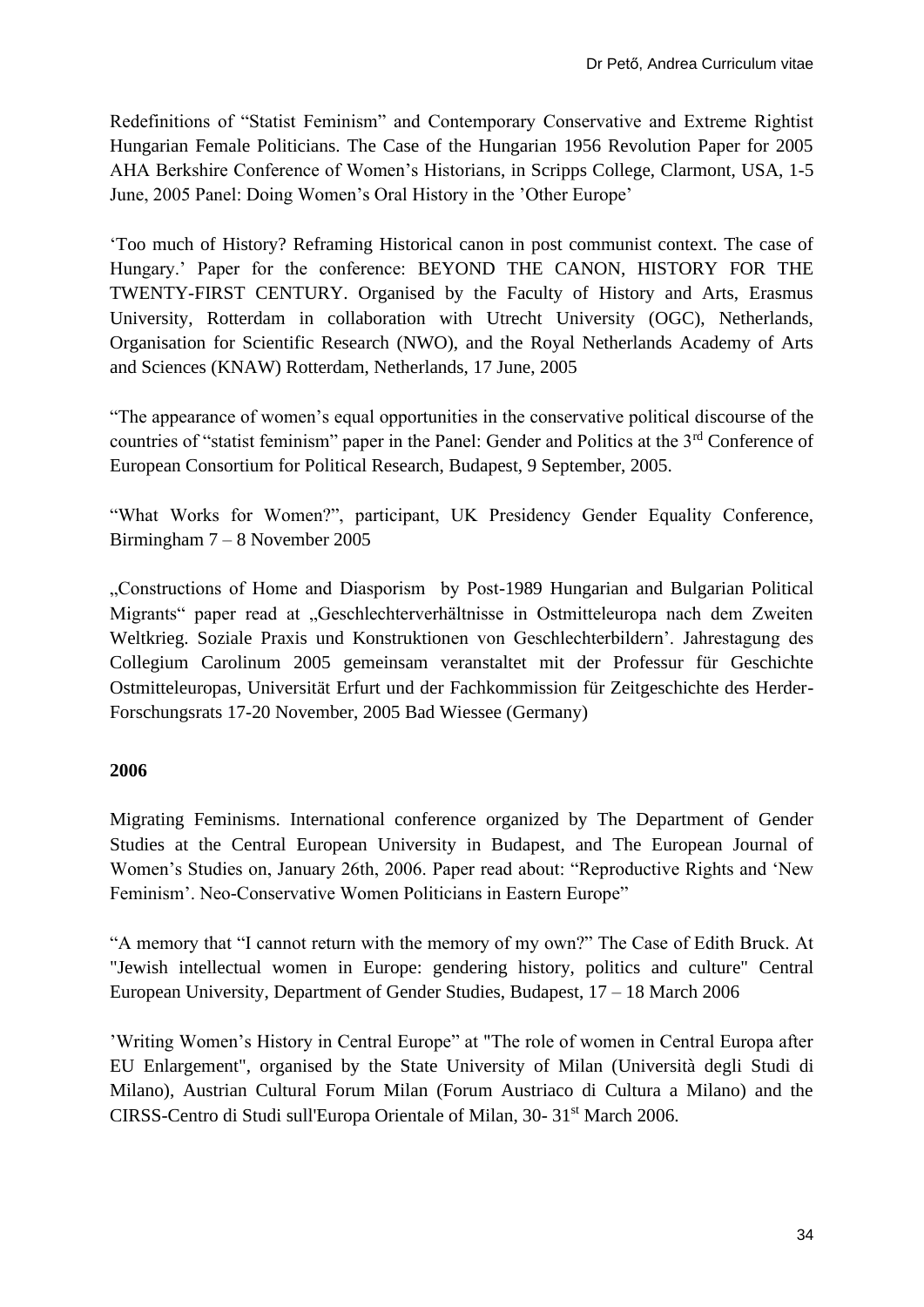Redefinitions of "Statist Feminism" and Contemporary Conservative and Extreme Rightist Hungarian Female Politicians. The Case of the Hungarian 1956 Revolution Paper for 2005 AHA Berkshire Conference of Women's Historians, in Scripps College, Clarmont, USA, 1-5 June, 2005 Panel: Doing Women's Oral History in the 'Other Europe'

'Too much of History? Reframing Historical canon in post communist context. The case of Hungary.' Paper for the conference: BEYOND THE CANON, HISTORY FOR THE TWENTY-FIRST CENTURY. Organised by the Faculty of History and Arts, Erasmus University, Rotterdam in collaboration with Utrecht University (OGC), Netherlands, Organisation for Scientific Research (NWO), and the Royal Netherlands Academy of Arts and Sciences (KNAW) Rotterdam, Netherlands, 17 June, 2005

"The appearance of women's equal opportunities in the conservative political discourse of the countries of "statist feminism" paper in the Panel: Gender and Politics at the 3rd Conference of European Consortium for Political Research, Budapest, 9 September, 2005.

"What Works for Women?", participant, UK Presidency Gender Equality Conference, Birmingham 7 – 8 November 2005

„Constructions of Home and Diasporism by Post-1989 Hungarian and Bulgarian Political Migrants" paper read at „Geschlechterverhältnisse in Ostmitteleuropa nach dem Zweiten Weltkrieg. Soziale Praxis und Konstruktionen von Geschlechterbildern'. Jahrestagung des Collegium Carolinum 2005 gemeinsam veranstaltet mit der Professur für Geschichte Ostmitteleuropas, Universität Erfurt und der Fachkommission für Zeitgeschichte des Herder-Forschungsrats 17-20 November, 2005 Bad Wiessee (Germany)

**2006**

Migrating Feminisms. International conference organized by The Department of Gender Studies at the Central European University in Budapest, and The European Journal of Women's Studies on, January 26th, 2006. Paper read about: "Reproductive Rights and 'New Feminism'. Neo-Conservative Women Politicians in Eastern Europe"

"A memory that "I cannot return with the memory of my own?" The Case of Edith Bruck. At "Jewish intellectual women in Europe: gendering history, politics and culture" Central European University, Department of Gender Studies, Budapest, 17 – 18 March 2006

'Writing Women's History in Central Europe" at "The role of women in Central Europa after EU Enlargement", organised by the State University of Milan (Università degli Studi di Milano), Austrian Cultural Forum Milan (Forum Austriaco di Cultura a Milano) and the CIRSS-Centro di Studi sull'Europa Orientale of Milan, 30- 31st March 2006.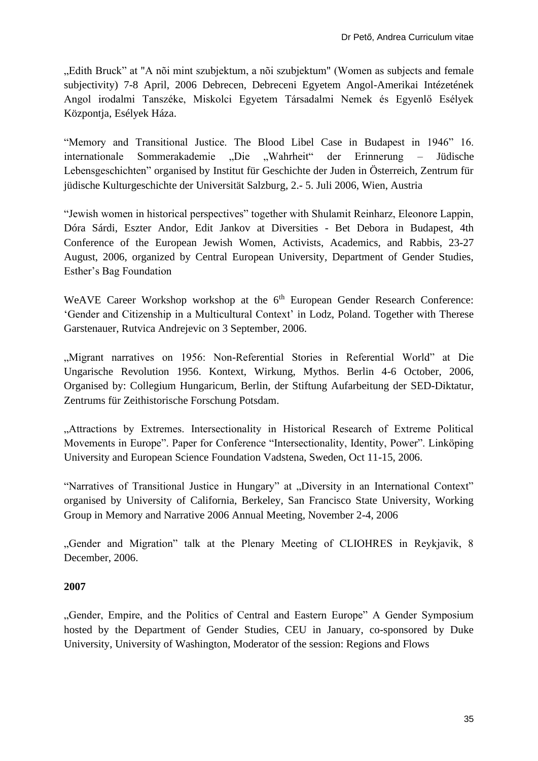„Edith Bruck” at "A nõi mint szubjektum, a nõi szubjektum" (Women as subjects and female subjectivity) 7-8 April, 2006 Debrecen, Debreceni Egyetem Angol-Amerikai Intézetének Angol irodalmi Tanszéke, Miskolci Egyetem Társadalmi Nemek és Egyenlő Esélyek Központja, Esélyek Háza.

“Memory and Transitional Justice. The Blood Libel Case in Budapest in 1946” 16. internationale Sommerakademie „Die „Wahrheit“ der Erinnerung – Jüdische Lebensgeschichten” organised by Institut für Geschichte der Juden in Österreich, Zentrum für jüdische Kulturgeschichte der Universität Salzburg, 2.- 5. Juli 2006, Wien, Austria

“Jewish women in historical perspectives” together with Shulamit Reinharz, Eleonore Lappin, Dóra Sárdi, Eszter Andor, Edit Jankov at Diversities - Bet Debora in Budapest, 4th Conference of the European Jewish Women, Activists, Academics, and Rabbis, 23-27 August, 2006, organized by Central European University, Department of Gender Studies, Esther’s Bag Foundation

WeAVE Career Workshop workshop at the 6th European Gender Research Conference: ‘Gender and Citizenship in a Multicultural Context’ in Lodz, Poland. Together with Therese Garstenauer, Rutvica Andrejevic on 3 September, 2006.

„Migrant narratives on 1956: Non-Referential Stories in Referential World” at Die Ungarische Revolution 1956. Kontext, Wirkung, Mythos. Berlin 4-6 October, 2006, Organised by: Collegium Hungaricum, Berlin, der Stiftung Aufarbeitung der SED-Diktatur, Zentrums für Zeithistorische Forschung Potsdam.

„Attractions by Extremes. Intersectionality in Historical Research of Extreme Political Movements in Europe”. Paper for Conference “Intersectionality, Identity, Power”. Linköping University and European Science Foundation Vadstena, Sweden, Oct 11-15, 2006.

“Narratives of Transitional Justice in Hungary” at „Diversity in an International Context” organised by University of California, Berkeley, San Francisco State University, Working Group in Memory and Narrative 2006 Annual Meeting, November 2-4, 2006

„Gender and Migration” talk at the Plenary Meeting of CLIOHRES in Reykjavik, 8 December, 2006.

**2007**

„Gender, Empire, and the Politics of Central and Eastern Europe” A Gender Symposium hosted by the Department of Gender Studies, CEU in January, co-sponsored by Duke University, University of Washington, Moderator of the session: Regions and Flows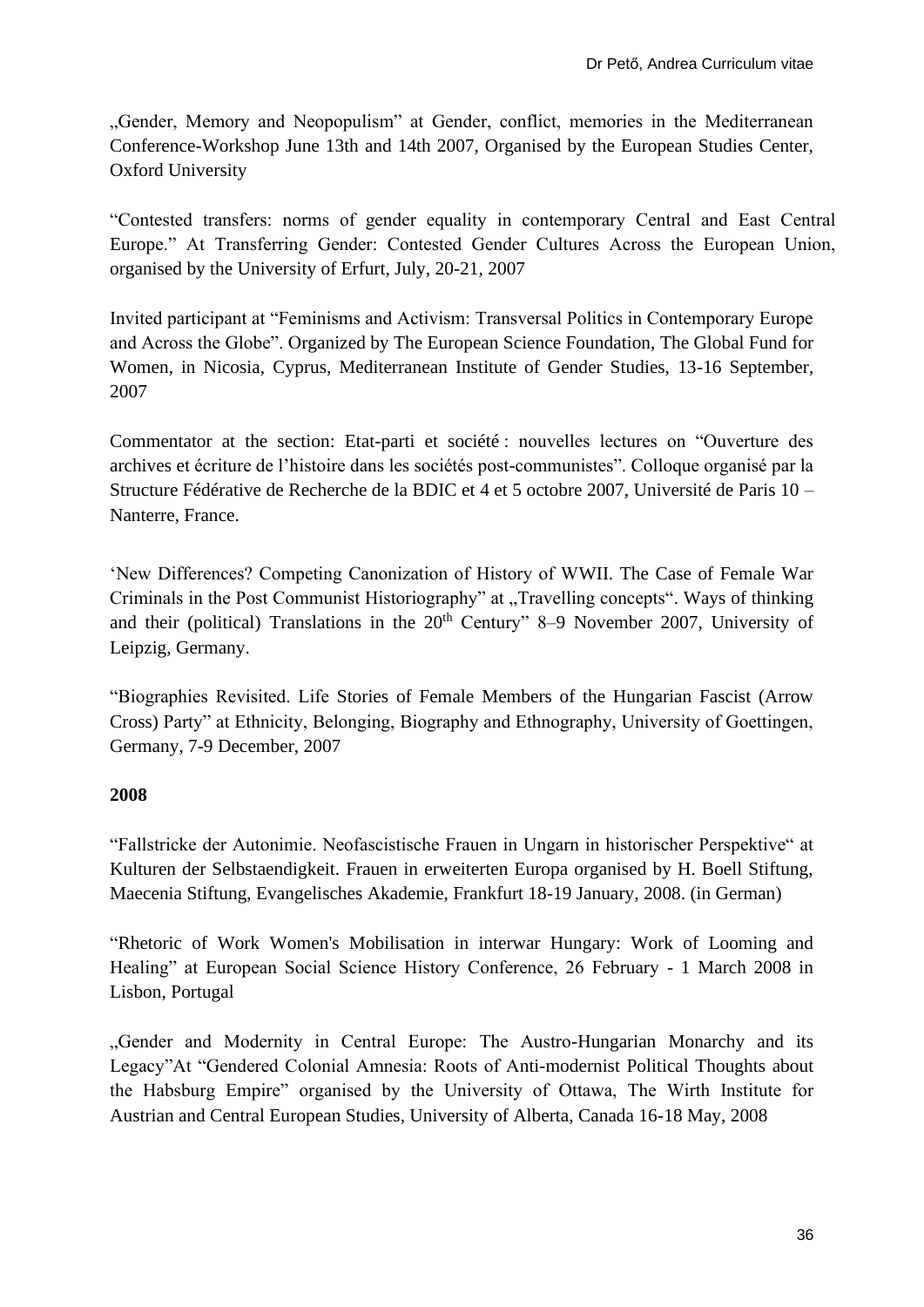„Gender, Memory and Neopopulism" at Gender, conflict, memories in the Mediterranean Conference-Workshop June 13th and 14th 2007, Organised by the European Studies Center, Oxford University

"Contested transfers: norms of gender equality in contemporary Central and East Central Europe." At Transferring Gender: Contested Gender Cultures Across the European Union, organised by the University of Erfurt, July, 20-21, 2007

Invited participant at "Feminisms and Activism: Transversal Politics in Contemporary Europe and Across the Globe". Organized by The European Science Foundation, The Global Fund for Women, in Nicosia, Cyprus, Mediterranean Institute of Gender Studies, 13-16 September, 2007

Commentator at the section: Etat-parti et société : nouvelles lectures on "Ouverture des archives et écriture de l'histoire dans les sociétés post-communistes". Colloque organisé par la Structure Fédérative de Recherche de la BDIC et 4 et 5 octobre 2007, Université de Paris 10 – Nanterre, France.

'New Differences? Competing Canonization of History of WWII. The Case of Female War Criminals in the Post Communist Historiography" at „Travelling concepts". Ways of thinking and their (political) Translations in the 20th Century" 8–9 November 2007, University of Leipzig, Germany.

"Biographies Revisited. Life Stories of Female Members of the Hungarian Fascist (Arrow Cross) Party" at Ethnicity, Belonging, Biography and Ethnography, University of Goettingen, Germany, 7-9 December, 2007

**2008**

"Fallstricke der Autonimie. Neofascistische Frauen in Ungarn in historischer Perspektive" at Kulturen der Selbstaendigkeit. Frauen in erweiterten Europa organised by H. Boell Stiftung, Maecenia Stiftung, Evangelisches Akademie, Frankfurt 18-19 January, 2008. (in German)

"Rhetoric of Work Women's Mobilisation in interwar Hungary: Work of Looming and Healing" at European Social Science History Conference, 26 February - 1 March 2008 in Lisbon, Portugal

„Gender and Modernity in Central Europe: The Austro-Hungarian Monarchy and its Legacy"At "Gendered Colonial Amnesia: Roots of Anti-modernist Political Thoughts about the Habsburg Empire" organised by the University of Ottawa, The Wirth Institute for Austrian and Central European Studies, University of Alberta, Canada 16-18 May, 2008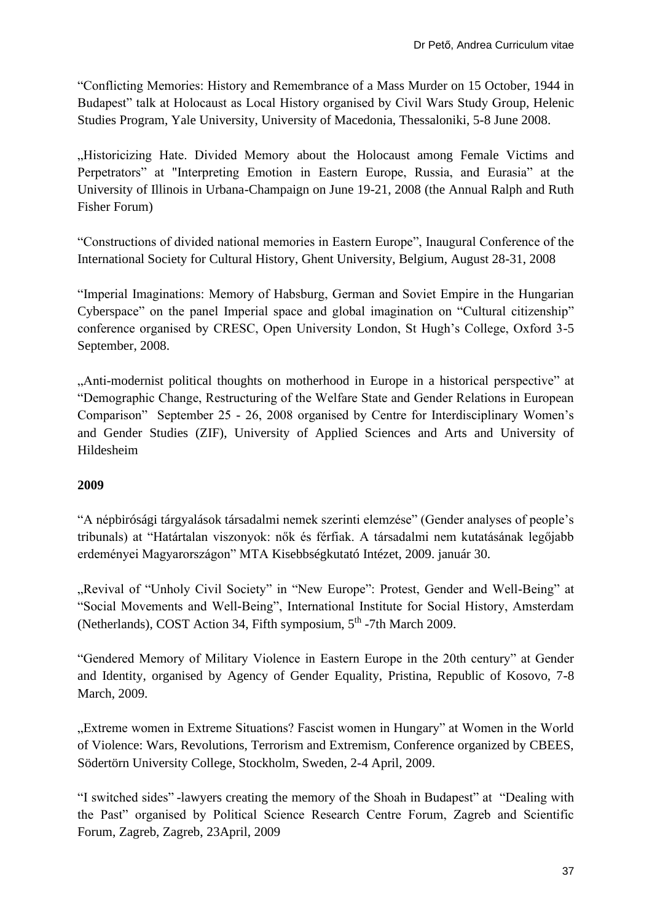“Conflicting Memories: History and Remembrance of a Mass Murder on 15 October, 1944 in Budapest” talk at Holocaust as Local History organised by Civil Wars Study Group, Helenic Studies Program, Yale University, University of Macedonia, Thessaloniki, 5-8 June 2008.

„Historicizing Hate. Divided Memory about the Holocaust among Female Victims and Perpetrators” at "Interpreting Emotion in Eastern Europe, Russia, and Eurasia” at the University of Illinois in Urbana-Champaign on June 19-21, 2008 (the Annual Ralph and Ruth Fisher Forum)

“Constructions of divided national memories in Eastern Europe”, Inaugural Conference of the International Society for Cultural History, Ghent University, Belgium, August 28-31, 2008

“Imperial Imaginations: Memory of Habsburg, German and Soviet Empire in the Hungarian Cyberspace” on the panel Imperial space and global imagination on “Cultural citizenship” conference organised by CRESC, Open University London, St Hugh’s College, Oxford 3-5 September, 2008.

„Anti-modernist political thoughts on motherhood in Europe in a historical perspective” at “Demographic Change, Restructuring of the Welfare State and Gender Relations in European Comparison” September 25 - 26, 2008 organised by Centre for Interdisciplinary Women’s and Gender Studies (ZIF), University of Applied Sciences and Arts and University of Hildesheim

**2009**

“A népbírósági tárgyalások társadalmi nemek szerinti elemzése” (Gender analyses of people’s tribunals) at “Határtalan viszonyok: nők és férfiak. A társadalmi nem kutatásának legőjabb erdeményei Magyarországon” MTA Kisebbségkutató Intézet, 2009. január 30.

„Revival of “Unholy Civil Society” in “New Europe”: Protest, Gender and Well-Being” at “Social Movements and Well-Being”, International Institute for Social History, Amsterdam (Netherlands), COST Action 34, Fifth symposium, 5th -7th March 2009.

“Gendered Memory of Military Violence in Eastern Europe in the 20th century” at Gender and Identity, organised by Agency of Gender Equality, Pristina, Republic of Kosovo, 7-8 March, 2009.

„Extreme women in Extreme Situations? Fascist women in Hungary” at Women in the World of Violence: Wars, Revolutions, Terrorism and Extremism, Conference organized by CBEES, Södertörn University College, Stockholm, Sweden, 2-4 April, 2009.

“I switched sides” -lawyers creating the memory of the Shoah in Budapest” at “Dealing with the Past” organised by Political Science Research Centre Forum, Zagreb and Scientific Forum, Zagreb, Zagreb, 23April, 2009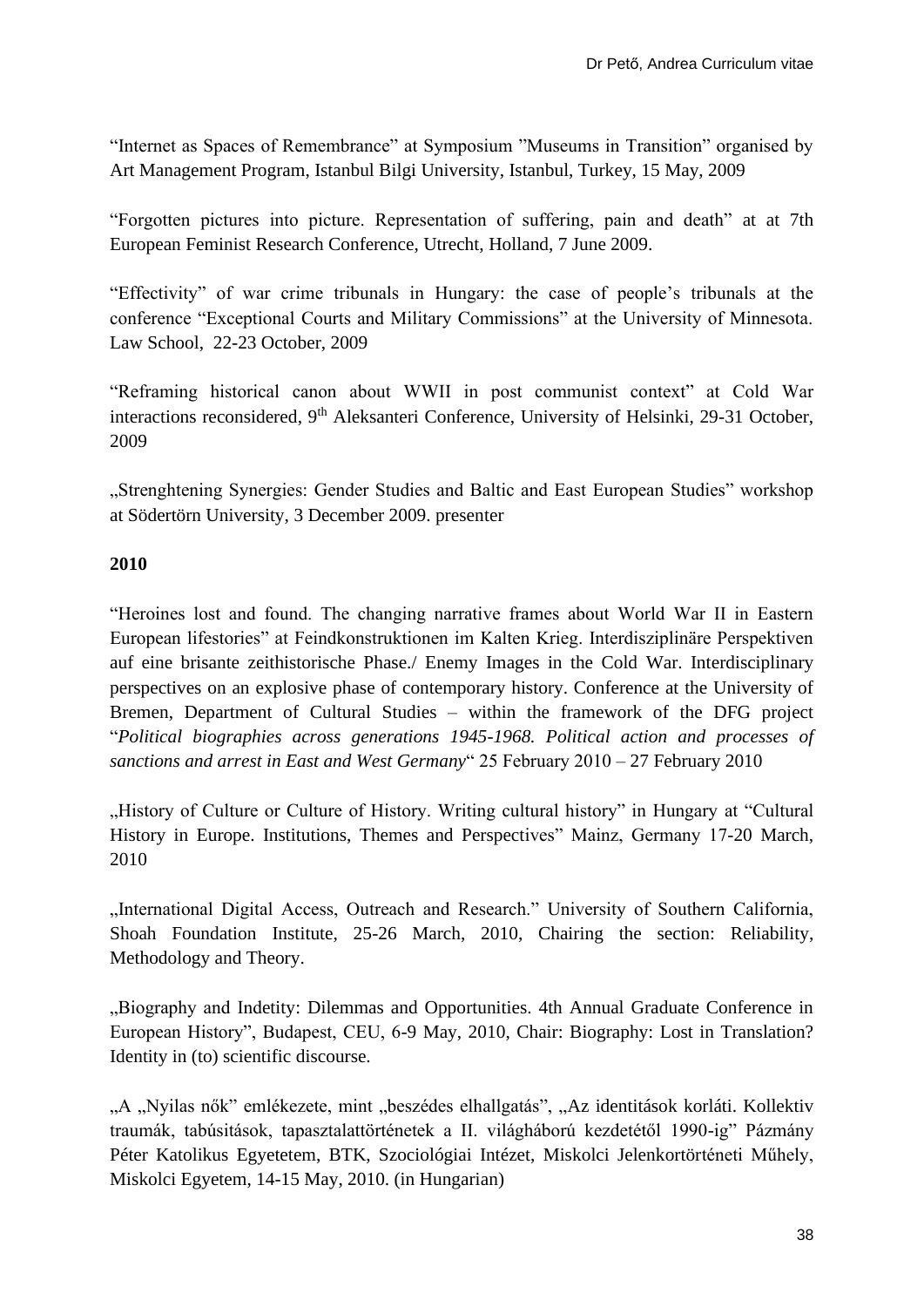"Internet as Spaces of Remembrance" at Symposium "Museums in Transition" organised by Art Management Program, Istanbul Bilgi University, Istanbul, Turkey, 15 May, 2009

"Forgotten pictures into picture. Representation of suffering, pain and death" at at 7th European Feminist Research Conference, Utrecht, Holland, 7 June 2009.

"Effectivity" of war crime tribunals in Hungary: the case of people's tribunals at the conference "Exceptional Courts and Military Commissions" at the University of Minnesota. Law School, 22-23 October, 2009

"Reframing historical canon about WWII in post communist context" at Cold War interactions reconsidered, 9th Aleksanteri Conference, University of Helsinki, 29-31 October, 2009

„Strenghtening Synergies: Gender Studies and Baltic and East European Studies" workshop at Södertörn University, 3 December 2009. presenter

**2010**

"Heroines lost and found. The changing narrative frames about World War II in Eastern European lifestories" at Feindkonstruktionen im Kalten Krieg. Interdisziplinäre Perspektiven auf eine brisante zeithistorische Phase./ Enemy Images in the Cold War. Interdisciplinary perspectives on an explosive phase of contemporary history. Conference at the University of Bremen, Department of Cultural Studies – within the framework of the DFG project "*Political biographies across generations 1945-1968. Political action and processes of sanctions and arrest in East and West Germany*" 25 February 2010 – 27 February 2010

„History of Culture or Culture of History. Writing cultural history" in Hungary at "Cultural History in Europe. Institutions, Themes and Perspectives" Mainz, Germany 17-20 March, 2010

„International Digital Access, Outreach and Research." University of Southern California, Shoah Foundation Institute, 25-26 March, 2010, Chairing the section: Reliability, Methodology and Theory.

„Biography and Indetity: Dilemmas and Opportunities. 4th Annual Graduate Conference in European History", Budapest, CEU, 6-9 May, 2010, Chair: Biography: Lost in Translation? Identity in (to) scientific discourse.

„A „Nyilas nők" emlékezete, mint „beszédes elhallgatás", „Az identitások korláti. Kollektiv traumák, tabúsitások, tapasztalattörténetek a II. világháború kezdetétől 1990-ig" Pázmány Péter Katolikus Egyetetem, BTK, Szociológiai Intézet, Miskolci Jelenkortörténeti Műhely, Miskolci Egyetem, 14-15 May, 2010. (in Hungarian)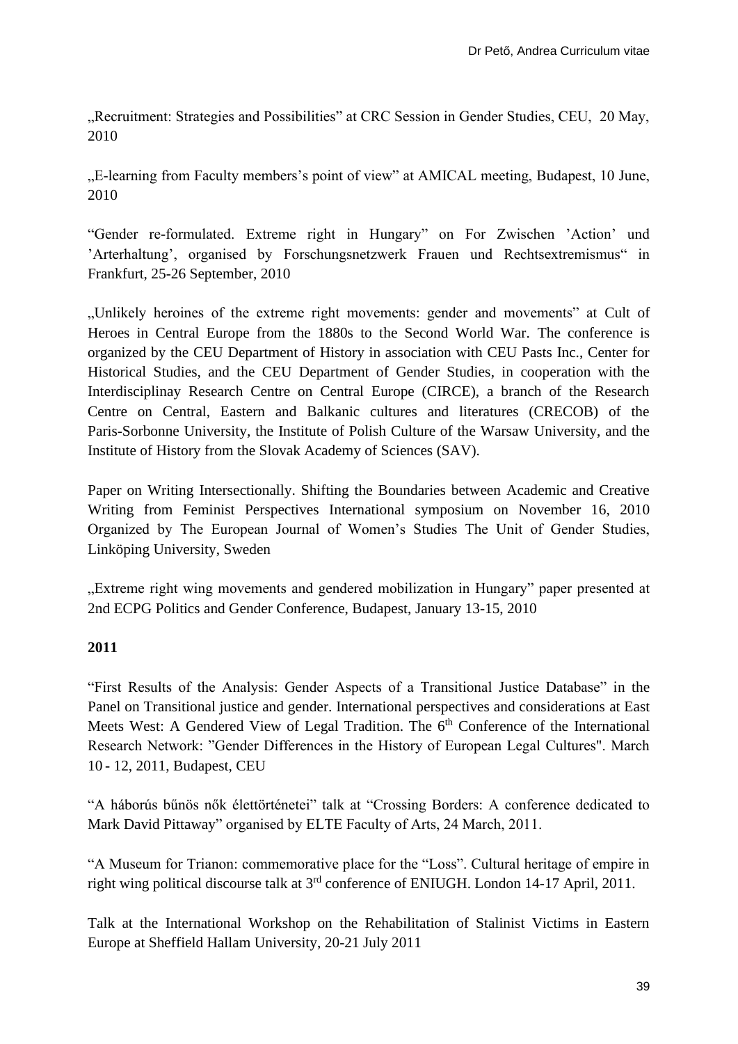„Recruitment: Strategies and Possibilities" at CRC Session in Gender Studies, CEU, 20 May, 2010

„E-learning from Faculty members's point of view" at AMICAL meeting, Budapest, 10 June, 2010

"Gender re-formulated. Extreme right in Hungary" on For Zwischen 'Action' und 'Arterhaltung', organised by Forschungsnetzwerk Frauen und Rechtsextremismus" in Frankfurt, 25-26 September, 2010

„Unlikely heroines of the extreme right movements: gender and movements" at Cult of Heroes in Central Europe from the 1880s to the Second World War. The conference is organized by the CEU Department of History in association with CEU Pasts Inc., Center for Historical Studies, and the CEU Department of Gender Studies, in cooperation with the Interdisciplinay Research Centre on Central Europe (CIRCE), a branch of the Research Centre on Central, Eastern and Balkanic cultures and literatures (CRECOB) of the Paris-Sorbonne University, the Institute of Polish Culture of the Warsaw University, and the Institute of History from the Slovak Academy of Sciences (SAV).

Paper on Writing Intersectionally. Shifting the Boundaries between Academic and Creative Writing from Feminist Perspectives International symposium on November 16, 2010 Organized by The European Journal of Women's Studies The Unit of Gender Studies, Linköping University, Sweden

„Extreme right wing movements and gendered mobilization in Hungary" paper presented at 2nd ECPG Politics and Gender Conference, Budapest, January 13-15, 2010

**2011**

"First Results of the Analysis: Gender Aspects of a Transitional Justice Database" in the Panel on Transitional justice and gender. International perspectives and considerations at East Meets West: A Gendered View of Legal Tradition. The 6th Conference of the International Research Network: "Gender Differences in the History of European Legal Cultures". March 10 - 12, 2011, Budapest, CEU

"A háborús bűnös nők élettörténetei" talk at "Crossing Borders: A conference dedicated to Mark David Pittaway" organised by ELTE Faculty of Arts, 24 March, 2011.

"A Museum for Trianon: commemorative place for the "Loss". Cultural heritage of empire in right wing political discourse talk at 3rd conference of ENIUGH. London 14-17 April, 2011.

Talk at the International Workshop on the Rehabilitation of Stalinist Victims in Eastern Europe at Sheffield Hallam University, 20-21 July 2011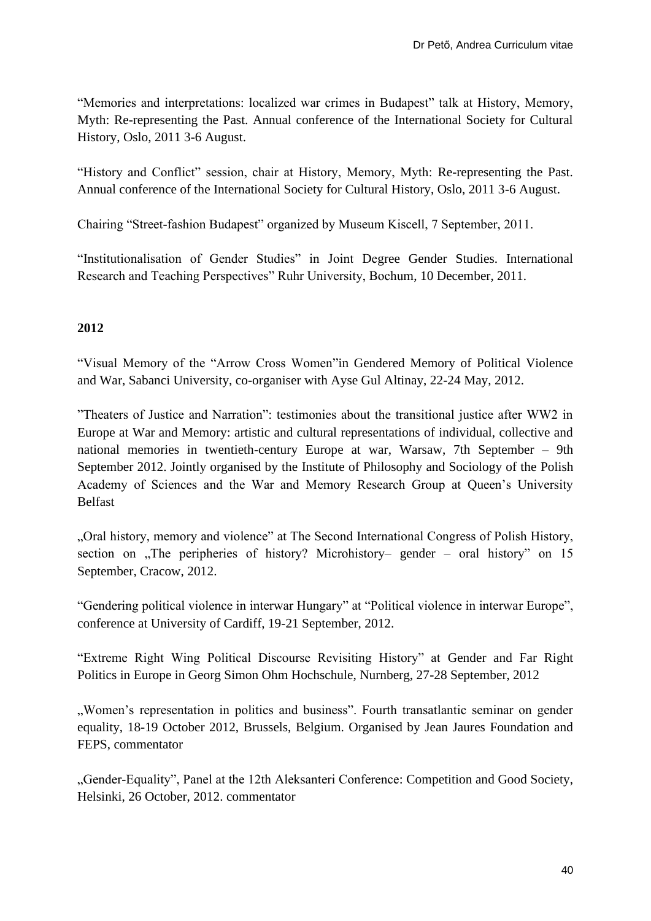“Memories and interpretations: localized war crimes in Budapest” talk at History, Memory, Myth: Re-representing the Past. Annual conference of the International Society for Cultural History, Oslo, 2011 3-6 August.

“History and Conflict” session, chair at History, Memory, Myth: Re-representing the Past. Annual conference of the International Society for Cultural History, Oslo, 2011 3-6 August.

Chairing “Street-fashion Budapest” organized by Museum Kiscell, 7 September, 2011.

“Institutionalisation of Gender Studies” in Joint Degree Gender Studies. International Research and Teaching Perspectives” Ruhr University, Bochum, 10 December, 2011.

**2012**

“Visual Memory of the “Arrow Cross Women”in Gendered Memory of Political Violence and War, Sabanci University, co-organiser with Ayse Gul Altinay, 22-24 May, 2012.

”Theaters of Justice and Narration”: testimonies about the transitional justice after WW2 in Europe at War and Memory: artistic and cultural representations of individual, collective and national memories in twentieth-century Europe at war, Warsaw, 7th September – 9th September 2012. Jointly organised by the Institute of Philosophy and Sociology of the Polish Academy of Sciences and the War and Memory Research Group at Queen’s University Belfast

„Oral history, memory and violence” at The Second International Congress of Polish History, section on „The peripheries of history? Microhistory– gender – oral history” on 15 September, Cracow, 2012.

“Gendering political violence in interwar Hungary” at “Political violence in interwar Europe”, conference at University of Cardiff, 19-21 September, 2012.

“Extreme Right Wing Political Discourse Revisiting History” at Gender and Far Right Politics in Europe in Georg Simon Ohm Hochschule, Nurnberg, 27-28 September, 2012

„Women’s representation in politics and business”. Fourth transatlantic seminar on gender equality, 18-19 October 2012, Brussels, Belgium. Organised by Jean Jaures Foundation and FEPS, commentator

„Gender-Equality”, Panel at the 12th Aleksanteri Conference: Competition and Good Society, Helsinki, 26 October, 2012. commentator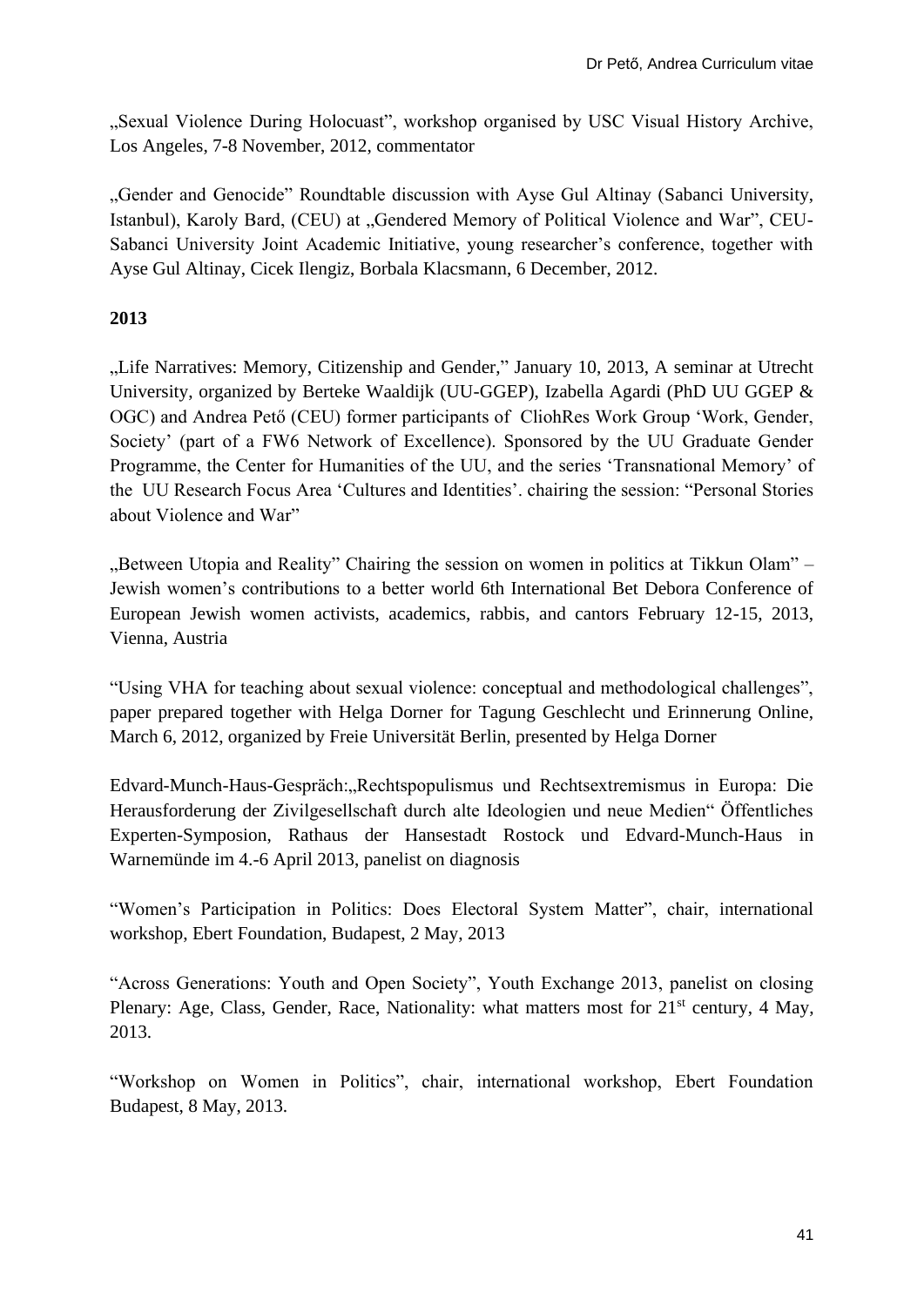„Sexual Violence During Holocuast", workshop organised by USC Visual History Archive, Los Angeles, 7-8 November, 2012, commentator

„Gender and Genocide" Roundtable discussion with Ayse Gul Altinay (Sabanci University, Istanbul), Karoly Bard, (CEU) at „Gendered Memory of Political Violence and War", CEU-Sabanci University Joint Academic Initiative, young researcher's conference, together with Ayse Gul Altinay, Cicek Ilengiz, Borbala Klacsmann, 6 December, 2012.

**2013**

„Life Narratives: Memory, Citizenship and Gender," January 10, 2013, A seminar at Utrecht University, organized by Berteke Waaldijk (UU-GGEP), Izabella Agardi (PhD UU GGEP & OGC) and Andrea Pető (CEU) former participants of CliohRes Work Group 'Work, Gender, Society' (part of a FW6 Network of Excellence). Sponsored by the UU Graduate Gender Programme, the Center for Humanities of the UU, and the series 'Transnational Memory' of the UU Research Focus Area 'Cultures and Identities'. chairing the session: "Personal Stories about Violence and War"

„Between Utopia and Reality" Chairing the session on women in politics at Tikkun Olam" – Jewish women's contributions to a better world 6th International Bet Debora Conference of European Jewish women activists, academics, rabbis, and cantors February 12-15, 2013, Vienna, Austria

"Using VHA for teaching about sexual violence: conceptual and methodological challenges", paper prepared together with Helga Dorner for Tagung Geschlecht und Erinnerung Online, March 6, 2012, organized by Freie Universität Berlin, presented by Helga Dorner

Edvard-Munch-Haus-Gespräch:„Rechtspopulismus und Rechtsextremismus in Europa: Die Herausforderung der Zivilgesellschaft durch alte Ideologien und neue Medien" Öffentliches Experten-Symposion, Rathaus der Hansestadt Rostock und Edvard-Munch-Haus in Warnemünde im 4.-6 April 2013, panelist on diagnosis

"Women's Participation in Politics: Does Electoral System Matter", chair, international workshop, Ebert Foundation, Budapest, 2 May, 2013

"Across Generations: Youth and Open Society", Youth Exchange 2013, panelist on closing Plenary: Age, Class, Gender, Race, Nationality: what matters most for 21st century, 4 May, 2013.

"Workshop on Women in Politics", chair, international workshop, Ebert Foundation Budapest, 8 May, 2013.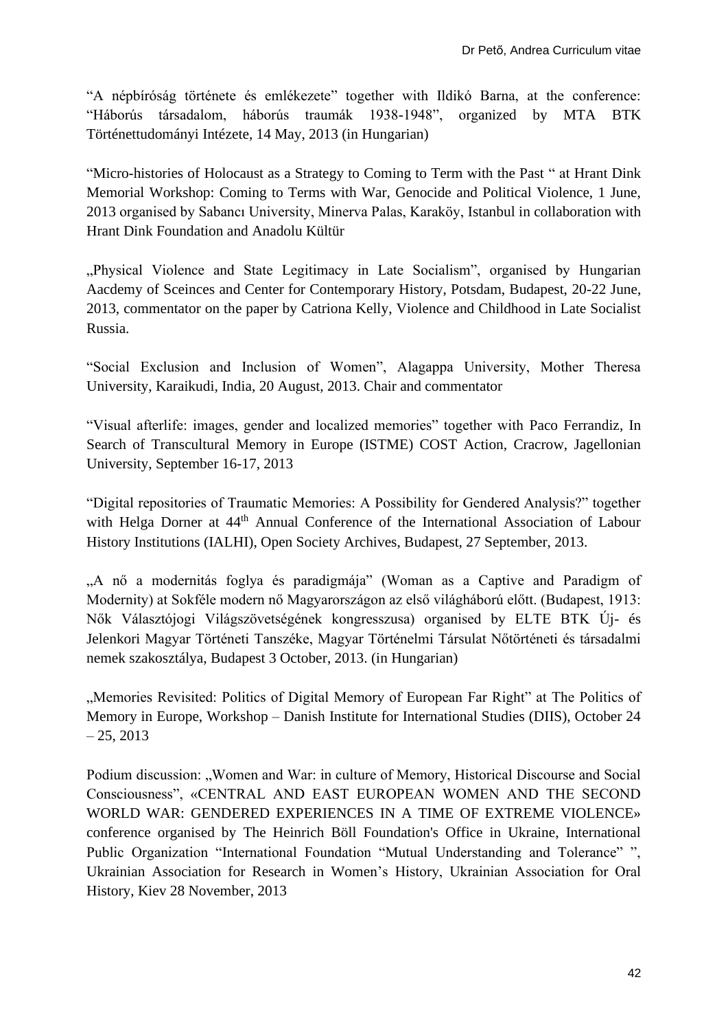"A népbíróság története és emlékezete" together with Ildikó Barna, at the conference: "Háborús társadalom, háborús traumák 1938-1948", organized by MTA BTK Történettudományi Intézete, 14 May, 2013 (in Hungarian)

"Micro-histories of Holocaust as a Strategy to Coming to Term with the Past " at Hrant Dink Memorial Workshop: Coming to Terms with War, Genocide and Political Violence, 1 June, 2013 organised by Sabancı University, Minerva Palas, Karaköy, Istanbul in collaboration with Hrant Dink Foundation and Anadolu Kültür

„Physical Violence and State Legitimacy in Late Socialism", organised by Hungarian Aacdemy of Sceinces and Center for Contemporary History, Potsdam, Budapest, 20-22 June, 2013, commentator on the paper by Catriona Kelly, Violence and Childhood in Late Socialist Russia.

"Social Exclusion and Inclusion of Women", Alagappa University, Mother Theresa University, Karaikudi, India, 20 August, 2013. Chair and commentator

"Visual afterlife: images, gender and localized memories" together with Paco Ferrandiz, In Search of Transcultural Memory in Europe (ISTME) COST Action, Cracrow, Jagellonian University, September 16-17, 2013

"Digital repositories of Traumatic Memories: A Possibility for Gendered Analysis?" together with Helga Dorner at 44th Annual Conference of the International Association of Labour History Institutions (IALHI), Open Society Archives, Budapest, 27 September, 2013.

„A nő a modernitás foglya és paradigmája" (Woman as a Captive and Paradigm of Modernity) at Sokféle modern nő Magyarországon az első világháború előtt. (Budapest, 1913: Nők Választójogi Világszövetségének kongresszusa) organised by ELTE BTK Új- és Jelenkori Magyar Történeti Tanszéke, Magyar Történelmi Társulat Nőtörténeti és társadalmi nemek szakosztálya, Budapest 3 October, 2013. (in Hungarian)

„Memories Revisited: Politics of Digital Memory of European Far Right" at The Politics of Memory in Europe, Workshop – Danish Institute for International Studies (DIIS), October 24 – 25, 2013

Podium discussion: „Women and War: in culture of Memory, Historical Discourse and Social Consciousness", «CENTRAL AND EAST EUROPEAN WOMEN AND THE SECOND WORLD WAR: GENDERED EXPERIENCES IN A TIME OF EXTREME VIOLENCE» conference organised by The Heinrich Böll Foundation's Office in Ukraine, International Public Organization "International Foundation "Mutual Understanding and Tolerance" ", Ukrainian Association for Research in Women's History, Ukrainian Association for Oral History, Kiev 28 November, 2013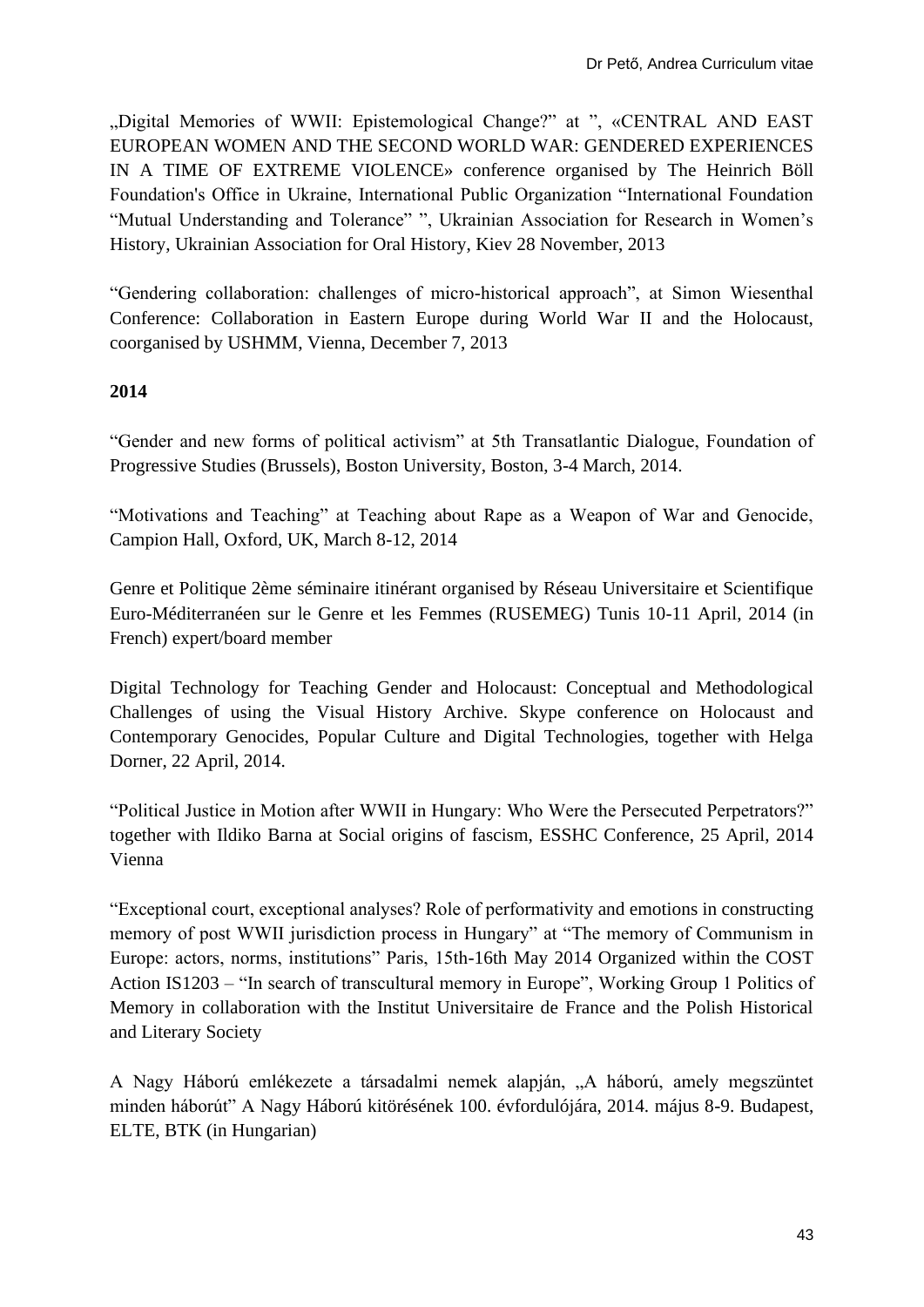„Digital Memories of WWII: Epistemological Change?" at ", «CENTRAL AND EAST EUROPEAN WOMEN AND THE SECOND WORLD WAR: GENDERED EXPERIENCES IN A TIME OF EXTREME VIOLENCE» conference organised by The Heinrich Böll Foundation's Office in Ukraine, International Public Organization "International Foundation "Mutual Understanding and Tolerance" ", Ukrainian Association for Research in Women's History, Ukrainian Association for Oral History, Kiev 28 November, 2013

"Gendering collaboration: challenges of micro-historical approach", at Simon Wiesenthal Conference: Collaboration in Eastern Europe during World War II and the Holocaust, coorganised by USHMM, Vienna, December 7, 2013

**2014**

"Gender and new forms of political activism" at 5th Transatlantic Dialogue, Foundation of Progressive Studies (Brussels), Boston University, Boston, 3-4 March, 2014.

"Motivations and Teaching" at Teaching about Rape as a Weapon of War and Genocide, Campion Hall, Oxford, UK, March 8-12, 2014

Genre et Politique 2ème séminaire itinérant organised by Réseau Universitaire et Scientifique Euro-Méditerranéen sur le Genre et les Femmes (RUSEMEG) Tunis 10-11 April, 2014 (in French) expert/board member

Digital Technology for Teaching Gender and Holocaust: Conceptual and Methodological Challenges of using the Visual History Archive. Skype conference on Holocaust and Contemporary Genocides, Popular Culture and Digital Technologies, together with Helga Dorner, 22 April, 2014.

"Political Justice in Motion after WWII in Hungary: Who Were the Persecuted Perpetrators?" together with Ildiko Barna at Social origins of fascism, ESSHC Conference, 25 April, 2014 Vienna

"Exceptional court, exceptional analyses? Role of performativity and emotions in constructing memory of post WWII jurisdiction process in Hungary" at "The memory of Communism in Europe: actors, norms, institutions" Paris, 15th-16th May 2014 Organized within the COST Action IS1203 – "In search of transcultural memory in Europe", Working Group 1 Politics of Memory in collaboration with the Institut Universitaire de France and the Polish Historical and Literary Society

A Nagy Háború emlékezete a társadalmi nemek alapján, „A háború, amely megszüntet minden háborút" A Nagy Háború kitörésének 100. évfordulójára, 2014. május 8-9. Budapest, ELTE, BTK (in Hungarian)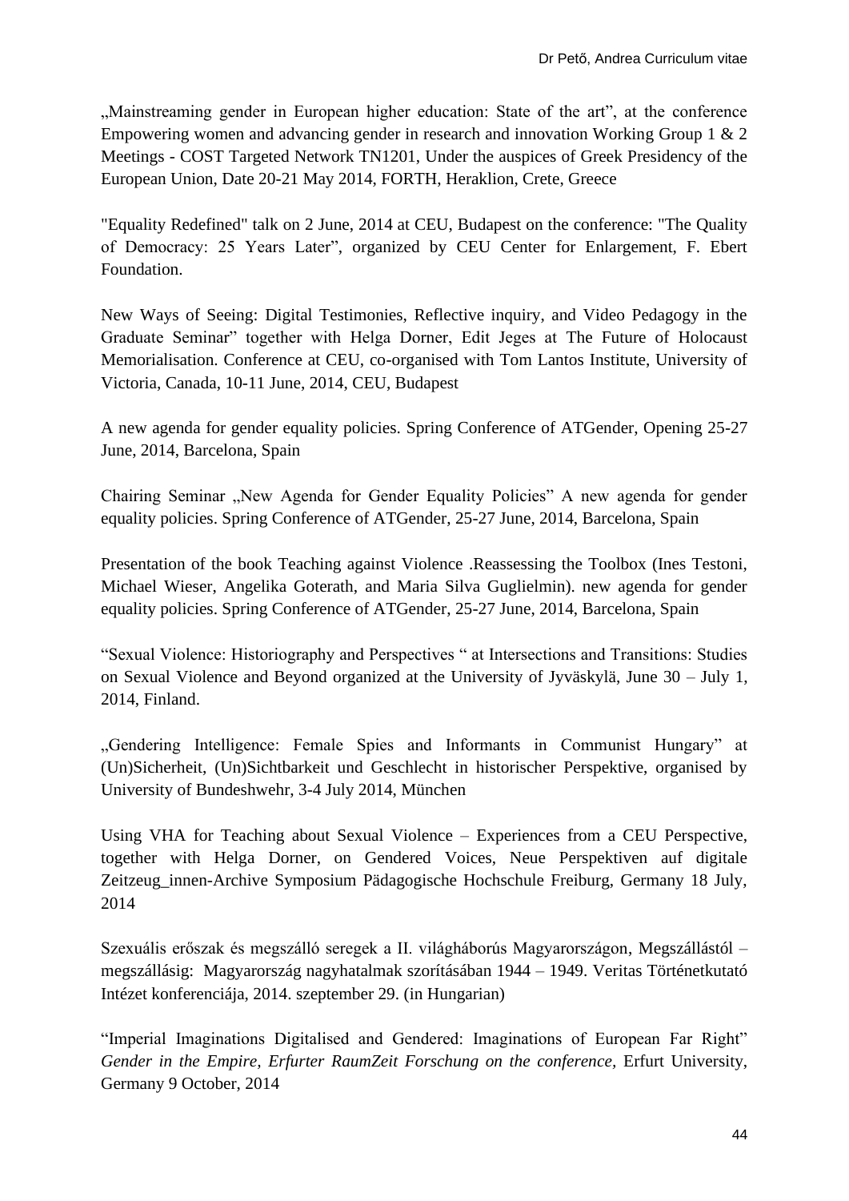„Mainstreaming gender in European higher education: State of the art", at the conference Empowering women and advancing gender in research and innovation Working Group 1 & 2 Meetings - COST Targeted Network TN1201, Under the auspices of Greek Presidency of the European Union, Date 20-21 May 2014, FORTH, Heraklion, Crete, Greece

"Equality Redefined" talk on 2 June, 2014 at CEU, Budapest on the conference: "The Quality of Democracy: 25 Years Later", organized by CEU Center for Enlargement, F. Ebert Foundation.

New Ways of Seeing: Digital Testimonies, Reflective inquiry, and Video Pedagogy in the Graduate Seminar" together with Helga Dorner, Edit Jeges at The Future of Holocaust Memorialisation. Conference at CEU, co-organised with Tom Lantos Institute, University of Victoria, Canada, 10-11 June, 2014, CEU, Budapest

A new agenda for gender equality policies. Spring Conference of ATGender, Opening 25-27 June, 2014, Barcelona, Spain

Chairing Seminar „New Agenda for Gender Equality Policies" A new agenda for gender equality policies. Spring Conference of ATGender, 25-27 June, 2014, Barcelona, Spain

Presentation of the book Teaching against Violence .Reassessing the Toolbox (Ines Testoni, Michael Wieser, Angelika Goterath, and Maria Silva Guglielmin). new agenda for gender equality policies. Spring Conference of ATGender, 25-27 June, 2014, Barcelona, Spain

"Sexual Violence: Historiography and Perspectives " at Intersections and Transitions: Studies on Sexual Violence and Beyond organized at the University of Jyväskylä, June 30 – July 1, 2014, Finland.

„Gendering Intelligence: Female Spies and Informants in Communist Hungary" at (Un)Sicherheit, (Un)Sichtbarkeit und Geschlecht in historischer Perspektive, organised by University of Bundeshwehr, 3-4 July 2014, München

Using VHA for Teaching about Sexual Violence – Experiences from a CEU Perspective, together with Helga Dorner, on Gendered Voices, Neue Perspektiven auf digitale Zeitzeug_innen-Archive Symposium Pädagogische Hochschule Freiburg, Germany 18 July, 2014

Szexuális erőszak és megszálló seregek a II. világháborús Magyarországon, Megszállástól – megszállásig: Magyarország nagyhatalmak szorításában 1944 – 1949. Veritas Történetkutató Intézet konferenciája, 2014. szeptember 29. (in Hungarian)

"Imperial Imaginations Digitalised and Gendered: Imaginations of European Far Right" *Gender in the Empire, Erfurter RaumZeit Forschung on the conference,* Erfurt University, Germany 9 October, 2014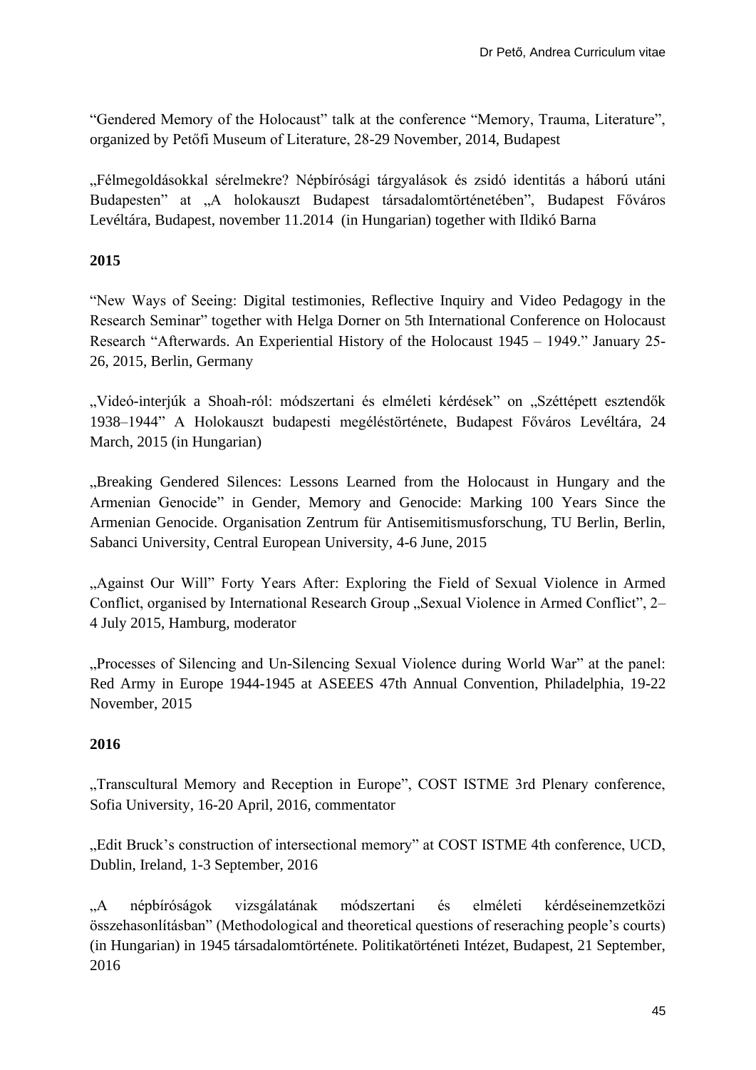"Gendered Memory of the Holocaust" talk at the conference "Memory, Trauma, Literature", organized by Petőfi Museum of Literature, 28-29 November, 2014, Budapest

„Félmegoldásokkal sérelmekre? Népbírósági tárgyalások és zsidó identitás a háború utáni Budapesten" at „A holokauszt Budapest társadalomtörténetében", Budapest Főváros Levéltára, Budapest, november 11.2014 (in Hungarian) together with Ildikó Barna

**2015**

"New Ways of Seeing: Digital testimonies, Reflective Inquiry and Video Pedagogy in the Research Seminar" together with Helga Dorner on 5th International Conference on Holocaust Research "Afterwards. An Experiential History of the Holocaust 1945 – 1949." January 25-26, 2015, Berlin, Germany

„Videó-interjúk a Shoah-ról: módszertani és elméleti kérdések" on „Széttépett esztendők 1938–1944" A Holokauszt budapesti megéléstörténete, Budapest Főváros Levéltára, 24 March, 2015 (in Hungarian)

„Breaking Gendered Silences: Lessons Learned from the Holocaust in Hungary and the Armenian Genocide" in Gender, Memory and Genocide: Marking 100 Years Since the Armenian Genocide. Organisation Zentrum für Antisemitismusforschung, TU Berlin, Berlin, Sabanci University, Central European University, 4-6 June, 2015

„Against Our Will" Forty Years After: Exploring the Field of Sexual Violence in Armed Conflict, organised by International Research Group „Sexual Violence in Armed Conflict", 2–4 July 2015, Hamburg, moderator

„Processes of Silencing and Un-Silencing Sexual Violence during World War" at the panel: Red Army in Europe 1944-1945 at ASEEES 47th Annual Convention, Philadelphia, 19-22 November, 2015

**2016**

„Transcultural Memory and Reception in Europe", COST ISTME 3rd Plenary conference, Sofia University, 16-20 April, 2016, commentator

„Edit Bruck's construction of intersectional memory" at COST ISTME 4th conference, UCD, Dublin, Ireland, 1-3 September, 2016

„A népbíróságok vizsgálatának módszertani és elméleti kérdéseinemzetközi összehasonlításban" (Methodological and theoretical questions of reseraching people's courts) (in Hungarian) in 1945 társadalomtörténete. Politikatörténeti Intézet, Budapest, 21 September, 2016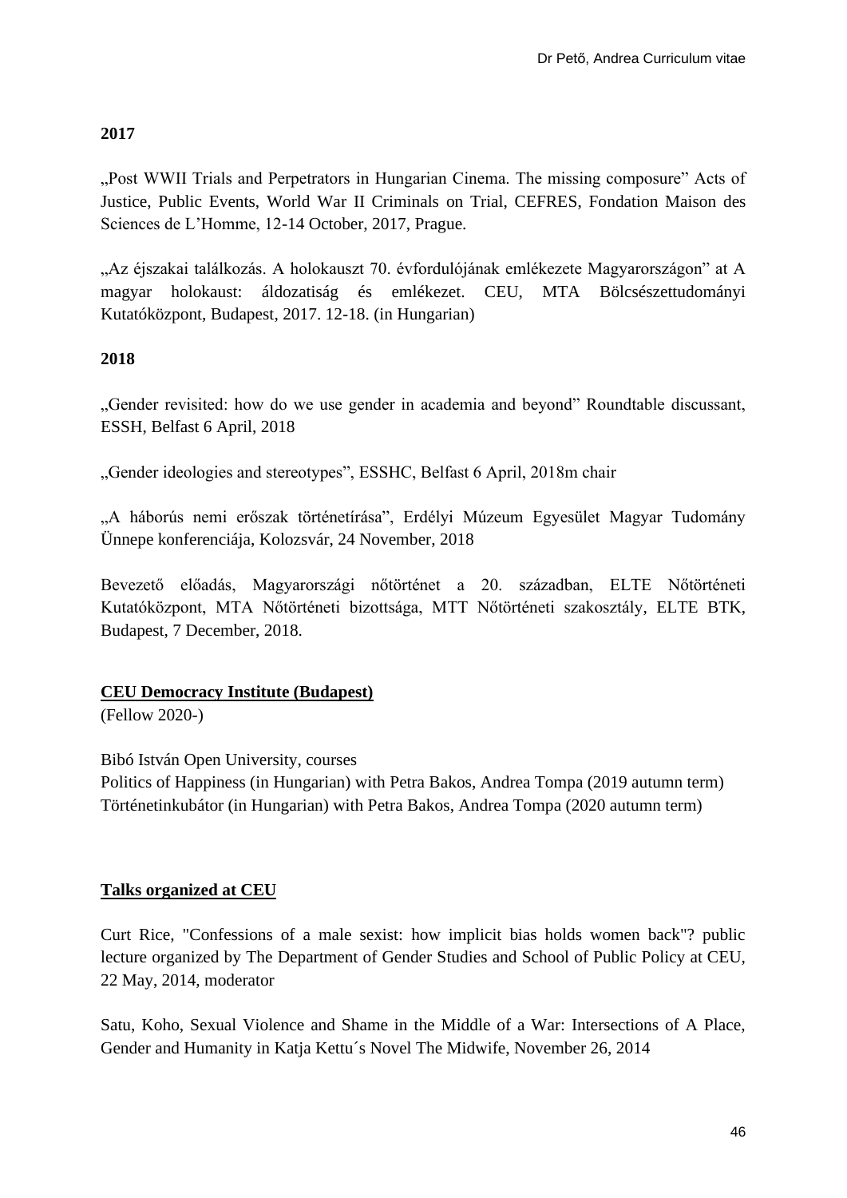**2017**

„Post WWII Trials and Perpetrators in Hungarian Cinema. The missing composure" Acts of Justice, Public Events, World War II Criminals on Trial, CEFRES, Fondation Maison des Sciences de L'Homme, 12-14 October, 2017, Prague.

„Az éjszakai találkozás. A holokauszt 70. évfordulójának emlékezete Magyarországon" at A magyar holokaust: áldozatiság és emlékezet. CEU, MTA Bölcsészettudományi Kutatóközpont, Budapest, 2017. 12-18. (in Hungarian)

**2018**

„Gender revisited: how do we use gender in academia and beyond" Roundtable discussant, ESSH, Belfast 6 April, 2018

„Gender ideologies and stereotypes", ESSHC, Belfast 6 April, 2018m chair

„A háborús nemi erőszak történetírása", Erdélyi Múzeum Egyesület Magyar Tudomány Ünnepe konferenciája, Kolozsvár, 24 November, 2018

Bevezető előadás, Magyarországi nőtörténet a 20. században, ELTE Nőtörténeti Kutatóközpont, MTA Nőtörténeti bizottsága, MTT Nőtörténeti szakosztály, ELTE BTK, Budapest, 7 December, 2018.

**CEU Democracy Institute (Budapest)**
(Fellow 2020-)

Bibó István Open University, courses
Politics of Happiness (in Hungarian) with Petra Bakos, Andrea Tompa (2019 autumn term)
Történetinkubátor (in Hungarian) with Petra Bakos, Andrea Tompa (2020 autumn term)

**Talks organized at CEU**

Curt Rice, "Confessions of a male sexist: how implicit bias holds women back"? public lecture organized by The Department of Gender Studies and School of Public Policy at CEU, 22 May, 2014, moderator

Satu, Koho, Sexual Violence and Shame in the Middle of a War: Intersections of A Place, Gender and Humanity in Katja Kettu´s Novel The Midwife, November 26, 2014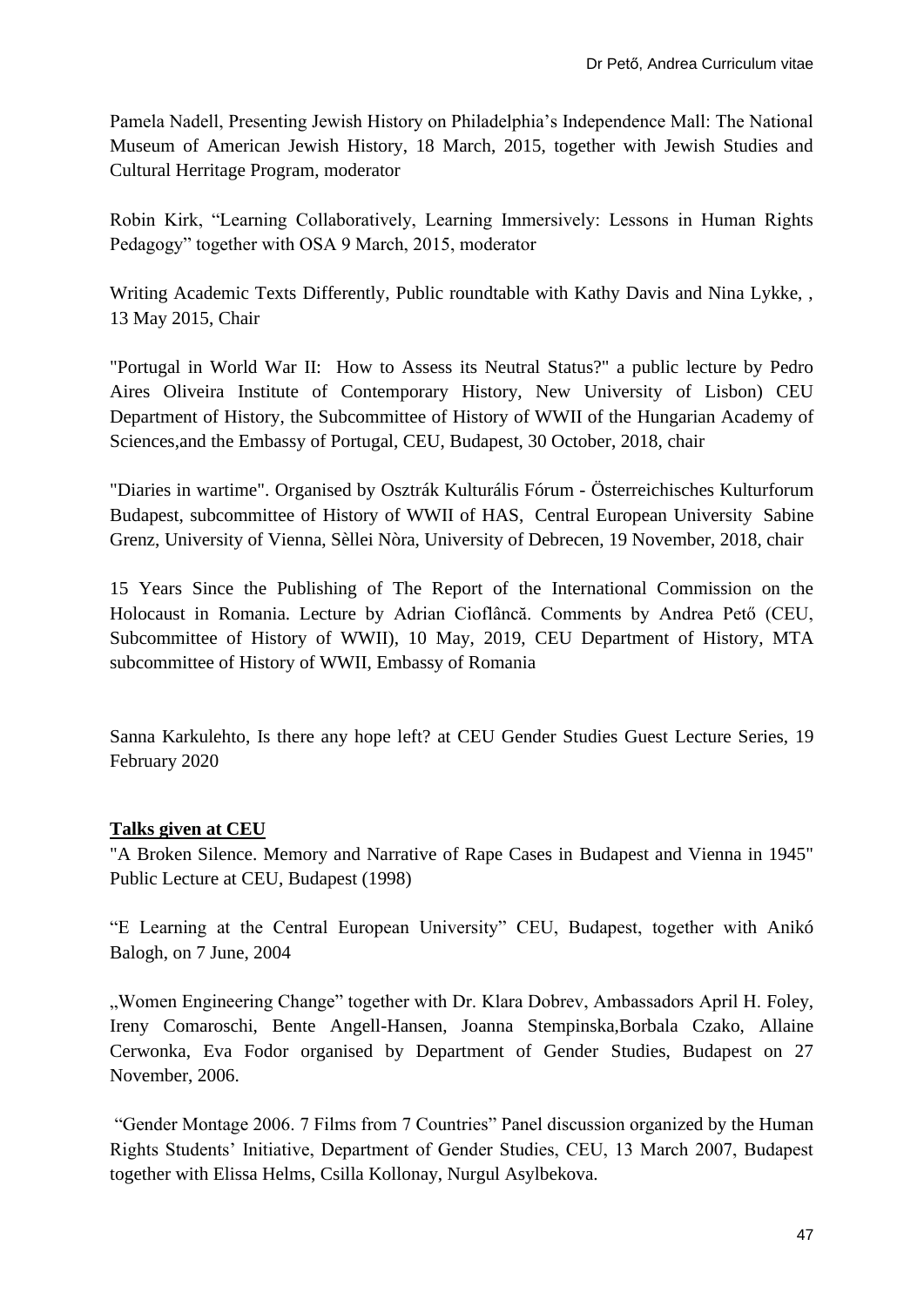Pamela Nadell, Presenting Jewish History on Philadelphia's Independence Mall: The National Museum of American Jewish History, 18 March, 2015, together with Jewish Studies and Cultural Herritage Program, moderator

Robin Kirk, "Learning Collaboratively, Learning Immersively: Lessons in Human Rights Pedagogy" together with OSA 9 March, 2015, moderator

Writing Academic Texts Differently, Public roundtable with Kathy Davis and Nina Lykke, , 13 May 2015, Chair

"Portugal in World War II: How to Assess its Neutral Status?" a public lecture by Pedro Aires Oliveira Institute of Contemporary History, New University of Lisbon) CEU Department of History, the Subcommittee of History of WWII of the Hungarian Academy of Sciences,and the Embassy of Portugal, CEU, Budapest, 30 October, 2018, chair

"Diaries in wartime". Organised by Osztrák Kulturális Fórum - Österreichisches Kulturforum Budapest, subcommittee of History of WWII of HAS, Central European University Sabine Grenz, University of Vienna, Sèllei Nòra, University of Debrecen, 19 November, 2018, chair

15 Years Since the Publishing of The Report of the International Commission on the Holocaust in Romania. Lecture by Adrian Cioflâncă. Comments by Andrea Pető (CEU, Subcommittee of History of WWII), 10 May, 2019, CEU Department of History, MTA subcommittee of History of WWII, Embassy of Romania

Sanna Karkulehto, Is there any hope left? at CEU Gender Studies Guest Lecture Series, 19 February 2020

**Talks given at CEU**

"A Broken Silence. Memory and Narrative of Rape Cases in Budapest and Vienna in 1945" Public Lecture at CEU, Budapest (1998)

"E Learning at the Central European University" CEU, Budapest, together with Anikó Balogh, on 7 June, 2004

„Women Engineering Change" together with Dr. Klara Dobrev, Ambassadors April H. Foley, Ireny Comaroschi, Bente Angell-Hansen, Joanna Stempinska,Borbala Czako, Allaine Cerwonka, Eva Fodor organised by Department of Gender Studies, Budapest on 27 November, 2006.

"Gender Montage 2006. 7 Films from 7 Countries" Panel discussion organized by the Human Rights Students' Initiative, Department of Gender Studies, CEU, 13 March 2007, Budapest together with Elissa Helms, Csilla Kollonay, Nurgul Asylbekova.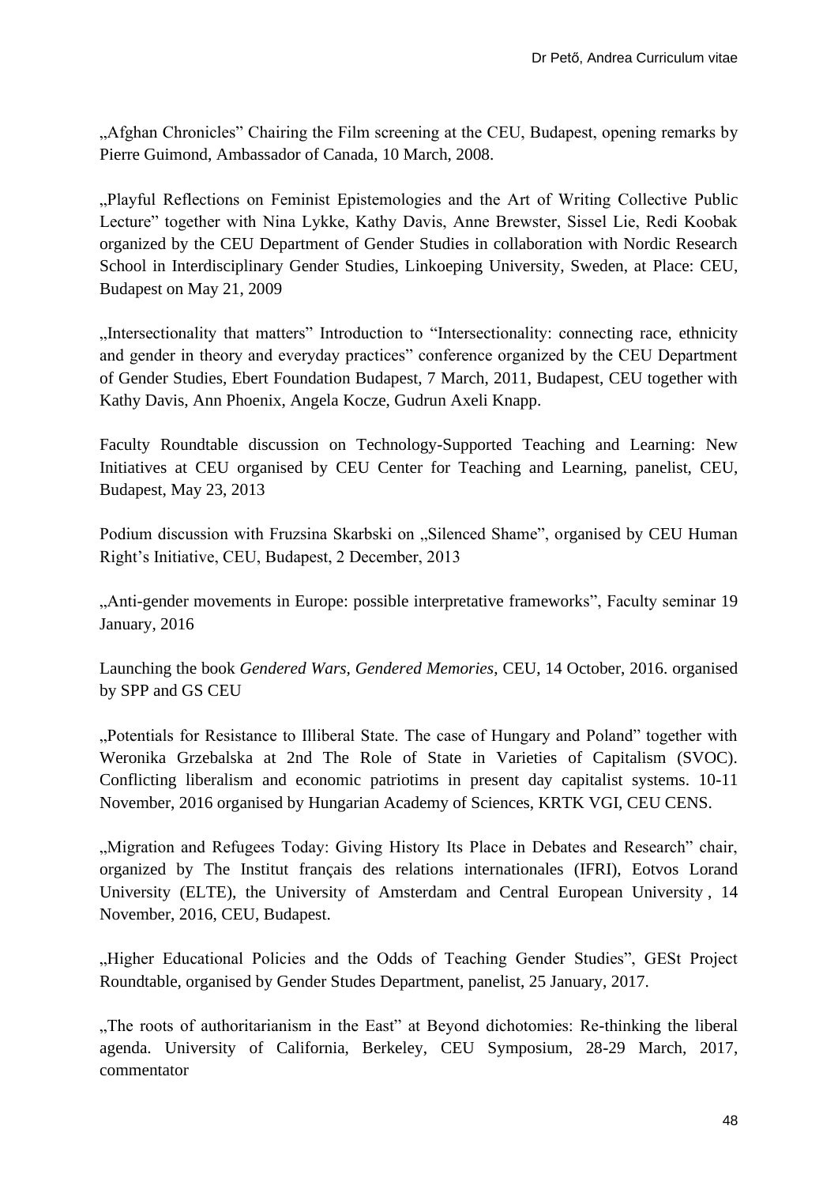„Afghan Chronicles" Chairing the Film screening at the CEU, Budapest, opening remarks by Pierre Guimond, Ambassador of Canada, 10 March, 2008.

„Playful Reflections on Feminist Epistemologies and the Art of Writing Collective Public Lecture" together with Nina Lykke, Kathy Davis, Anne Brewster, Sissel Lie, Redi Koobak organized by the CEU Department of Gender Studies in collaboration with Nordic Research School in Interdisciplinary Gender Studies, Linkoeping University, Sweden, at Place: CEU, Budapest on May 21, 2009

„Intersectionality that matters" Introduction to "Intersectionality: connecting race, ethnicity and gender in theory and everyday practices" conference organized by the CEU Department of Gender Studies, Ebert Foundation Budapest, 7 March, 2011, Budapest, CEU together with Kathy Davis, Ann Phoenix, Angela Kocze, Gudrun Axeli Knapp.

Faculty Roundtable discussion on Technology-Supported Teaching and Learning: New Initiatives at CEU organised by CEU Center for Teaching and Learning, panelist, CEU, Budapest, May 23, 2013

Podium discussion with Fruzsina Skarbski on „Silenced Shame", organised by CEU Human Right's Initiative, CEU, Budapest, 2 December, 2013

„Anti-gender movements in Europe: possible interpretative frameworks", Faculty seminar 19 January, 2016

Launching the book *Gendered Wars, Gendered Memories*, CEU, 14 October, 2016. organised by SPP and GS CEU

„Potentials for Resistance to Illiberal State. The case of Hungary and Poland" together with Weronika Grzebalska at 2nd The Role of State in Varieties of Capitalism (SVOC). Conflicting liberalism and economic patriotims in present day capitalist systems. 10-11 November, 2016 organised by Hungarian Academy of Sciences, KRTK VGI, CEU CENS.

„Migration and Refugees Today: Giving History Its Place in Debates and Research" chair, organized by The Institut français des relations internationales (IFRI), Eotvos Lorand University (ELTE), the University of Amsterdam and Central European University , 14 November, 2016, CEU, Budapest.

„Higher Educational Policies and the Odds of Teaching Gender Studies", GESt Project Roundtable, organised by Gender Studes Department, panelist, 25 January, 2017.

„The roots of authoritarianism in the East" at Beyond dichotomies: Re-thinking the liberal agenda. University of California, Berkeley, CEU Symposium, 28-29 March, 2017, commentator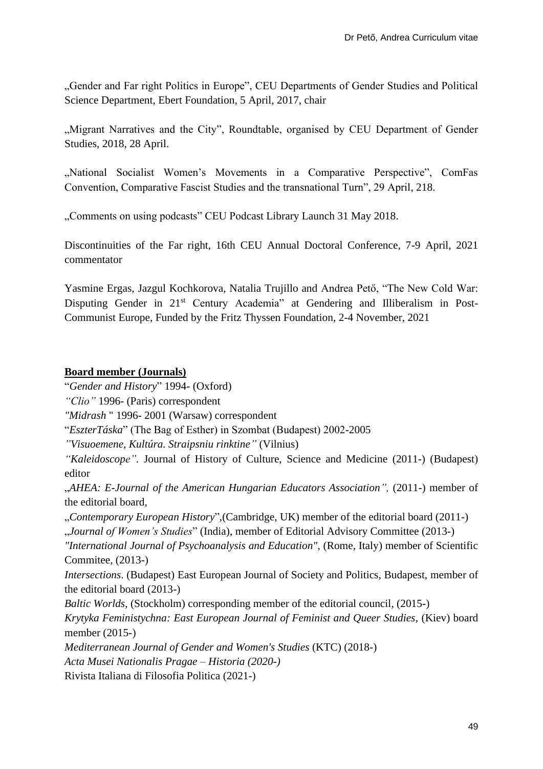„Gender and Far right Politics in Europe", CEU Departments of Gender Studies and Political Science Department, Ebert Foundation, 5 April, 2017, chair

„Migrant Narratives and the City", Roundtable, organised by CEU Department of Gender Studies, 2018, 28 April.

„National Socialist Women's Movements in a Comparative Perspective", ComFas Convention, Comparative Fascist Studies and the transnational Turn", 29 April, 218.

„Comments on using podcasts" CEU Podcast Library Launch 31 May 2018.

Discontinuities of the Far right, 16th CEU Annual Doctoral Conference, 7-9 April, 2021 commentator

Yasmine Ergas, Jazgul Kochkorova, Natalia Trujillo and Andrea Pető, "The New Cold War: Disputing Gender in 21st Century Academia" at Gendering and Illiberalism in Post-Communist Europe, Funded by the Fritz Thyssen Foundation, 2-4 November, 2021

**Board member (Journals)**

"*Gender and History*" 1994- (Oxford)
*"Clio"* 1996- (Paris) correspondent
*"Midrash* " 1996- 2001 (Warsaw) correspondent
"*EszterTáska*" (The Bag of Esther) in Szombat (Budapest) 2002-2005
*"Visuoemene, Kultúra. Straipsniu rinktine"* (Vilnius)
*"Kaleidoscope"*. Journal of History of Culture, Science and Medicine (2011-) (Budapest) editor
„*AHEA: E-Journal of the American Hungarian Educators Association",* (2011-) member of the editorial board,
„*Contemporary European History*",(Cambridge, UK) member of the editorial board (2011-)
„*Journal of Women's Studies*" (India), member of Editorial Advisory Committee (2013-)
*"International Journal of Psychoanalysis and Education"*, (Rome, Italy) member of Scientific Commitee, (2013-)
*Intersections*. (Budapest) East European Journal of Society and Politics, Budapest, member of the editorial board (2013-)
*Baltic Worlds*, (Stockholm) corresponding member of the editorial council, (2015-)
*Krytyka Feministychna: East European Journal of Feminist and Queer Studies*, (Kiev) board member (2015-)
*Mediterranean Journal of Gender and Women's Studies* (KTC) (2018-)
*Acta Musei Nationalis Pragae – Historia (2020-)*
Rivista Italiana di Filosofia Politica (2021-)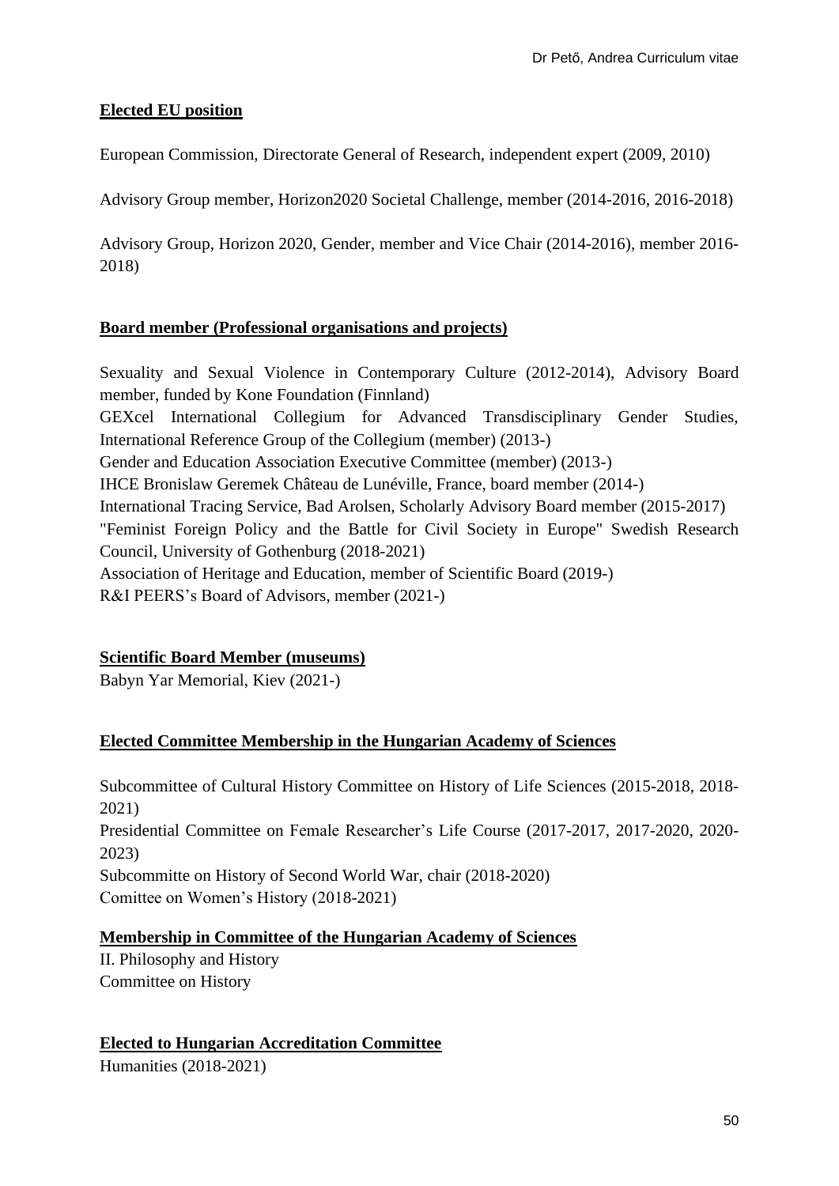**Elected EU position**

European Commission, Directorate General of Research, independent expert (2009, 2010)

Advisory Group member, Horizon2020 Societal Challenge, member (2014-2016, 2016-2018)

Advisory Group, Horizon 2020, Gender, member and Vice Chair (2014-2016), member 2016-2018)

**Board member (Professional organisations and projects)**

Sexuality and Sexual Violence in Contemporary Culture (2012-2014), Advisory Board member, funded by Kone Foundation (Finnland)
GEXcel International Collegium for Advanced Transdisciplinary Gender Studies, International Reference Group of the Collegium (member) (2013-)
Gender and Education Association Executive Committee (member) (2013-)
IHCE Bronislaw Geremek Château de Lunéville, France, board member (2014-)
International Tracing Service, Bad Arolsen, Scholarly Advisory Board member (2015-2017)
"Feminist Foreign Policy and the Battle for Civil Society in Europe" Swedish Research Council, University of Gothenburg (2018-2021)
Association of Heritage and Education, member of Scientific Board (2019-)
R&I PEERS's Board of Advisors, member (2021-)

**Scientific Board Member (museums)**
Babyn Yar Memorial, Kiev (2021-)

**Elected Committee Membership in the Hungarian Academy of Sciences**

Subcommittee of Cultural History Committee on History of Life Sciences (2015-2018, 2018-2021)
Presidential Committee on Female Researcher's Life Course (2017-2017, 2017-2020, 2020-2023)
Subcommitte on History of Second World War, chair (2018-2020)
Comittee on Women's History (2018-2021)

**Membership in Committee of the Hungarian Academy of Sciences**
II. Philosophy and History
Committee on History

**Elected to Hungarian Accreditation Committee**
Humanities (2018-2021)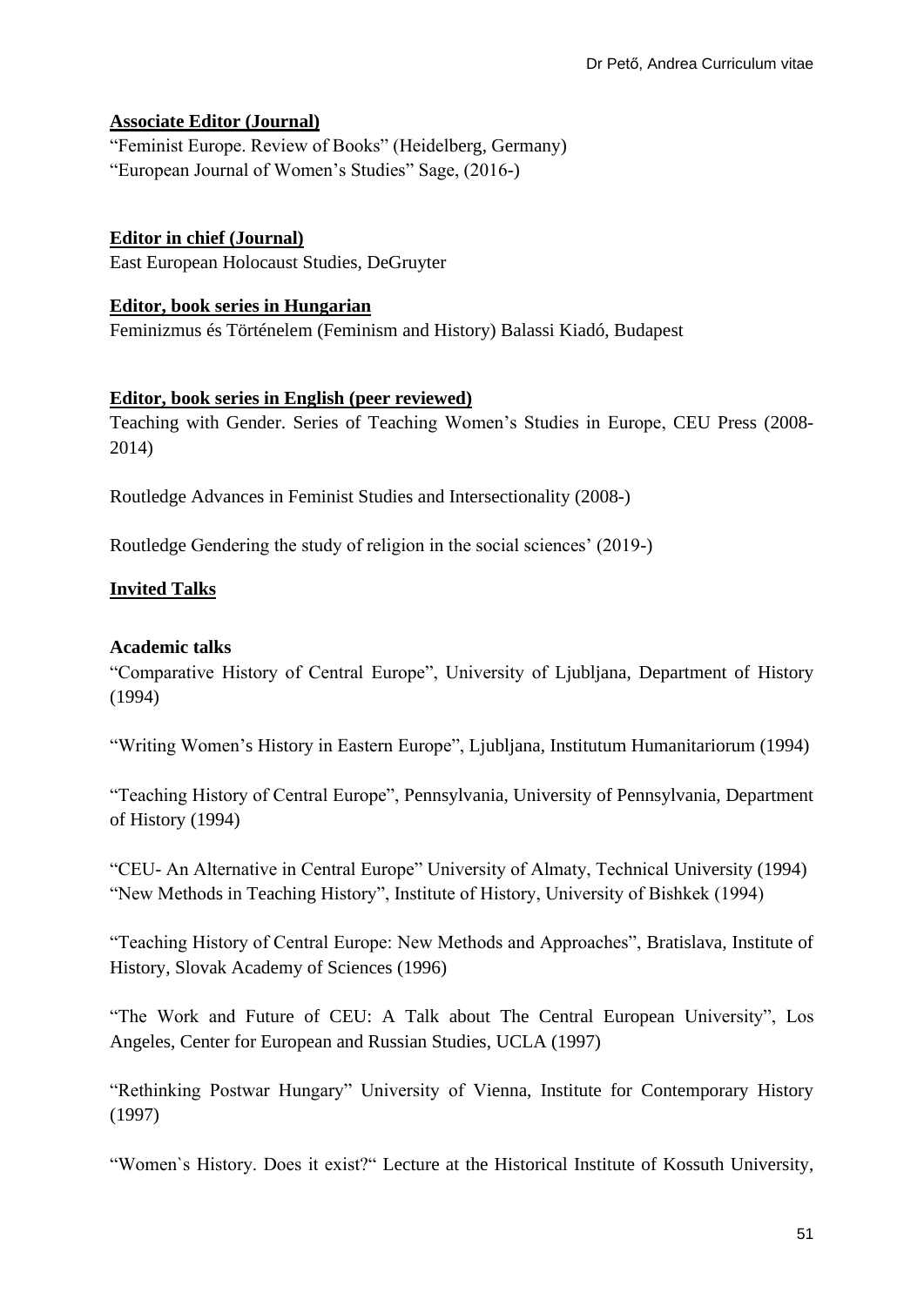**Associate Editor (Journal)**

"Feminist Europe. Review of Books" (Heidelberg, Germany)
"European Journal of Women's Studies" Sage, (2016-)

**Editor in chief (Journal)**

East European Holocaust Studies, DeGruyter

**Editor, book series in Hungarian**

Feminizmus és Történelem (Feminism and History) Balassi Kiadó, Budapest

**Editor, book series in English (peer reviewed)**

Teaching with Gender. Series of Teaching Women's Studies in Europe, CEU Press (2008-2014)

Routledge Advances in Feminist Studies and Intersectionality (2008-)

Routledge Gendering the study of religion in the social sciences' (2019-)

**Invited Talks**

**Academic talks**

"Comparative History of Central Europe", University of Ljubljana, Department of History (1994)

"Writing Women's History in Eastern Europe", Ljubljana, Institutum Humanitariorum (1994)

"Teaching History of Central Europe", Pennsylvania, University of Pennsylvania, Department of History (1994)

"CEU- An Alternative in Central Europe" University of Almaty, Technical University (1994)
"New Methods in Teaching History", Institute of History, University of Bishkek (1994)

"Teaching History of Central Europe: New Methods and Approaches", Bratislava, Institute of History, Slovak Academy of Sciences (1996)

"The Work and Future of CEU: A Talk about The Central European University", Los Angeles, Center for European and Russian Studies, UCLA (1997)

"Rethinking Postwar Hungary" University of Vienna, Institute for Contemporary History (1997)

"Women`s History. Does it exist?" Lecture at the Historical Institute of Kossuth University,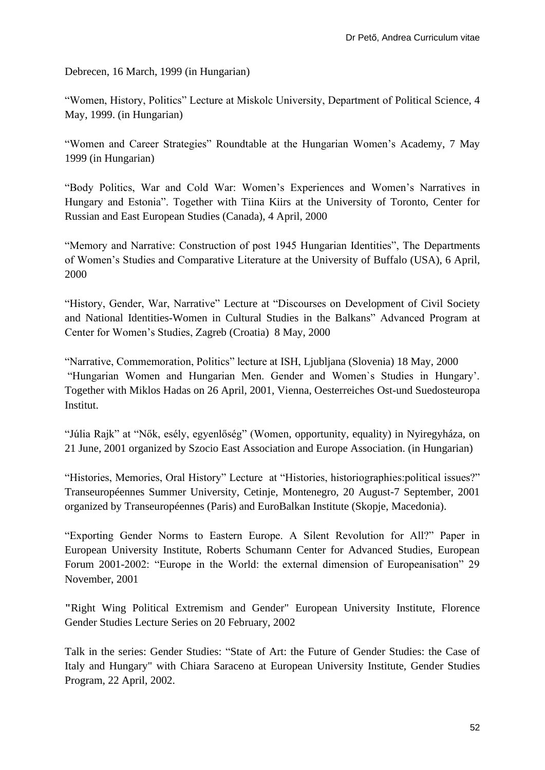Debrecen, 16 March, 1999 (in Hungarian)

"Women, History, Politics" Lecture at Miskolc University, Department of Political Science, 4 May, 1999. (in Hungarian)

"Women and Career Strategies" Roundtable at the Hungarian Women's Academy, 7 May 1999 (in Hungarian)

"Body Politics, War and Cold War: Women's Experiences and Women's Narratives in Hungary and Estonia". Together with Tiina Kiirs at the University of Toronto, Center for Russian and East European Studies (Canada), 4 April, 2000

"Memory and Narrative: Construction of post 1945 Hungarian Identities", The Departments of Women's Studies and Comparative Literature at the University of Buffalo (USA), 6 April, 2000

"History, Gender, War, Narrative" Lecture at "Discourses on Development of Civil Society and National Identities-Women in Cultural Studies in the Balkans" Advanced Program at Center for Women's Studies, Zagreb (Croatia) 8 May, 2000

"Narrative, Commemoration, Politics" lecture at ISH, Ljubljana (Slovenia) 18 May, 2000
"Hungarian Women and Hungarian Men. Gender and Women`s Studies in Hungary'. Together with Miklos Hadas on 26 April, 2001, Vienna, Oesterreiches Ost-und Suedosteuropa Institut.

"Júlia Rajk" at "Nők, esély, egyenlőség" (Women, opportunity, equality) in Nyiregyháza, on 21 June, 2001 organized by Szocio East Association and Europe Association. (in Hungarian)

"Histories, Memories, Oral History" Lecture at "Histories, historiographies:political issues?" Transeuropéennes Summer University, Cetinje, Montenegro, 20 August-7 September, 2001 organized by Transeuropéennes (Paris) and EuroBalkan Institute (Skopje, Macedonia).

"Exporting Gender Norms to Eastern Europe. A Silent Revolution for All?" Paper in European University Institute, Roberts Schumann Center for Advanced Studies, European Forum 2001-2002: "Europe in the World: the external dimension of Europeanisation" 29 November, 2001

"Right Wing Political Extremism and Gender" European University Institute, Florence Gender Studies Lecture Series on 20 February, 2002

Talk in the series: Gender Studies: "State of Art: the Future of Gender Studies: the Case of Italy and Hungary" with Chiara Saraceno at European University Institute, Gender Studies Program, 22 April, 2002.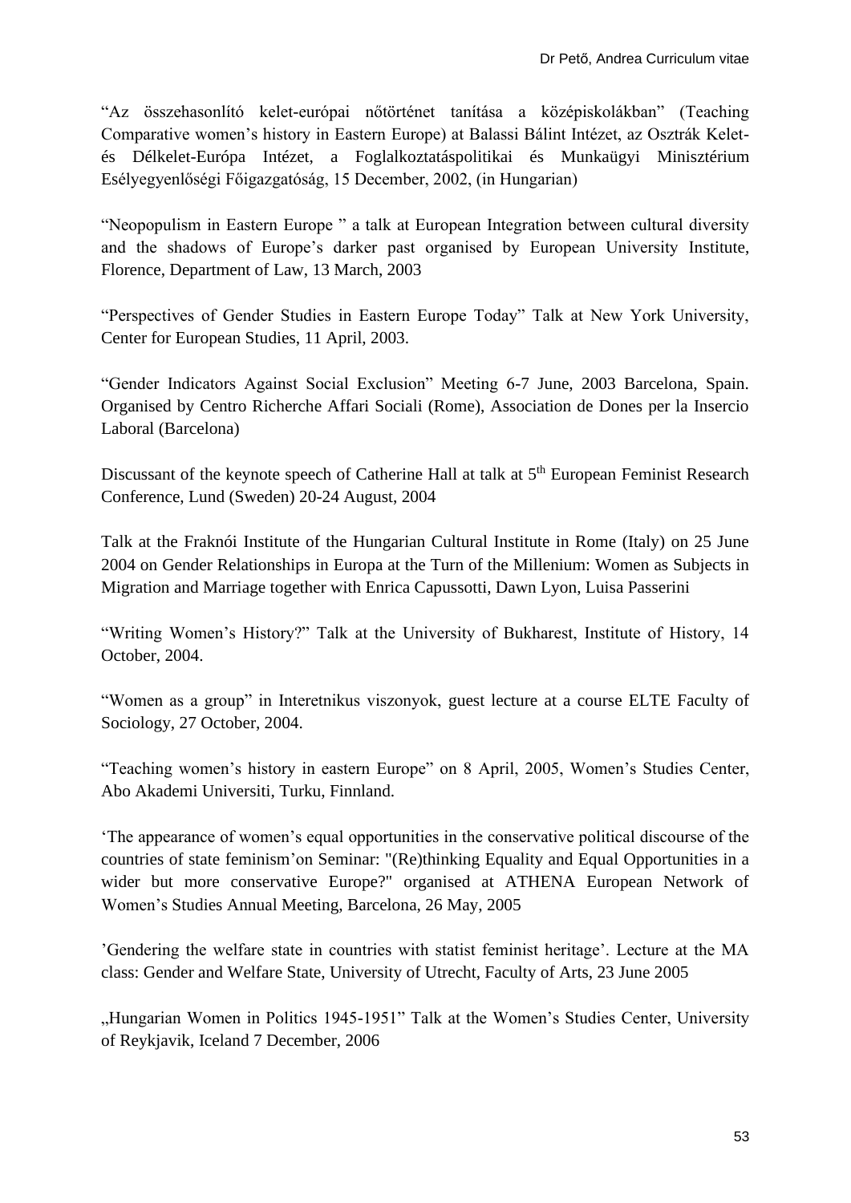“Az összehasonlító kelet-európai nőtörténet tanítása a középiskolákban” (Teaching Comparative women’s history in Eastern Europe) at Balassi Bálint Intézet, az Osztrák Kelet- és Délkelet-Európa Intézet, a Foglalkoztatáspolitikai és Munkaügyi Minisztérium Esélyegyenlőségi Főigazgatóság, 15 December, 2002, (in Hungarian)

“Neopopulism in Eastern Europe ” a talk at European Integration between cultural diversity and the shadows of Europe’s darker past organised by European University Institute, Florence, Department of Law, 13 March, 2003

“Perspectives of Gender Studies in Eastern Europe Today” Talk at New York University, Center for European Studies, 11 April, 2003.

“Gender Indicators Against Social Exclusion” Meeting 6-7 June, 2003 Barcelona, Spain. Organised by Centro Richerche Affari Sociali (Rome), Association de Dones per la Insercio Laboral (Barcelona)

Discussant of the keynote speech of Catherine Hall at talk at 5th European Feminist Research Conference, Lund (Sweden) 20-24 August, 2004

Talk at the Fraknói Institute of the Hungarian Cultural Institute in Rome (Italy) on 25 June 2004 on Gender Relationships in Europa at the Turn of the Millenium: Women as Subjects in Migration and Marriage together with Enrica Capussotti, Dawn Lyon, Luisa Passerini

“Writing Women’s History?” Talk at the University of Bukharest, Institute of History, 14 October, 2004.

“Women as a group” in Interetnikus viszonyok, guest lecture at a course ELTE Faculty of Sociology, 27 October, 2004.

“Teaching women’s history in eastern Europe” on 8 April, 2005, Women’s Studies Center, Abo Akademi Universiti, Turku, Finnland.

‘The appearance of women’s equal opportunities in the conservative political discourse of the countries of state feminism’on Seminar: "(Re)thinking Equality and Equal Opportunities in a wider but more conservative Europe?" organised at ATHENA European Network of Women’s Studies Annual Meeting, Barcelona, 26 May, 2005

’Gendering the welfare state in countries with statist feminist heritage’. Lecture at the MA class: Gender and Welfare State, University of Utrecht, Faculty of Arts, 23 June 2005

„Hungarian Women in Politics 1945-1951” Talk at the Women’s Studies Center, University of Reykjavik, Iceland 7 December, 2006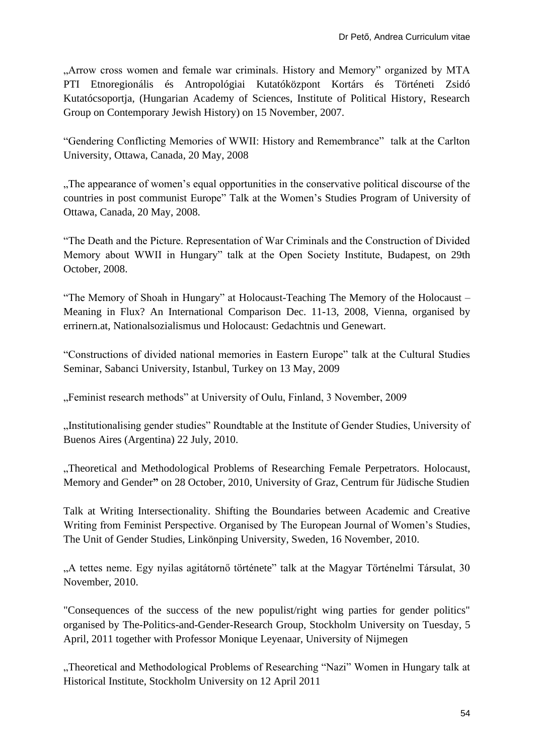„Arrow cross women and female war criminals. History and Memory" organized by MTA PTI Etnoregionális és Antropológiai Kutatóközpont Kortárs és Történeti Zsidó Kutatócsoportja, (Hungarian Academy of Sciences, Institute of Political History, Research Group on Contemporary Jewish History) on 15 November, 2007.

"Gendering Conflicting Memories of WWII: History and Remembrance" talk at the Carlton University, Ottawa, Canada, 20 May, 2008

„The appearance of women's equal opportunities in the conservative political discourse of the countries in post communist Europe" Talk at the Women's Studies Program of University of Ottawa, Canada, 20 May, 2008.

"The Death and the Picture. Representation of War Criminals and the Construction of Divided Memory about WWII in Hungary" talk at the Open Society Institute, Budapest, on 29th October, 2008.

"The Memory of Shoah in Hungary" at Holocaust-Teaching The Memory of the Holocaust – Meaning in Flux? An International Comparison Dec. 11-13, 2008, Vienna, organised by errinern.at, Nationalsozialismus und Holocaust: Gedachtnis und Genewart.

"Constructions of divided national memories in Eastern Europe" talk at the Cultural Studies Seminar, Sabanci University, Istanbul, Turkey on 13 May, 2009

„Feminist research methods" at University of Oulu, Finland, 3 November, 2009

„Institutionalising gender studies" Roundtable at the Institute of Gender Studies, University of Buenos Aires (Argentina) 22 July, 2010.

„Theoretical and Methodological Problems of Researching Female Perpetrators. Holocaust, Memory and Gender**"** on 28 October, 2010, University of Graz, Centrum für Jüdische Studien

Talk at Writing Intersectionality. Shifting the Boundaries between Academic and Creative Writing from Feminist Perspective. Organised by The European Journal of Women's Studies, The Unit of Gender Studies, Linkönping University, Sweden, 16 November, 2010.

„A tettes neme. Egy nyilas agitátornő története" talk at the Magyar Történelmi Társulat, 30 November, 2010.

"Consequences of the success of the new populist/right wing parties for gender politics" organised by The-Politics-and-Gender-Research Group, Stockholm University on Tuesday, 5 April, 2011 together with Professor Monique Leyenaar, University of Nijmegen

„Theoretical and Methodological Problems of Researching "Nazi" Women in Hungary talk at Historical Institute, Stockholm University on 12 April 2011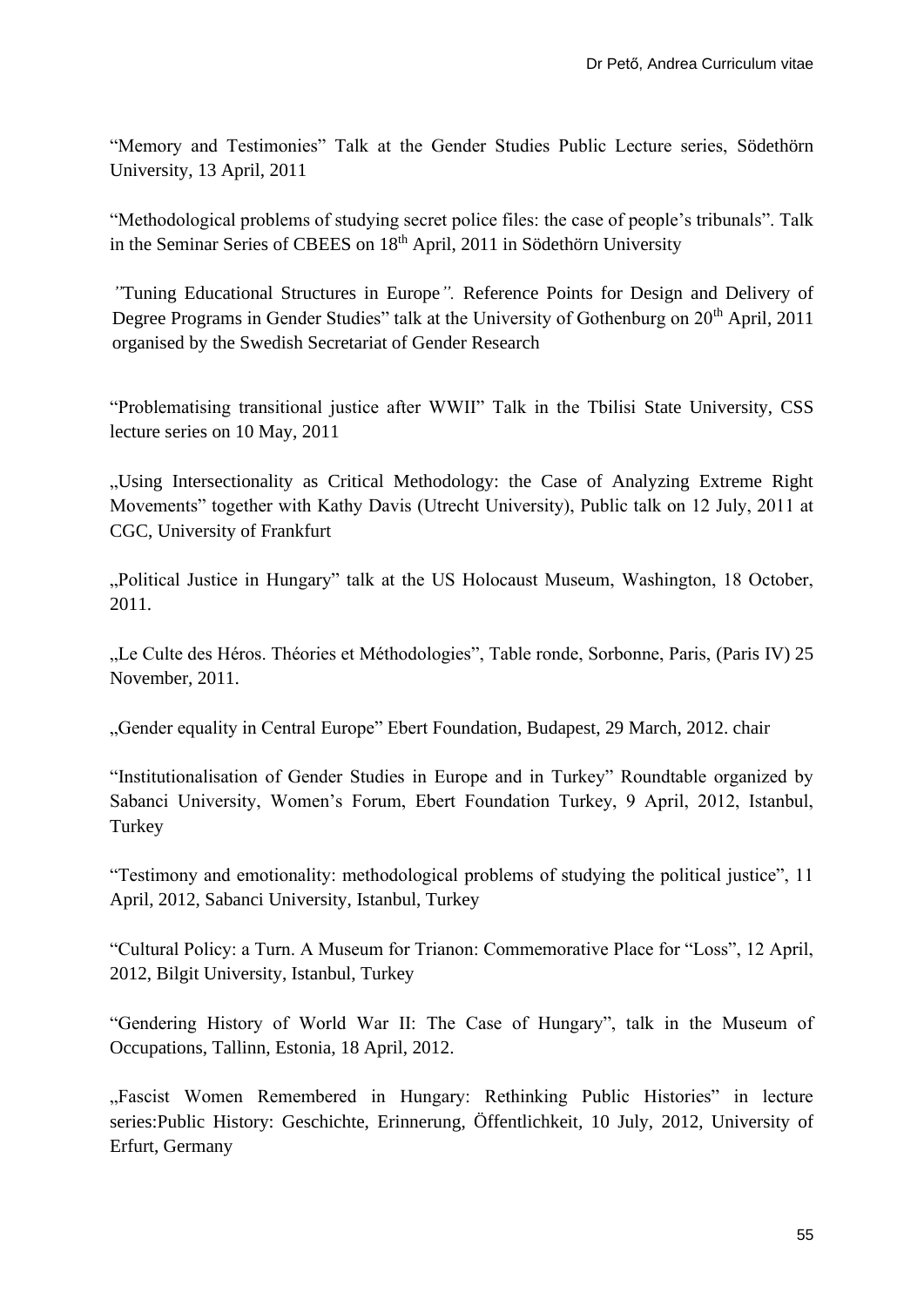“Memory and Testimonies” Talk at the Gender Studies Public Lecture series, Södethörn University, 13 April, 2011

“Methodological problems of studying secret police files: the case of people’s tribunals”. Talk in the Seminar Series of CBEES on 18th April, 2011 in Södethörn University

*”*Tuning Educational Structures in Europe*”.* Reference Points for Design and Delivery of Degree Programs in Gender Studies” talk at the University of Gothenburg on 20th April, 2011 organised by the Swedish Secretariat of Gender Research

“Problematising transitional justice after WWII” Talk in the Tbilisi State University, CSS lecture series on 10 May, 2011

„Using Intersectionality as Critical Methodology: the Case of Analyzing Extreme Right Movements” together with Kathy Davis (Utrecht University), Public talk on 12 July, 2011 at CGC, University of Frankfurt

„Political Justice in Hungary” talk at the US Holocaust Museum, Washington, 18 October, 2011.

„Le Culte des Héros. Théories et Méthodologies”, Table ronde, Sorbonne, Paris, (Paris IV) 25 November, 2011.

„Gender equality in Central Europe” Ebert Foundation, Budapest, 29 March, 2012. chair

“Institutionalisation of Gender Studies in Europe and in Turkey” Roundtable organized by Sabanci University, Women’s Forum, Ebert Foundation Turkey, 9 April, 2012, Istanbul, Turkey

“Testimony and emotionality: methodological problems of studying the political justice”, 11 April, 2012, Sabanci University, Istanbul, Turkey

“Cultural Policy: a Turn. A Museum for Trianon: Commemorative Place for “Loss”, 12 April, 2012, Bilgit University, Istanbul, Turkey

“Gendering History of World War II: The Case of Hungary”, talk in the Museum of Occupations, Tallinn, Estonia, 18 April, 2012.

„Fascist Women Remembered in Hungary: Rethinking Public Histories” in lecture series:Public History: Geschichte, Erinnerung, Öffentlichkeit, 10 July, 2012, University of Erfurt, Germany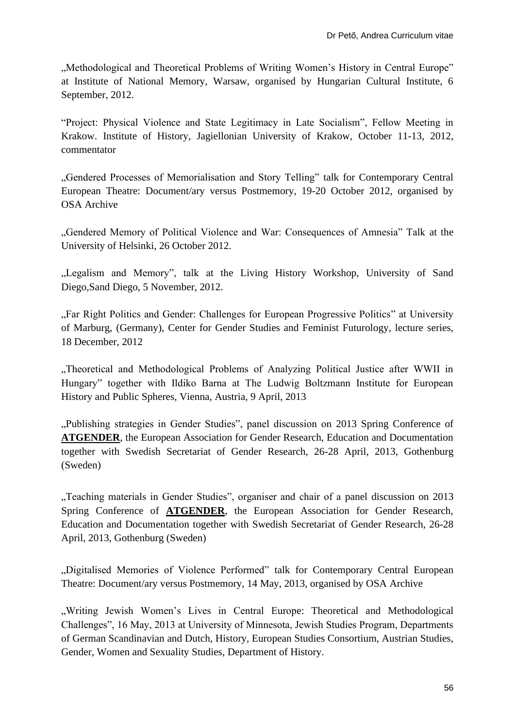„Methodological and Theoretical Problems of Writing Women's History in Central Europe" at Institute of National Memory, Warsaw, organised by Hungarian Cultural Institute, 6 September, 2012.

"Project: Physical Violence and State Legitimacy in Late Socialism", Fellow Meeting in Krakow. Institute of History, Jagiellonian University of Krakow, October 11-13, 2012, commentator

„Gendered Processes of Memorialisation and Story Telling" talk for Contemporary Central European Theatre: Document/ary versus Postmemory, 19-20 October 2012, organised by OSA Archive

„Gendered Memory of Political Violence and War: Consequences of Amnesia" Talk at the University of Helsinki, 26 October 2012.

„Legalism and Memory", talk at the Living History Workshop, University of Sand Diego,Sand Diego, 5 November, 2012.

„Far Right Politics and Gender: Challenges for European Progressive Politics" at University of Marburg, (Germany), Center for Gender Studies and Feminist Futurology, lecture series, 18 December, 2012

„Theoretical and Methodological Problems of Analyzing Political Justice after WWII in Hungary" together with Ildiko Barna at The Ludwig Boltzmann Institute for European History and Public Spheres, Vienna, Austria, 9 April, 2013

„Publishing strategies in Gender Studies", panel discussion on 2013 Spring Conference of **ATGENDER**, the European Association for Gender Research, Education and Documentation together with Swedish Secretariat of Gender Research, 26-28 April, 2013, Gothenburg (Sweden)

„Teaching materials in Gender Studies", organiser and chair of a panel discussion on 2013 Spring Conference of **ATGENDER**, the European Association for Gender Research, Education and Documentation together with Swedish Secretariat of Gender Research, 26-28 April, 2013, Gothenburg (Sweden)

„Digitalised Memories of Violence Performed" talk for Contemporary Central European Theatre: Document/ary versus Postmemory, 14 May, 2013, organised by OSA Archive

„Writing Jewish Women's Lives in Central Europe: Theoretical and Methodological Challenges", 16 May, 2013 at University of Minnesota, Jewish Studies Program, Departments of German Scandinavian and Dutch, History, European Studies Consortium, Austrian Studies, Gender, Women and Sexuality Studies, Department of History.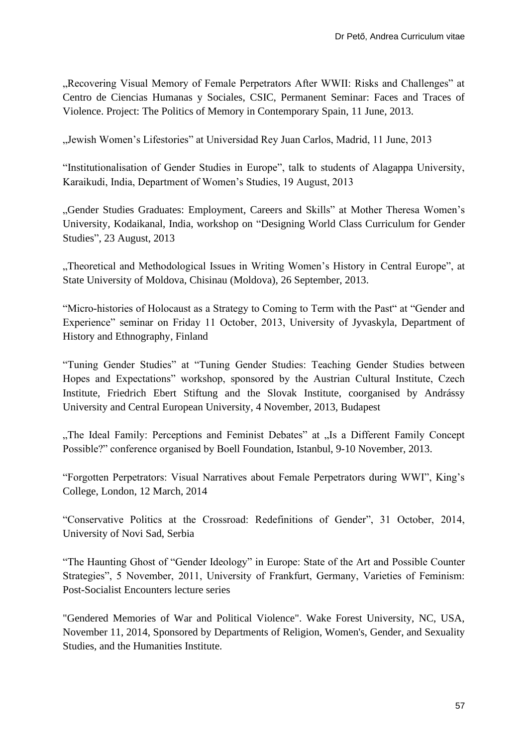„Recovering Visual Memory of Female Perpetrators After WWII: Risks and Challenges" at Centro de Ciencias Humanas y Sociales, CSIC, Permanent Seminar: Faces and Traces of Violence. Project: The Politics of Memory in Contemporary Spain, 11 June, 2013.

„Jewish Women's Lifestories" at Universidad Rey Juan Carlos, Madrid, 11 June, 2013

"Institutionalisation of Gender Studies in Europe", talk to students of Alagappa University, Karaikudi, India, Department of Women's Studies, 19 August, 2013

„Gender Studies Graduates: Employment, Careers and Skills" at Mother Theresa Women's University, Kodaikanal, India, workshop on "Designing World Class Curriculum for Gender Studies", 23 August, 2013

„Theoretical and Methodological Issues in Writing Women's History in Central Europe", at State University of Moldova, Chisinau (Moldova), 26 September, 2013.

"Micro-histories of Holocaust as a Strategy to Coming to Term with the Past" at "Gender and Experience" seminar on Friday 11 October, 2013, University of Jyvaskyla, Department of History and Ethnography, Finland

"Tuning Gender Studies" at "Tuning Gender Studies: Teaching Gender Studies between Hopes and Expectations" workshop, sponsored by the Austrian Cultural Institute, Czech Institute, Friedrich Ebert Stiftung and the Slovak Institute, coorganised by Andrássy University and Central European University, 4 November, 2013, Budapest

„The Ideal Family: Perceptions and Feminist Debates" at „Is a Different Family Concept Possible?" conference organised by Boell Foundation, Istanbul, 9-10 November, 2013.

"Forgotten Perpetrators: Visual Narratives about Female Perpetrators during WWI", King's College, London, 12 March, 2014

"Conservative Politics at the Crossroad: Redefinitions of Gender", 31 October, 2014, University of Novi Sad, Serbia

"The Haunting Ghost of "Gender Ideology" in Europe: State of the Art and Possible Counter Strategies", 5 November, 2011, University of Frankfurt, Germany, Varieties of Feminism: Post-Socialist Encounters lecture series

"Gendered Memories of War and Political Violence". Wake Forest University, NC, USA, November 11, 2014, Sponsored by Departments of Religion, Women's, Gender, and Sexuality Studies, and the Humanities Institute.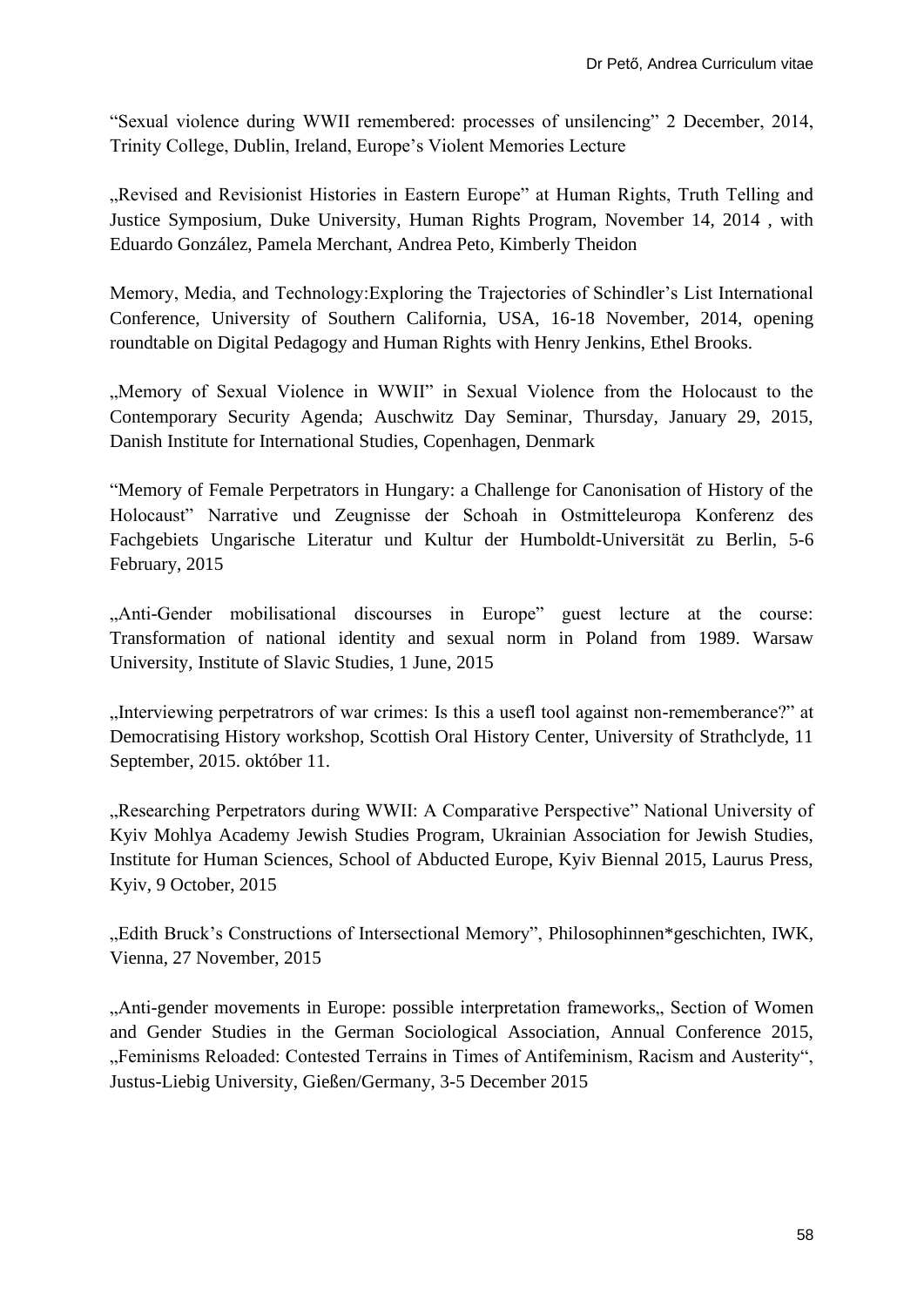“Sexual violence during WWII remembered: processes of unsilencing” 2 December, 2014, Trinity College, Dublin, Ireland, Europe’s Violent Memories Lecture

„Revised and Revisionist Histories in Eastern Europe” at Human Rights, Truth Telling and Justice Symposium, Duke University, Human Rights Program, November 14, 2014 , with Eduardo González, Pamela Merchant, Andrea Peto, Kimberly Theidon

Memory, Media, and Technology:Exploring the Trajectories of Schindler’s List International Conference, University of Southern California, USA, 16-18 November, 2014, opening roundtable on Digital Pedagogy and Human Rights with Henry Jenkins, Ethel Brooks.

„Memory of Sexual Violence in WWII” in Sexual Violence from the Holocaust to the Contemporary Security Agenda; Auschwitz Day Seminar, Thursday, January 29, 2015, Danish Institute for International Studies, Copenhagen, Denmark

“Memory of Female Perpetrators in Hungary: a Challenge for Canonisation of History of the Holocaust” Narrative und Zeugnisse der Schoah in Ostmitteleuropa Konferenz des Fachgebiets Ungarische Literatur und Kultur der Humboldt-Universität zu Berlin, 5-6 February, 2015

„Anti-Gender mobilisational discourses in Europe” guest lecture at the course: Transformation of national identity and sexual norm in Poland from 1989. Warsaw University, Institute of Slavic Studies, 1 June, 2015

„Interviewing perpetratrors of war crimes: Is this a usefl tool against non-rememberance?” at Democratising History workshop, Scottish Oral History Center, University of Strathclyde, 11 September, 2015. október 11.

„Researching Perpetrators during WWII: A Comparative Perspective” National University of Kyiv Mohlya Academy Jewish Studies Program, Ukrainian Association for Jewish Studies, Institute for Human Sciences, School of Abducted Europe, Kyiv Biennal 2015, Laurus Press, Kyiv, 9 October, 2015

„Edith Bruck’s Constructions of Intersectional Memory”, Philosophinnen*geschichten, IWK, Vienna, 27 November, 2015

„Anti-gender movements in Europe: possible interpretation frameworks„ Section of Women and Gender Studies in the German Sociological Association, Annual Conference 2015, „Feminisms Reloaded: Contested Terrains in Times of Antifeminism, Racism and Austerity“, Justus-Liebig University, Gießen/Germany, 3-5 December 2015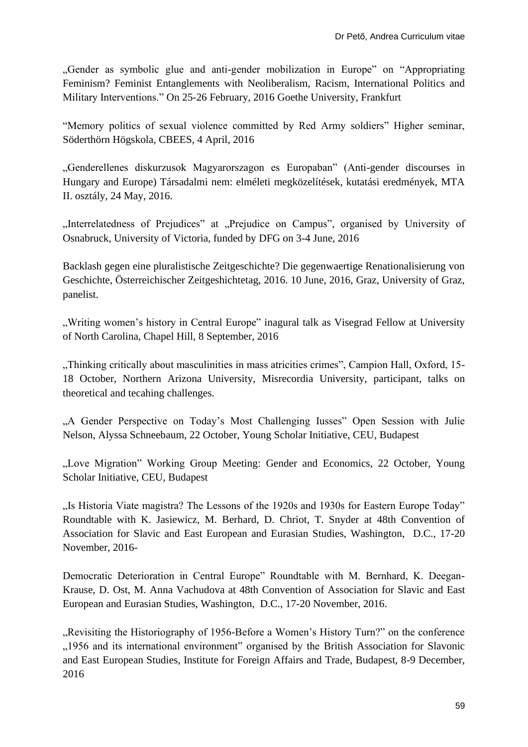„Gender as symbolic glue and anti-gender mobilization in Europe" on "Appropriating Feminism? Feminist Entanglements with Neoliberalism, Racism, International Politics and Military Interventions." On 25-26 February, 2016 Goethe University, Frankfurt

"Memory politics of sexual violence committed by Red Army soldiers" Higher seminar, Söderthörn Högskola, CBEES, 4 April, 2016

„Genderellenes diskurzusok Magyarorszagon es Europaban" (Anti-gender discourses in Hungary and Europe) Társadalmi nem: elméleti megközelítések, kutatási eredmények, MTA II. osztály, 24 May, 2016.

„Interrelatedness of Prejudices" at „Prejudice on Campus", organised by University of Osnabruck, University of Victoria, funded by DFG on 3-4 June, 2016

Backlash gegen eine pluralistische Zeitgeschichte? Die gegenwaertige Renationalisierung von Geschichte, Österreichischer Zeitgeshichtetag, 2016. 10 June, 2016, Graz, University of Graz, panelist.

„Writing women's history in Central Europe" inagural talk as Visegrad Fellow at University of North Carolina, Chapel Hill, 8 September, 2016

„Thinking critically about masculinities in mass atricities crimes", Campion Hall, Oxford, 15-18 October, Northern Arizona University, Misrecordia University, participant, talks on theoretical and tecahing challenges.

„A Gender Perspective on Today's Most Challenging Iusses" Open Session with Julie Nelson, Alyssa Schneebaum, 22 October, Young Scholar Initiative, CEU, Budapest

„Love Migration" Working Group Meeting: Gender and Economics, 22 October, Young Scholar Initiative, CEU, Budapest

„Is Historia Viate magistra? The Lessons of the 1920s and 1930s for Eastern Europe Today" Roundtable with K. Jasiewicz, M. Berhard, D. Chriot, T. Snyder at 48th Convention of Association for Slavic and East European and Eurasian Studies, Washington, D.C., 17-20 November, 2016-

Democratic Deterioration in Central Europe" Roundtable with M. Bernhard, K. Deegan-Krause, D. Ost, M. Anna Vachudova at 48th Convention of Association for Slavic and East European and Eurasian Studies, Washington, D.C., 17-20 November, 2016.

„Revisiting the Historiography of 1956-Before a Women's History Turn?" on the conference „1956 and its international environment" organised by the British Association for Slavonic and East European Studies, Institute for Foreign Affairs and Trade, Budapest, 8-9 December, 2016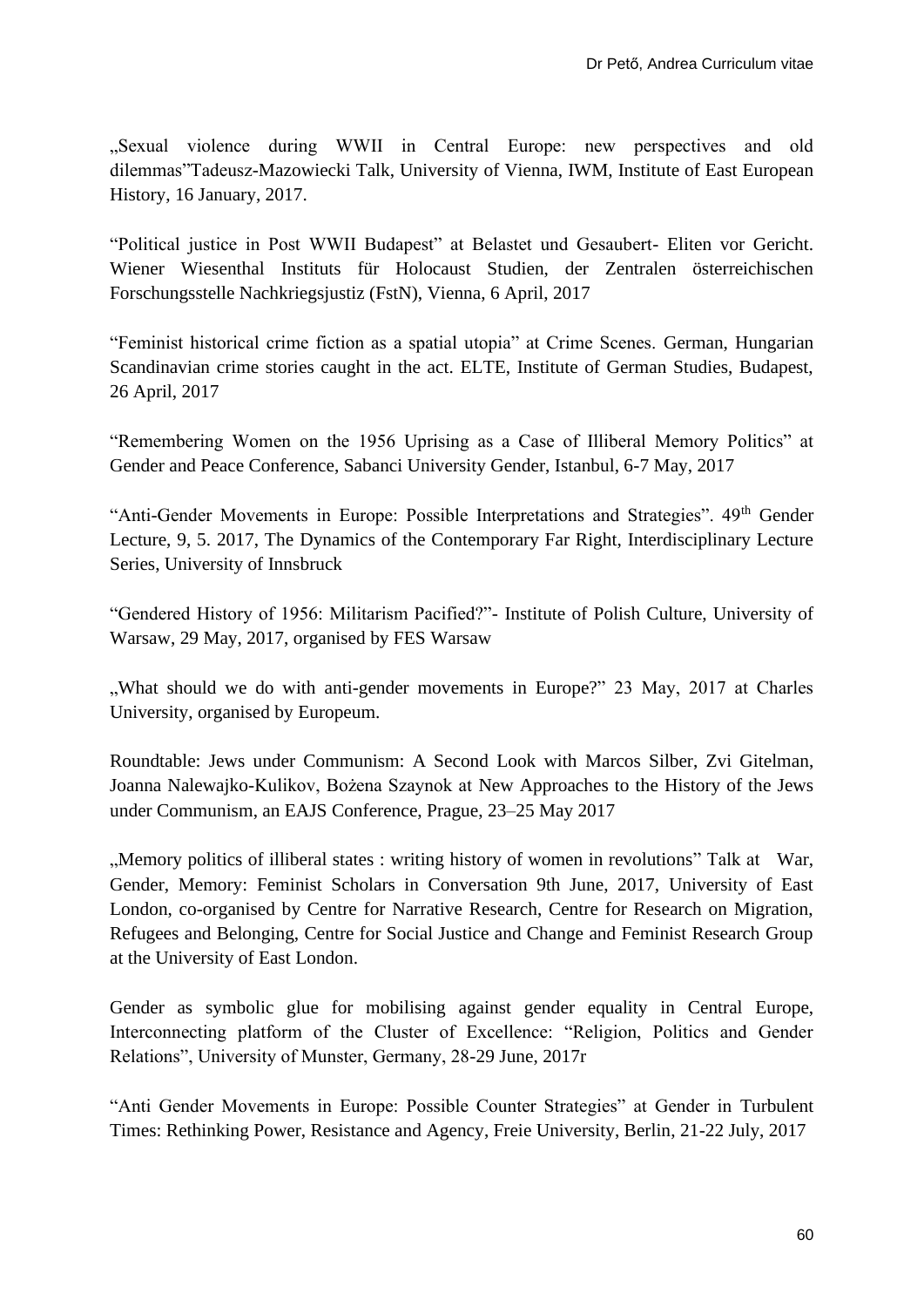„Sexual violence during WWII in Central Europe: new perspectives and old dilemmas"Tadeusz-Mazowiecki Talk, University of Vienna, IWM, Institute of East European History, 16 January, 2017.

"Political justice in Post WWII Budapest" at Belastet und Gesaubert- Eliten vor Gericht. Wiener Wiesenthal Instituts für Holocaust Studien, der Zentralen österreichischen Forschungsstelle Nachkriegsjustiz (FstN), Vienna, 6 April, 2017

"Feminist historical crime fiction as a spatial utopia" at Crime Scenes. German, Hungarian Scandinavian crime stories caught in the act. ELTE, Institute of German Studies, Budapest, 26 April, 2017

"Remembering Women on the 1956 Uprising as a Case of Illiberal Memory Politics" at Gender and Peace Conference, Sabanci University Gender, Istanbul, 6-7 May, 2017

"Anti-Gender Movements in Europe: Possible Interpretations and Strategies". 49th Gender Lecture, 9, 5. 2017, The Dynamics of the Contemporary Far Right, Interdisciplinary Lecture Series, University of Innsbruck

"Gendered History of 1956: Militarism Pacified?"- Institute of Polish Culture, University of Warsaw, 29 May, 2017, organised by FES Warsaw

„What should we do with anti-gender movements in Europe?" 23 May, 2017 at Charles University, organised by Europeum.

Roundtable: Jews under Communism: A Second Look with Marcos Silber, Zvi Gitelman, Joanna Nalewajko-Kulikov, Bożena Szaynok at New Approaches to the History of the Jews under Communism, an EAJS Conference, Prague, 23–25 May 2017

„Memory politics of illiberal states : writing history of women in revolutions" Talk at War, Gender, Memory: Feminist Scholars in Conversation 9th June, 2017, University of East London, co-organised by Centre for Narrative Research, Centre for Research on Migration, Refugees and Belonging, Centre for Social Justice and Change and Feminist Research Group at the University of East London.

Gender as symbolic glue for mobilising against gender equality in Central Europe, Interconnecting platform of the Cluster of Excellence: "Religion, Politics and Gender Relations", University of Munster, Germany, 28-29 June, 2017r

"Anti Gender Movements in Europe: Possible Counter Strategies" at Gender in Turbulent Times: Rethinking Power, Resistance and Agency, Freie University, Berlin, 21-22 July, 2017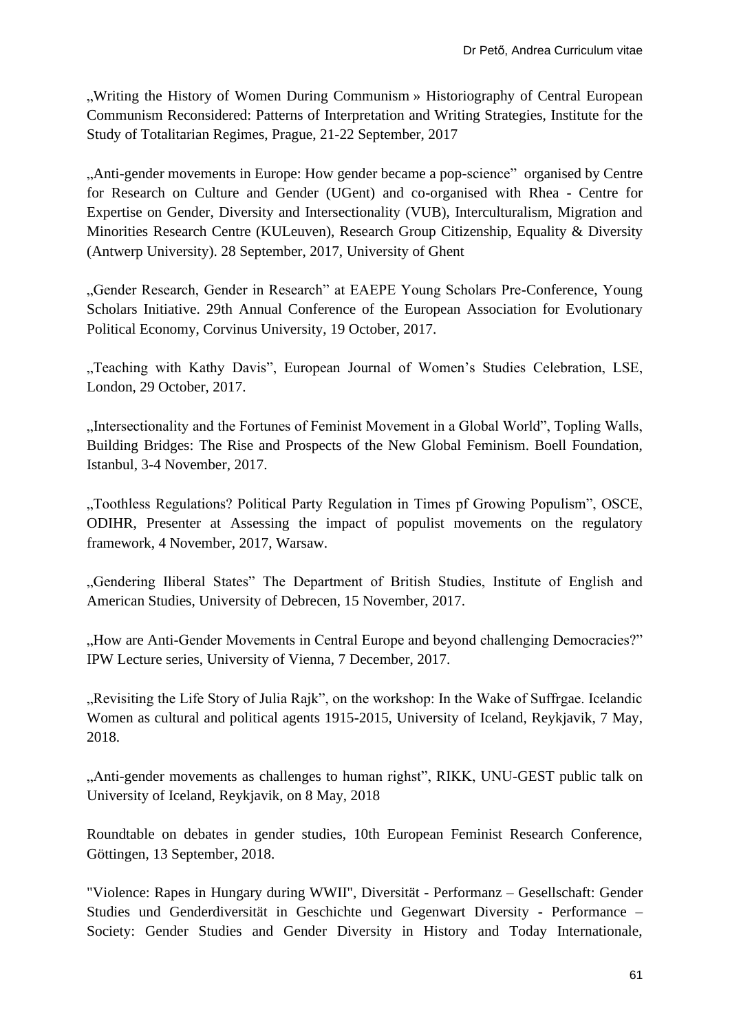„Writing the History of Women During Communism » Historiography of Central European Communism Reconsidered: Patterns of Interpretation and Writing Strategies, Institute for the Study of Totalitarian Regimes, Prague, 21-22 September, 2017

„Anti-gender movements in Europe: How gender became a pop-science" organised by Centre for Research on Culture and Gender (UGent) and co-organised with Rhea - Centre for Expertise on Gender, Diversity and Intersectionality (VUB), Interculturalism, Migration and Minorities Research Centre (KULeuven), Research Group Citizenship, Equality & Diversity (Antwerp University). 28 September, 2017, University of Ghent

„Gender Research, Gender in Research" at EAEPE Young Scholars Pre-Conference, Young Scholars Initiative. 29th Annual Conference of the European Association for Evolutionary Political Economy, Corvinus University, 19 October, 2017.

„Teaching with Kathy Davis", European Journal of Women's Studies Celebration, LSE, London, 29 October, 2017.

„Intersectionality and the Fortunes of Feminist Movement in a Global World", Topling Walls, Building Bridges: The Rise and Prospects of the New Global Feminism. Boell Foundation, Istanbul, 3-4 November, 2017.

„Toothless Regulations? Political Party Regulation in Times pf Growing Populism", OSCE, ODIHR, Presenter at Assessing the impact of populist movements on the regulatory framework, 4 November, 2017, Warsaw.

„Gendering Iliberal States" The Department of British Studies, Institute of English and American Studies, University of Debrecen, 15 November, 2017.

„How are Anti-Gender Movements in Central Europe and beyond challenging Democracies?" IPW Lecture series, University of Vienna, 7 December, 2017.

„Revisiting the Life Story of Julia Rajk", on the workshop: In the Wake of Suffrgae. Icelandic Women as cultural and political agents 1915-2015, University of Iceland, Reykjavik, 7 May, 2018.

„Anti-gender movements as challenges to human righst", RIKK, UNU-GEST public talk on University of Iceland, Reykjavik, on 8 May, 2018

Roundtable on debates in gender studies, 10th European Feminist Research Conference, Göttingen, 13 September, 2018.

"Violence: Rapes in Hungary during WWII", Diversität - Performanz – Gesellschaft: Gender Studies und Genderdiversität in Geschichte und Gegenwart Diversity - Performance – Society: Gender Studies and Gender Diversity in History and Today Internationale,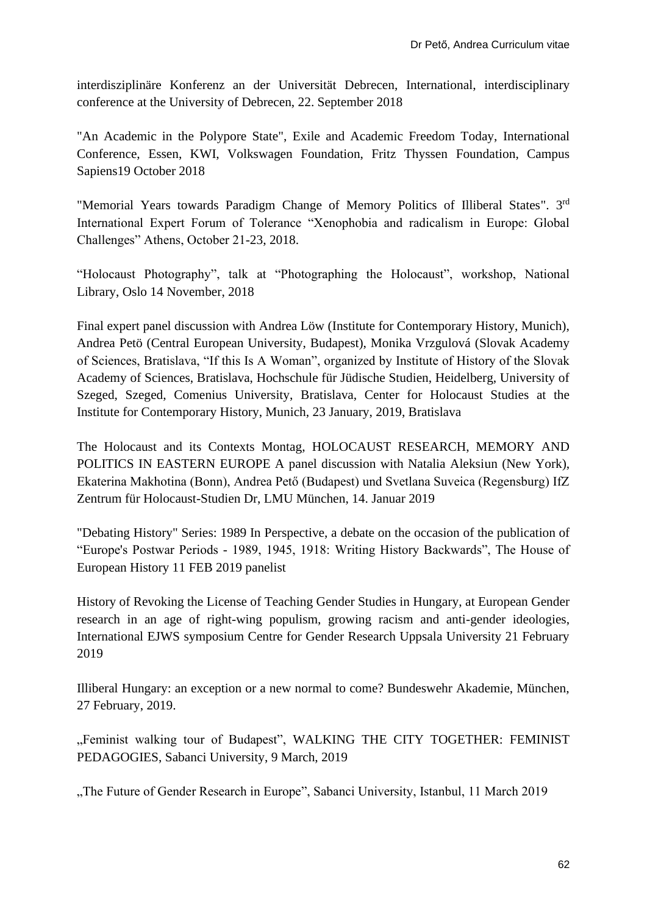interdisziplinäre Konferenz an der Universität Debrecen, International, interdisciplinary conference at the University of Debrecen, 22. September 2018

"An Academic in the Polypore State", Exile and Academic Freedom Today, International Conference, Essen, KWI, Volkswagen Foundation, Fritz Thyssen Foundation, Campus Sapiens19 October 2018

"Memorial Years towards Paradigm Change of Memory Politics of Illiberal States". 3rd International Expert Forum of Tolerance "Xenophobia and radicalism in Europe: Global Challenges" Athens, October 21-23, 2018.

"Holocaust Photography", talk at "Photographing the Holocaust", workshop, National Library, Oslo 14 November, 2018

Final expert panel discussion with Andrea Löw (Institute for Contemporary History, Munich), Andrea Petö (Central European University, Budapest), Monika Vrzgulová (Slovak Academy of Sciences, Bratislava, "If this Is A Woman", organized by Institute of History of the Slovak Academy of Sciences, Bratislava, Hochschule für Jüdische Studien, Heidelberg, University of Szeged, Szeged, Comenius University, Bratislava, Center for Holocaust Studies at the Institute for Contemporary History, Munich, 23 January, 2019, Bratislava

The Holocaust and its Contexts Montag, HOLOCAUST RESEARCH, MEMORY AND POLITICS IN EASTERN EUROPE A panel discussion with Natalia Aleksiun (New York), Ekaterina Makhotina (Bonn), Andrea Pető (Budapest) und Svetlana Suveica (Regensburg) IfZ Zentrum für Holocaust-Studien Dr, LMU München, 14. Januar 2019

"Debating History" Series: 1989 In Perspective, a debate on the occasion of the publication of "Europe's Postwar Periods - 1989, 1945, 1918: Writing History Backwards", The House of European History 11 FEB 2019 panelist

History of Revoking the License of Teaching Gender Studies in Hungary, at European Gender research in an age of right-wing populism, growing racism and anti-gender ideologies, International EJWS symposium Centre for Gender Research Uppsala University 21 February 2019

Illiberal Hungary: an exception or a new normal to come? Bundeswehr Akademie, München, 27 February, 2019.

„Feminist walking tour of Budapest", WALKING THE CITY TOGETHER: FEMINIST PEDAGOGIES, Sabanci University, 9 March, 2019

„The Future of Gender Research in Europe", Sabanci University, Istanbul, 11 March 2019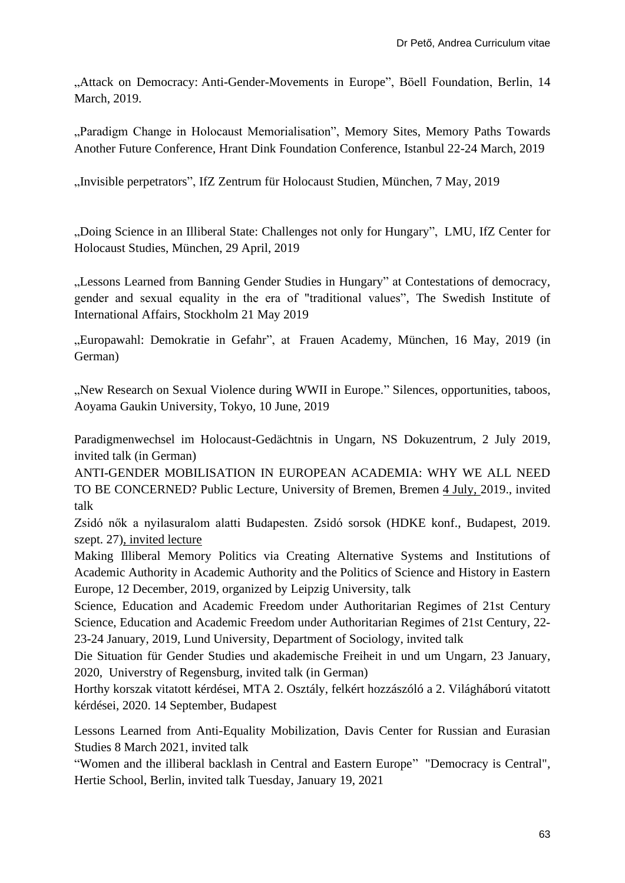„Attack on Democracy: Anti-Gender-Movements in Europe", Böell Foundation, Berlin, 14 March, 2019.

„Paradigm Change in Holocaust Memorialisation", Memory Sites, Memory Paths Towards Another Future Conference, Hrant Dink Foundation Conference, Istanbul 22-24 March, 2019

„Invisible perpetrators", IfZ Zentrum für Holocaust Studien, München, 7 May, 2019

„Doing Science in an Illiberal State: Challenges not only for Hungary", LMU, IfZ Center for Holocaust Studies, München, 29 April, 2019

„Lessons Learned from Banning Gender Studies in Hungary" at Contestations of democracy, gender and sexual equality in the era of "traditional values", The Swedish Institute of International Affairs, Stockholm 21 May 2019

„Europawahl: Demokratie in Gefahr", at Frauen Academy, München, 16 May, 2019 (in German)

„New Research on Sexual Violence during WWII in Europe." Silences, opportunities, taboos, Aoyama Gaukin University, Tokyo, 10 June, 2019

Paradigmenwechsel im Holocaust-Gedächtnis in Ungarn, NS Dokuzentrum, 2 July 2019, invited talk (in German)

ANTI-GENDER MOBILISATION IN EUROPEAN ACADEMIA: WHY WE ALL NEED TO BE CONCERNED? Public Lecture, University of Bremen, Bremen 4 July, 2019., invited talk

Zsidó nők a nyilasuralom alatti Budapesten. Zsidó sorsok (HDKE konf., Budapest, 2019. szept. 27), invited lecture

Making Illiberal Memory Politics via Creating Alternative Systems and Institutions of Academic Authority in Academic Authority and the Politics of Science and History in Eastern Europe, 12 December, 2019, organized by Leipzig University, talk

Science, Education and Academic Freedom under Authoritarian Regimes of 21st Century Science, Education and Academic Freedom under Authoritarian Regimes of 21st Century, 22-23-24 January, 2019, Lund University, Department of Sociology, invited talk

Die Situation für Gender Studies und akademische Freiheit in und um Ungarn, 23 January, 2020, Universtry of Regensburg, invited talk (in German)

Horthy korszak vitatott kérdései, MTA 2. Osztály, felkért hozzászóló a 2. Világháború vitatott kérdései, 2020. 14 September, Budapest

Lessons Learned from Anti-Equality Mobilization, Davis Center for Russian and Eurasian Studies 8 March 2021, invited talk

"Women and the illiberal backlash in Central and Eastern Europe" "Democracy is Central", Hertie School, Berlin, invited talk Tuesday, January 19, 2021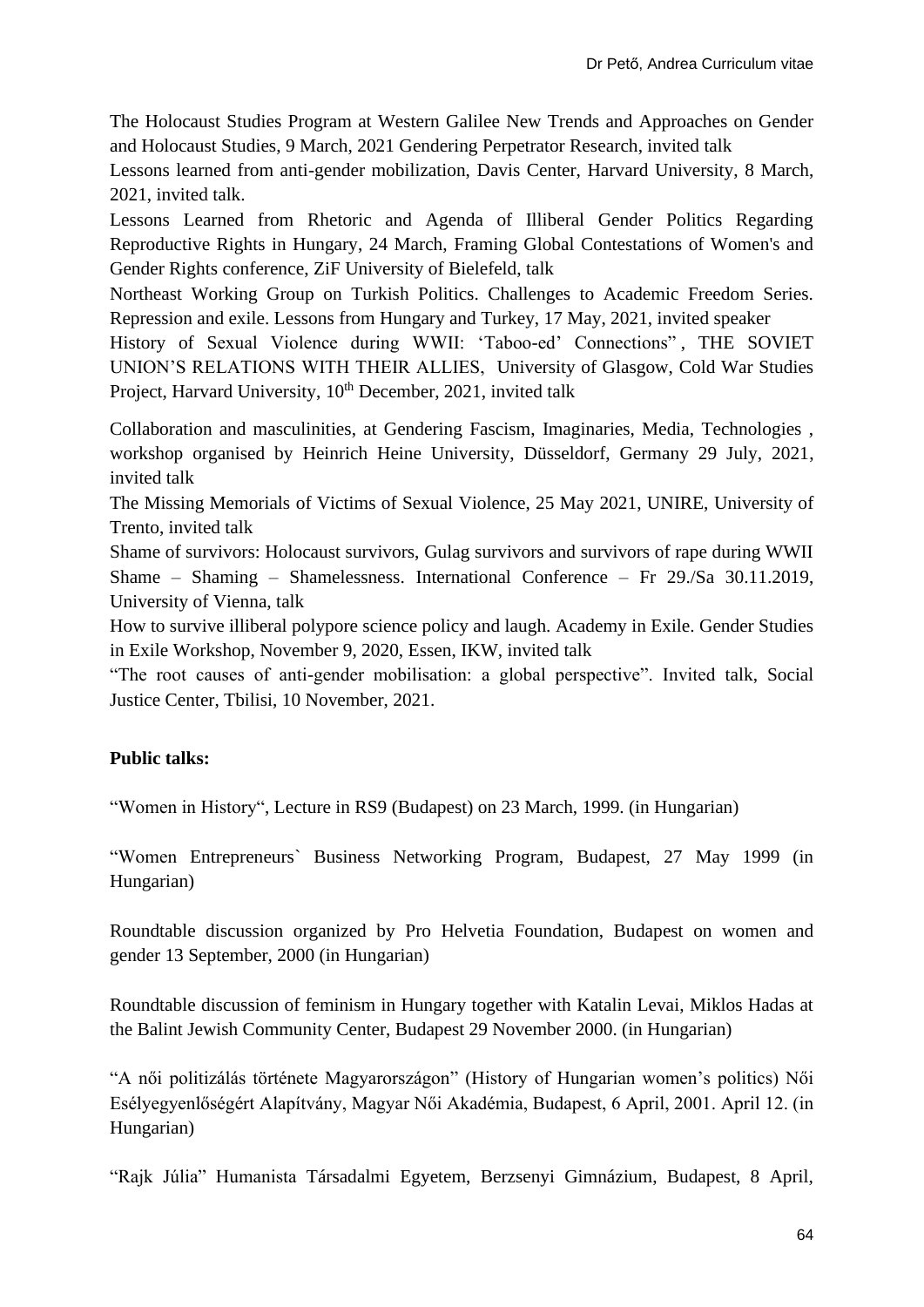The Holocaust Studies Program at Western Galilee New Trends and Approaches on Gender and Holocaust Studies, 9 March, 2021 Gendering Perpetrator Research, invited talk

Lessons learned from anti-gender mobilization, Davis Center, Harvard University, 8 March, 2021, invited talk.

Lessons Learned from Rhetoric and Agenda of Illiberal Gender Politics Regarding Reproductive Rights in Hungary, 24 March, Framing Global Contestations of Women's and Gender Rights conference, ZiF University of Bielefeld, talk

Northeast Working Group on Turkish Politics. Challenges to Academic Freedom Series. Repression and exile. Lessons from Hungary and Turkey, 17 May, 2021, invited speaker

History of Sexual Violence during WWII: 'Taboo-ed' Connections" , THE SOVIET UNION'S RELATIONS WITH THEIR ALLIES, University of Glasgow, Cold War Studies Project, Harvard University, 10th December, 2021, invited talk

Collaboration and masculinities, at Gendering Fascism, Imaginaries, Media, Technologies , workshop organised by Heinrich Heine University, Düsseldorf, Germany 29 July, 2021, invited talk

The Missing Memorials of Victims of Sexual Violence, 25 May 2021, UNIRE, University of Trento, invited talk

Shame of survivors: Holocaust survivors, Gulag survivors and survivors of rape during WWII Shame – Shaming – Shamelessness. International Conference – Fr 29./Sa 30.11.2019, University of Vienna, talk

How to survive illiberal polypore science policy and laugh. Academy in Exile. Gender Studies in Exile Workshop, November 9, 2020, Essen, IKW, invited talk

"The root causes of anti-gender mobilisation: a global perspective". Invited talk, Social Justice Center, Tbilisi, 10 November, 2021.

**Public talks:**

"Women in History", Lecture in RS9 (Budapest) on 23 March, 1999. (in Hungarian)

"Women Entrepreneurs` Business Networking Program, Budapest, 27 May 1999 (in Hungarian)

Roundtable discussion organized by Pro Helvetia Foundation, Budapest on women and gender 13 September, 2000 (in Hungarian)

Roundtable discussion of feminism in Hungary together with Katalin Levai, Miklos Hadas at the Balint Jewish Community Center, Budapest 29 November 2000. (in Hungarian)

"A női politizálás története Magyarországon" (History of Hungarian women's politics) Női Esélyegyenlőségért Alapítvány, Magyar Női Akadémia, Budapest, 6 April, 2001. April 12. (in Hungarian)

"Rajk Júlia" Humanista Társadalmi Egyetem, Berzsenyi Gimnázium, Budapest, 8 April,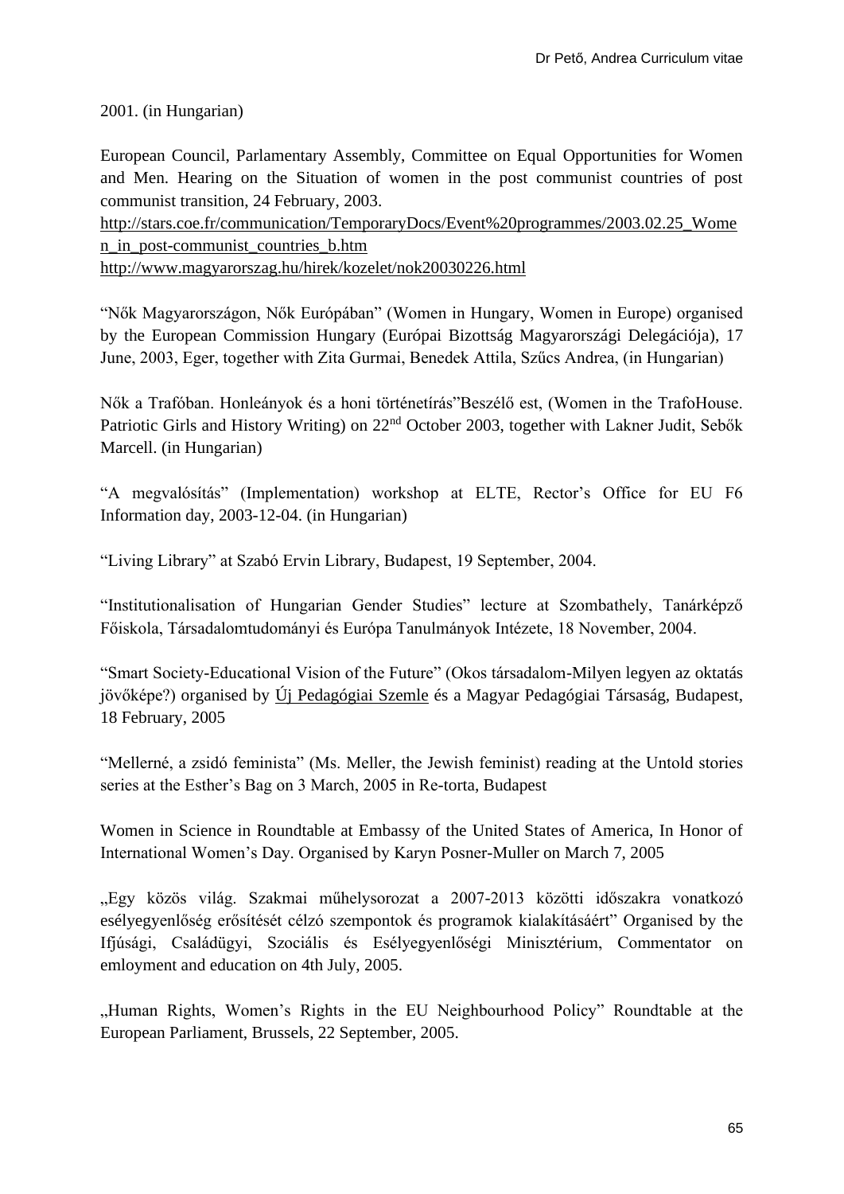2001. (in Hungarian)

European Council, Parlamentary Assembly, Committee on Equal Opportunities for Women and Men. Hearing on the Situation of women in the post communist countries of post communist transition, 24 February, 2003.
http://stars.coe.fr/communication/TemporaryDocs/Event%20programmes/2003.02.25_Women_in_post-communist_countries_b.htm
http://www.magyarorszag.hu/hirek/kozelet/nok20030226.html

"Nők Magyarországon, Nők Európában" (Women in Hungary, Women in Europe) organised by the European Commission Hungary (Európai Bizottság Magyarországi Delegációja), 17 June, 2003, Eger, together with Zita Gurmai, Benedek Attila, Szűcs Andrea, (in Hungarian)

Nők a Trafóban. Honleányok és a honi történetírás"Beszélő est, (Women in the TrafoHouse. Patriotic Girls and History Writing) on 22nd October 2003, together with Lakner Judit, Sebők Marcell. (in Hungarian)

"A megvalósítás" (Implementation) workshop at ELTE, Rector's Office for EU F6 Information day, 2003-12-04. (in Hungarian)

"Living Library" at Szabó Ervin Library, Budapest, 19 September, 2004.

"Institutionalisation of Hungarian Gender Studies" lecture at Szombathely, Tanárképző Főiskola, Társadalomtudományi és Európa Tanulmányok Intézete, 18 November, 2004.

"Smart Society-Educational Vision of the Future" (Okos társadalom-Milyen legyen az oktatás jövőképe?) organised by Új Pedagógiai Szemle és a Magyar Pedagógiai Társaság, Budapest, 18 February, 2005

"Mellerné, a zsidó feminista" (Ms. Meller, the Jewish feminist) reading at the Untold stories series at the Esther's Bag on 3 March, 2005 in Re-torta, Budapest

Women in Science in Roundtable at Embassy of the United States of America, In Honor of International Women's Day. Organised by Karyn Posner-Muller on March 7, 2005

„Egy közös világ. Szakmai műhelysorozat a 2007-2013 közötti időszakra vonatkozó esélyegyenlőség erősítését célzó szempontok és programok kialakításáért" Organised by the Ifjúsági, Családügyi, Szociális és Esélyegyenlőségi Minisztérium, Commentator on emloyment and education on 4th July, 2005.

„Human Rights, Women's Rights in the EU Neighbourhood Policy" Roundtable at the European Parliament, Brussels, 22 September, 2005.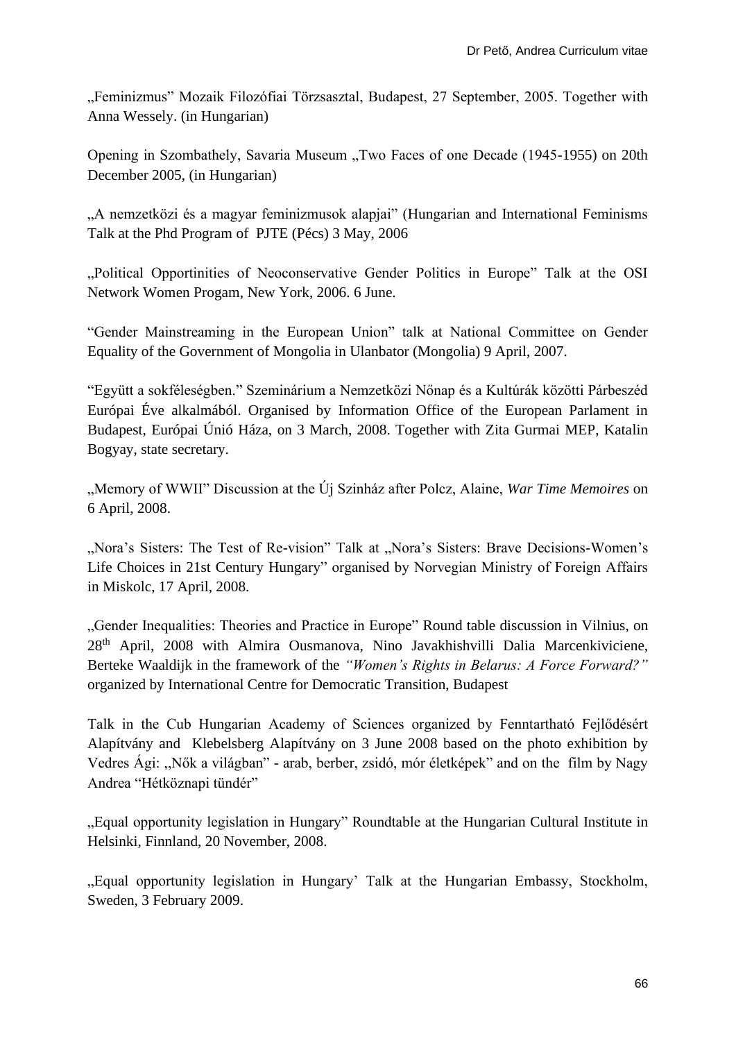„Feminizmus" Mozaik Filozófiai Törzsasztal, Budapest, 27 September, 2005. Together with Anna Wessely. (in Hungarian)

Opening in Szombathely, Savaria Museum „Two Faces of one Decade (1945-1955) on 20th December 2005, (in Hungarian)

„A nemzetközi és a magyar feminizmusok alapjai" (Hungarian and International Feminisms Talk at the Phd Program of PJTE (Pécs) 3 May, 2006

„Political Opportinities of Neoconservative Gender Politics in Europe" Talk at the OSI Network Women Progam, New York, 2006. 6 June.

"Gender Mainstreaming in the European Union" talk at National Committee on Gender Equality of the Government of Mongolia in Ulanbator (Mongolia) 9 April, 2007.

"Együtt a sokféleségben." Szeminárium a Nemzetközi Nőnap és a Kultúrák közötti Párbeszéd Európai Éve alkalmából. Organised by Information Office of the European Parlament in Budapest, Európai Únió Háza, on 3 March, 2008. Together with Zita Gurmai MEP, Katalin Bogyay, state secretary.

„Memory of WWII" Discussion at the Új Szinház after Polcz, Alaine, *War Time Memoires* on 6 April, 2008.

„Nora's Sisters: The Test of Re-vision" Talk at „Nora's Sisters: Brave Decisions-Women's Life Choices in 21st Century Hungary" organised by Norvegian Ministry of Foreign Affairs in Miskolc, 17 April, 2008.

„Gender Inequalities: Theories and Practice in Europe" Round table discussion in Vilnius, on 28th April, 2008 with Almira Ousmanova, Nino Javakhishvilli Dalia Marcenkiviciene, Berteke Waaldijk in the framework of the *"Women's Rights in Belarus: A Force Forward?"* organized by International Centre for Democratic Transition, Budapest

Talk in the Cub Hungarian Academy of Sciences organized by Fenntartható Fejlődésért Alapítvány and Klebelsberg Alapítvány on 3 June 2008 based on the photo exhibition by Vedres Ági: „Nők a világban" - arab, berber, zsidó, mór életképek" and on the film by Nagy Andrea "Hétköznapi tündér"

„Equal opportunity legislation in Hungary" Roundtable at the Hungarian Cultural Institute in Helsinki, Finnland, 20 November, 2008.

„Equal opportunity legislation in Hungary' Talk at the Hungarian Embassy, Stockholm, Sweden, 3 February 2009.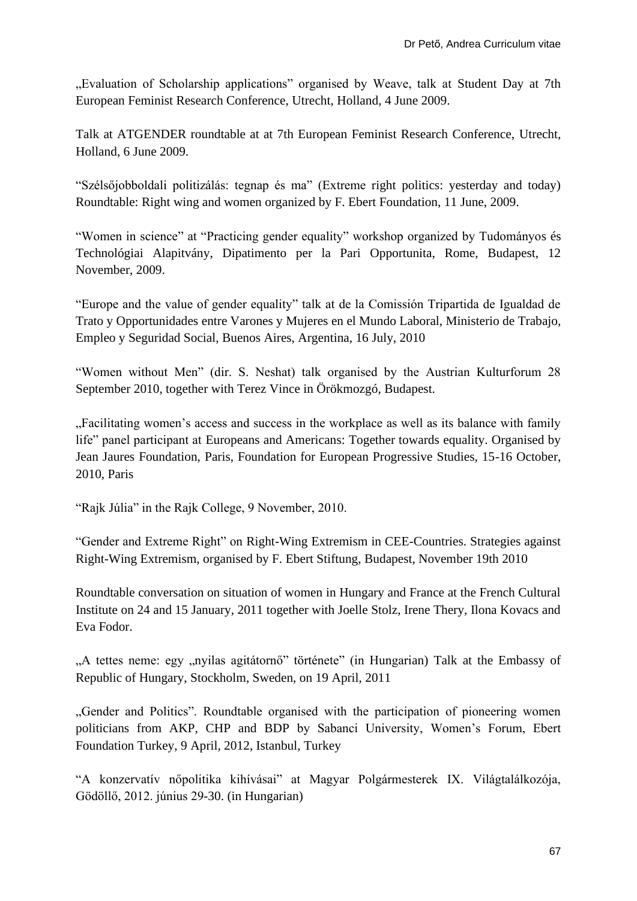„Evaluation of Scholarship applications" organised by Weave, talk at Student Day at 7th European Feminist Research Conference, Utrecht, Holland, 4 June 2009.

Talk at ATGENDER roundtable at at 7th European Feminist Research Conference, Utrecht, Holland, 6 June 2009.

"Szélsőjobboldali politizálás: tegnap és ma" (Extreme right politics: yesterday and today) Roundtable: Right wing and women organized by F. Ebert Foundation, 11 June, 2009.

"Women in science" at "Practicing gender equality" workshop organized by Tudományos és Technológiai Alapitvány, Dipatimento per la Pari Opportunita, Rome, Budapest, 12 November, 2009.

"Europe and the value of gender equality" talk at de la Comissión Tripartida de Igualdad de Trato y Opportunidades entre Varones y Mujeres en el Mundo Laboral, Ministerio de Trabajo, Empleo y Seguridad Social, Buenos Aires, Argentina, 16 July, 2010

"Women without Men" (dir. S. Neshat) talk organised by the Austrian Kulturforum 28 September 2010, together with Terez Vince in Örökmozgó, Budapest.

„Facilitating women's access and success in the workplace as well as its balance with family life" panel participant at Europeans and Americans: Together towards equality. Organised by Jean Jaures Foundation, Paris, Foundation for European Progressive Studies, 15-16 October, 2010, Paris

"Rajk Júlia" in the Rajk College, 9 November, 2010.

"Gender and Extreme Right" on Right-Wing Extremism in CEE-Countries. Strategies against Right-Wing Extremism, organised by F. Ebert Stiftung, Budapest, November 19th 2010

Roundtable conversation on situation of women in Hungary and France at the French Cultural Institute on 24 and 15 January, 2011 together with Joelle Stolz, Irene Thery, Ilona Kovacs and Eva Fodor.

„A tettes neme: egy „nyilas agitátornő" története" (in Hungarian) Talk at the Embassy of Republic of Hungary, Stockholm, Sweden, on 19 April, 2011

„Gender and Politics". Roundtable organised with the participation of pioneering women politicians from AKP, CHP and BDP by Sabanci University, Women's Forum, Ebert Foundation Turkey, 9 April, 2012, Istanbul, Turkey

"A konzervatív nőpolitika kihívásai" at Magyar Polgármesterek IX. Világtalálkozója, Gödöllő, 2012. június 29-30. (in Hungarian)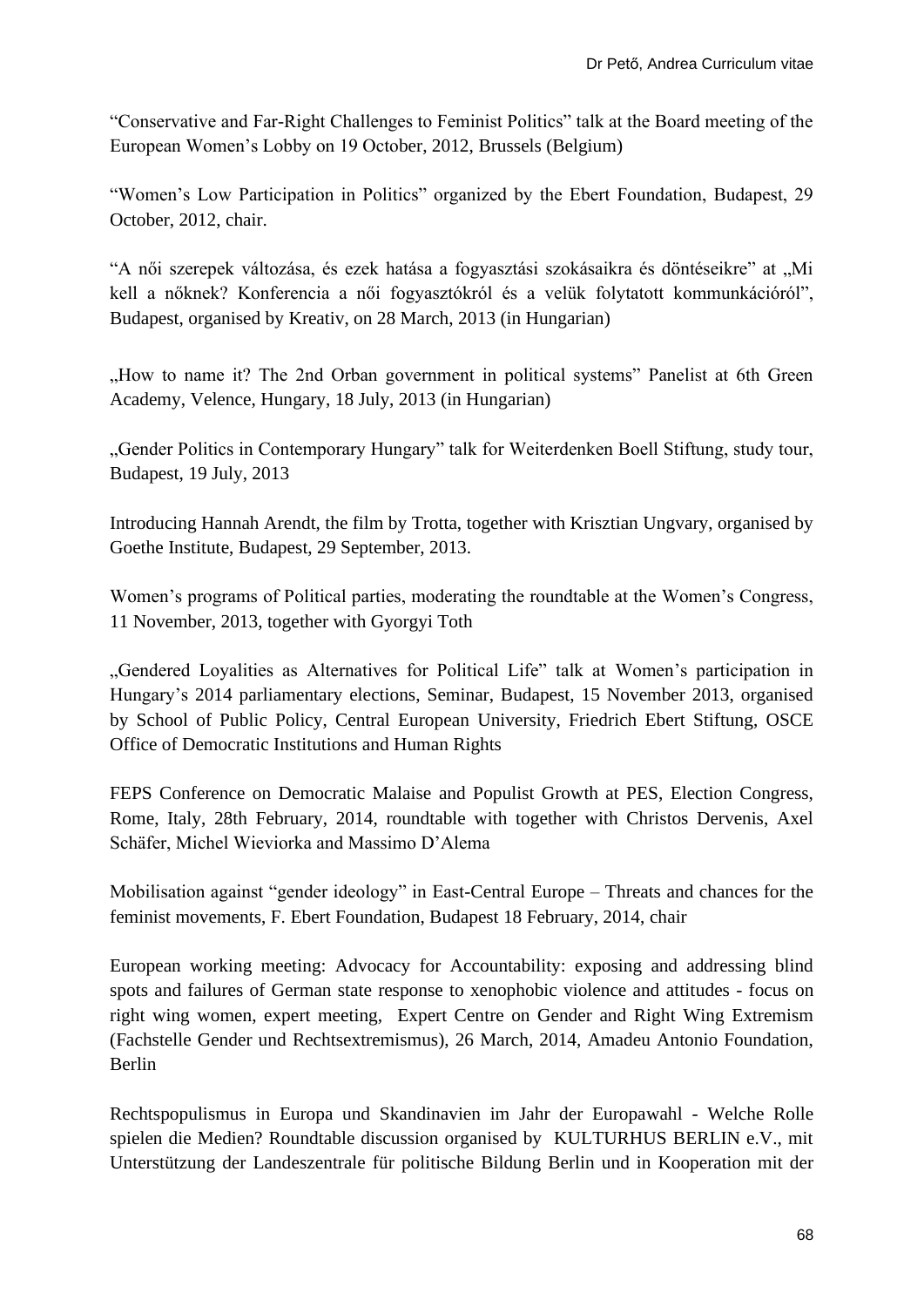“Conservative and Far-Right Challenges to Feminist Politics” talk at the Board meeting of the European Women’s Lobby on 19 October, 2012, Brussels (Belgium)

“Women’s Low Participation in Politics” organized by the Ebert Foundation, Budapest, 29 October, 2012, chair.

“A női szerepek változása, és ezek hatása a fogyasztási szokásaikra és döntéseikre” at „Mi kell a nőknek? Konferencia a női fogyasztókról és a velük folytatott kommunkációról”, Budapest, organised by Kreativ, on 28 March, 2013 (in Hungarian)

„How to name it? The 2nd Orban government in political systems” Panelist at 6th Green Academy, Velence, Hungary, 18 July, 2013 (in Hungarian)

„Gender Politics in Contemporary Hungary” talk for Weiterdenken Boell Stiftung, study tour, Budapest, 19 July, 2013

Introducing Hannah Arendt, the film by Trotta, together with Krisztian Ungvary, organised by Goethe Institute, Budapest, 29 September, 2013.

Women’s programs of Political parties, moderating the roundtable at the Women’s Congress, 11 November, 2013, together with Gyorgyi Toth

„Gendered Loyalities as Alternatives for Political Life” talk at Women’s participation in Hungary’s 2014 parliamentary elections, Seminar, Budapest, 15 November 2013, organised by School of Public Policy, Central European University, Friedrich Ebert Stiftung, OSCE Office of Democratic Institutions and Human Rights

FEPS Conference on Democratic Malaise and Populist Growth at PES, Election Congress, Rome, Italy, 28th February, 2014, roundtable with together with Christos Dervenis, Axel Schäfer, Michel Wieviorka and Massimo D’Alema

Mobilisation against “gender ideology” in East-Central Europe – Threats and chances for the feminist movements, F. Ebert Foundation, Budapest 18 February, 2014, chair

European working meeting: Advocacy for Accountability: exposing and addressing blind spots and failures of German state response to xenophobic violence and attitudes - focus on right wing women, expert meeting, Expert Centre on Gender and Right Wing Extremism (Fachstelle Gender und Rechtsextremismus), 26 March, 2014, Amadeu Antonio Foundation, Berlin

Rechtspopulismus in Europa und Skandinavien im Jahr der Europawahl - Welche Rolle spielen die Medien? Roundtable discussion organised by KULTURHUS BERLIN e.V., mit Unterstützung der Landeszentrale für politische Bildung Berlin und in Kooperation mit der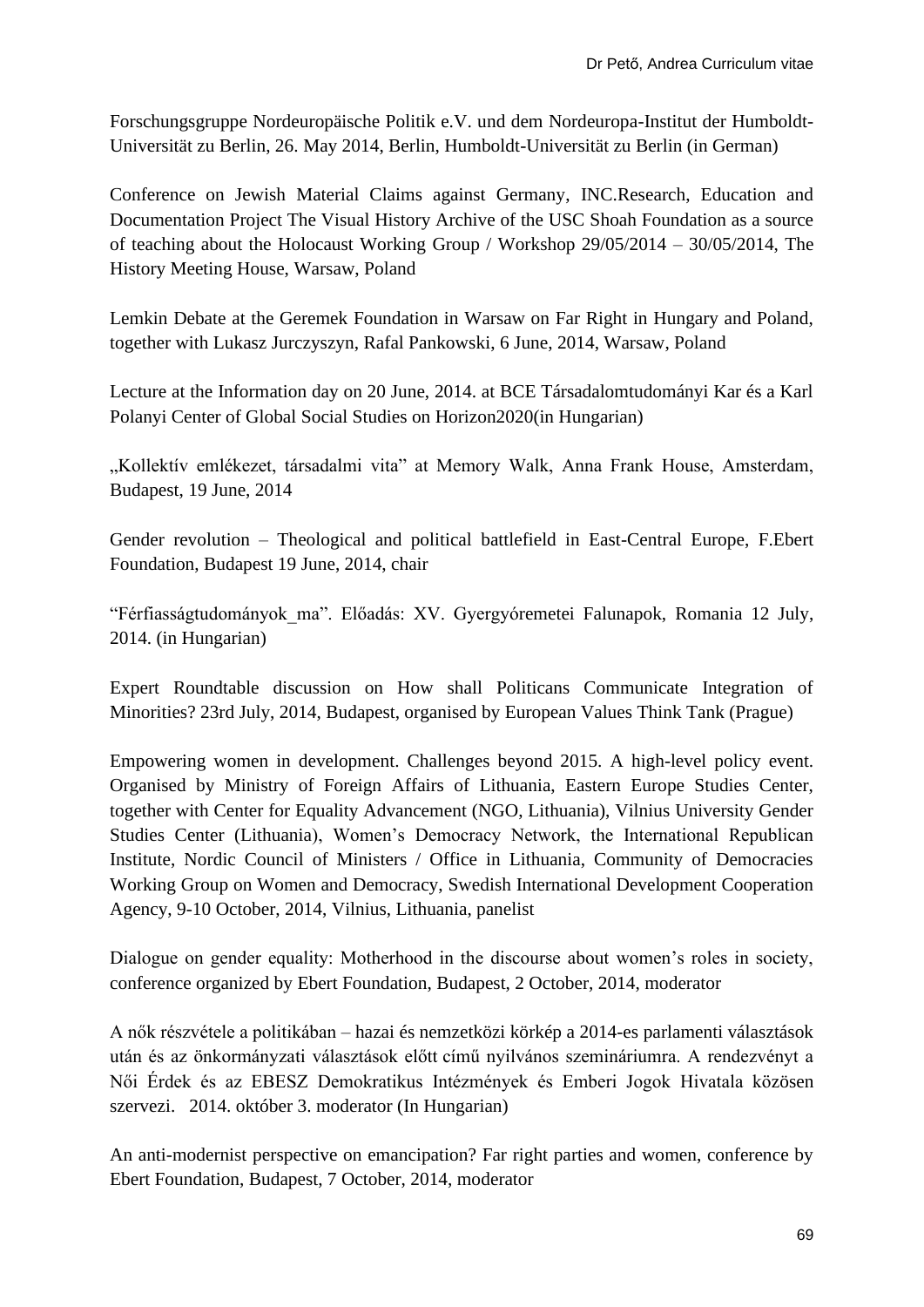Forschungsgruppe Nordeuropäische Politik e.V. und dem Nordeuropa-Institut der Humboldt-Universität zu Berlin, 26. May 2014, Berlin, Humboldt-Universität zu Berlin (in German)

Conference on Jewish Material Claims against Germany, INC.Research, Education and Documentation Project The Visual History Archive of the USC Shoah Foundation as a source of teaching about the Holocaust Working Group / Workshop 29/05/2014 – 30/05/2014, The History Meeting House, Warsaw, Poland

Lemkin Debate at the Geremek Foundation in Warsaw on Far Right in Hungary and Poland, together with Lukasz Jurczyszyn, Rafal Pankowski, 6 June, 2014, Warsaw, Poland

Lecture at the Information day on 20 June, 2014. at BCE Társadalomtudományi Kar és a Karl Polanyi Center of Global Social Studies on Horizon2020(in Hungarian)

„Kollektív emlékezet, társadalmi vita" at Memory Walk, Anna Frank House, Amsterdam, Budapest, 19 June, 2014

Gender revolution – Theological and political battlefield in East-Central Europe, F.Ebert Foundation, Budapest 19 June, 2014, chair

"Férfiasságtudományok_ma". Előadás: XV. Gyergyóremetei Falunapok, Romania 12 July, 2014. (in Hungarian)

Expert Roundtable discussion on How shall Politicans Communicate Integration of Minorities? 23rd July, 2014, Budapest, organised by European Values Think Tank (Prague)

Empowering women in development. Challenges beyond 2015. A high-level policy event. Organised by Ministry of Foreign Affairs of Lithuania, Eastern Europe Studies Center, together with Center for Equality Advancement (NGO, Lithuania), Vilnius University Gender Studies Center (Lithuania), Women's Democracy Network, the International Republican Institute, Nordic Council of Ministers / Office in Lithuania, Community of Democracies Working Group on Women and Democracy, Swedish International Development Cooperation Agency, 9-10 October, 2014, Vilnius, Lithuania, panelist

Dialogue on gender equality: Motherhood in the discourse about women's roles in society, conference organized by Ebert Foundation, Budapest, 2 October, 2014, moderator

A nők részvétele a politikában – hazai és nemzetközi körkép a 2014-es parlamenti választások után és az önkormányzati választások előtt című nyilvános szemináriumra. A rendezvényt a Női Érdek és az EBESZ Demokratikus Intézmények és Emberi Jogok Hivatala közösen szervezi. 2014. október 3. moderator (In Hungarian)

An anti-modernist perspective on emancipation? Far right parties and women, conference by Ebert Foundation, Budapest, 7 October, 2014, moderator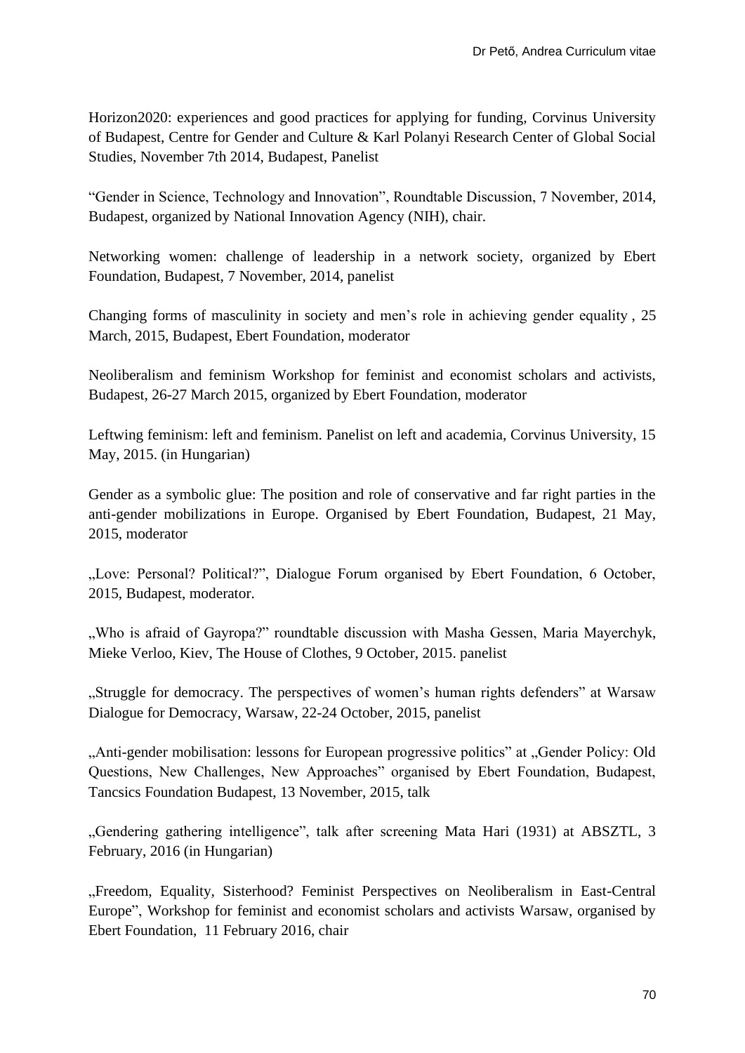Horizon2020: experiences and good practices for applying for funding, Corvinus University of Budapest, Centre for Gender and Culture & Karl Polanyi Research Center of Global Social Studies, November 7th 2014, Budapest, Panelist

"Gender in Science, Technology and Innovation", Roundtable Discussion, 7 November, 2014, Budapest, organized by National Innovation Agency (NIH), chair.

Networking women: challenge of leadership in a network society, organized by Ebert Foundation, Budapest, 7 November, 2014, panelist

Changing forms of masculinity in society and men's role in achieving gender equality , 25 March, 2015, Budapest, Ebert Foundation, moderator

Neoliberalism and feminism Workshop for feminist and economist scholars and activists, Budapest, 26-27 March 2015, organized by Ebert Foundation, moderator

Leftwing feminism: left and feminism. Panelist on left and academia, Corvinus University, 15 May, 2015. (in Hungarian)

Gender as a symbolic glue: The position and role of conservative and far right parties in the anti-gender mobilizations in Europe. Organised by Ebert Foundation, Budapest, 21 May, 2015, moderator

„Love: Personal? Political?", Dialogue Forum organised by Ebert Foundation, 6 October, 2015, Budapest, moderator.

„Who is afraid of Gayropa?" roundtable discussion with Masha Gessen, Maria Mayerchyk, Mieke Verloo, Kiev, The House of Clothes, 9 October, 2015. panelist

„Struggle for democracy. The perspectives of women's human rights defenders" at Warsaw Dialogue for Democracy, Warsaw, 22-24 October, 2015, panelist

„Anti-gender mobilisation: lessons for European progressive politics" at „Gender Policy: Old Questions, New Challenges, New Approaches" organised by Ebert Foundation, Budapest, Tancsics Foundation Budapest, 13 November, 2015, talk

„Gendering gathering intelligence", talk after screening Mata Hari (1931) at ABSZTL, 3 February, 2016 (in Hungarian)

„Freedom, Equality, Sisterhood? Feminist Perspectives on Neoliberalism in East-Central Europe", Workshop for feminist and economist scholars and activists Warsaw, organised by Ebert Foundation, 11 February 2016, chair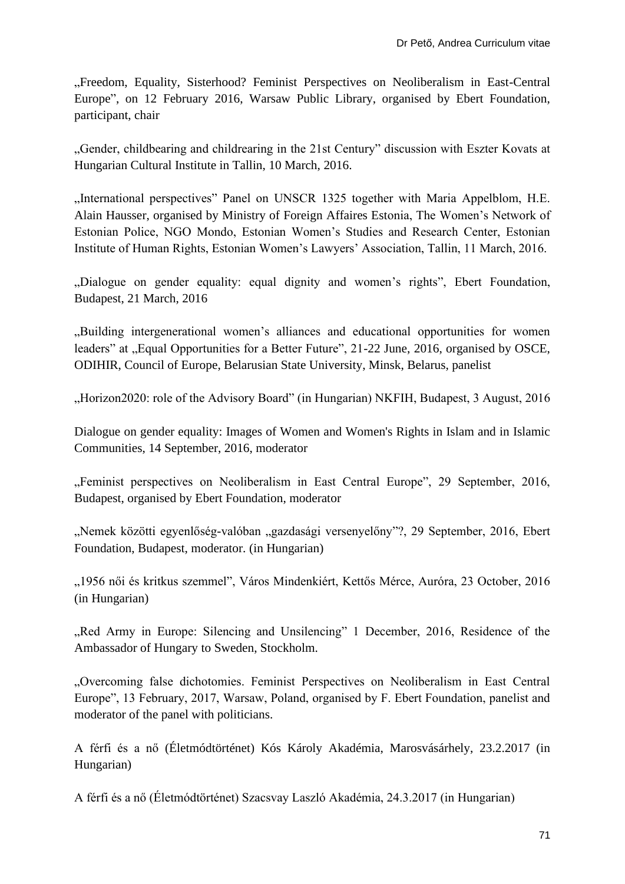„Freedom, Equality, Sisterhood? Feminist Perspectives on Neoliberalism in East-Central Europe", on 12 February 2016, Warsaw Public Library, organised by Ebert Foundation, participant, chair

„Gender, childbearing and childrearing in the 21st Century" discussion with Eszter Kovats at Hungarian Cultural Institute in Tallin, 10 March, 2016.

„International perspectives" Panel on UNSCR 1325 together with Maria Appelblom, H.E. Alain Hausser, organised by Ministry of Foreign Affaires Estonia, The Women's Network of Estonian Police, NGO Mondo, Estonian Women's Studies and Research Center, Estonian Institute of Human Rights, Estonian Women's Lawyers' Association, Tallin, 11 March, 2016.

„Dialogue on gender equality: equal dignity and women's rights", Ebert Foundation, Budapest, 21 March, 2016

„Building intergenerational women's alliances and educational opportunities for women leaders" at „Equal Opportunities for a Better Future", 21-22 June, 2016, organised by OSCE, ODIHIR, Council of Europe, Belarusian State University, Minsk, Belarus, panelist

„Horizon2020: role of the Advisory Board" (in Hungarian) NKFIH, Budapest, 3 August, 2016

Dialogue on gender equality: Images of Women and Women's Rights in Islam and in Islamic Communities, 14 September, 2016, moderator

„Feminist perspectives on Neoliberalism in East Central Europe", 29 September, 2016, Budapest, organised by Ebert Foundation, moderator

„Nemek közötti egyenlőség-valóban „gazdasági versenyelőny"?, 29 September, 2016, Ebert Foundation, Budapest, moderator. (in Hungarian)

„1956 női és kritkus szemmel", Város Mindenkiért, Kettős Mérce, Auróra, 23 October, 2016 (in Hungarian)

„Red Army in Europe: Silencing and Unsilencing" 1 December, 2016, Residence of the Ambassador of Hungary to Sweden, Stockholm.

„Overcoming false dichotomies. Feminist Perspectives on Neoliberalism in East Central Europe", 13 February, 2017, Warsaw, Poland, organised by F. Ebert Foundation, panelist and moderator of the panel with politicians.

A férfi és a nő (Életmódtörténet) Kós Károly Akadémia, Marosvásárhely, 23.2.2017 (in Hungarian)

A férfi és a nő (Életmódtörténet) Szacsvay Laszló Akadémia, 24.3.2017 (in Hungarian)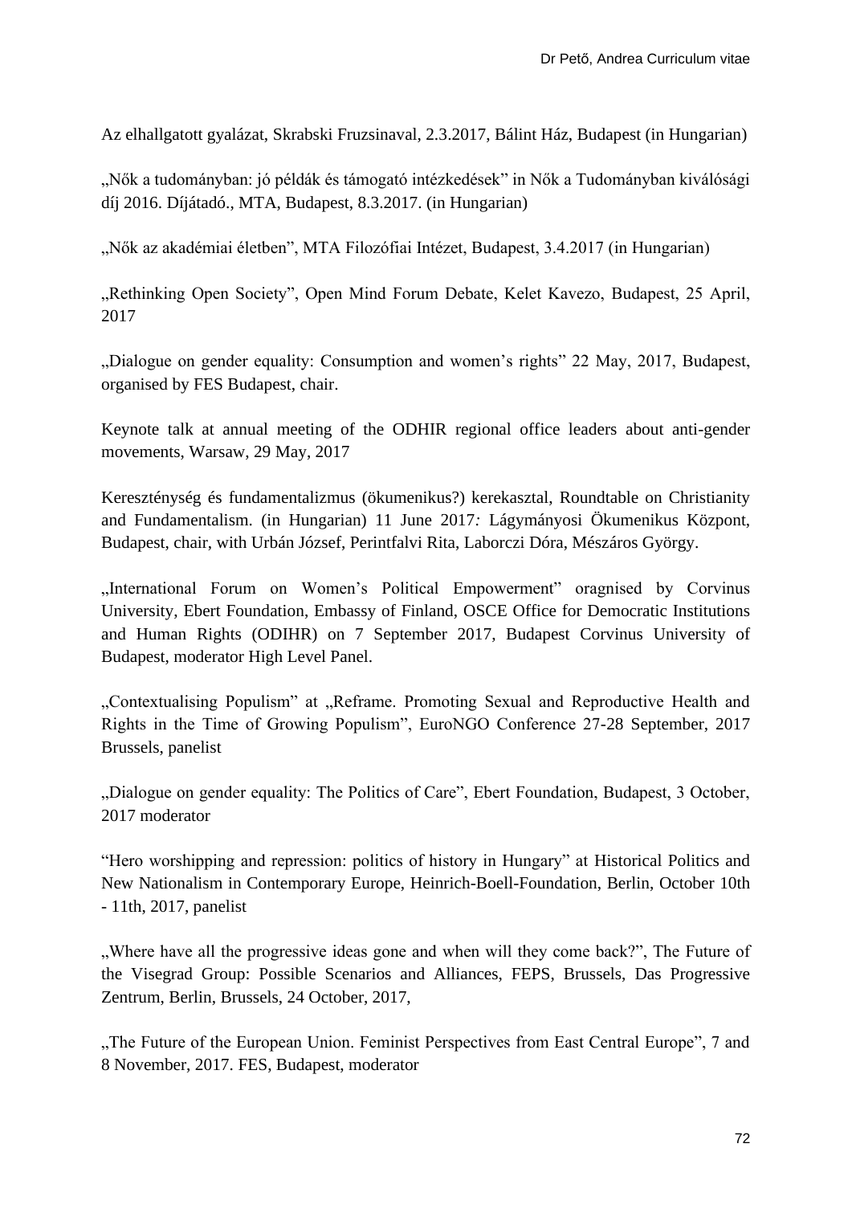Az elhallgatott gyalázat, Skrabski Fruzsinaval, 2.3.2017, Bálint Ház, Budapest (in Hungarian)

„Nők a tudományban: jó példák és támogató intézkedések" in Nők a Tudományban kiválósági díj 2016. Díjátadó., MTA, Budapest, 8.3.2017. (in Hungarian)

„Nők az akadémiai életben", MTA Filozófiai Intézet, Budapest, 3.4.2017 (in Hungarian)

„Rethinking Open Society", Open Mind Forum Debate, Kelet Kavezo, Budapest, 25 April, 2017

„Dialogue on gender equality: Consumption and women's rights" 22 May, 2017, Budapest, organised by FES Budapest, chair.

Keynote talk at annual meeting of the ODHIR regional office leaders about anti-gender movements, Warsaw, 29 May, 2017

Kereszténység és fundamentalizmus (ökumenikus?) kerekasztal, Roundtable on Christianity and Fundamentalism. (in Hungarian) 11 June 2017*:* Lágymányosi Ökumenikus Központ, Budapest, chair, with Urbán József, Perintfalvi Rita, Laborczi Dóra, Mészáros György.

„International Forum on Women's Political Empowerment" oragnised by Corvinus University, Ebert Foundation, Embassy of Finland, OSCE Office for Democratic Institutions and Human Rights (ODIHR) on 7 September 2017, Budapest Corvinus University of Budapest, moderator High Level Panel.

„Contextualising Populism" at „Reframe. Promoting Sexual and Reproductive Health and Rights in the Time of Growing Populism", EuroNGO Conference 27-28 September, 2017 Brussels, panelist

„Dialogue on gender equality: The Politics of Care", Ebert Foundation, Budapest, 3 October, 2017 moderator

"Hero worshipping and repression: politics of history in Hungary" at Historical Politics and New Nationalism in Contemporary Europe, Heinrich-Boell-Foundation, Berlin, October 10th - 11th, 2017, panelist

„Where have all the progressive ideas gone and when will they come back?", The Future of the Visegrad Group: Possible Scenarios and Alliances, FEPS, Brussels, Das Progressive Zentrum, Berlin, Brussels, 24 October, 2017,

„The Future of the European Union. Feminist Perspectives from East Central Europe", 7 and 8 November, 2017. FES, Budapest, moderator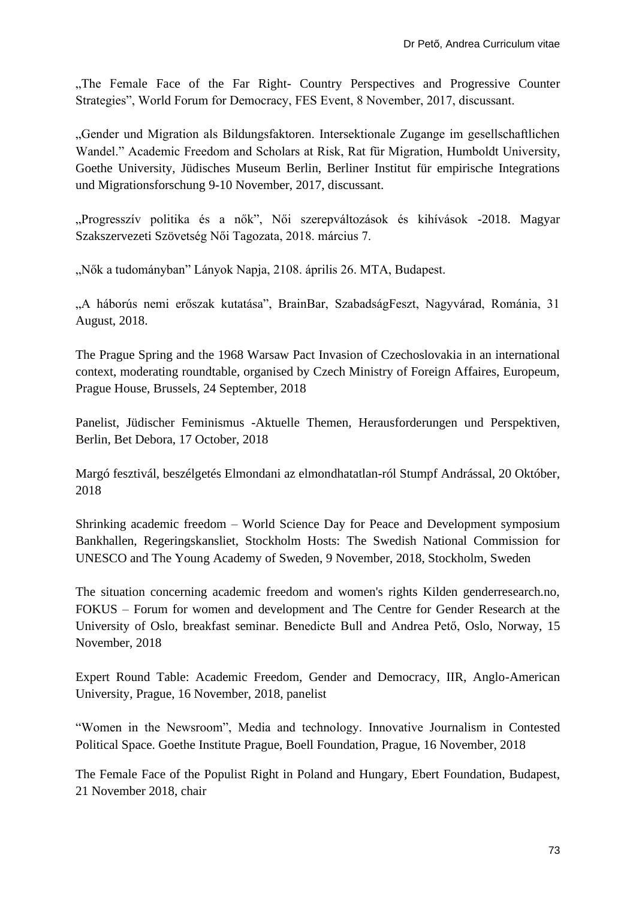„The Female Face of the Far Right- Country Perspectives and Progressive Counter Strategies", World Forum for Democracy, FES Event, 8 November, 2017, discussant.

„Gender und Migration als Bildungsfaktoren. Intersektionale Zugange im gesellschaftlichen Wandel." Academic Freedom and Scholars at Risk, Rat für Migration, Humboldt University, Goethe University, Jüdisches Museum Berlin, Berliner Institut für empirische Integrations und Migrationsforschung 9-10 November, 2017, discussant.

„Progresszív politika és a nők", Női szerepváltozások és kihívások -2018. Magyar Szakszervezeti Szövetség Női Tagozata, 2018. március 7.

„Nők a tudományban" Lányok Napja, 2108. április 26. MTA, Budapest.

„A háborús nemi erőszak kutatása", BrainBar, SzabadságFeszt, Nagyvárad, Románia, 31 August, 2018.

The Prague Spring and the 1968 Warsaw Pact Invasion of Czechoslovakia in an international context, moderating roundtable, organised by Czech Ministry of Foreign Affaires, Europeum, Prague House, Brussels, 24 September, 2018

Panelist, Jüdischer Feminismus -Aktuelle Themen, Herausforderungen und Perspektiven, Berlin, Bet Debora, 17 October, 2018

Margó fesztivál, beszélgetés Elmondani az elmondhatatlan-ról Stumpf Andrással, 20 Október, 2018

Shrinking academic freedom – World Science Day for Peace and Development symposium Bankhallen, Regeringskansliet, Stockholm Hosts: The Swedish National Commission for UNESCO and The Young Academy of Sweden, 9 November, 2018, Stockholm, Sweden

The situation concerning academic freedom and women's rights Kilden genderresearch.no, FOKUS – Forum for women and development and The Centre for Gender Research at the University of Oslo, breakfast seminar. Benedicte Bull and Andrea Pető, Oslo, Norway, 15 November, 2018

Expert Round Table: Academic Freedom, Gender and Democracy, IIR, Anglo-American University, Prague, 16 November, 2018, panelist

"Women in the Newsroom", Media and technology. Innovative Journalism in Contested Political Space. Goethe Institute Prague, Boell Foundation, Prague, 16 November, 2018

The Female Face of the Populist Right in Poland and Hungary, Ebert Foundation, Budapest, 21 November 2018, chair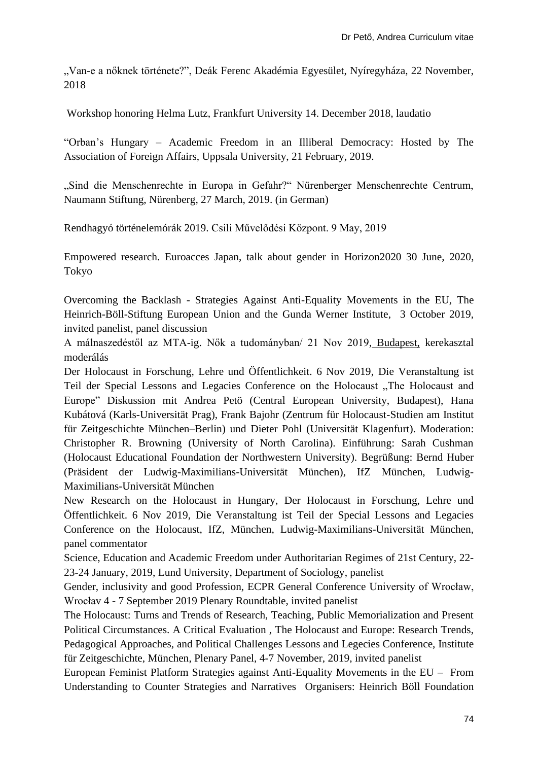„Van-e a nőknek története?”, Deák Ferenc Akadémia Egyesület, Nyíregyháza, 22 November, 2018

Workshop honoring Helma Lutz, Frankfurt University 14. December 2018, laudatio

“Orban’s Hungary – Academic Freedom in an Illiberal Democracy: Hosted by The Association of Foreign Affairs, Uppsala University, 21 February, 2019.

„Sind die Menschenrechte in Europa in Gefahr?“ Nürenberger Menschenrechte Centrum, Naumann Stiftung, Nürenberg, 27 March, 2019. (in German)

Rendhagyó történelemórák 2019. Csili Művelődési Központ. 9 May, 2019

Empowered research. Euroacces Japan, talk about gender in Horizon2020 30 June, 2020, Tokyo

Overcoming the Backlash - Strategies Against Anti-Equality Movements in the EU, The Heinrich-Böll-Stiftung European Union and the Gunda Werner Institute, 3 October 2019, invited panelist, panel discussion

A málnaszedéstől az MTA-ig. Nők a tudományban/ 21 Nov 2019, Budapest, kerekasztal moderálás

Der Holocaust in Forschung, Lehre und Öffentlichkeit. 6 Nov 2019, Die Veranstaltung ist Teil der Special Lessons and Legacies Conference on the Holocaust „The Holocaust and Europe” Diskussion mit Andrea Petö (Central European University, Budapest), Hana Kubátová (Karls-Universität Prag), Frank Bajohr (Zentrum für Holocaust-Studien am Institut für Zeitgeschichte München–Berlin) und Dieter Pohl (Universität Klagenfurt). Moderation: Christopher R. Browning (University of North Carolina). Einführung: Sarah Cushman (Holocaust Educational Foundation der Northwestern University). Begrüßung: Bernd Huber (Präsident der Ludwig-Maximilians-Universität München), IfZ München, Ludwig-Maximilians-Universität München

New Research on the Holocaust in Hungary, Der Holocaust in Forschung, Lehre und Öffentlichkeit. 6 Nov 2019, Die Veranstaltung ist Teil der Special Lessons and Legacies Conference on the Holocaust, IfZ, München, Ludwig-Maximilians-Universität München, panel commentator

Science, Education and Academic Freedom under Authoritarian Regimes of 21st Century, 22-23-24 January, 2019, Lund University, Department of Sociology, panelist

Gender, inclusivity and good Profession, ECPR General Conference University of Wrocław, Wrocłav 4 - 7 September 2019 Plenary Roundtable, invited panelist

The Holocaust: Turns and Trends of Research, Teaching, Public Memorialization and Present Political Circumstances. A Critical Evaluation , The Holocaust and Europe: Research Trends, Pedagogical Approaches, and Political Challenges Lessons and Legecies Conference, Institute für Zeitgeschichte, München, Plenary Panel, 4-7 November, 2019, invited panelist

European Feminist Platform Strategies against Anti-Equality Movements in the EU – From Understanding to Counter Strategies and Narratives Organisers: Heinrich Böll Foundation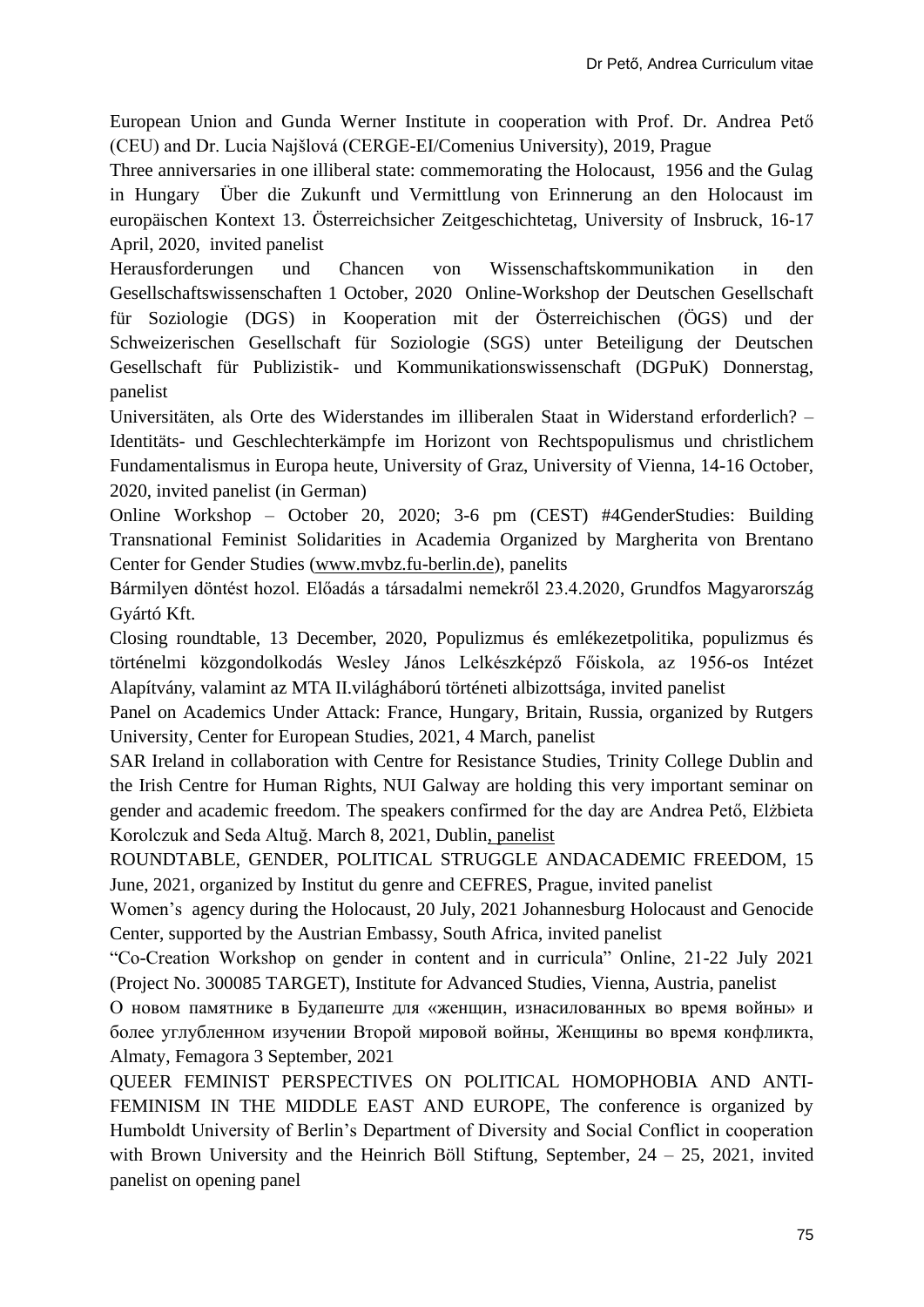European Union and Gunda Werner Institute in cooperation with Prof. Dr. Andrea Pető (CEU) and Dr. Lucia Najšlová (CERGE-EI/Comenius University), 2019, Prague

Three anniversaries in one illiberal state: commemorating the Holocaust, 1956 and the Gulag in Hungary Über die Zukunft und Vermittlung von Erinnerung an den Holocaust im europäischen Kontext 13. Österreichsicher Zeitgeschichtetag, University of Insbruck, 16-17 April, 2020, invited panelist

Herausforderungen und Chancen von Wissenschaftskommunikation in den Gesellschaftswissenschaften 1 October, 2020 Online-Workshop der Deutschen Gesellschaft für Soziologie (DGS) in Kooperation mit der Österreichischen (ÖGS) und der Schweizerischen Gesellschaft für Soziologie (SGS) unter Beteiligung der Deutschen Gesellschaft für Publizistik- und Kommunikationswissenschaft (DGPuK) Donnerstag, panelist

Universitäten, als Orte des Widerstandes im illiberalen Staat in Widerstand erforderlich? – Identitäts- und Geschlechterkämpfe im Horizont von Rechtspopulismus und christlichem Fundamentalismus in Europa heute, University of Graz, University of Vienna, 14-16 October, 2020, invited panelist (in German)

Online Workshop – October 20, 2020; 3-6 pm (CEST) #4GenderStudies: Building Transnational Feminist Solidarities in Academia Organized by Margherita von Brentano Center for Gender Studies (www.mvbz.fu-berlin.de), panelits

Bármilyen döntést hozol. Előadás a társadalmi nemekről 23.4.2020, Grundfos Magyarország Gyártó Kft.

Closing roundtable, 13 December, 2020, Populizmus és emlékezetpolitika, populizmus és történelmi közgondolkodás Wesley János Lelkészképző Főiskola, az 1956-os Intézet Alapítvány, valamint az MTA II.világháború történeti albizottsága, invited panelist

Panel on Academics Under Attack: France, Hungary, Britain, Russia, organized by Rutgers University, Center for European Studies, 2021, 4 March, panelist

SAR Ireland in collaboration with Centre for Resistance Studies, Trinity College Dublin and the Irish Centre for Human Rights, NUI Galway are holding this very important seminar on gender and academic freedom. The speakers confirmed for the day are Andrea Pető, Elżbieta Korolczuk and Seda Altuğ. March 8, 2021, Dublin, panelist

ROUNDTABLE, GENDER, POLITICAL STRUGGLE ANDACADEMIC FREEDOM, 15 June, 2021, organized by Institut du genre and CEFRES, Prague, invited panelist

Women's agency during the Holocaust, 20 July, 2021 Johannesburg Holocaust and Genocide Center, supported by the Austrian Embassy, South Africa, invited panelist

"Co-Creation Workshop on gender in content and in curricula" Online, 21-22 July 2021 (Project No. 300085 TARGET), Institute for Advanced Studies, Vienna, Austria, panelist

О новом памятнике в Будапеште для «женщин, изнасилованных во время войны» и более углубленном изучении Второй мировой войны, Женщины во время конфликта, Almaty, Femagora 3 September, 2021

QUEER FEMINIST PERSPECTIVES ON POLITICAL HOMOPHOBIA AND ANTI-FEMINISM IN THE MIDDLE EAST AND EUROPE, The conference is organized by Humboldt University of Berlin's Department of Diversity and Social Conflict in cooperation with Brown University and the Heinrich Böll Stiftung, September, 24 – 25, 2021, invited panelist on opening panel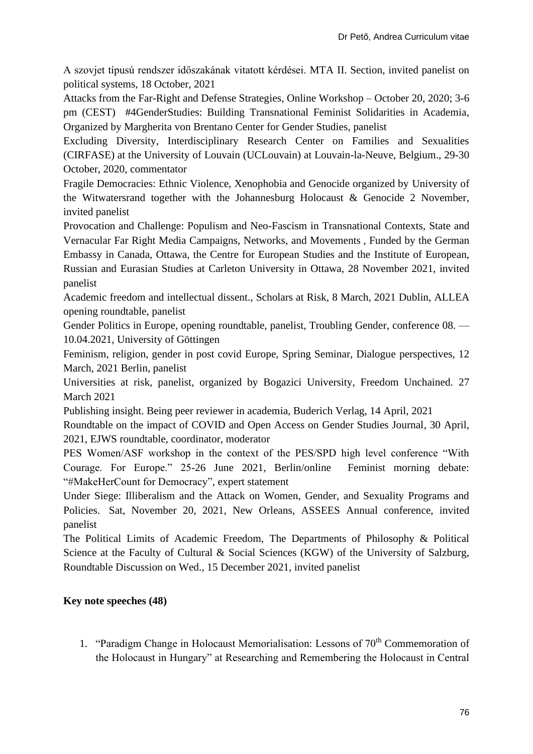A szovjet típusú rendszer időszakának vitatott kérdései. MTA II. Section, invited panelist on political systems, 18 October, 2021

Attacks from the Far-Right and Defense Strategies, Online Workshop – October 20, 2020; 3-6 pm (CEST) #4GenderStudies: Building Transnational Feminist Solidarities in Academia, Organized by Margherita von Brentano Center for Gender Studies, panelist

Excluding Diversity, Interdisciplinary Research Center on Families and Sexualities (CIRFASE) at the University of Louvain (UCLouvain) at Louvain-la-Neuve, Belgium., 29-30 October, 2020, commentator

Fragile Democracies: Ethnic Violence, Xenophobia and Genocide organized by University of the Witwatersrand together with the Johannesburg Holocaust & Genocide 2 November, invited panelist

Provocation and Challenge: Populism and Neo-Fascism in Transnational Contexts, State and Vernacular Far Right Media Campaigns, Networks, and Movements , Funded by the German Embassy in Canada, Ottawa, the Centre for European Studies and the Institute of European, Russian and Eurasian Studies at Carleton University in Ottawa, 28 November 2021, invited panelist

Academic freedom and intellectual dissent., Scholars at Risk, 8 March, 2021 Dublin, ALLEA opening roundtable, panelist

Gender Politics in Europe, opening roundtable, panelist, Troubling Gender, conference 08. — 10.04.2021, University of Göttingen

Feminism, religion, gender in post covid Europe, Spring Seminar, Dialogue perspectives, 12 March, 2021 Berlin, panelist

Universities at risk, panelist, organized by Bogazici University, Freedom Unchained. 27 March 2021

Publishing insight. Being peer reviewer in academia, Buderich Verlag, 14 April, 2021

Roundtable on the impact of COVID and Open Access on Gender Studies Journal, 30 April, 2021, EJWS roundtable, coordinator, moderator

PES Women/ASF workshop in the context of the PES/SPD high level conference "With Courage. For Europe." 25-26 June 2021, Berlin/online Feminist morning debate: "#MakeHerCount for Democracy", expert statement

Under Siege: Illiberalism and the Attack on Women, Gender, and Sexuality Programs and Policies. Sat, November 20, 2021, New Orleans, ASSEES Annual conference, invited panelist

The Political Limits of Academic Freedom, The Departments of Philosophy & Political Science at the Faculty of Cultural & Social Sciences (KGW) of the University of Salzburg, Roundtable Discussion on Wed., 15 December 2021, invited panelist

**Key note speeches (48)**

1. "Paradigm Change in Holocaust Memorialisation: Lessons of 70th Commemoration of the Holocaust in Hungary" at Researching and Remembering the Holocaust in Central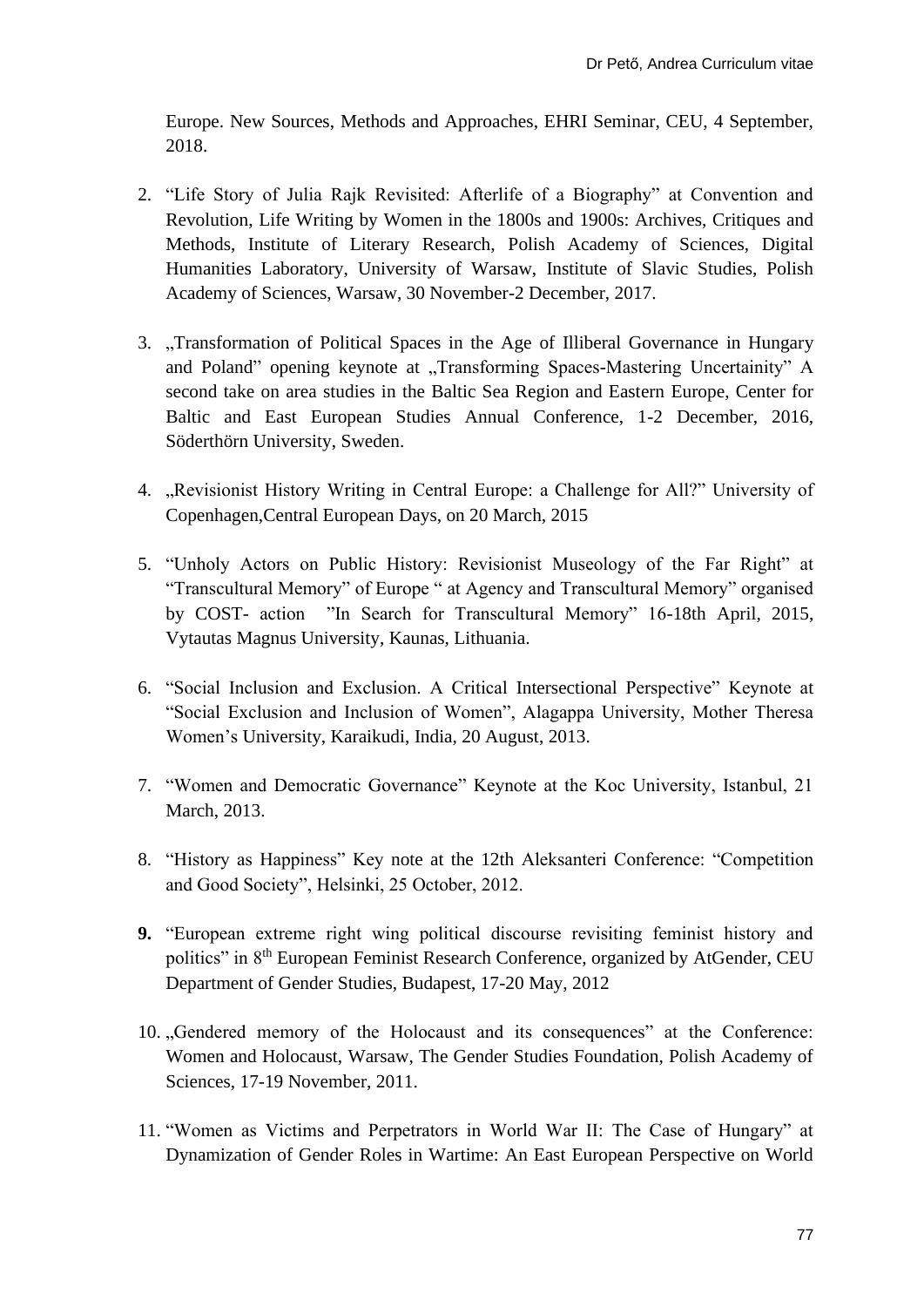Europe. New Sources, Methods and Approaches, EHRI Seminar, CEU, 4 September, 2018.

2. "Life Story of Julia Rajk Revisited: Afterlife of a Biography" at Convention and Revolution, Life Writing by Women in the 1800s and 1900s: Archives, Critiques and Methods, Institute of Literary Research, Polish Academy of Sciences, Digital Humanities Laboratory, University of Warsaw, Institute of Slavic Studies, Polish Academy of Sciences, Warsaw, 30 November-2 December, 2017.

3. „Transformation of Political Spaces in the Age of Illiberal Governance in Hungary and Poland" opening keynote at „Transforming Spaces-Mastering Uncertainity" A second take on area studies in the Baltic Sea Region and Eastern Europe, Center for Baltic and East European Studies Annual Conference, 1-2 December, 2016, Söderthörn University, Sweden.

4. „Revisionist History Writing in Central Europe: a Challenge for All?" University of Copenhagen,Central European Days, on 20 March, 2015

5. "Unholy Actors on Public History: Revisionist Museology of the Far Right" at "Transcultural Memory" of Europe " at Agency and Transcultural Memory" organised by COST- action "In Search for Transcultural Memory" 16-18th April, 2015, Vytautas Magnus University, Kaunas, Lithuania.

6. "Social Inclusion and Exclusion. A Critical Intersectional Perspective" Keynote at "Social Exclusion and Inclusion of Women", Alagappa University, Mother Theresa Women's University, Karaikudi, India, 20 August, 2013.

7. "Women and Democratic Governance" Keynote at the Koc University, Istanbul, 21 March, 2013.

8. "History as Happiness" Key note at the 12th Aleksanteri Conference: "Competition and Good Society", Helsinki, 25 October, 2012.

9. "European extreme right wing political discourse revisiting feminist history and politics" in 8th European Feminist Research Conference, organized by AtGender, CEU Department of Gender Studies, Budapest, 17-20 May, 2012

10. „Gendered memory of the Holocaust and its consequences" at the Conference: Women and Holocaust, Warsaw, The Gender Studies Foundation, Polish Academy of Sciences, 17-19 November, 2011.

11. "Women as Victims and Perpetrators in World War II: The Case of Hungary" at Dynamization of Gender Roles in Wartime: An East European Perspective on World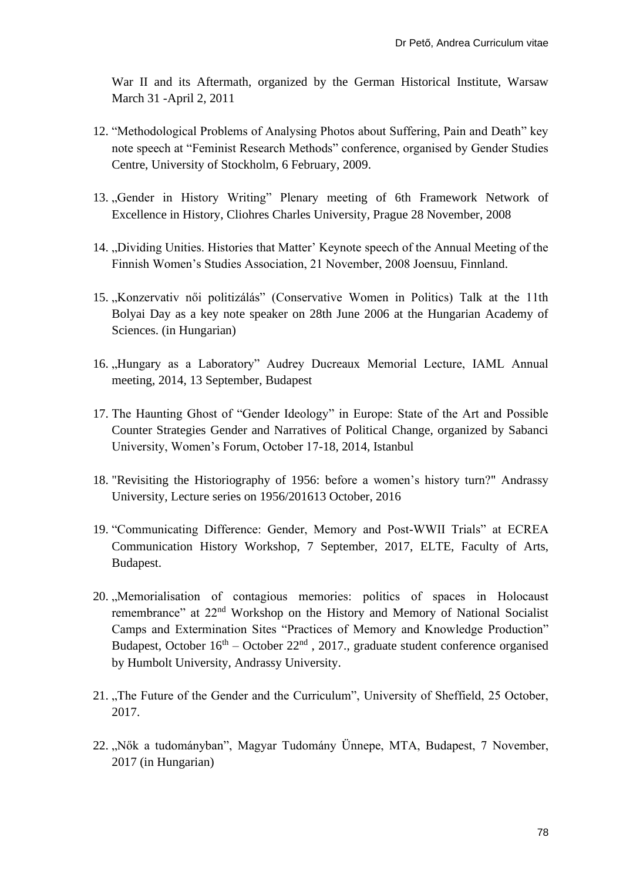War II and its Aftermath, organized by the German Historical Institute, Warsaw March 31 -April 2, 2011

12. "Methodological Problems of Analysing Photos about Suffering, Pain and Death" key note speech at "Feminist Research Methods" conference, organised by Gender Studies Centre, University of Stockholm, 6 February, 2009.

13. „Gender in History Writing" Plenary meeting of 6th Framework Network of Excellence in History, Cliohres Charles University, Prague 28 November, 2008

14. „Dividing Unities. Histories that Matter' Keynote speech of the Annual Meeting of the Finnish Women's Studies Association, 21 November, 2008 Joensuu, Finnland.

15. „Konzervativ női politizálás" (Conservative Women in Politics) Talk at the 11th Bolyai Day as a key note speaker on 28th June 2006 at the Hungarian Academy of Sciences. (in Hungarian)

16. „Hungary as a Laboratory" Audrey Ducreaux Memorial Lecture, IAML Annual meeting, 2014, 13 September, Budapest

17. The Haunting Ghost of "Gender Ideology" in Europe: State of the Art and Possible Counter Strategies Gender and Narratives of Political Change, organized by Sabanci University, Women's Forum, October 17-18, 2014, Istanbul

18. "Revisiting the Historiography of 1956: before a women's history turn?" Andrassy University, Lecture series on 1956/201613 October, 2016

19. "Communicating Difference: Gender, Memory and Post-WWII Trials" at ECREA Communication History Workshop, 7 September, 2017, ELTE, Faculty of Arts, Budapest.

20. „Memorialisation of contagious memories: politics of spaces in Holocaust remembrance" at 22nd Workshop on the History and Memory of National Socialist Camps and Extermination Sites "Practices of Memory and Knowledge Production" Budapest, October 16th – October 22nd , 2017., graduate student conference organised by Humbolt University, Andrassy University.

21. „The Future of the Gender and the Curriculum", University of Sheffield, 25 October, 2017.

22. „Nők a tudományban", Magyar Tudomány Ünnepe, MTA, Budapest, 7 November, 2017 (in Hungarian)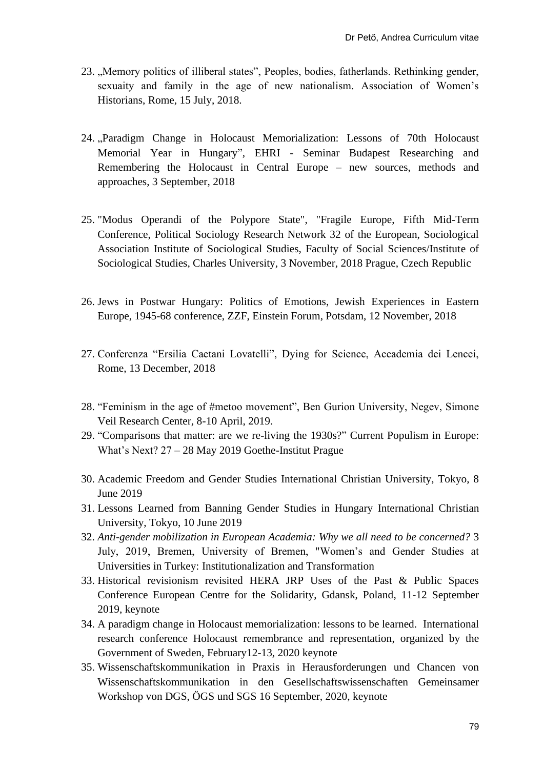23. „Memory politics of illiberal states", Peoples, bodies, fatherlands. Rethinking gender, sexuaity and family in the age of new nationalism. Association of Women's Historians, Rome, 15 July, 2018.

24. „Paradigm Change in Holocaust Memorialization: Lessons of 70th Holocaust Memorial Year in Hungary", EHRI - Seminar Budapest Researching and Remembering the Holocaust in Central Europe – new sources, methods and approaches, 3 September, 2018

25. "Modus Operandi of the Polypore State", "Fragile Europe, Fifth Mid-Term Conference, Political Sociology Research Network 32 of the European, Sociological Association Institute of Sociological Studies, Faculty of Social Sciences/Institute of Sociological Studies, Charles University, 3 November, 2018 Prague, Czech Republic

26. Jews in Postwar Hungary: Politics of Emotions, Jewish Experiences in Eastern Europe, 1945-68 conference, ZZF, Einstein Forum, Potsdam, 12 November, 2018

27. Conferenza "Ersilia Caetani Lovatelli", Dying for Science, Accademia dei Lencei, Rome, 13 December, 2018

28. "Feminism in the age of #metoo movement", Ben Gurion University, Negev, Simone Veil Research Center, 8-10 April, 2019.
29. "Comparisons that matter: are we re-living the 1930s?" Current Populism in Europe: What's Next? 27 – 28 May 2019 Goethe-Institut Prague

30. Academic Freedom and Gender Studies International Christian University, Tokyo, 8 June 2019
31. Lessons Learned from Banning Gender Studies in Hungary International Christian University, Tokyo, 10 June 2019
32. *Anti-gender mobilization in European Academia: Why we all need to be concerned?* 3 July, 2019, Bremen, University of Bremen, "Women's and Gender Studies at Universities in Turkey: Institutionalization and Transformation
33. Historical revisionism revisited HERA JRP Uses of the Past & Public Spaces Conference European Centre for the Solidarity, Gdansk, Poland, 11-12 September 2019, keynote
34. A paradigm change in Holocaust memorialization: lessons to be learned. International research conference Holocaust remembrance and representation, organized by the Government of Sweden, February12-13, 2020 keynote
35. Wissenschaftskommunikation in Praxis in Herausforderungen und Chancen von Wissenschaftskommunikation in den Gesellschaftswissenschaften Gemeinsamer Workshop von DGS, ÖGS und SGS 16 September, 2020, keynote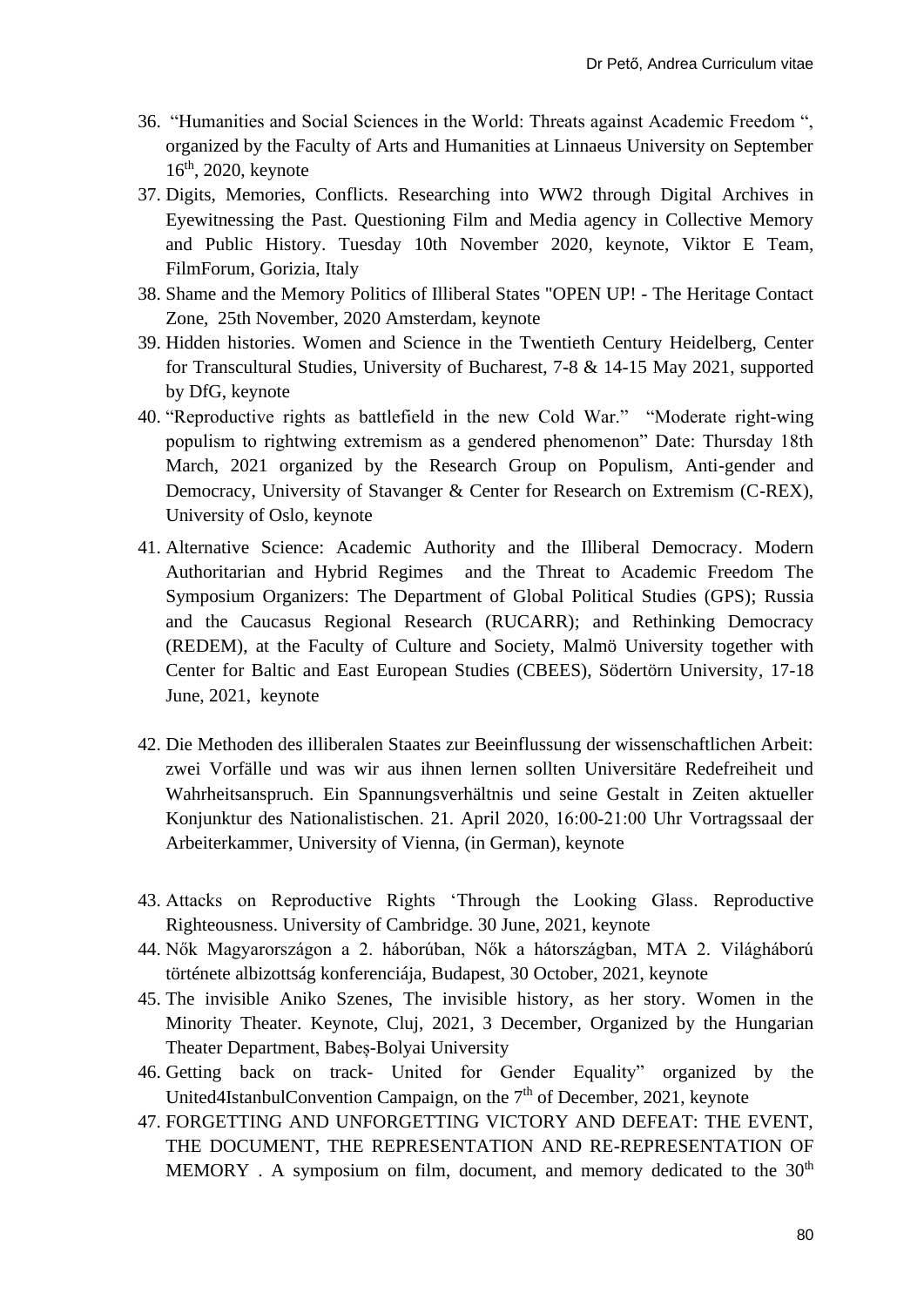36. "Humanities and Social Sciences in the World: Threats against Academic Freedom ", organized by the Faculty of Arts and Humanities at Linnaeus University on September 16th, 2020, keynote
37. Digits, Memories, Conflicts. Researching into WW2 through Digital Archives in Eyewitnessing the Past. Questioning Film and Media agency in Collective Memory and Public History. Tuesday 10th November 2020, keynote, Viktor E Team, FilmForum, Gorizia, Italy
38. Shame and the Memory Politics of Illiberal States "OPEN UP! - The Heritage Contact Zone, 25th November, 2020 Amsterdam, keynote
39. Hidden histories. Women and Science in the Twentieth Century Heidelberg, Center for Transcultural Studies, University of Bucharest, 7-8 & 14-15 May 2021, supported by DfG, keynote
40. "Reproductive rights as battlefield in the new Cold War." "Moderate right-wing populism to rightwing extremism as a gendered phenomenon" Date: Thursday 18th March, 2021 organized by the Research Group on Populism, Anti-gender and Democracy, University of Stavanger & Center for Research on Extremism (C-REX), University of Oslo, keynote
41. Alternative Science: Academic Authority and the Illiberal Democracy. Modern Authoritarian and Hybrid Regimes and the Threat to Academic Freedom The Symposium Organizers: The Department of Global Political Studies (GPS); Russia and the Caucasus Regional Research (RUCARR); and Rethinking Democracy (REDEM), at the Faculty of Culture and Society, Malmö University together with Center for Baltic and East European Studies (CBEES), Södertörn University, 17-18 June, 2021, keynote
42. Die Methoden des illiberalen Staates zur Beeinflussung der wissenschaftlichen Arbeit: zwei Vorfälle und was wir aus ihnen lernen sollten Universitäre Redefreiheit und Wahrheitsanspruch. Ein Spannungsverhältnis und seine Gestalt in Zeiten aktueller Konjunktur des Nationalistischen. 21. April 2020, 16:00-21:00 Uhr Vortragssaal der Arbeiterkammer, University of Vienna, (in German), keynote
43. Attacks on Reproductive Rights 'Through the Looking Glass. Reproductive Righteousness. University of Cambridge. 30 June, 2021, keynote
44. Nők Magyarországon a 2. háborúban, Nők a hátországban, MTA 2. Világháború története albizottság konferenciája, Budapest, 30 October, 2021, keynote
45. The invisible Aniko Szenes, The invisible history, as her story. Women in the Minority Theater. Keynote, Cluj, 2021, 3 December, Organized by the Hungarian Theater Department, Babeş-Bolyai University
46. Getting back on track- United for Gender Equality" organized by the United4IstanbulConvention Campaign, on the 7th of December, 2021, keynote
47. FORGETTING AND UNFORGETTING VICTORY AND DEFEAT: THE EVENT, THE DOCUMENT, THE REPRESENTATION AND RE-REPRESENTATION OF MEMORY . A symposium on film, document, and memory dedicated to the 30th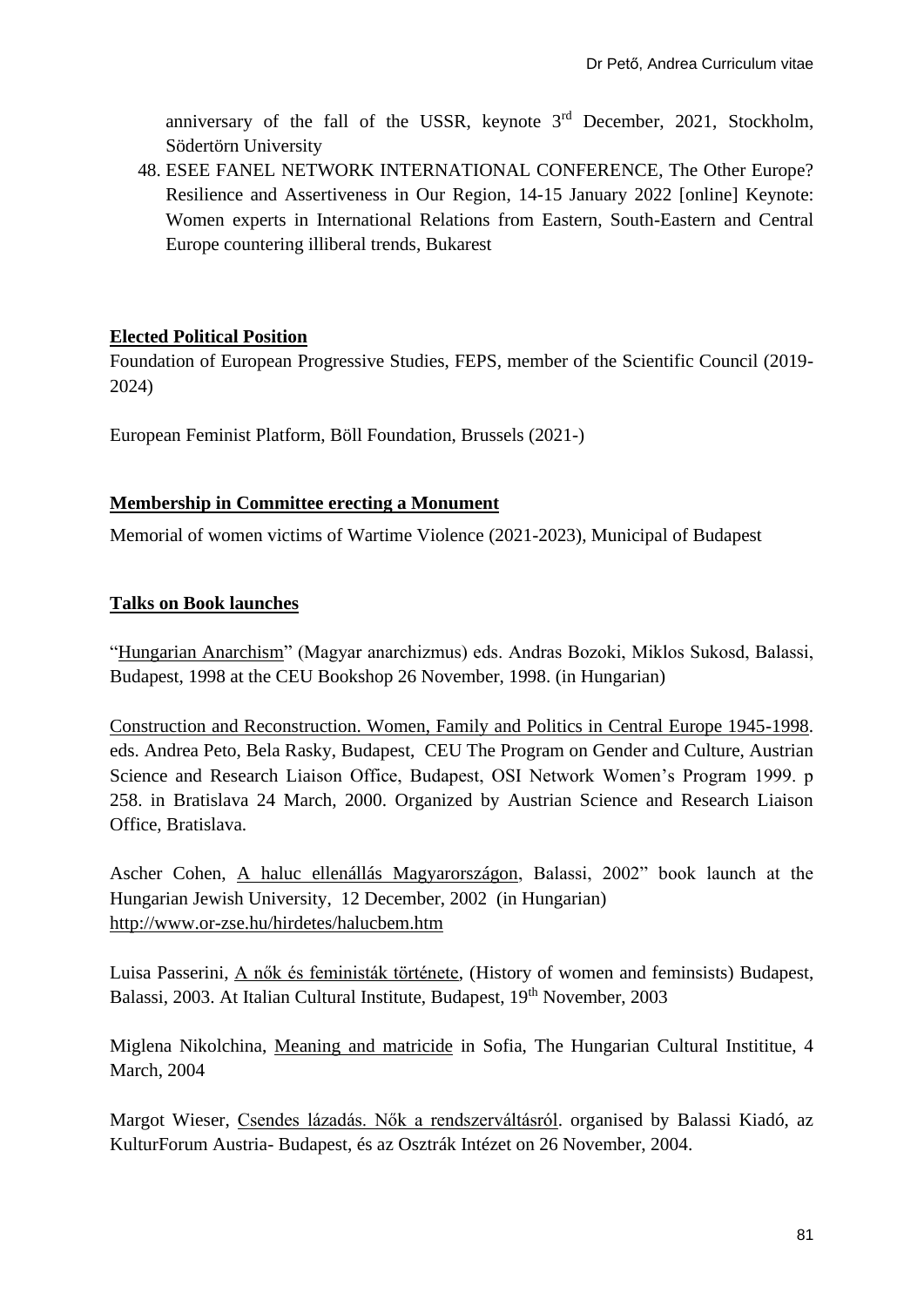anniversary of the fall of the USSR, keynote 3rd December, 2021, Stockholm, Södertörn University

48. ESEE FANEL NETWORK INTERNATIONAL CONFERENCE, The Other Europe? Resilience and Assertiveness in Our Region, 14-15 January 2022 [online] Keynote: Women experts in International Relations from Eastern, South-Eastern and Central Europe countering illiberal trends, Bukarest

## Elected Political Position

Foundation of European Progressive Studies, FEPS, member of the Scientific Council (2019-2024)

European Feminist Platform, Böll Foundation, Brussels (2021-)

## Membership in Committee erecting a Monument

Memorial of women victims of Wartime Violence (2021-2023), Municipal of Budapest

## Talks on Book launches

"Hungarian Anarchism" (Magyar anarchizmus) eds. Andras Bozoki, Miklos Sukosd, Balassi, Budapest, 1998 at the CEU Bookshop 26 November, 1998. (in Hungarian)

Construction and Reconstruction. Women, Family and Politics in Central Europe 1945-1998. eds. Andrea Peto, Bela Rasky, Budapest, CEU The Program on Gender and Culture, Austrian Science and Research Liaison Office, Budapest, OSI Network Women's Program 1999. p 258. in Bratislava 24 March, 2000. Organized by Austrian Science and Research Liaison Office, Bratislava.

Ascher Cohen, A haluc ellenállás Magyarországon, Balassi, 2002" book launch at the Hungarian Jewish University, 12 December, 2002 (in Hungarian) http://www.or-zse.hu/hirdetes/halucbem.htm

Luisa Passerini, A nők és feministák története, (History of women and feminsists) Budapest, Balassi, 2003. At Italian Cultural Institute, Budapest, 19th November, 2003

Miglena Nikolchina, Meaning and matricide in Sofia, The Hungarian Cultural Instititue, 4 March, 2004

Margot Wieser, Csendes lázadás. Nők a rendszerváltásról. organised by Balassi Kiadó, az KulturForum Austria- Budapest, és az Osztrák Intézet on 26 November, 2004.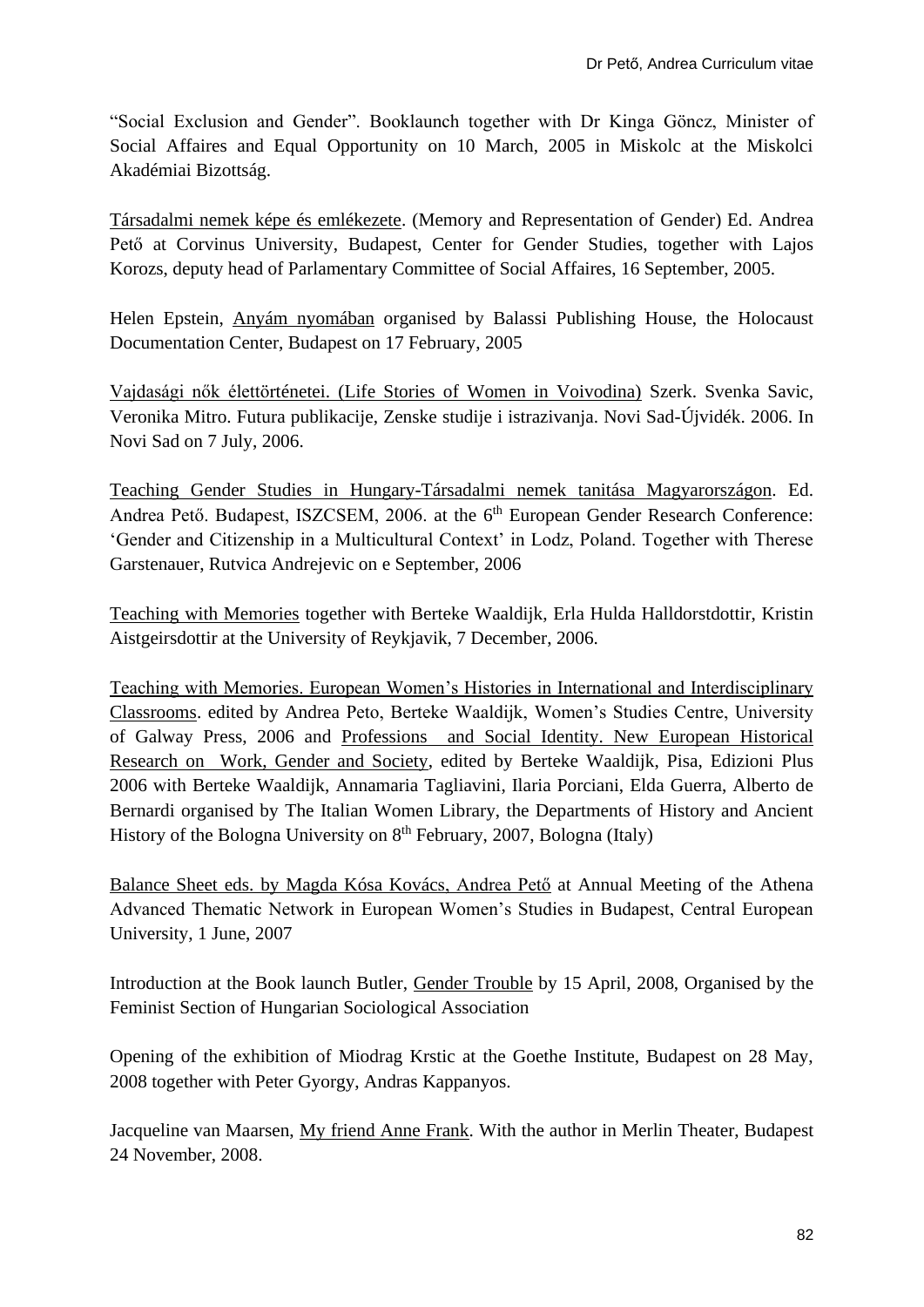"Social Exclusion and Gender". Booklaunch together with Dr Kinga Göncz, Minister of Social Affaires and Equal Opportunity on 10 March, 2005 in Miskolc at the Miskolci Akadémiai Bizottság.

Társadalmi nemek képe és emlékezete. (Memory and Representation of Gender) Ed. Andrea Pető at Corvinus University, Budapest, Center for Gender Studies, together with Lajos Korozs, deputy head of Parlamentary Committee of Social Affaires, 16 September, 2005.

Helen Epstein, Anyám nyomában organised by Balassi Publishing House, the Holocaust Documentation Center, Budapest on 17 February, 2005

Vajdasági nők élettörténetei. (Life Stories of Women in Voivodina) Szerk. Svenka Savic, Veronika Mitro. Futura publikacije, Zenske studije i istrazivanja. Novi Sad-Újvidék. 2006. In Novi Sad on 7 July, 2006.

Teaching Gender Studies in Hungary-Társadalmi nemek tanitása Magyarországon. Ed. Andrea Pető. Budapest, ISZCSEM, 2006. at the 6th European Gender Research Conference: 'Gender and Citizenship in a Multicultural Context' in Lodz, Poland. Together with Therese Garstenauer, Rutvica Andrejevic on e September, 2006

Teaching with Memories together with Berteke Waaldijk, Erla Hulda Halldorstdottir, Kristin Aistgeirsdottir at the University of Reykjavik, 7 December, 2006.

Teaching with Memories. European Women's Histories in International and Interdisciplinary Classrooms. edited by Andrea Peto, Berteke Waaldijk, Women's Studies Centre, University of Galway Press, 2006 and Professions and Social Identity. New European Historical Research on Work, Gender and Society, edited by Berteke Waaldijk, Pisa, Edizioni Plus 2006 with Berteke Waaldijk, Annamaria Tagliavini, Ilaria Porciani, Elda Guerra, Alberto de Bernardi organised by The Italian Women Library, the Departments of History and Ancient History of the Bologna University on 8th February, 2007, Bologna (Italy)

Balance Sheet eds. by Magda Kósa Kovács, Andrea Pető at Annual Meeting of the Athena Advanced Thematic Network in European Women's Studies in Budapest, Central European University, 1 June, 2007

Introduction at the Book launch Butler, Gender Trouble by 15 April, 2008, Organised by the Feminist Section of Hungarian Sociological Association

Opening of the exhibition of Miodrag Krstic at the Goethe Institute, Budapest on 28 May, 2008 together with Peter Gyorgy, Andras Kappanyos.

Jacqueline van Maarsen, My friend Anne Frank. With the author in Merlin Theater, Budapest 24 November, 2008.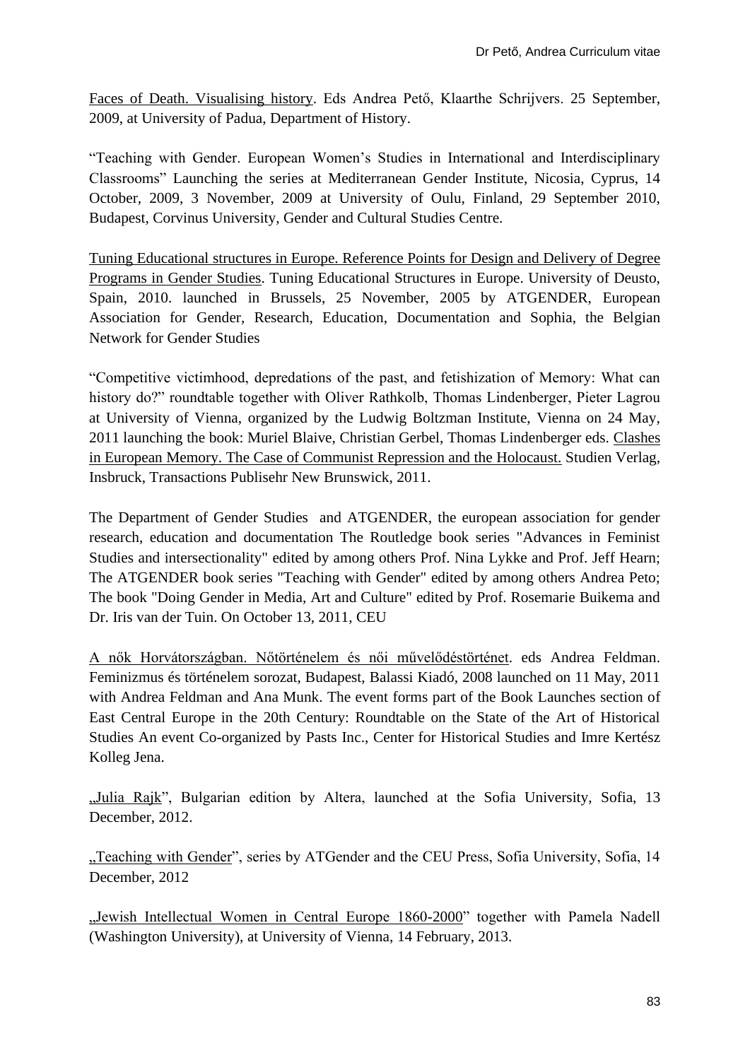Faces of Death. Visualising history. Eds Andrea Pető, Klaarthe Schrijvers. 25 September, 2009, at University of Padua, Department of History.

"Teaching with Gender. European Women's Studies in International and Interdisciplinary Classrooms" Launching the series at Mediterranean Gender Institute, Nicosia, Cyprus, 14 October, 2009, 3 November, 2009 at University of Oulu, Finland, 29 September 2010, Budapest, Corvinus University, Gender and Cultural Studies Centre.

Tuning Educational structures in Europe. Reference Points for Design and Delivery of Degree Programs in Gender Studies. Tuning Educational Structures in Europe. University of Deusto, Spain, 2010. launched in Brussels, 25 November, 2005 by ATGENDER, European Association for Gender, Research, Education, Documentation and Sophia, the Belgian Network for Gender Studies

"Competitive victimhood, depredations of the past, and fetishization of Memory: What can history do?" roundtable together with Oliver Rathkolb, Thomas Lindenberger, Pieter Lagrou at University of Vienna, organized by the Ludwig Boltzman Institute, Vienna on 24 May, 2011 launching the book: Muriel Blaive, Christian Gerbel, Thomas Lindenberger eds. Clashes in European Memory. The Case of Communist Repression and the Holocaust. Studien Verlag, Insbruck, Transactions Publisehr New Brunswick, 2011.

The Department of Gender Studies and ATGENDER, the european association for gender research, education and documentation The Routledge book series "Advances in Feminist Studies and intersectionality" edited by among others Prof. Nina Lykke and Prof. Jeff Hearn; The ATGENDER book series "Teaching with Gender" edited by among others Andrea Peto; The book "Doing Gender in Media, Art and Culture" edited by Prof. Rosemarie Buikema and Dr. Iris van der Tuin. On October 13, 2011, CEU

A nők Horvátországban. Nőtörténelem és női művelődéstörténet. eds Andrea Feldman. Feminizmus és történelem sorozat, Budapest, Balassi Kiadó, 2008 launched on 11 May, 2011 with Andrea Feldman and Ana Munk. The event forms part of the Book Launches section of East Central Europe in the 20th Century: Roundtable on the State of the Art of Historical Studies An event Co-organized by Pasts Inc., Center for Historical Studies and Imre Kertész Kolleg Jena.

„Julia Rajk", Bulgarian edition by Altera, launched at the Sofia University, Sofia, 13 December, 2012.

„Teaching with Gender", series by ATGender and the CEU Press, Sofia University, Sofia, 14 December, 2012

„Jewish Intellectual Women in Central Europe 1860-2000" together with Pamela Nadell (Washington University), at University of Vienna, 14 February, 2013.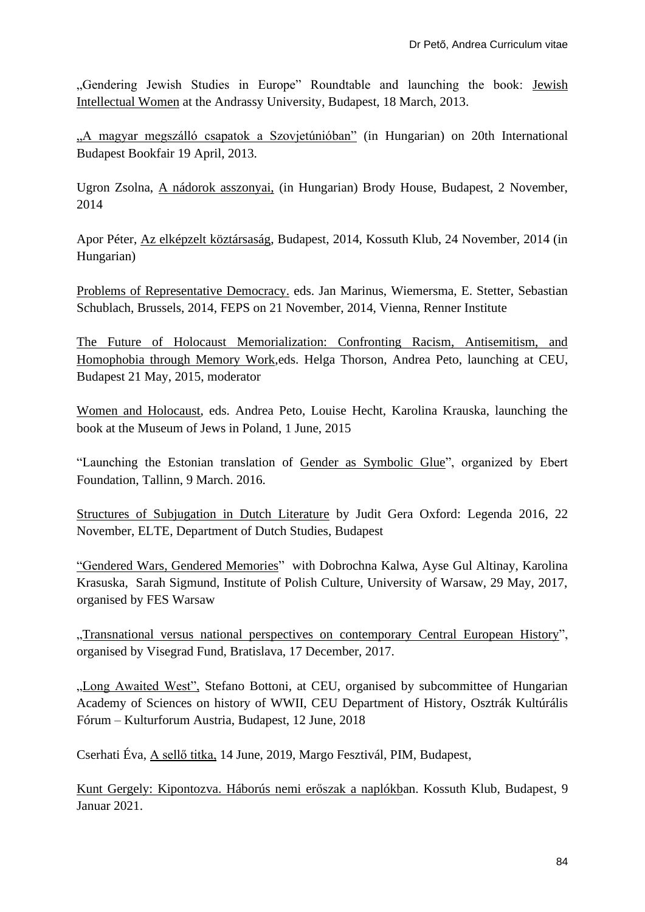„Gendering Jewish Studies in Europe" Roundtable and launching the book: Jewish Intellectual Women at the Andrassy University, Budapest, 18 March, 2013.

„A magyar megszálló csapatok a Szovjetúnióban" (in Hungarian) on 20th International Budapest Bookfair 19 April, 2013.

Ugron Zsolna, A nádorok asszonyai, (in Hungarian) Brody House, Budapest, 2 November, 2014

Apor Péter, Az elképzelt köztársaság, Budapest, 2014, Kossuth Klub, 24 November, 2014 (in Hungarian)

Problems of Representative Democracy. eds. Jan Marinus, Wiemersma, E. Stetter, Sebastian Schublach, Brussels, 2014, FEPS on 21 November, 2014, Vienna, Renner Institute

The Future of Holocaust Memorialization: Confronting Racism, Antisemitism, and Homophobia through Memory Work,eds. Helga Thorson, Andrea Peto, launching at CEU, Budapest 21 May, 2015, moderator

Women and Holocaust, eds. Andrea Peto, Louise Hecht, Karolina Krauska, launching the book at the Museum of Jews in Poland, 1 June, 2015

"Launching the Estonian translation of Gender as Symbolic Glue", organized by Ebert Foundation, Tallinn, 9 March. 2016.

Structures of Subjugation in Dutch Literature by Judit Gera Oxford: Legenda 2016, 22 November, ELTE, Department of Dutch Studies, Budapest

"Gendered Wars, Gendered Memories" with Dobrochna Kalwa, Ayse Gul Altinay, Karolina Krasuska, Sarah Sigmund, Institute of Polish Culture, University of Warsaw, 29 May, 2017, organised by FES Warsaw

„Transnational versus national perspectives on contemporary Central European History", organised by Visegrad Fund, Bratislava, 17 December, 2017.

„Long Awaited West", Stefano Bottoni, at CEU, organised by subcommittee of Hungarian Academy of Sciences on history of WWII, CEU Department of History, Osztrák Kultúrális Fórum – Kulturforum Austria, Budapest, 12 June, 2018

Cserhati Éva, A sellő titka, 14 June, 2019, Margo Fesztivál, PIM, Budapest,

Kunt Gergely: Kipontozva. Háborús nemi erőszak a naplókban. Kossuth Klub, Budapest, 9 Januar 2021.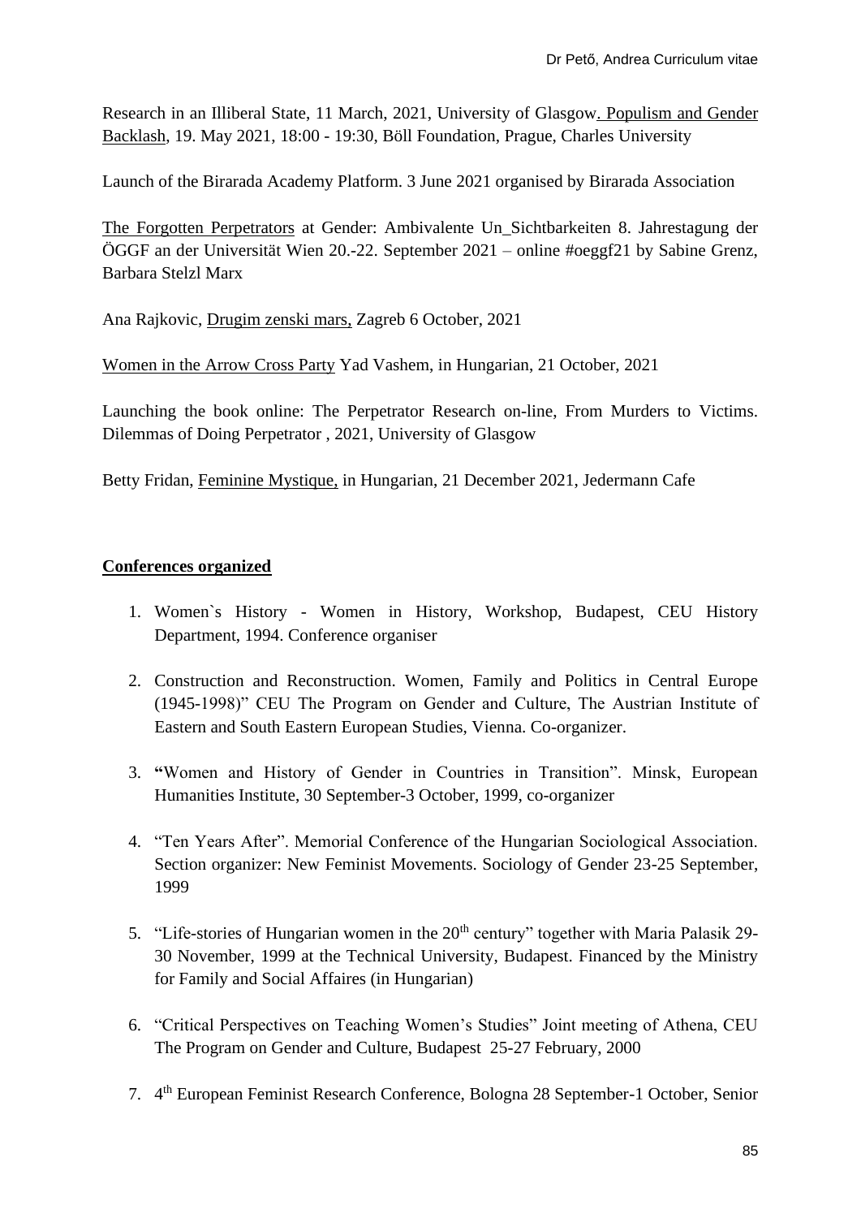Research in an Illiberal State, 11 March, 2021, University of Glasgow. Populism and Gender Backlash, 19. May 2021, 18:00 - 19:30, Böll Foundation, Prague, Charles University

Launch of the Birarada Academy Platform. 3 June 2021 organised by Birarada Association

The Forgotten Perpetrators at Gender: Ambivalente Un_Sichtbarkeiten 8. Jahrestagung der ÖGGF an der Universität Wien 20.-22. September 2021 – online #oeggf21 by Sabine Grenz, Barbara Stelzl Marx

Ana Rajkovic, Drugim zenski mars, Zagreb 6 October, 2021

Women in the Arrow Cross Party Yad Vashem, in Hungarian, 21 October, 2021

Launching the book online: The Perpetrator Research on-line, From Murders to Victims. Dilemmas of Doing Perpetrator , 2021, University of Glasgow

Betty Fridan, Feminine Mystique, in Hungarian, 21 December 2021, Jedermann Cafe

**Conferences organized**

1. Women`s History - Women in History, Workshop, Budapest, CEU History Department, 1994. Conference organiser
2. Construction and Reconstruction. Women, Family and Politics in Central Europe (1945-1998)" CEU The Program on Gender and Culture, The Austrian Institute of Eastern and South Eastern European Studies, Vienna. Co-organizer.
3. **"**Women and History of Gender in Countries in Transition". Minsk, European Humanities Institute, 30 September-3 October, 1999, co-organizer
4. "Ten Years After". Memorial Conference of the Hungarian Sociological Association. Section organizer: New Feminist Movements. Sociology of Gender 23-25 September, 1999
5. "Life-stories of Hungarian women in the 20th century" together with Maria Palasik 29-30 November, 1999 at the Technical University, Budapest. Financed by the Ministry for Family and Social Affaires (in Hungarian)
6. "Critical Perspectives on Teaching Women's Studies" Joint meeting of Athena, CEU The Program on Gender and Culture, Budapest 25-27 February, 2000
7. 4th European Feminist Research Conference, Bologna 28 September-1 October, Senior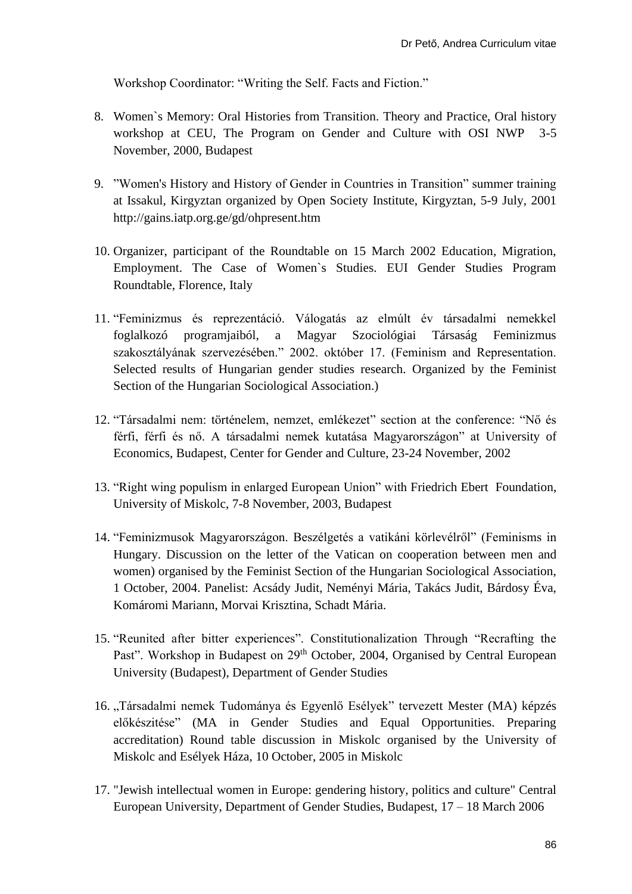Workshop Coordinator: “Writing the Self. Facts and Fiction.”

8. Women`s Memory: Oral Histories from Transition. Theory and Practice, Oral history workshop at CEU, The Program on Gender and Culture with OSI NWP 3-5 November, 2000, Budapest

9. ”Women's History and History of Gender in Countries in Transition” summer training at Issakul, Kirgyztan organized by Open Society Institute, Kirgyztan, 5-9 July, 2001 http://gains.iatp.org.ge/gd/ohpresent.htm

10. Organizer, participant of the Roundtable on 15 March 2002 Education, Migration, Employment. The Case of Women`s Studies. EUI Gender Studies Program Roundtable, Florence, Italy

11. “Feminizmus és reprezentáció. Válogatás az elmúlt év társadalmi nemekkel foglalkozó programjaiból, a Magyar Szociológiai Társaság Feminizmus szakosztályának szervezésében.” 2002. október 17. (Feminism and Representation. Selected results of Hungarian gender studies research. Organized by the Feminist Section of the Hungarian Sociological Association.)

12. “Társadalmi nem: történelem, nemzet, emlékezet” section at the conference: “Nő és férfi, férfi és nő. A társadalmi nemek kutatása Magyarországon” at University of Economics, Budapest, Center for Gender and Culture, 23-24 November, 2002

13. “Right wing populism in enlarged European Union” with Friedrich Ebert Foundation, University of Miskolc, 7-8 November, 2003, Budapest

14. “Feminizmusok Magyarországon. Beszélgetés a vatikáni körlevélről” (Feminisms in Hungary. Discussion on the letter of the Vatican on cooperation between men and women) organised by the Feminist Section of the Hungarian Sociological Association, 1 October, 2004. Panelist: Acsády Judit, Neményi Mária, Takács Judit, Bárdosy Éva, Komáromi Mariann, Morvai Krisztina, Schadt Mária.

15. “Reunited after bitter experiences”. Constitutionalization Through “Recrafting the Past”. Workshop in Budapest on 29th October, 2004, Organised by Central European University (Budapest), Department of Gender Studies

16. „Társadalmi nemek Tudománya és Egyenlő Esélyek” tervezett Mester (MA) képzés előkészitése” (MA in Gender Studies and Equal Opportunities. Preparing accreditation) Round table discussion in Miskolc organised by the University of Miskolc and Esélyek Háza, 10 October, 2005 in Miskolc

17. "Jewish intellectual women in Europe: gendering history, politics and culture" Central European University, Department of Gender Studies, Budapest, 17 – 18 March 2006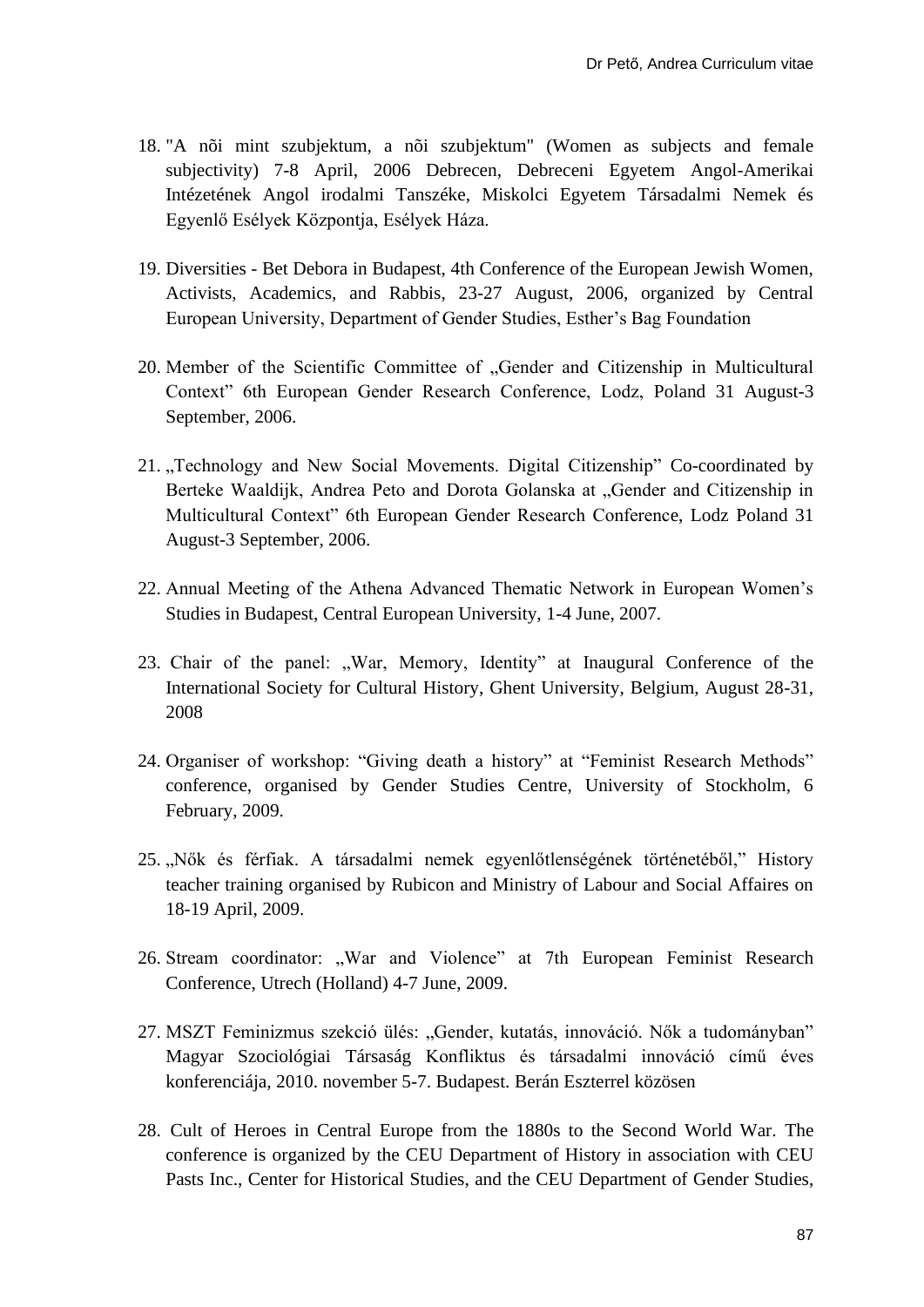18. "A nõi mint szubjektum, a nõi szubjektum" (Women as subjects and female subjectivity) 7-8 April, 2006 Debrecen, Debreceni Egyetem Angol-Amerikai Intézetének Angol irodalmi Tanszéke, Miskolci Egyetem Társadalmi Nemek és Egyenlő Esélyek Központja, Esélyek Háza.

19. Diversities - Bet Debora in Budapest, 4th Conference of the European Jewish Women, Activists, Academics, and Rabbis, 23-27 August, 2006, organized by Central European University, Department of Gender Studies, Esther's Bag Foundation

20. Member of the Scientific Committee of „Gender and Citizenship in Multicultural Context" 6th European Gender Research Conference, Lodz, Poland 31 August-3 September, 2006.

21. „Technology and New Social Movements. Digital Citizenship" Co-coordinated by Berteke Waaldijk, Andrea Peto and Dorota Golanska at „Gender and Citizenship in Multicultural Context" 6th European Gender Research Conference, Lodz Poland 31 August-3 September, 2006.

22. Annual Meeting of the Athena Advanced Thematic Network in European Women's Studies in Budapest, Central European University, 1-4 June, 2007.

23. Chair of the panel: „War, Memory, Identity" at Inaugural Conference of the International Society for Cultural History, Ghent University, Belgium, August 28-31, 2008

24. Organiser of workshop: "Giving death a history" at "Feminist Research Methods" conference, organised by Gender Studies Centre, University of Stockholm, 6 February, 2009.

25. „Nők és férfiak. A társadalmi nemek egyenlőtlenségének történetéből," History teacher training organised by Rubicon and Ministry of Labour and Social Affaires on 18-19 April, 2009.

26. Stream coordinator: „War and Violence" at 7th European Feminist Research Conference, Utrech (Holland) 4-7 June, 2009.

27. MSZT Feminizmus szekció ülés: „Gender, kutatás, innováció. Nők a tudományban" Magyar Szociológiai Társaság Konfliktus és társadalmi innováció című éves konferenciája, 2010. november 5-7. Budapest. Berán Eszterrel közösen

28. Cult of Heroes in Central Europe from the 1880s to the Second World War. The conference is organized by the CEU Department of History in association with CEU Pasts Inc., Center for Historical Studies, and the CEU Department of Gender Studies,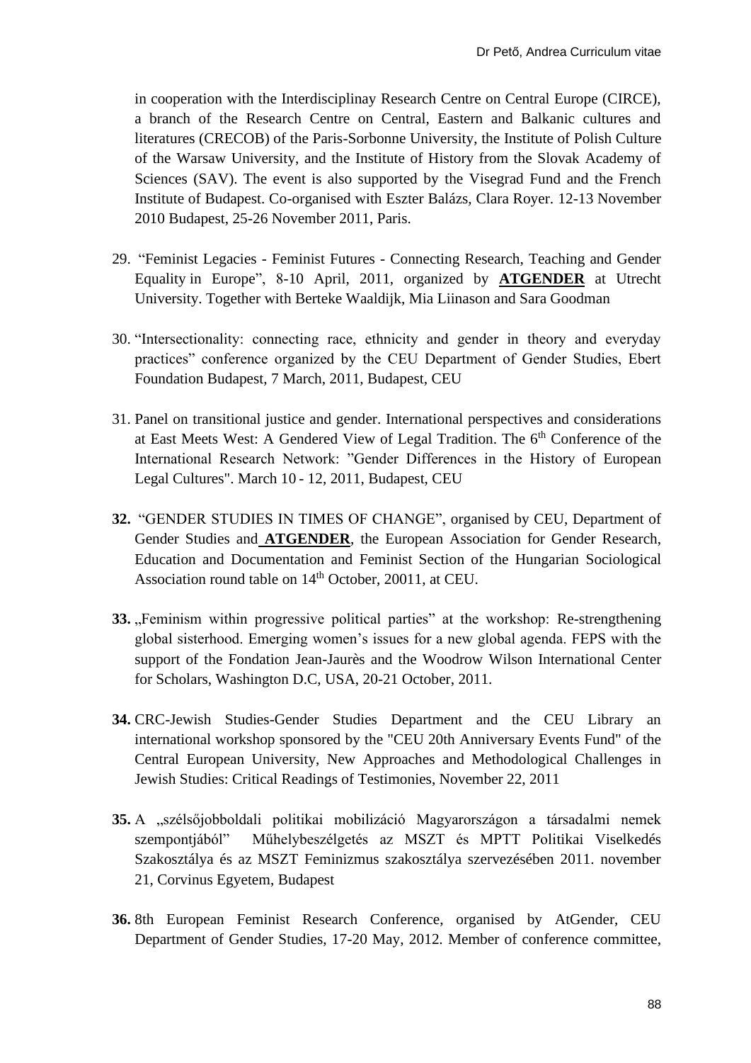in cooperation with the Interdisciplinay Research Centre on Central Europe (CIRCE), a branch of the Research Centre on Central, Eastern and Balkanic cultures and literatures (CRECOB) of the Paris-Sorbonne University, the Institute of Polish Culture of the Warsaw University, and the Institute of History from the Slovak Academy of Sciences (SAV). The event is also supported by the Visegrad Fund and the French Institute of Budapest. Co-organised with Eszter Balázs, Clara Royer. 12-13 November 2010 Budapest, 25-26 November 2011, Paris.

29. "Feminist Legacies - Feminist Futures - Connecting Research, Teaching and Gender Equality in Europe", 8-10 April, 2011, organized by **ATGENDER** at Utrecht University. Together with Berteke Waaldijk, Mia Liinason and Sara Goodman

30. "Intersectionality: connecting race, ethnicity and gender in theory and everyday practices" conference organized by the CEU Department of Gender Studies, Ebert Foundation Budapest, 7 March, 2011, Budapest, CEU

31. Panel on transitional justice and gender. International perspectives and considerations at East Meets West: A Gendered View of Legal Tradition. The 6th Conference of the International Research Network: "Gender Differences in the History of European Legal Cultures". March 10 - 12, 2011, Budapest, CEU

**32.** "GENDER STUDIES IN TIMES OF CHANGE", organised by CEU, Department of Gender Studies and **ATGENDER**, the European Association for Gender Research, Education and Documentation and Feminist Section of the Hungarian Sociological Association round table on 14th October, 20011, at CEU.

**33.** „Feminism within progressive political parties" at the workshop: Re-strengthening global sisterhood. Emerging women's issues for a new global agenda. FEPS with the support of the Fondation Jean-Jaurès and the Woodrow Wilson International Center for Scholars, Washington D.C, USA, 20-21 October, 2011.

**34.** CRC-Jewish Studies-Gender Studies Department and the CEU Library an international workshop sponsored by the "CEU 20th Anniversary Events Fund" of the Central European University, New Approaches and Methodological Challenges in Jewish Studies: Critical Readings of Testimonies, November 22, 2011

**35.** A „szélsőjobboldali politikai mobilizáció Magyarországon a társadalmi nemek szempontjából" Műhelybeszélgetés az MSZT és MPTT Politikai Viselkedés Szakosztálya és az MSZT Feminizmus szakosztálya szervezésében 2011. november 21, Corvinus Egyetem, Budapest

**36.** 8th European Feminist Research Conference, organised by AtGender, CEU Department of Gender Studies, 17-20 May, 2012. Member of conference committee,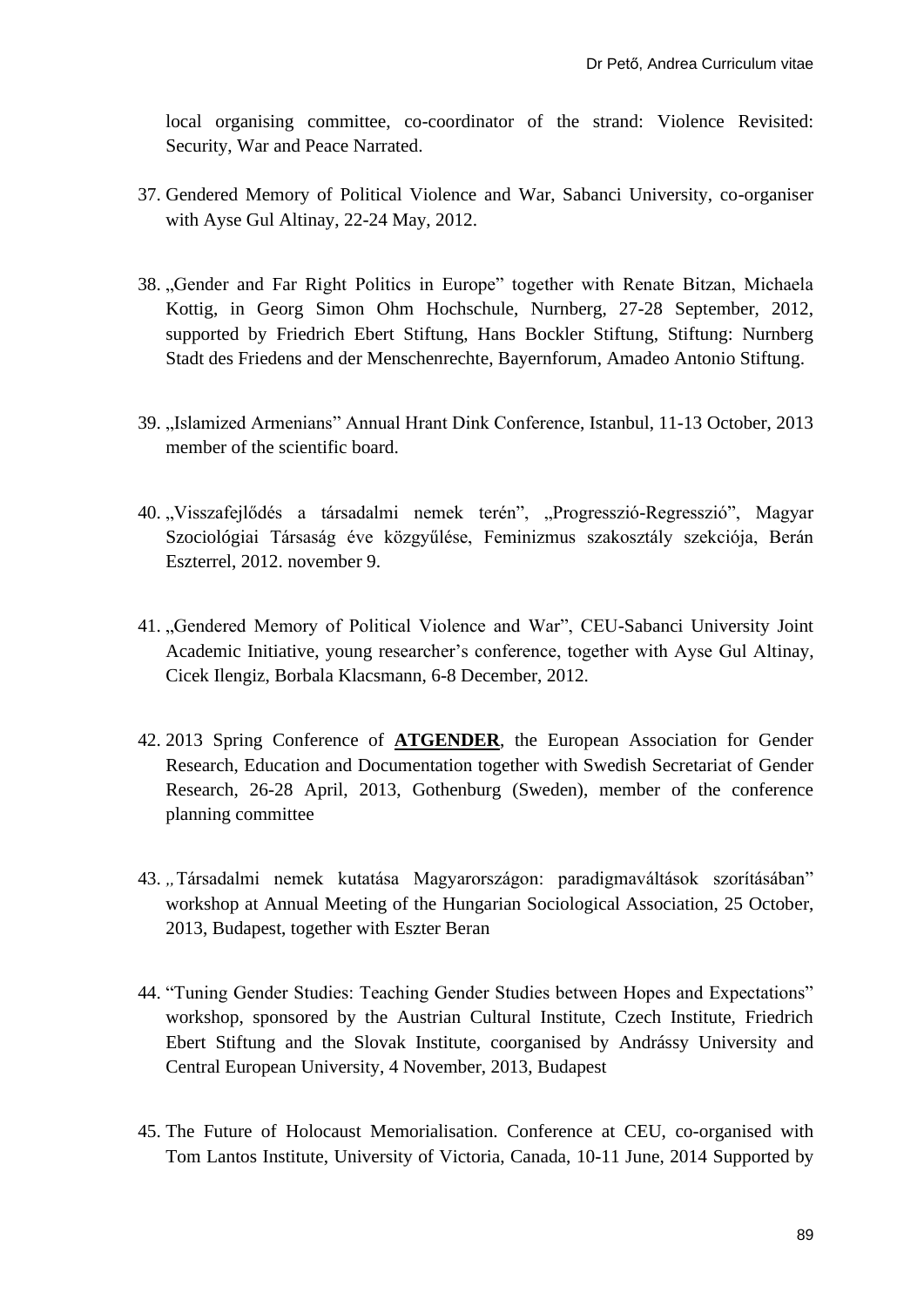local organising committee, co-coordinator of the strand: Violence Revisited: Security, War and Peace Narrated.

37. Gendered Memory of Political Violence and War, Sabanci University, co-organiser with Ayse Gul Altinay, 22-24 May, 2012.

38. „Gender and Far Right Politics in Europe" together with Renate Bitzan, Michaela Kottig, in Georg Simon Ohm Hochschule, Nurnberg, 27-28 September, 2012, supported by Friedrich Ebert Stiftung, Hans Bockler Stiftung, Stiftung: Nurnberg Stadt des Friedens and der Menschenrechte, Bayernforum, Amadeo Antonio Stiftung.

39. „Islamized Armenians" Annual Hrant Dink Conference, Istanbul, 11-13 October, 2013 member of the scientific board.

40. „Visszafejlődés a társadalmi nemek terén", „Progresszió-Regresszió", Magyar Szociológiai Társaság éve közgyűlése, Feminizmus szakosztály szekciója, Berán Eszterrel, 2012. november 9.

41. „Gendered Memory of Political Violence and War", CEU-Sabanci University Joint Academic Initiative, young researcher's conference, together with Ayse Gul Altinay, Cicek Ilengiz, Borbala Klacsmann, 6-8 December, 2012.

42. 2013 Spring Conference of **ATGENDER**, the European Association for Gender Research, Education and Documentation together with Swedish Secretariat of Gender Research, 26-28 April, 2013, Gothenburg (Sweden), member of the conference planning committee

43. „Társadalmi nemek kutatása Magyarországon: paradigmaváltások szorításában" workshop at Annual Meeting of the Hungarian Sociological Association, 25 October, 2013, Budapest, together with Eszter Beran

44. "Tuning Gender Studies: Teaching Gender Studies between Hopes and Expectations" workshop, sponsored by the Austrian Cultural Institute, Czech Institute, Friedrich Ebert Stiftung and the Slovak Institute, coorganised by Andrássy University and Central European University, 4 November, 2013, Budapest

45. The Future of Holocaust Memorialisation. Conference at CEU, co-organised with Tom Lantos Institute, University of Victoria, Canada, 10-11 June, 2014 Supported by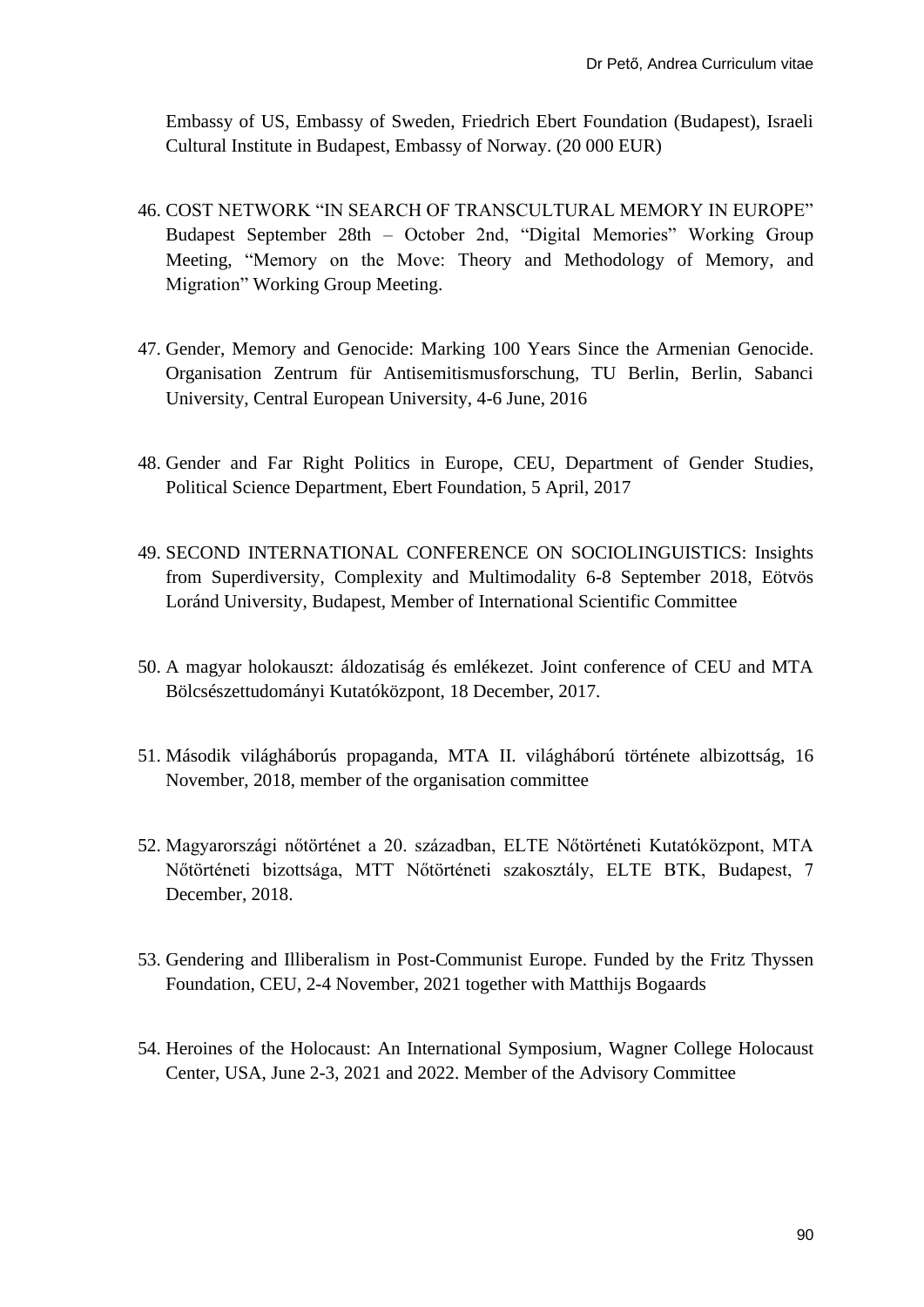Embassy of US, Embassy of Sweden, Friedrich Ebert Foundation (Budapest), Israeli Cultural Institute in Budapest, Embassy of Norway. (20 000 EUR)

46. COST NETWORK "IN SEARCH OF TRANSCULTURAL MEMORY IN EUROPE" Budapest September 28th – October 2nd, "Digital Memories" Working Group Meeting, "Memory on the Move: Theory and Methodology of Memory, and Migration" Working Group Meeting.

47. Gender, Memory and Genocide: Marking 100 Years Since the Armenian Genocide. Organisation Zentrum für Antisemitismusforschung, TU Berlin, Berlin, Sabanci University, Central European University, 4-6 June, 2016

48. Gender and Far Right Politics in Europe, CEU, Department of Gender Studies, Political Science Department, Ebert Foundation, 5 April, 2017

49. SECOND INTERNATIONAL CONFERENCE ON SOCIOLINGUISTICS: Insights from Superdiversity, Complexity and Multimodality 6-8 September 2018, Eötvös Loránd University, Budapest, Member of International Scientific Committee

50. A magyar holokauszt: áldozatiság és emlékezet. Joint conference of CEU and MTA Bölcsészettudományi Kutatóközpont, 18 December, 2017.

51. Második világháborús propaganda, MTA II. világháború története albizottság, 16 November, 2018, member of the organisation committee

52. Magyarországi nőtörténet a 20. században, ELTE Nőtörténeti Kutatóközpont, MTA Nőtörténeti bizottsága, MTT Nőtörténeti szakosztály, ELTE BTK, Budapest, 7 December, 2018.

53. Gendering and Illiberalism in Post-Communist Europe. Funded by the Fritz Thyssen Foundation, CEU, 2-4 November, 2021 together with Matthijs Bogaards

54. Heroines of the Holocaust: An International Symposium, Wagner College Holocaust Center, USA, June 2-3, 2021 and 2022. Member of the Advisory Committee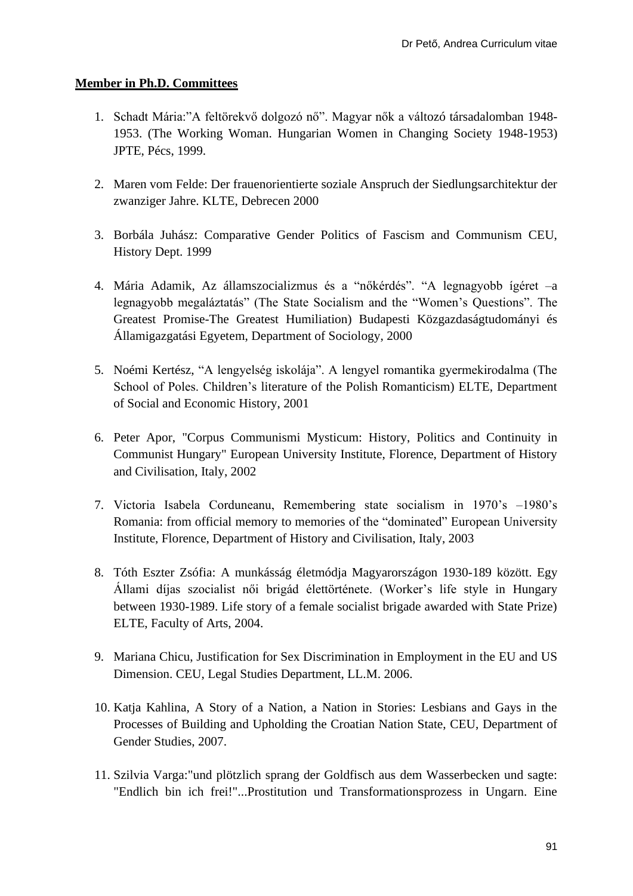**Member in Ph.D. Committees**

1. Schadt Mária:"A feltörekvő dolgozó nő". Magyar nők a változó társadalomban 1948-1953. (The Working Woman. Hungarian Women in Changing Society 1948-1953) JPTE, Pécs, 1999.

2. Maren vom Felde: Der frauenorientierte soziale Anspruch der Siedlungsarchitektur der zwanziger Jahre. KLTE, Debrecen 2000

3. Borbála Juhász: Comparative Gender Politics of Fascism and Communism CEU, History Dept. 1999

4. Mária Adamik, Az államszocializmus és a "nőkérdés". "A legnagyobb ígéret –a legnagyobb megaláztatás" (The State Socialism and the "Women's Questions". The Greatest Promise-The Greatest Humiliation) Budapesti Közgazdaságtudományi és Államigazgatási Egyetem, Department of Sociology, 2000

5. Noémi Kertész, "A lengyelség iskolája". A lengyel romantika gyermekirodalma (The School of Poles. Children's literature of the Polish Romanticism) ELTE, Department of Social and Economic History, 2001

6. Peter Apor, "Corpus Communismi Mysticum: History, Politics and Continuity in Communist Hungary" European University Institute, Florence, Department of History and Civilisation, Italy, 2002

7. Victoria Isabela Corduneanu, Remembering state socialism in 1970's –1980's Romania: from official memory to memories of the "dominated" European University Institute, Florence, Department of History and Civilisation, Italy, 2003

8. Tóth Eszter Zsófia: A munkásság életmódja Magyarországon 1930-189 között. Egy Állami díjas szocialist női brigád élettörténete. (Worker's life style in Hungary between 1930-1989. Life story of a female socialist brigade awarded with State Prize) ELTE, Faculty of Arts, 2004.

9. Mariana Chicu, Justification for Sex Discrimination in Employment in the EU and US Dimension. CEU, Legal Studies Department, LL.M. 2006.

10. Katja Kahlina, A Story of a Nation, a Nation in Stories: Lesbians and Gays in the Processes of Building and Upholding the Croatian Nation State, CEU, Department of Gender Studies, 2007.

11. Szilvia Varga:"und plötzlich sprang der Goldfisch aus dem Wasserbecken und sagte: "Endlich bin ich frei!"...Prostitution und Transformationsprozess in Ungarn. Eine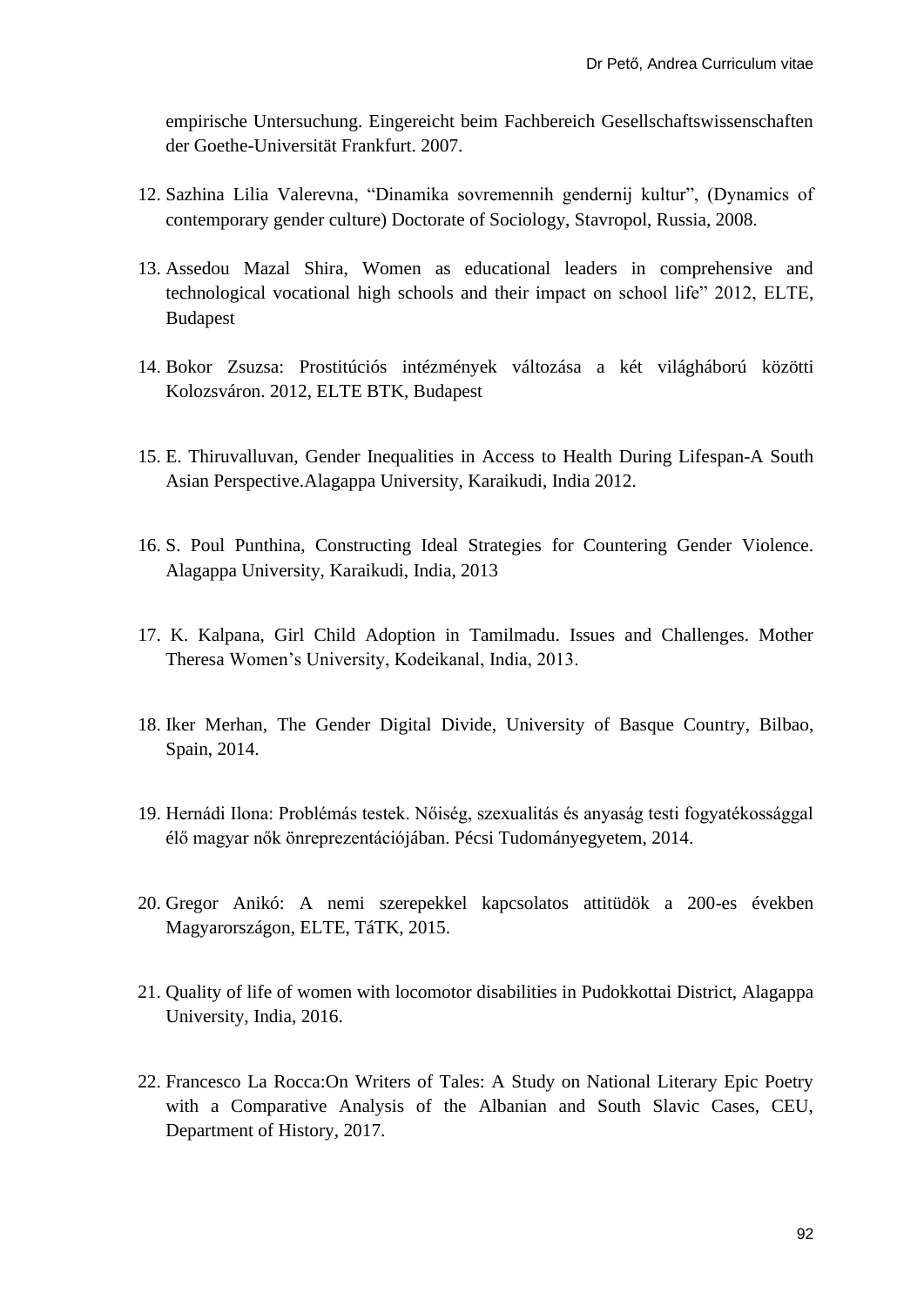empirische Untersuchung. Eingereicht beim Fachbereich Gesellschaftswissenschaften der Goethe-Universität Frankfurt. 2007.

12. Sazhina Lilia Valerevna, "Dinamika sovremennih gendernij kultur", (Dynamics of contemporary gender culture) Doctorate of Sociology, Stavropol, Russia, 2008.

13. Assedou Mazal Shira, Women as educational leaders in comprehensive and technological vocational high schools and their impact on school life" 2012, ELTE, Budapest

14. Bokor Zsuzsa: Prostitúciós intézmények változása a két világháború közötti Kolozsváron. 2012, ELTE BTK, Budapest

15. E. Thiruvalluvan, Gender Inequalities in Access to Health During Lifespan-A South Asian Perspective.Alagappa University, Karaikudi, India 2012.

16. S. Poul Punthina, Constructing Ideal Strategies for Countering Gender Violence. Alagappa University, Karaikudi, India, 2013

17. K. Kalpana, Girl Child Adoption in Tamilmadu. Issues and Challenges. Mother Theresa Women's University, Kodeikanal, India, 2013.

18. Iker Merhan, The Gender Digital Divide, University of Basque Country, Bilbao, Spain, 2014.

19. Hernádi Ilona: Problémás testek. Nőiség, szexualitás és anyaság testi fogyatékossággal élő magyar nők önreprezentációjában. Pécsi Tudományegyetem, 2014.

20. Gregor Anikó: A nemi szerepekkel kapcsolatos attitüdök a 200-es években Magyarországon, ELTE, TáTK, 2015.

21. Quality of life of women with locomotor disabilities in Pudokkottai District, Alagappa University, India, 2016.

22. Francesco La Rocca:On Writers of Tales: A Study on National Literary Epic Poetry with a Comparative Analysis of the Albanian and South Slavic Cases, CEU, Department of History, 2017.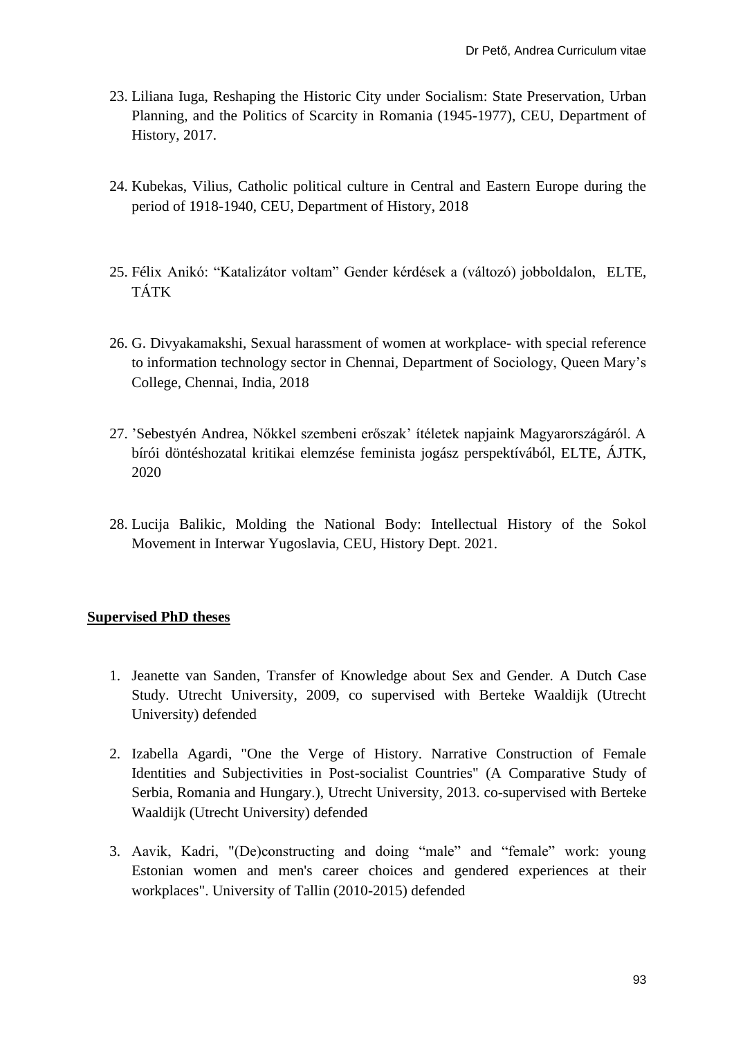23. Liliana Iuga, Reshaping the Historic City under Socialism: State Preservation, Urban Planning, and the Politics of Scarcity in Romania (1945-1977), CEU, Department of History, 2017.

24. Kubekas, Vilius, Catholic political culture in Central and Eastern Europe during the period of 1918-1940, CEU, Department of History, 2018

25. Félix Anikó: “Katalizátor voltam” Gender kérdések a (változó) jobboldalon, ELTE, TÁTK

26. G. Divyakamakshi, Sexual harassment of women at workplace- with special reference to information technology sector in Chennai, Department of Sociology, Queen Mary’s College, Chennai, India, 2018

27. ’Sebestyén Andrea, Nőkkel szembeni erőszak’ ítéletek napjaink Magyarországáról. A bírói döntéshozatal kritikai elemzése feminista jogász perspektívából, ELTE, ÁJTK, 2020

28. Lucija Balikic, Molding the National Body: Intellectual History of the Sokol Movement in Interwar Yugoslavia, CEU, History Dept. 2021.

**Supervised PhD theses**

1. Jeanette van Sanden, Transfer of Knowledge about Sex and Gender. A Dutch Case Study. Utrecht University, 2009, co supervised with Berteke Waaldijk (Utrecht University) defended

2. Izabella Agardi, "One the Verge of History. Narrative Construction of Female Identities and Subjectivities in Post-socialist Countries" (A Comparative Study of Serbia, Romania and Hungary.), Utrecht University, 2013. co-supervised with Berteke Waaldijk (Utrecht University) defended

3. Aavik, Kadri, "(De)constructing and doing “male” and “female” work: young Estonian women and men's career choices and gendered experiences at their workplaces". University of Tallin (2010-2015) defended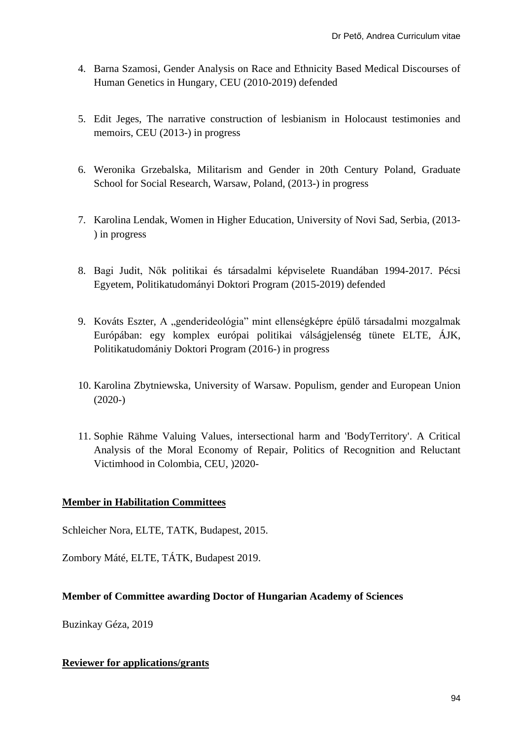4. Barna Szamosi, Gender Analysis on Race and Ethnicity Based Medical Discourses of Human Genetics in Hungary, CEU (2010-2019) defended

5. Edit Jeges, The narrative construction of lesbianism in Holocaust testimonies and memoirs, CEU (2013-) in progress

6. Weronika Grzebalska, Militarism and Gender in 20th Century Poland, Graduate School for Social Research, Warsaw, Poland, (2013-) in progress

7. Karolina Lendak, Women in Higher Education, University of Novi Sad, Serbia, (2013-) in progress

8. Bagi Judit, Nők politikai és társadalmi képviselete Ruandában 1994-2017. Pécsi Egyetem, Politikatudományi Doktori Program (2015-2019) defended

9. Kováts Eszter, A „genderideológia" mint ellenségképre épülő társadalmi mozgalmak Európában: egy komplex európai politikai válságjelenség tünete ELTE, ÁJK, Politikatudomániy Doktori Program (2016-) in progress

10. Karolina Zbytniewska, University of Warsaw. Populism, gender and European Union (2020-)

11. Sophie Rähme Valuing Values, intersectional harm and 'BodyTerritory'. A Critical Analysis of the Moral Economy of Repair, Politics of Recognition and Reluctant Victimhood in Colombia, CEU, )2020-

**Member in Habilitation Committees**

Schleicher Nora, ELTE, TATK, Budapest, 2015.

Zombory Máté, ELTE, TÁTK, Budapest 2019.

**Member of Committee awarding Doctor of Hungarian Academy of Sciences**

Buzinkay Géza, 2019

**Reviewer for applications/grants**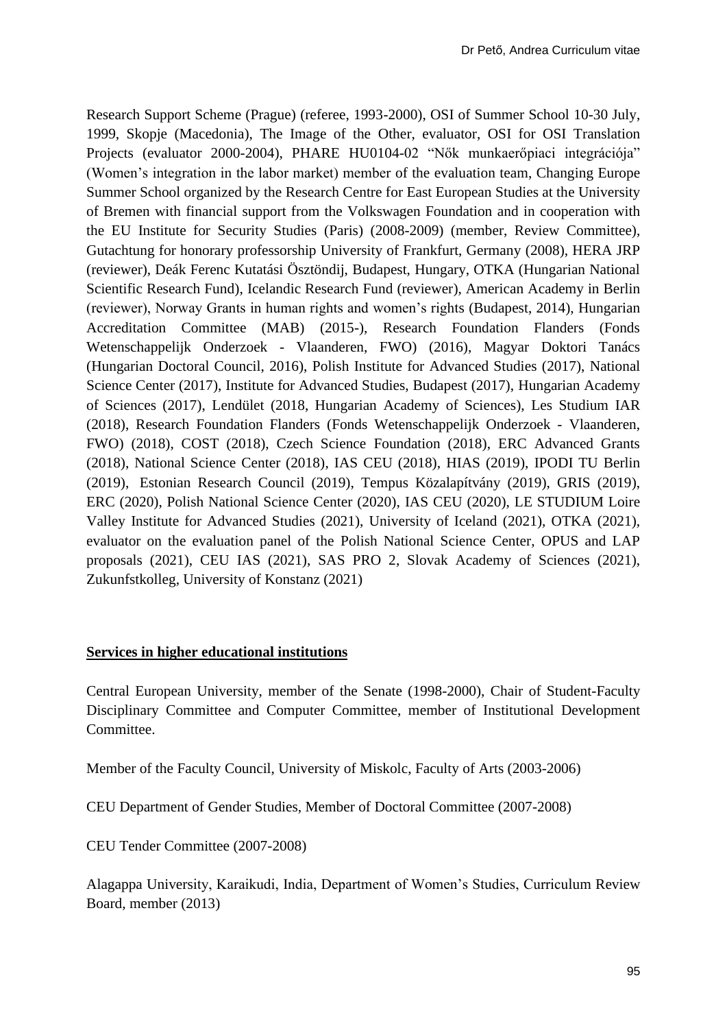Research Support Scheme (Prague) (referee, 1993-2000), OSI of Summer School 10-30 July, 1999, Skopje (Macedonia), The Image of the Other, evaluator, OSI for OSI Translation Projects (evaluator 2000-2004), PHARE HU0104-02 "Nők munkaerőpiaci integrációja" (Women's integration in the labor market) member of the evaluation team, Changing Europe Summer School organized by the Research Centre for East European Studies at the University of Bremen with financial support from the Volkswagen Foundation and in cooperation with the EU Institute for Security Studies (Paris) (2008-2009) (member, Review Committee), Gutachtung for honorary professorship University of Frankfurt, Germany (2008), HERA JRP (reviewer), Deák Ferenc Kutatási Ösztöndij, Budapest, Hungary, OTKA (Hungarian National Scientific Research Fund), Icelandic Research Fund (reviewer), American Academy in Berlin (reviewer), Norway Grants in human rights and women's rights (Budapest, 2014), Hungarian Accreditation Committee (MAB) (2015-), Research Foundation Flanders (Fonds Wetenschappelijk Onderzoek - Vlaanderen, FWO) (2016), Magyar Doktori Tanács (Hungarian Doctoral Council, 2016), Polish Institute for Advanced Studies (2017), National Science Center (2017), Institute for Advanced Studies, Budapest (2017), Hungarian Academy of Sciences (2017), Lendület (2018, Hungarian Academy of Sciences), Les Studium IAR (2018), Research Foundation Flanders (Fonds Wetenschappelijk Onderzoek - Vlaanderen, FWO) (2018), COST (2018), Czech Science Foundation (2018), ERC Advanced Grants (2018), National Science Center (2018), IAS CEU (2018), HIAS (2019), IPODI TU Berlin (2019), Estonian Research Council (2019), Tempus Közalapítvány (2019), GRIS (2019), ERC (2020), Polish National Science Center (2020), IAS CEU (2020), LE STUDIUM Loire Valley Institute for Advanced Studies (2021), University of Iceland (2021), OTKA (2021), evaluator on the evaluation panel of the Polish National Science Center, OPUS and LAP proposals (2021), CEU IAS (2021), SAS PRO 2, Slovak Academy of Sciences (2021), Zukunfstkolleg, University of Konstanz (2021)

## Services in higher educational institutions

Central European University, member of the Senate (1998-2000), Chair of Student-Faculty Disciplinary Committee and Computer Committee, member of Institutional Development Committee.

Member of the Faculty Council, University of Miskolc, Faculty of Arts (2003-2006)

CEU Department of Gender Studies, Member of Doctoral Committee (2007-2008)

CEU Tender Committee (2007-2008)

Alagappa University, Karaikudi, India, Department of Women's Studies, Curriculum Review Board, member (2013)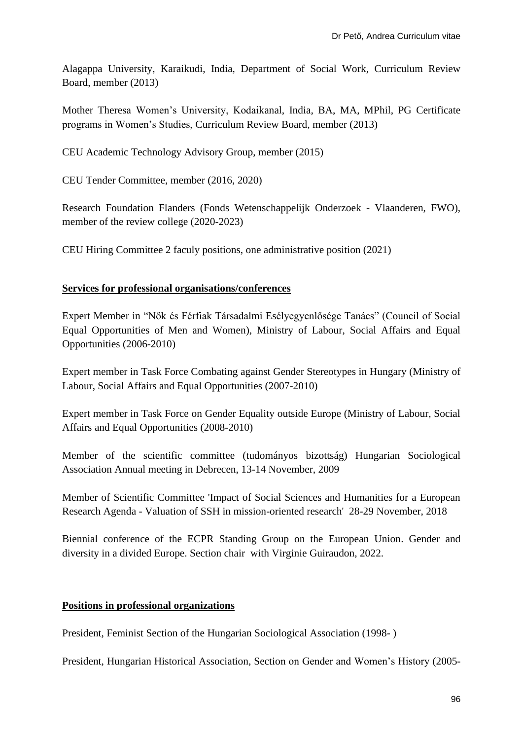Alagappa University, Karaikudi, India, Department of Social Work, Curriculum Review Board, member (2013)

Mother Theresa Women's University, Kodaikanal, India, BA, MA, MPhil, PG Certificate programs in Women's Studies, Curriculum Review Board, member (2013)

CEU Academic Technology Advisory Group, member (2015)

CEU Tender Committee, member (2016, 2020)

Research Foundation Flanders (Fonds Wetenschappelijk Onderzoek - Vlaanderen, FWO), member of the review college (2020-2023)

CEU Hiring Committee 2 faculy positions, one administrative position (2021)

**Services for professional organisations/conferences**

Expert Member in "Nők és Férfiak Társadalmi Esélyegyenlősége Tanács" (Council of Social Equal Opportunities of Men and Women), Ministry of Labour, Social Affairs and Equal Opportunities (2006-2010)

Expert member in Task Force Combating against Gender Stereotypes in Hungary (Ministry of Labour, Social Affairs and Equal Opportunities (2007-2010)

Expert member in Task Force on Gender Equality outside Europe (Ministry of Labour, Social Affairs and Equal Opportunities (2008-2010)

Member of the scientific committee (tudományos bizottság) Hungarian Sociological Association Annual meeting in Debrecen, 13-14 November, 2009

Member of Scientific Committee 'Impact of Social Sciences and Humanities for a European Research Agenda - Valuation of SSH in mission-oriented research' 28-29 November, 2018

Biennial conference of the ECPR Standing Group on the European Union. Gender and diversity in a divided Europe. Section chair with Virginie Guiraudon, 2022.

**Positions in professional organizations**

President, Feminist Section of the Hungarian Sociological Association (1998- )

President, Hungarian Historical Association, Section on Gender and Women's History (2005-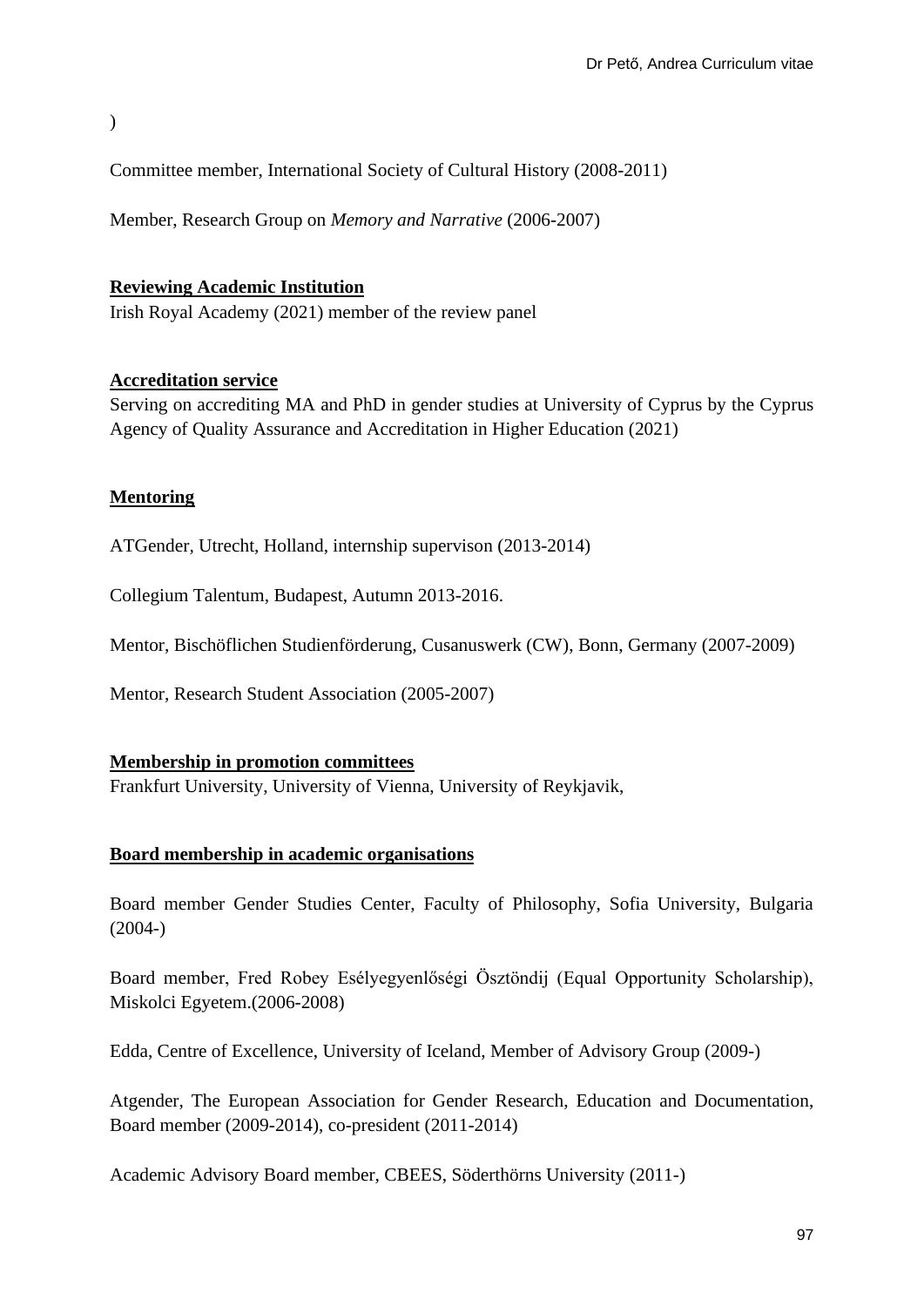)

Committee member, International Society of Cultural History (2008-2011)

Member, Research Group on *Memory and Narrative* (2006-2007)

**Reviewing Academic Institution**

Irish Royal Academy (2021) member of the review panel

**Accreditation service**

Serving on accrediting MA and PhD in gender studies at University of Cyprus by the Cyprus Agency of Quality Assurance and Accreditation in Higher Education (2021)

**Mentoring**

ATGender, Utrecht, Holland, internship supervison (2013-2014)

Collegium Talentum, Budapest, Autumn 2013-2016.

Mentor, Bischöflichen Studienförderung, Cusanuswerk (CW), Bonn, Germany (2007-2009)

Mentor, Research Student Association (2005-2007)

**Membership in promotion committees**

Frankfurt University, University of Vienna, University of Reykjavik,

**Board membership in academic organisations**

Board member Gender Studies Center, Faculty of Philosophy, Sofia University, Bulgaria (2004-)

Board member, Fred Robey Esélyegyenlőségi Ösztöndij (Equal Opportunity Scholarship), Miskolci Egyetem.(2006-2008)

Edda, Centre of Excellence, University of Iceland, Member of Advisory Group (2009-)

Atgender, The European Association for Gender Research, Education and Documentation, Board member (2009-2014), co-president (2011-2014)

Academic Advisory Board member, CBEES, Söderthörns University (2011-)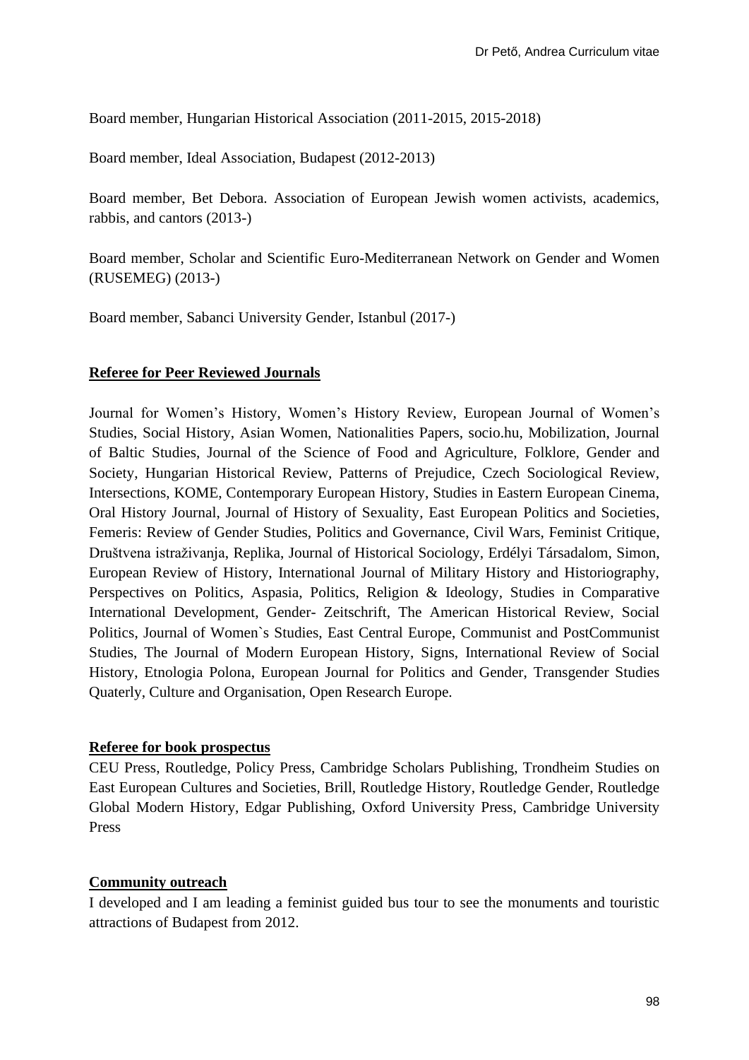Board member, Hungarian Historical Association (2011-2015, 2015-2018)

Board member, Ideal Association, Budapest (2012-2013)

Board member, Bet Debora. Association of European Jewish women activists, academics, rabbis, and cantors (2013-)

Board member, Scholar and Scientific Euro-Mediterranean Network on Gender and Women (RUSEMEG) (2013-)

Board member, Sabanci University Gender, Istanbul (2017-)

## Referee for Peer Reviewed Journals

Journal for Women's History, Women's History Review, European Journal of Women's Studies, Social History, Asian Women, Nationalities Papers, socio.hu, Mobilization, Journal of Baltic Studies, Journal of the Science of Food and Agriculture, Folklore, Gender and Society, Hungarian Historical Review, Patterns of Prejudice, Czech Sociological Review, Intersections, KOME, Contemporary European History, Studies in Eastern European Cinema, Oral History Journal, Journal of History of Sexuality, East European Politics and Societies, Femeris: Review of Gender Studies, Politics and Governance, Civil Wars, Feminist Critique, Društvena istraživanja, Replika, Journal of Historical Sociology, Erdélyi Társadalom, Simon, European Review of History, International Journal of Military History and Historiography, Perspectives on Politics, Aspasia, Politics, Religion & Ideology, Studies in Comparative International Development, Gender- Zeitschrift, The American Historical Review, Social Politics, Journal of Women`s Studies, East Central Europe, Communist and PostCommunist Studies, The Journal of Modern European History, Signs, International Review of Social History, Etnologia Polona, European Journal for Politics and Gender, Transgender Studies Quaterly, Culture and Organisation, Open Research Europe.

## Referee for book prospectus

CEU Press, Routledge, Policy Press, Cambridge Scholars Publishing, Trondheim Studies on East European Cultures and Societies, Brill, Routledge History, Routledge Gender, Routledge Global Modern History, Edgar Publishing, Oxford University Press, Cambridge University Press

## Community outreach

I developed and I am leading a feminist guided bus tour to see the monuments and touristic attractions of Budapest from 2012.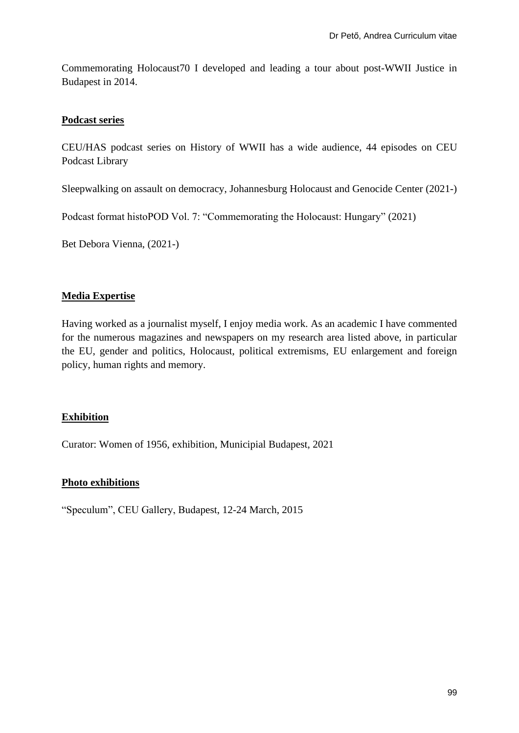Commemorating Holocaust70 I developed and leading a tour about post-WWII Justice in Budapest in 2014.

## Podcast series

CEU/HAS podcast series on History of WWII has a wide audience, 44 episodes on CEU Podcast Library

Sleepwalking on assault on democracy, Johannesburg Holocaust and Genocide Center (2021-)

Podcast format histoPOD Vol. 7: "Commemorating the Holocaust: Hungary" (2021)

Bet Debora Vienna, (2021-)

## Media Expertise

Having worked as a journalist myself, I enjoy media work. As an academic I have commented for the numerous magazines and newspapers on my research area listed above, in particular the EU, gender and politics, Holocaust, political extremisms, EU enlargement and foreign policy, human rights and memory.

## Exhibition

Curator: Women of 1956, exhibition, Municipial Budapest, 2021

## Photo exhibitions

"Speculum", CEU Gallery, Budapest, 12-24 March, 2015